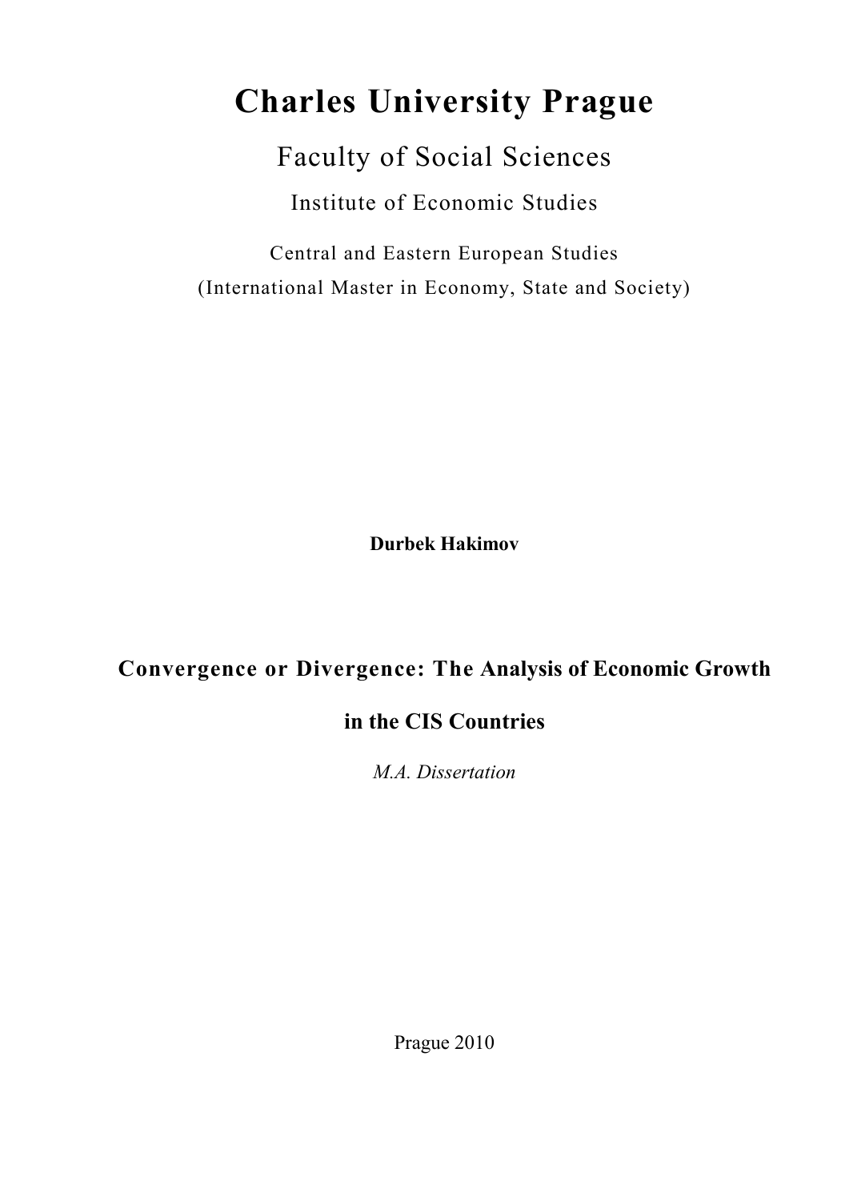# Charles University Prague

## Faculty of Social Sciences

### Institute of Economic Studies

Central and Eastern European Studies
(International Master in Economy, State and Society)

**Durbek Hakimov**

**Convergence or Divergence: The Analysis of Economic Growth in the CIS Countries**

*M.A. Dissertation*

Prague 2010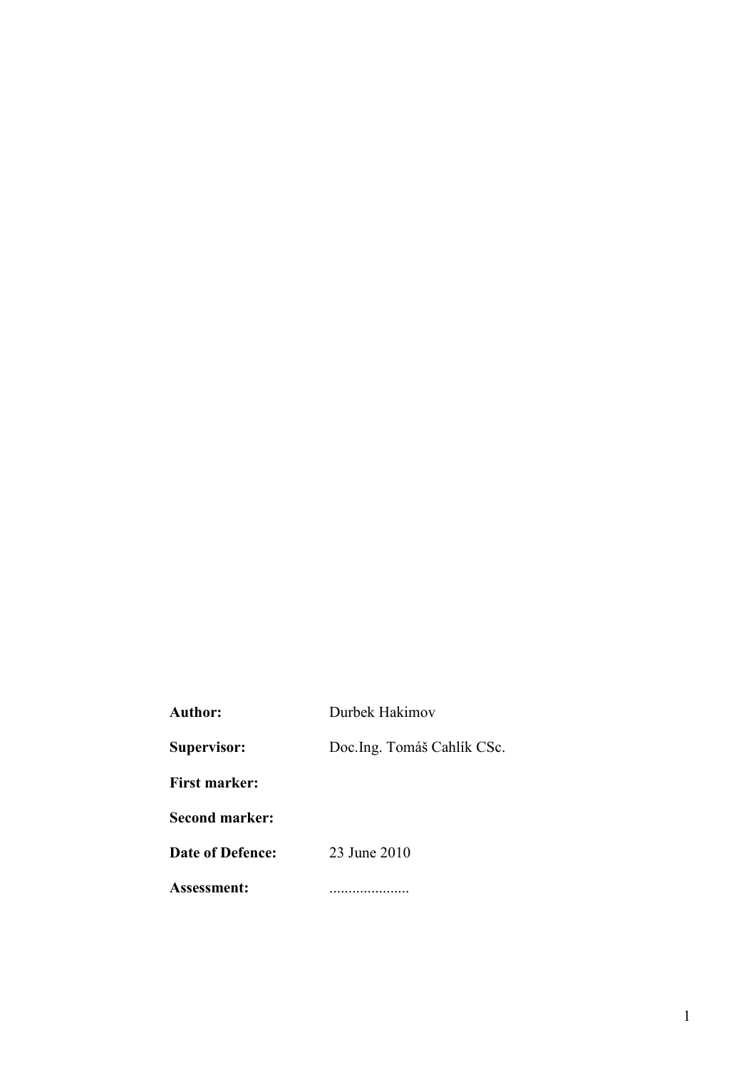| | |
|---|---|
| **Author:** | Durbek Hakimov |
| **Supervisor:** | Doc.Ing. Tomáš Cahlík CSc. |
| **First marker:** | |
| **Second marker:** | |
| **Date of Defence:** | 23 June 2010 |
| **Assessment:** | ..................... |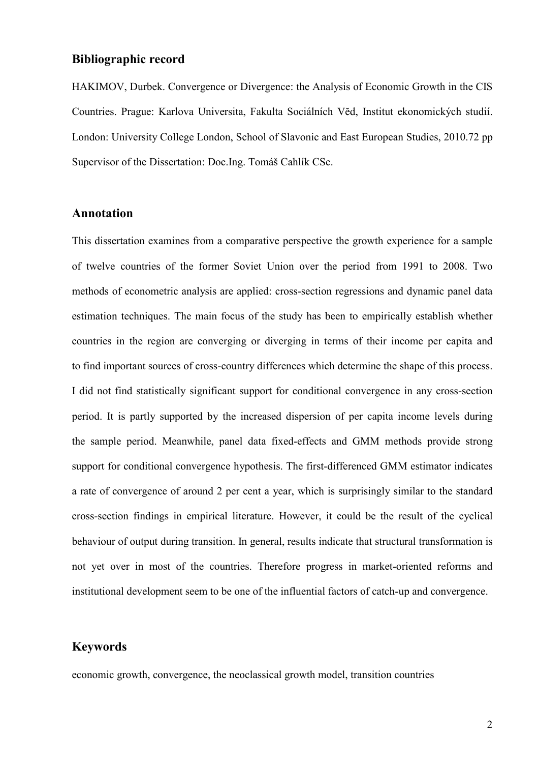## Bibliographic record

HAKIMOV, Durbek. Convergence or Divergence: the Analysis of Economic Growth in the CIS Countries. Prague: Karlova Universita, Fakulta Sociálních Věd, Institut ekonomických studií. London: University College London, School of Slavonic and East European Studies, 2010.72 pp Supervisor of the Dissertation: Doc.Ing. Tomáš Cahlík CSc.

## Annotation

This dissertation examines from a comparative perspective the growth experience for a sample of twelve countries of the former Soviet Union over the period from 1991 to 2008. Two methods of econometric analysis are applied: cross-section regressions and dynamic panel data estimation techniques. The main focus of the study has been to empirically establish whether countries in the region are converging or diverging in terms of their income per capita and to find important sources of cross-country differences which determine the shape of this process. I did not find statistically significant support for conditional convergence in any cross-section period. It is partly supported by the increased dispersion of per capita income levels during the sample period. Meanwhile, panel data fixed-effects and GMM methods provide strong support for conditional convergence hypothesis. The first-differenced GMM estimator indicates a rate of convergence of around 2 per cent a year, which is surprisingly similar to the standard cross-section findings in empirical literature. However, it could be the result of the cyclical behaviour of output during transition. In general, results indicate that structural transformation is not yet over in most of the countries. Therefore progress in market-oriented reforms and institutional development seem to be one of the influential factors of catch-up and convergence.

## Keywords

economic growth, convergence, the neoclassical growth model, transition countries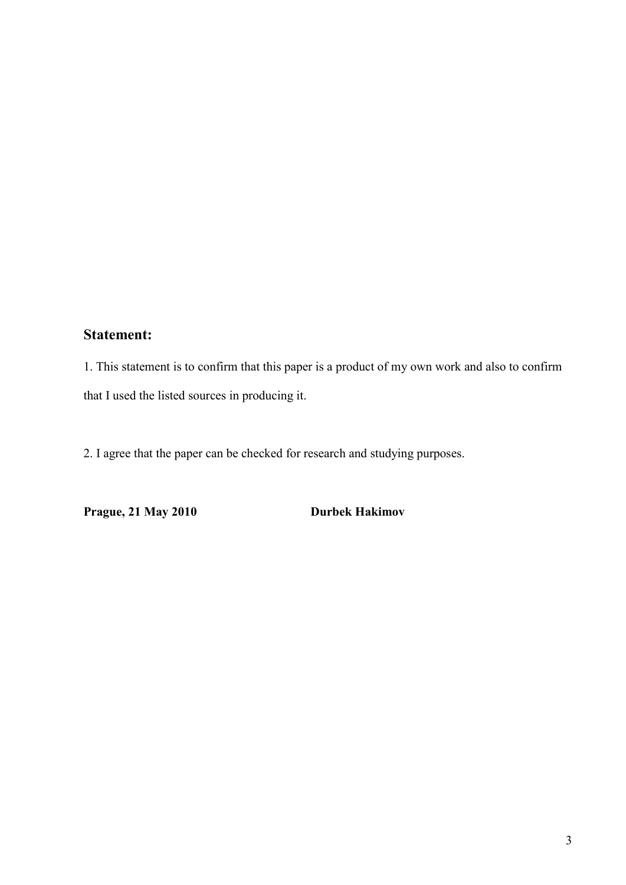## Statement:

1. This statement is to confirm that this paper is a product of my own work and also to confirm that I used the listed sources in producing it.

2. I agree that the paper can be checked for research and studying purposes.

**Prague, 21 May 2010** **Durbek Hakimov**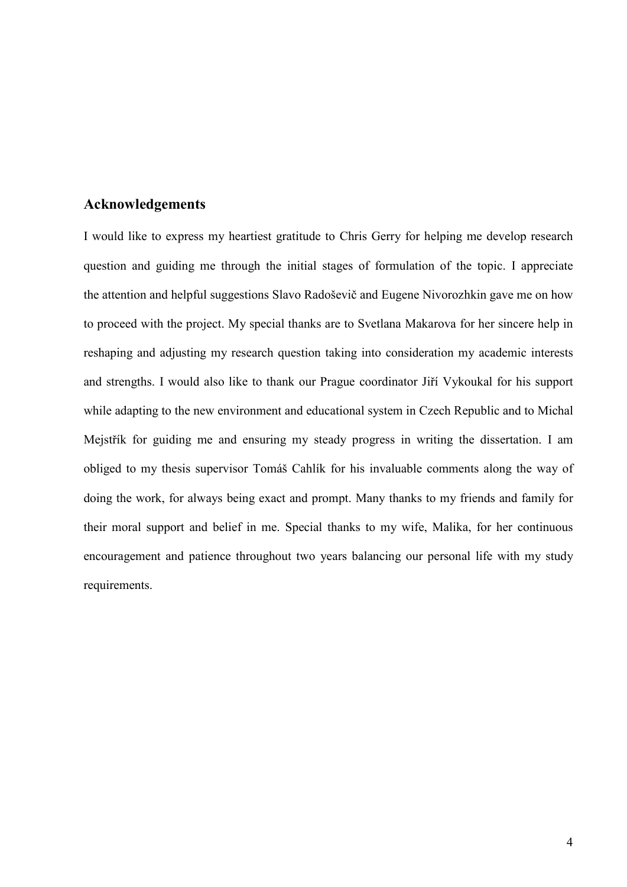## Acknowledgements

I would like to express my heartiest gratitude to Chris Gerry for helping me develop research question and guiding me through the initial stages of formulation of the topic. I appreciate the attention and helpful suggestions Slavo Radoševič and Eugene Nivorozhkin gave me on how to proceed with the project. My special thanks are to Svetlana Makarova for her sincere help in reshaping and adjusting my research question taking into consideration my academic interests and strengths. I would also like to thank our Prague coordinator Jiří Vykoukal for his support while adapting to the new environment and educational system in Czech Republic and to Michal Mejstřík for guiding me and ensuring my steady progress in writing the dissertation. I am obliged to my thesis supervisor Tomáš Cahlík for his invaluable comments along the way of doing the work, for always being exact and prompt. Many thanks to my friends and family for their moral support and belief in me. Special thanks to my wife, Malika, for her continuous encouragement and patience throughout two years balancing our personal life with my study requirements.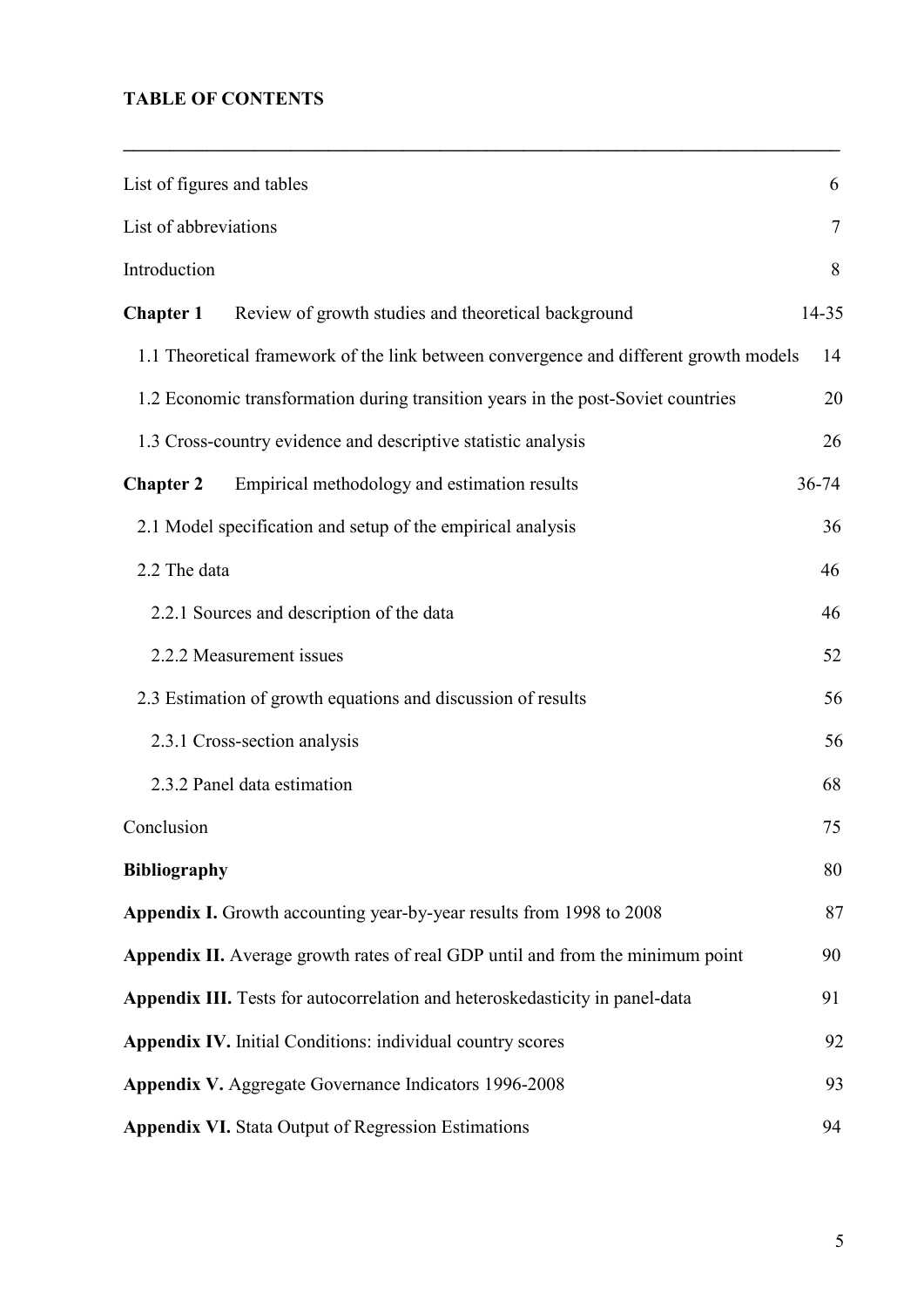**TABLE OF CONTENTS**

---

List of figures and tables 6

List of abbreviations 7

Introduction 8

**Chapter 1** Review of growth studies and theoretical background 14-35

- 1.1 Theoretical framework of the link between convergence and different growth models 14
- 1.2 Economic transformation during transition years in the post-Soviet countries 20
- 1.3 Cross-country evidence and descriptive statistic analysis 26

**Chapter 2** Empirical methodology and estimation results 36-74

- 2.1 Model specification and setup of the empirical analysis 36
- 2.2 The data 46
  - 2.2.1 Sources and description of the data 46
  - 2.2.2 Measurement issues 52
- 2.3 Estimation of growth equations and discussion of results 56
  - 2.3.1 Cross-section analysis 56
  - 2.3.2 Panel data estimation 68

Conclusion 75

**Bibliography** 80

**Appendix I.** Growth accounting year-by-year results from 1998 to 2008 87

**Appendix II.** Average growth rates of real GDP until and from the minimum point 90

**Appendix III.** Tests for autocorrelation and heteroskedasticity in panel-data 91

**Appendix IV.** Initial Conditions: individual country scores 92

**Appendix V.** Aggregate Governance Indicators 1996-2008 93

**Appendix VI.** Stata Output of Regression Estimations 94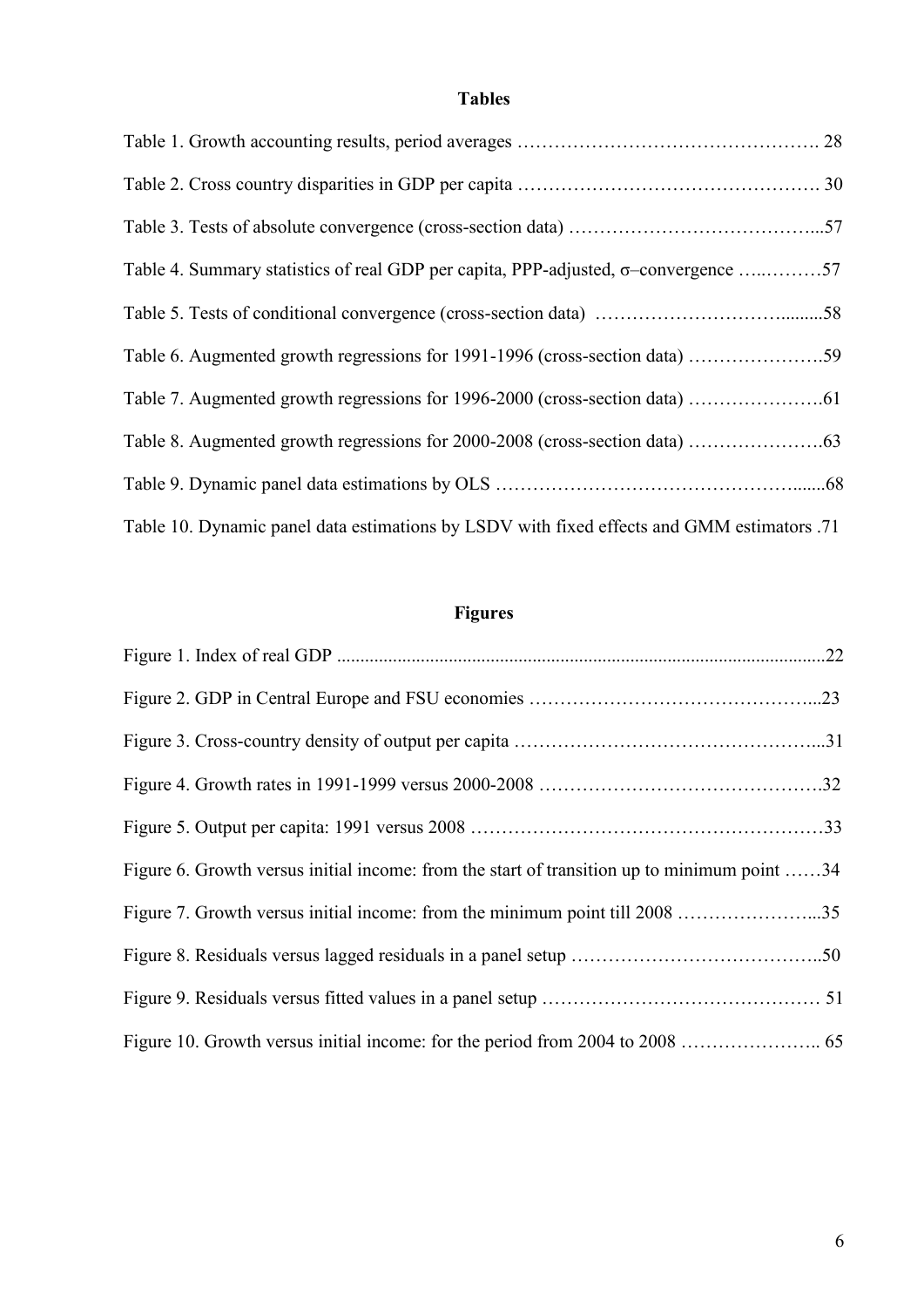## Tables

Table 1. Growth accounting results, period averages …………………………………………. 28

Table 2. Cross country disparities in GDP per capita …………………………………………. 30

Table 3. Tests of absolute convergence (cross-section data) …………………………………...57

Table 4. Summary statistics of real GDP per capita, PPP-adjusted, σ–convergence …..………57

Table 5. Tests of conditional convergence (cross-section data) …………………………..........58

Table 6. Augmented growth regressions for 1991-1996 (cross-section data) ………………….59

Table 7. Augmented growth regressions for 1996-2000 (cross-section data) ………………….61

Table 8. Augmented growth regressions for 2000-2008 (cross-section data) ………………….63

Table 9. Dynamic panel data estimations by OLS ……………………………………….......68

Table 10. Dynamic panel data estimations by LSDV with fixed effects and GMM estimators .71

## Figures

Figure 1. Index of real GDP .......................................................................................................22

Figure 2. GDP in Central Europe and FSU economies ………………………………………...23

Figure 3. Cross-country density of output per capita …………………………………………...31

Figure 4. Growth rates in 1991-1999 versus 2000-2008 ……………………………………….32

Figure 5. Output per capita: 1991 versus 2008 …………………………………………………33

Figure 6. Growth versus initial income: from the start of transition up to minimum point ……34

Figure 7. Growth versus initial income: from the minimum point till 2008 …………………...35

Figure 8. Residuals versus lagged residuals in a panel setup …………………………………..50

Figure 9. Residuals versus fitted values in a panel setup ……………………………………… 51

Figure 10. Growth versus initial income: for the period from 2004 to 2008 ………………….. 65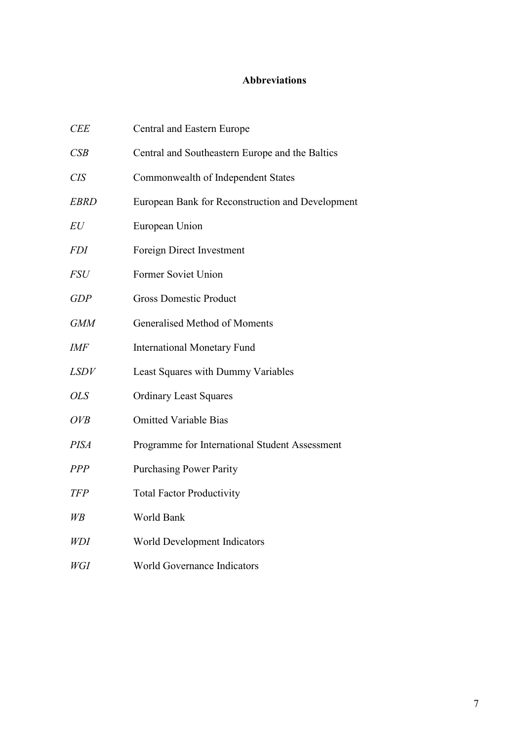**Abbreviations**

| | |
|---|---|
| *CEE* | Central and Eastern Europe |
| *CSB* | Central and Southeastern Europe and the Baltics |
| *CIS* | Commonwealth of Independent States |
| *EBRD* | European Bank for Reconstruction and Development |
| *EU* | European Union |
| *FDI* | Foreign Direct Investment |
| *FSU* | Former Soviet Union |
| *GDP* | Gross Domestic Product |
| *GMM* | Generalised Method of Moments |
| *IMF* | International Monetary Fund |
| *LSDV* | Least Squares with Dummy Variables |
| *OLS* | Ordinary Least Squares |
| *OVB* | Omitted Variable Bias |
| *PISA* | Programme for International Student Assessment |
| *PPP* | Purchasing Power Parity |
| *TFP* | Total Factor Productivity |
| *WB* | World Bank |
| *WDI* | World Development Indicators |
| *WGI* | World Governance Indicators |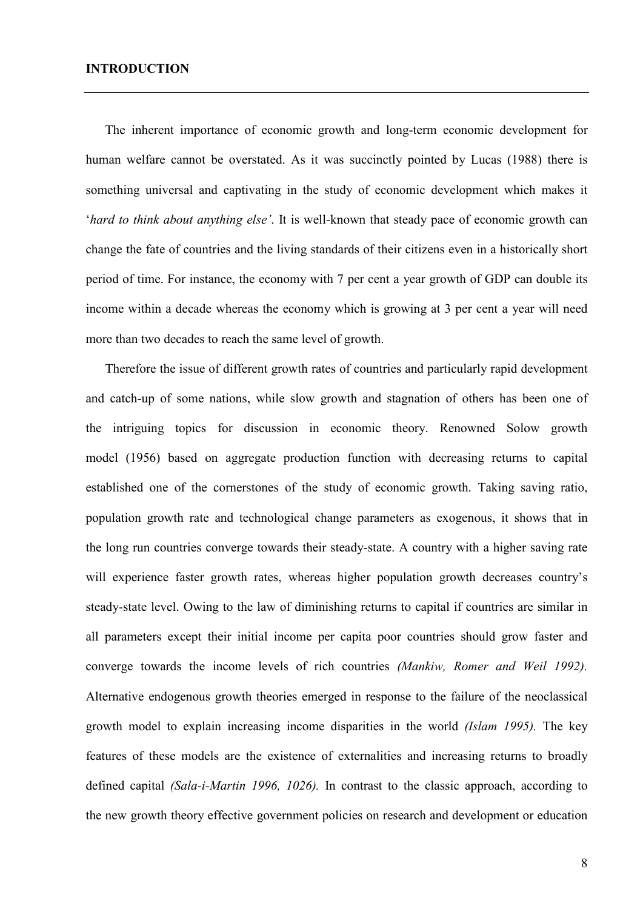## INTRODUCTION

The inherent importance of economic growth and long-term economic development for human welfare cannot be overstated. As it was succinctly pointed by Lucas (1988) there is something universal and captivating in the study of economic development which makes it '*hard to think about anything else'*. It is well-known that steady pace of economic growth can change the fate of countries and the living standards of their citizens even in a historically short period of time. For instance, the economy with 7 per cent a year growth of GDP can double its income within a decade whereas the economy which is growing at 3 per cent a year will need more than two decades to reach the same level of growth.

Therefore the issue of different growth rates of countries and particularly rapid development and catch-up of some nations, while slow growth and stagnation of others has been one of the intriguing topics for discussion in economic theory. Renowned Solow growth model (1956) based on aggregate production function with decreasing returns to capital established one of the cornerstones of the study of economic growth. Taking saving ratio, population growth rate and technological change parameters as exogenous, it shows that in the long run countries converge towards their steady-state. A country with a higher saving rate will experience faster growth rates, whereas higher population growth decreases country's steady-state level. Owing to the law of diminishing returns to capital if countries are similar in all parameters except their initial income per capita poor countries should grow faster and converge towards the income levels of rich countries *(Mankiw, Romer and Weil 1992).* Alternative endogenous growth theories emerged in response to the failure of the neoclassical growth model to explain increasing income disparities in the world *(Islam 1995).* The key features of these models are the existence of externalities and increasing returns to broadly defined capital *(Sala-i-Martin 1996, 1026).* In contrast to the classic approach, according to the new growth theory effective government policies on research and development or education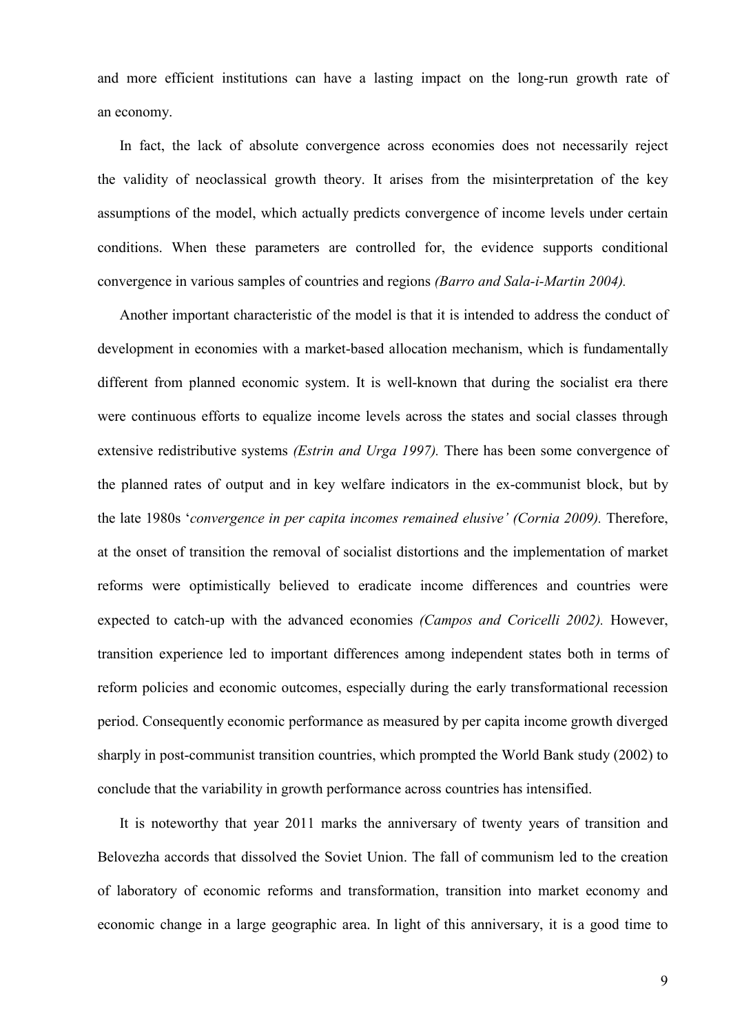and more efficient institutions can have a lasting impact on the long-run growth rate of an economy.

In fact, the lack of absolute convergence across economies does not necessarily reject the validity of neoclassical growth theory. It arises from the misinterpretation of the key assumptions of the model, which actually predicts convergence of income levels under certain conditions. When these parameters are controlled for, the evidence supports conditional convergence in various samples of countries and regions *(Barro and Sala-i-Martin 2004).*

Another important characteristic of the model is that it is intended to address the conduct of development in economies with a market-based allocation mechanism, which is fundamentally different from planned economic system. It is well-known that during the socialist era there were continuous efforts to equalize income levels across the states and social classes through extensive redistributive systems *(Estrin and Urga 1997).* There has been some convergence of the planned rates of output and in key welfare indicators in the ex-communist block, but by the late 1980s '*convergence in per capita incomes remained elusive' (Cornia 2009).* Therefore, at the onset of transition the removal of socialist distortions and the implementation of market reforms were optimistically believed to eradicate income differences and countries were expected to catch-up with the advanced economies *(Campos and Coricelli 2002).* However, transition experience led to important differences among independent states both in terms of reform policies and economic outcomes, especially during the early transformational recession period. Consequently economic performance as measured by per capita income growth diverged sharply in post-communist transition countries, which prompted the World Bank study (2002) to conclude that the variability in growth performance across countries has intensified.

It is noteworthy that year 2011 marks the anniversary of twenty years of transition and Belovezha accords that dissolved the Soviet Union. The fall of communism led to the creation of laboratory of economic reforms and transformation, transition into market economy and economic change in a large geographic area. In light of this anniversary, it is a good time to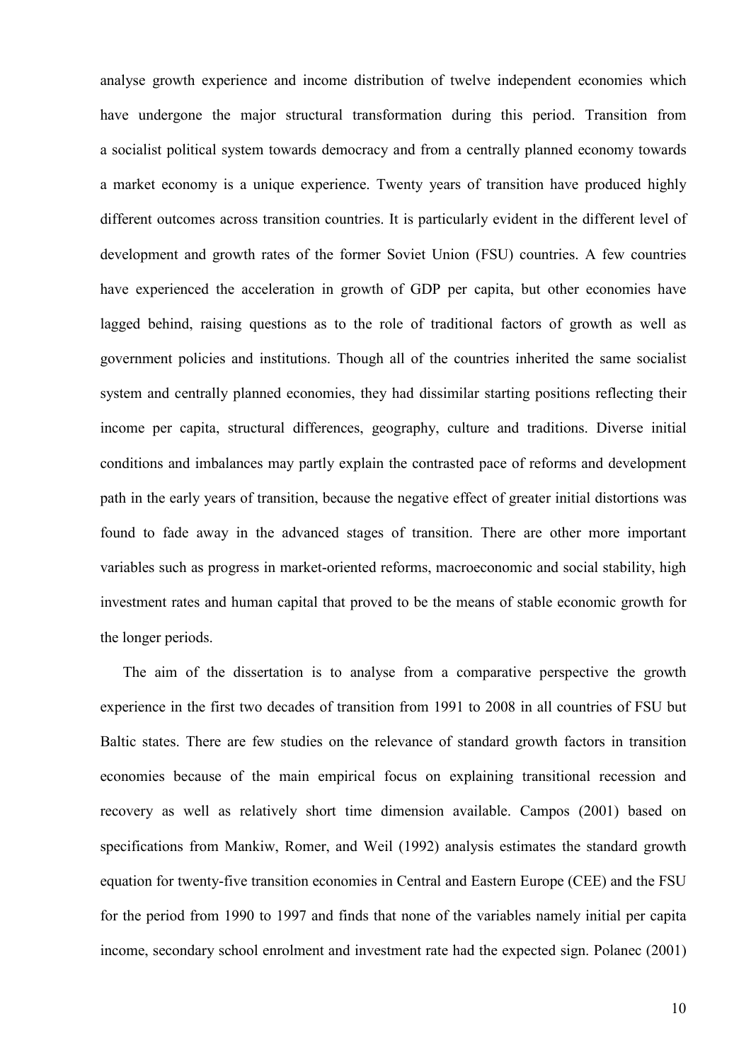analyse growth experience and income distribution of twelve independent economies which have undergone the major structural transformation during this period. Transition from a socialist political system towards democracy and from a centrally planned economy towards a market economy is a unique experience. Twenty years of transition have produced highly different outcomes across transition countries. It is particularly evident in the different level of development and growth rates of the former Soviet Union (FSU) countries. A few countries have experienced the acceleration in growth of GDP per capita, but other economies have lagged behind, raising questions as to the role of traditional factors of growth as well as government policies and institutions. Though all of the countries inherited the same socialist system and centrally planned economies, they had dissimilar starting positions reflecting their income per capita, structural differences, geography, culture and traditions. Diverse initial conditions and imbalances may partly explain the contrasted pace of reforms and development path in the early years of transition, because the negative effect of greater initial distortions was found to fade away in the advanced stages of transition. There are other more important variables such as progress in market-oriented reforms, macroeconomic and social stability, high investment rates and human capital that proved to be the means of stable economic growth for the longer periods.

The aim of the dissertation is to analyse from a comparative perspective the growth experience in the first two decades of transition from 1991 to 2008 in all countries of FSU but Baltic states. There are few studies on the relevance of standard growth factors in transition economies because of the main empirical focus on explaining transitional recession and recovery as well as relatively short time dimension available. Campos (2001) based on specifications from Mankiw, Romer, and Weil (1992) analysis estimates the standard growth equation for twenty-five transition economies in Central and Eastern Europe (CEE) and the FSU for the period from 1990 to 1997 and finds that none of the variables namely initial per capita income, secondary school enrolment and investment rate had the expected sign. Polanec (2001)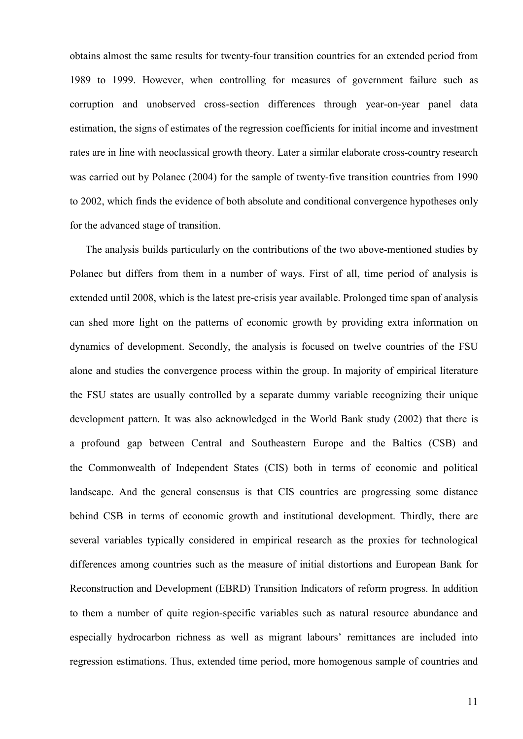obtains almost the same results for twenty-four transition countries for an extended period from 1989 to 1999. However, when controlling for measures of government failure such as corruption and unobserved cross-section differences through year-on-year panel data estimation, the signs of estimates of the regression coefficients for initial income and investment rates are in line with neoclassical growth theory. Later a similar elaborate cross-country research was carried out by Polanec (2004) for the sample of twenty-five transition countries from 1990 to 2002, which finds the evidence of both absolute and conditional convergence hypotheses only for the advanced stage of transition.

The analysis builds particularly on the contributions of the two above-mentioned studies by Polanec but differs from them in a number of ways. First of all, time period of analysis is extended until 2008, which is the latest pre-crisis year available. Prolonged time span of analysis can shed more light on the patterns of economic growth by providing extra information on dynamics of development. Secondly, the analysis is focused on twelve countries of the FSU alone and studies the convergence process within the group. In majority of empirical literature the FSU states are usually controlled by a separate dummy variable recognizing their unique development pattern. It was also acknowledged in the World Bank study (2002) that there is a profound gap between Central and Southeastern Europe and the Baltics (CSB) and the Commonwealth of Independent States (CIS) both in terms of economic and political landscape. And the general consensus is that CIS countries are progressing some distance behind CSB in terms of economic growth and institutional development. Thirdly, there are several variables typically considered in empirical research as the proxies for technological differences among countries such as the measure of initial distortions and European Bank for Reconstruction and Development (EBRD) Transition Indicators of reform progress. In addition to them a number of quite region-specific variables such as natural resource abundance and especially hydrocarbon richness as well as migrant labours' remittances are included into regression estimations. Thus, extended time period, more homogenous sample of countries and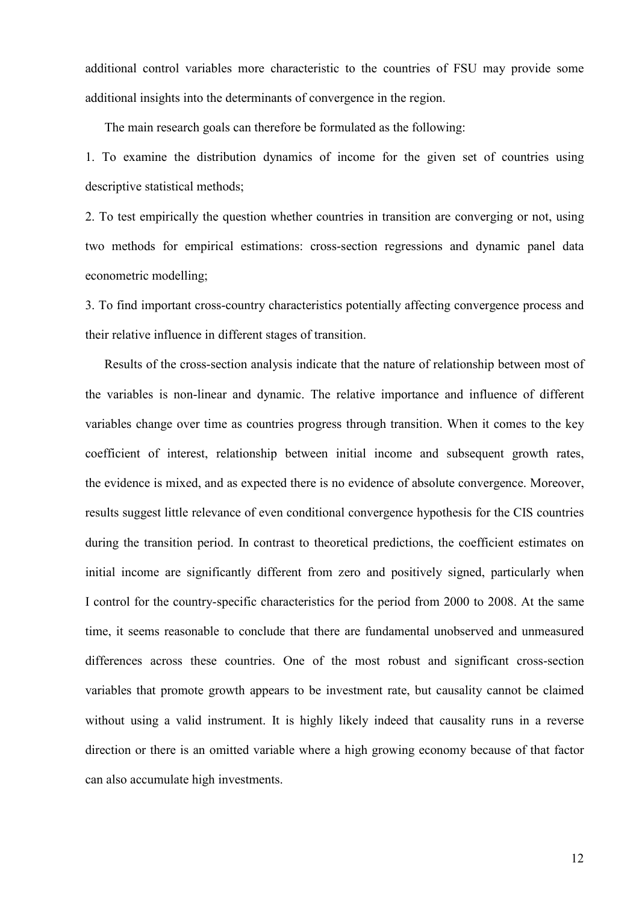additional control variables more characteristic to the countries of FSU may provide some additional insights into the determinants of convergence in the region.

The main research goals can therefore be formulated as the following:

1. To examine the distribution dynamics of income for the given set of countries using descriptive statistical methods;

2. To test empirically the question whether countries in transition are converging or not, using two methods for empirical estimations: cross-section regressions and dynamic panel data econometric modelling;

3. To find important cross-country characteristics potentially affecting convergence process and their relative influence in different stages of transition.

Results of the cross-section analysis indicate that the nature of relationship between most of the variables is non-linear and dynamic. The relative importance and influence of different variables change over time as countries progress through transition. When it comes to the key coefficient of interest, relationship between initial income and subsequent growth rates, the evidence is mixed, and as expected there is no evidence of absolute convergence. Moreover, results suggest little relevance of even conditional convergence hypothesis for the CIS countries during the transition period. In contrast to theoretical predictions, the coefficient estimates on initial income are significantly different from zero and positively signed, particularly when I control for the country-specific characteristics for the period from 2000 to 2008. At the same time, it seems reasonable to conclude that there are fundamental unobserved and unmeasured differences across these countries. One of the most robust and significant cross-section variables that promote growth appears to be investment rate, but causality cannot be claimed without using a valid instrument. It is highly likely indeed that causality runs in a reverse direction or there is an omitted variable where a high growing economy because of that factor can also accumulate high investments.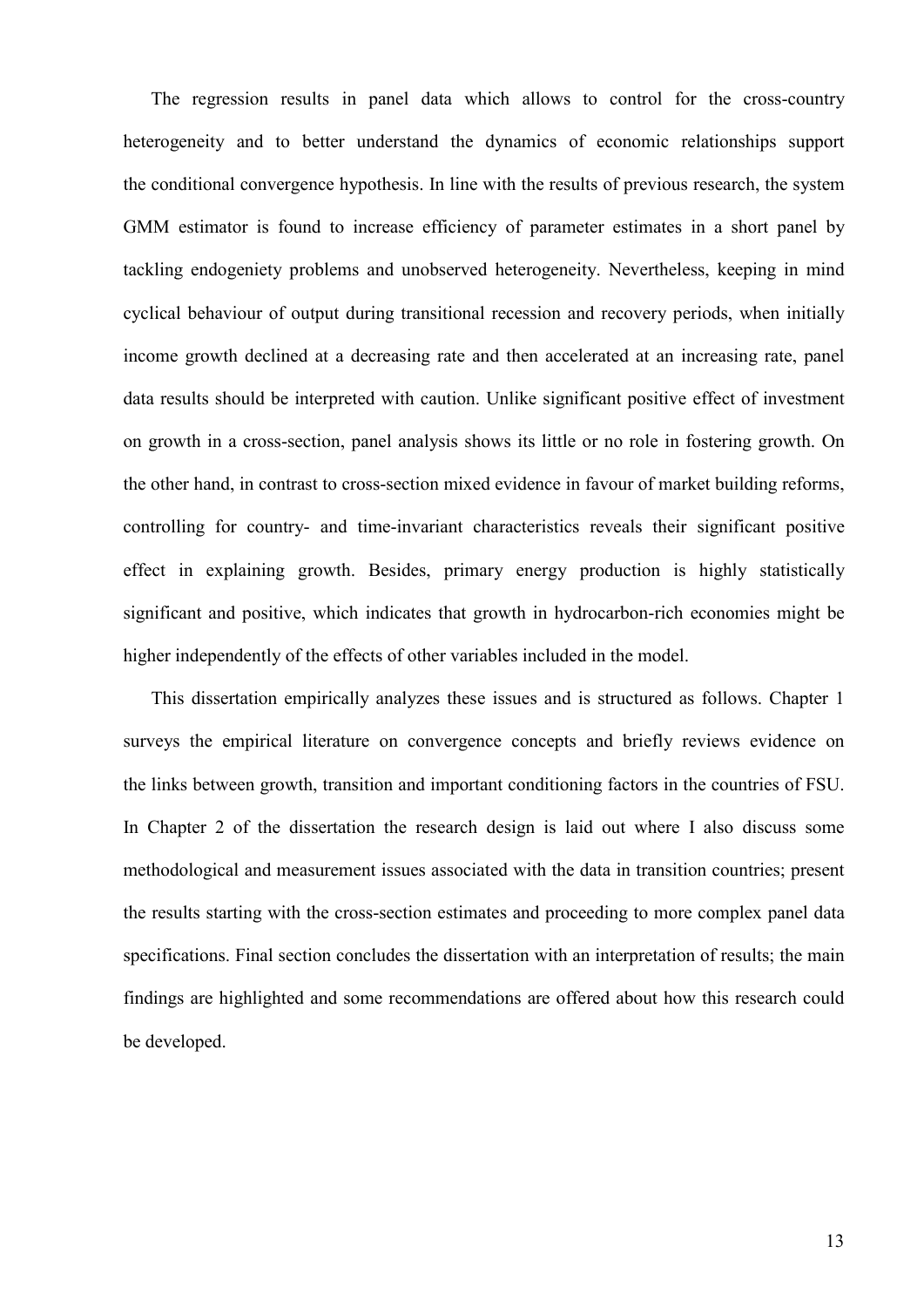The regression results in panel data which allows to control for the cross-country heterogeneity and to better understand the dynamics of economic relationships support the conditional convergence hypothesis. In line with the results of previous research, the system GMM estimator is found to increase efficiency of parameter estimates in a short panel by tackling endogeniety problems and unobserved heterogeneity. Nevertheless, keeping in mind cyclical behaviour of output during transitional recession and recovery periods, when initially income growth declined at a decreasing rate and then accelerated at an increasing rate, panel data results should be interpreted with caution. Unlike significant positive effect of investment on growth in a cross-section, panel analysis shows its little or no role in fostering growth. On the other hand, in contrast to cross-section mixed evidence in favour of market building reforms, controlling for country- and time-invariant characteristics reveals their significant positive effect in explaining growth. Besides, primary energy production is highly statistically significant and positive, which indicates that growth in hydrocarbon-rich economies might be higher independently of the effects of other variables included in the model.

This dissertation empirically analyzes these issues and is structured as follows. Chapter 1 surveys the empirical literature on convergence concepts and briefly reviews evidence on the links between growth, transition and important conditioning factors in the countries of FSU. In Chapter 2 of the dissertation the research design is laid out where I also discuss some methodological and measurement issues associated with the data in transition countries; present the results starting with the cross-section estimates and proceeding to more complex panel data specifications. Final section concludes the dissertation with an interpretation of results; the main findings are highlighted and some recommendations are offered about how this research could be developed.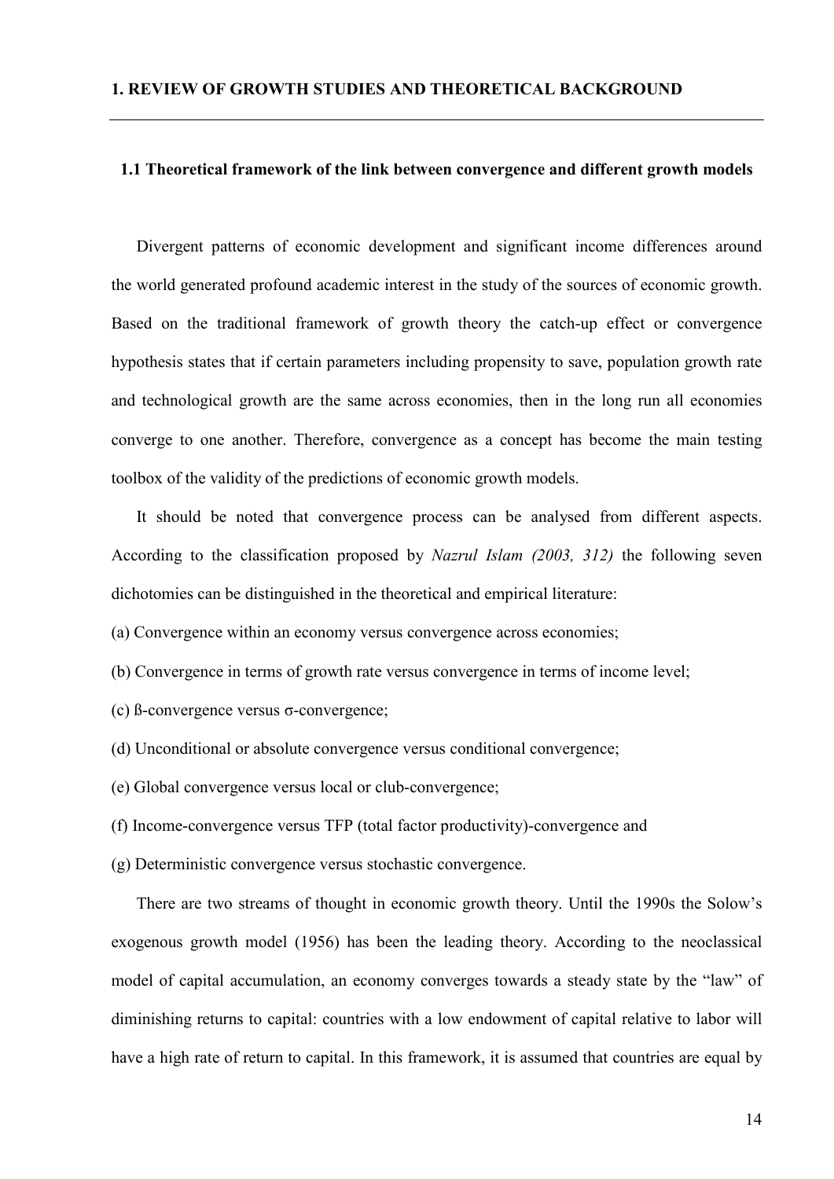# 1. REVIEW OF GROWTH STUDIES AND THEORETICAL BACKGROUND

## 1.1 Theoretical framework of the link between convergence and different growth models

Divergent patterns of economic development and significant income differences around the world generated profound academic interest in the study of the sources of economic growth. Based on the traditional framework of growth theory the catch-up effect or convergence hypothesis states that if certain parameters including propensity to save, population growth rate and technological growth are the same across economies, then in the long run all economies converge to one another. Therefore, convergence as a concept has become the main testing toolbox of the validity of the predictions of economic growth models.

It should be noted that convergence process can be analysed from different aspects. According to the classification proposed by *Nazrul Islam (2003, 312)* the following seven dichotomies can be distinguished in the theoretical and empirical literature:

(a) Convergence within an economy versus convergence across economies;

(b) Convergence in terms of growth rate versus convergence in terms of income level;

(c) ß-convergence versus σ-convergence;

(d) Unconditional or absolute convergence versus conditional convergence;

(e) Global convergence versus local or club-convergence;

(f) Income-convergence versus TFP (total factor productivity)-convergence and

(g) Deterministic convergence versus stochastic convergence.

There are two streams of thought in economic growth theory. Until the 1990s the Solow's exogenous growth model (1956) has been the leading theory. According to the neoclassical model of capital accumulation, an economy converges towards a steady state by the "law" of diminishing returns to capital: countries with a low endowment of capital relative to labor will have a high rate of return to capital. In this framework, it is assumed that countries are equal by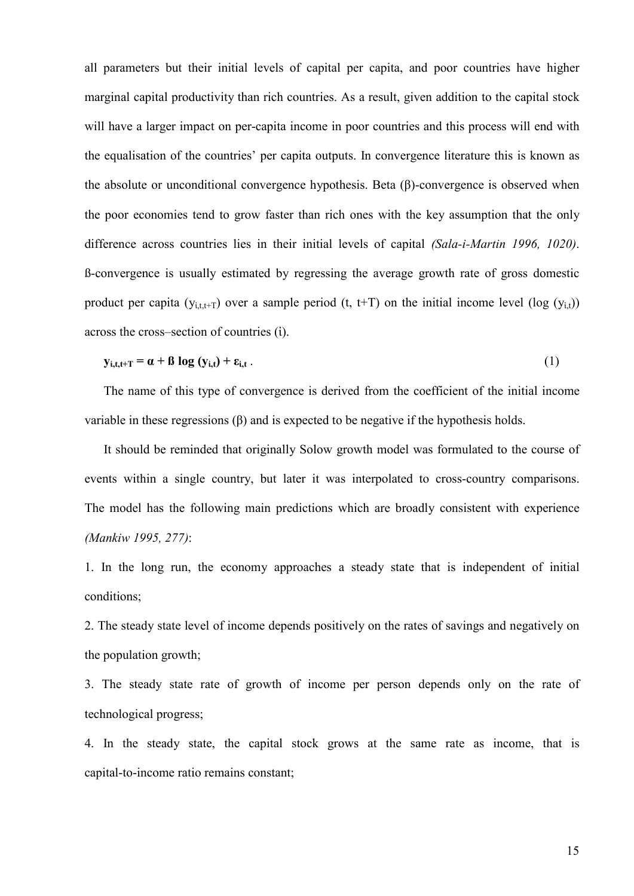all parameters but their initial levels of capital per capita, and poor countries have higher marginal capital productivity than rich countries. As a result, given addition to the capital stock will have a larger impact on per-capita income in poor countries and this process will end with the equalisation of the countries' per capita outputs. In convergence literature this is known as the absolute or unconditional convergence hypothesis. Beta (β)-convergence is observed when the poor economies tend to grow faster than rich ones with the key assumption that the only difference across countries lies in their initial levels of capital *(Sala-i-Martin 1996, 1020)*. ß-convergence is usually estimated by regressing the average growth rate of gross domestic product per capita ($y_{i,t,t+T}$) over a sample period (t, t+T) on the initial income level ($\log(y_{i,t})$) across the cross–section of countries (i).

$$\mathbf{y_{i,t,t+T} = \alpha + \beta \log (y_{i,t}) + \varepsilon_{i,t}} \,. \tag{1}$$

The name of this type of convergence is derived from the coefficient of the initial income variable in these regressions (β) and is expected to be negative if the hypothesis holds.

It should be reminded that originally Solow growth model was formulated to the course of events within a single country, but later it was interpolated to cross-country comparisons. The model has the following main predictions which are broadly consistent with experience *(Mankiw 1995, 277)*:

1. In the long run, the economy approaches a steady state that is independent of initial conditions;

2. The steady state level of income depends positively on the rates of savings and negatively on the population growth;

3. The steady state rate of growth of income per person depends only on the rate of technological progress;

4. In the steady state, the capital stock grows at the same rate as income, that is capital-to-income ratio remains constant;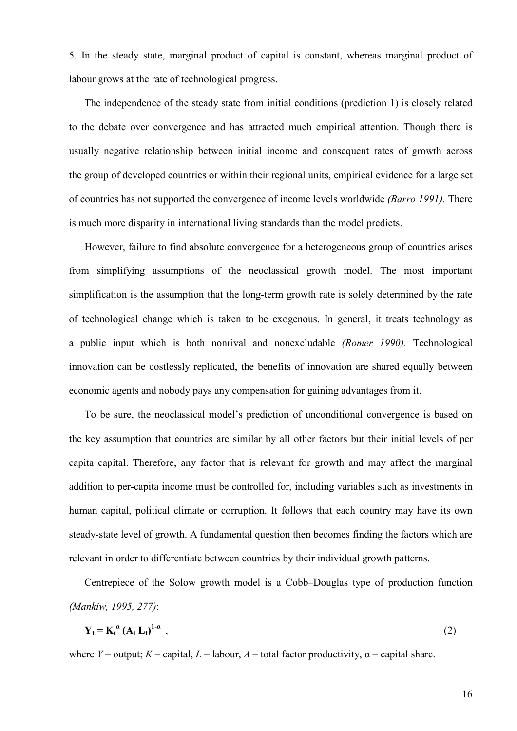5. In the steady state, marginal product of capital is constant, whereas marginal product of labour grows at the rate of technological progress.

The independence of the steady state from initial conditions (prediction 1) is closely related to the debate over convergence and has attracted much empirical attention. Though there is usually negative relationship between initial income and consequent rates of growth across the group of developed countries or within their regional units, empirical evidence for a large set of countries has not supported the convergence of income levels worldwide *(Barro 1991).* There is much more disparity in international living standards than the model predicts.

However, failure to find absolute convergence for a heterogeneous group of countries arises from simplifying assumptions of the neoclassical growth model. The most important simplification is the assumption that the long-term growth rate is solely determined by the rate of technological change which is taken to be exogenous. In general, it treats technology as a public input which is both nonrival and nonexcludable *(Romer 1990).* Technological innovation can be costlessly replicated, the benefits of innovation are shared equally between economic agents and nobody pays any compensation for gaining advantages from it.

To be sure, the neoclassical model's prediction of unconditional convergence is based on the key assumption that countries are similar by all other factors but their initial levels of per capita capital. Therefore, any factor that is relevant for growth and may affect the marginal addition to per-capita income must be controlled for, including variables such as investments in human capital, political climate or corruption. It follows that each country may have its own steady-state level of growth. A fundamental question then becomes finding the factors which are relevant in order to differentiate between countries by their individual growth patterns.

Centrepiece of the Solow growth model is a Cobb–Douglas type of production function *(Mankiw, 1995, 277)*:

$$\mathbf{Y_t = K_t^{\alpha} (A_t L_t)^{1-\alpha}} \quad , \tag{2}$$

where *Y* – output; *K* – capital, *L* – labour, *A* – total factor productivity, α – capital share.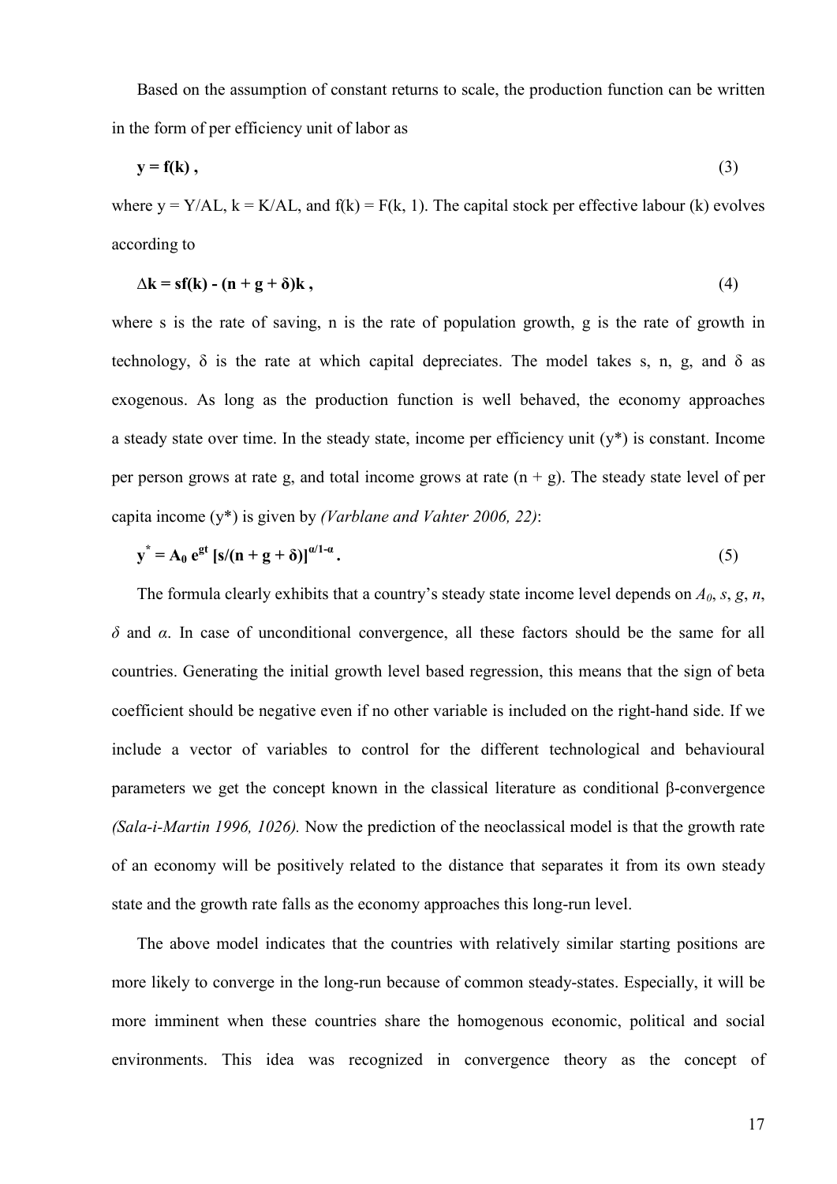Based on the assumption of constant returns to scale, the production function can be written in the form of per efficiency unit of labor as

$$\mathbf{y = f(k)}\,, \tag{3}$$

where $y = Y/AL$, $k = K/AL$, and $f(k) = F(k, 1)$. The capital stock per effective labour ($k$) evolves according to

$$\mathbf{\Delta k = sf(k) - (n + g + \delta)k}\,, \tag{4}$$

where s is the rate of saving, n is the rate of population growth, g is the rate of growth in technology, $\delta$ is the rate at which capital depreciates. The model takes s, n, g, and $\delta$ as exogenous. As long as the production function is well behaved, the economy approaches a steady state over time. In the steady state, income per efficiency unit ($y^*$) is constant. Income per person grows at rate g, and total income grows at rate $(n + g)$. The steady state level of per capita income ($y^*$) is given by *(Varblane and Vahter 2006, 22)*:

$$\mathbf{y^* = A_0\, e^{gt}\, [s/(n + g + \delta)]^{\alpha/1-\alpha}}\,. \tag{5}$$

The formula clearly exhibits that a country's steady state income level depends on $A_0$, $s$, $g$, $n$, $\delta$ and $\alpha$. In case of unconditional convergence, all these factors should be the same for all countries. Generating the initial growth level based regression, this means that the sign of beta coefficient should be negative even if no other variable is included on the right-hand side. If we include a vector of variables to control for the different technological and behavioural parameters we get the concept known in the classical literature as conditional β-convergence *(Sala-i-Martin 1996, 1026).* Now the prediction of the neoclassical model is that the growth rate of an economy will be positively related to the distance that separates it from its own steady state and the growth rate falls as the economy approaches this long-run level.

The above model indicates that the countries with relatively similar starting positions are more likely to converge in the long-run because of common steady-states. Especially, it will be more imminent when these countries share the homogenous economic, political and social environments. This idea was recognized in convergence theory as the concept of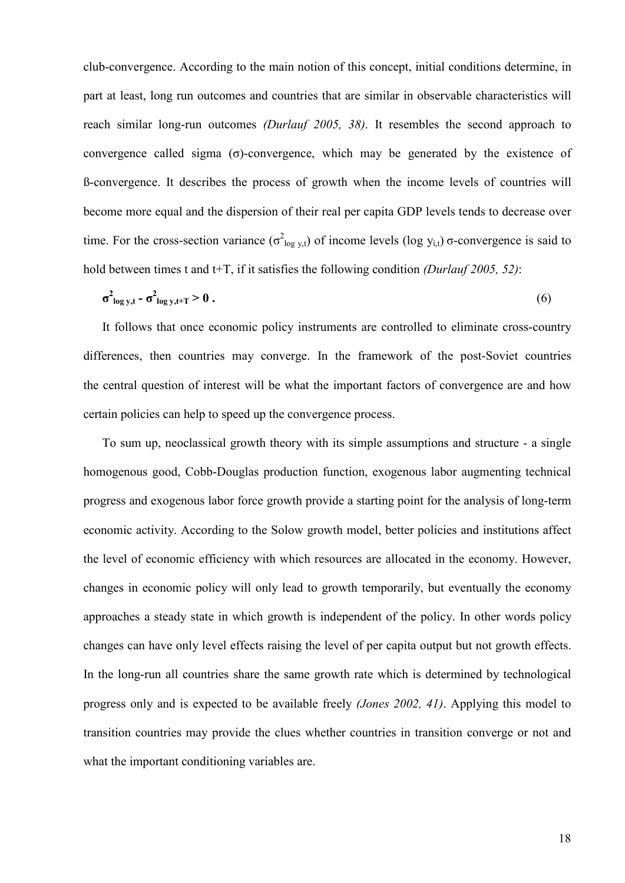club-convergence. According to the main notion of this concept, initial conditions determine, in part at least, long run outcomes and countries that are similar in observable characteristics will reach similar long-run outcomes *(Durlauf 2005, 38)*. It resembles the second approach to convergence called sigma (σ)-convergence, which may be generated by the existence of ß-convergence. It describes the process of growth when the income levels of countries will become more equal and the dispersion of their real per capita GDP levels tends to decrease over time. For the cross-section variance ($\sigma^2_{\log y,t}$) of income levels ($\log y_{i,t}$) σ-convergence is said to hold between times t and t+T, if it satisfies the following condition *(Durlauf 2005, 52)*:

$$\boldsymbol{\sigma^2_{\log y,t} - \sigma^2_{\log y,t+T} > 0} \,. \tag{6}$$

It follows that once economic policy instruments are controlled to eliminate cross-country differences, then countries may converge. In the framework of the post-Soviet countries the central question of interest will be what the important factors of convergence are and how certain policies can help to speed up the convergence process.

To sum up, neoclassical growth theory with its simple assumptions and structure - a single homogenous good, Cobb-Douglas production function, exogenous labor augmenting technical progress and exogenous labor force growth provide a starting point for the analysis of long-term economic activity. According to the Solow growth model, better policies and institutions affect the level of economic efficiency with which resources are allocated in the economy. However, changes in economic policy will only lead to growth temporarily, but eventually the economy approaches a steady state in which growth is independent of the policy. In other words policy changes can have only level effects raising the level of per capita output but not growth effects. In the long-run all countries share the same growth rate which is determined by technological progress only and is expected to be available freely *(Jones 2002, 41)*. Applying this model to transition countries may provide the clues whether countries in transition converge or not and what the important conditioning variables are.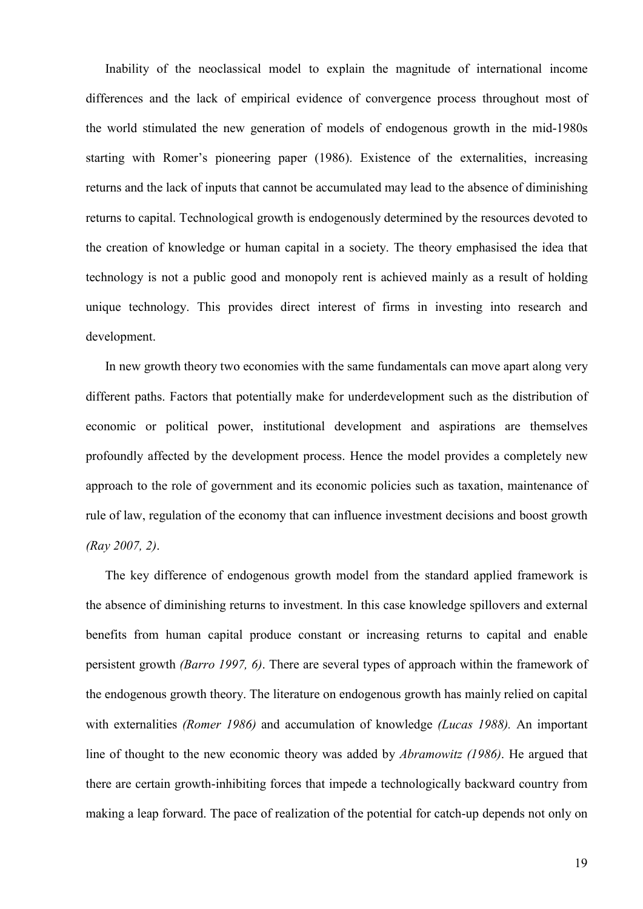Inability of the neoclassical model to explain the magnitude of international income differences and the lack of empirical evidence of convergence process throughout most of the world stimulated the new generation of models of endogenous growth in the mid-1980s starting with Romer's pioneering paper (1986). Existence of the externalities, increasing returns and the lack of inputs that cannot be accumulated may lead to the absence of diminishing returns to capital. Technological growth is endogenously determined by the resources devoted to the creation of knowledge or human capital in a society. The theory emphasised the idea that technology is not a public good and monopoly rent is achieved mainly as a result of holding unique technology. This provides direct interest of firms in investing into research and development.

In new growth theory two economies with the same fundamentals can move apart along very different paths. Factors that potentially make for underdevelopment such as the distribution of economic or political power, institutional development and aspirations are themselves profoundly affected by the development process. Hence the model provides a completely new approach to the role of government and its economic policies such as taxation, maintenance of rule of law, regulation of the economy that can influence investment decisions and boost growth *(Ray 2007, 2)*.

The key difference of endogenous growth model from the standard applied framework is the absence of diminishing returns to investment. In this case knowledge spillovers and external benefits from human capital produce constant or increasing returns to capital and enable persistent growth *(Barro 1997, 6)*. There are several types of approach within the framework of the endogenous growth theory. The literature on endogenous growth has mainly relied on capital with externalities *(Romer 1986)* and accumulation of knowledge *(Lucas 1988).* An important line of thought to the new economic theory was added by *Abramowitz (1986)*. He argued that there are certain growth-inhibiting forces that impede a technologically backward country from making a leap forward. The pace of realization of the potential for catch-up depends not only on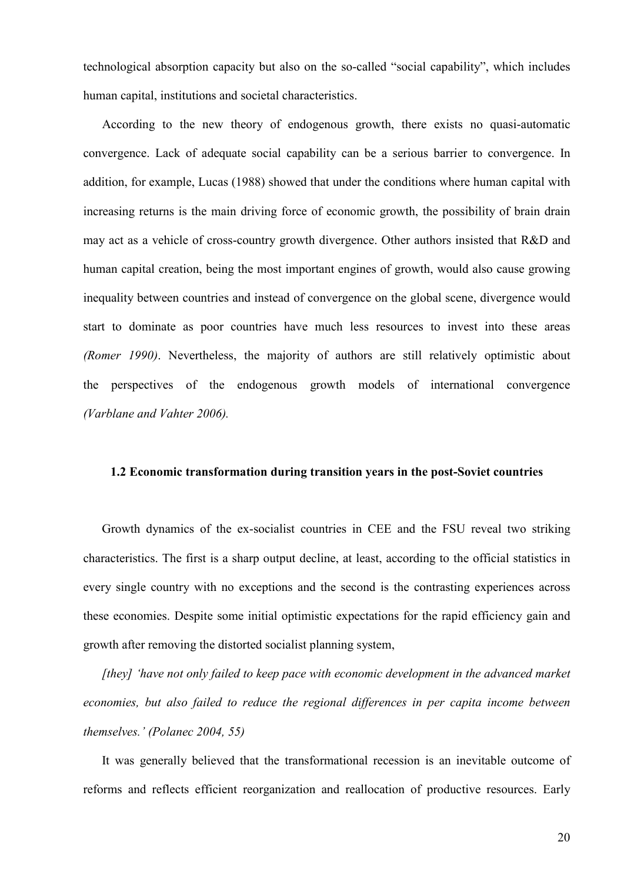technological absorption capacity but also on the so-called "social capability", which includes human capital, institutions and societal characteristics.

According to the new theory of endogenous growth, there exists no quasi-automatic convergence. Lack of adequate social capability can be a serious barrier to convergence. In addition, for example, Lucas (1988) showed that under the conditions where human capital with increasing returns is the main driving force of economic growth, the possibility of brain drain may act as a vehicle of cross-country growth divergence. Other authors insisted that R&D and human capital creation, being the most important engines of growth, would also cause growing inequality between countries and instead of convergence on the global scene, divergence would start to dominate as poor countries have much less resources to invest into these areas *(Romer 1990)*. Nevertheless, the majority of authors are still relatively optimistic about the perspectives of the endogenous growth models of international convergence *(Varblane and Vahter 2006).*

### 1.2 Economic transformation during transition years in the post-Soviet countries

Growth dynamics of the ex-socialist countries in CEE and the FSU reveal two striking characteristics. The first is a sharp output decline, at least, according to the official statistics in every single country with no exceptions and the second is the contrasting experiences across these economies. Despite some initial optimistic expectations for the rapid efficiency gain and growth after removing the distorted socialist planning system,

*[they] 'have not only failed to keep pace with economic development in the advanced market economies, but also failed to reduce the regional differences in per capita income between themselves.' (Polanec 2004, 55)*

It was generally believed that the transformational recession is an inevitable outcome of reforms and reflects efficient reorganization and reallocation of productive resources. Early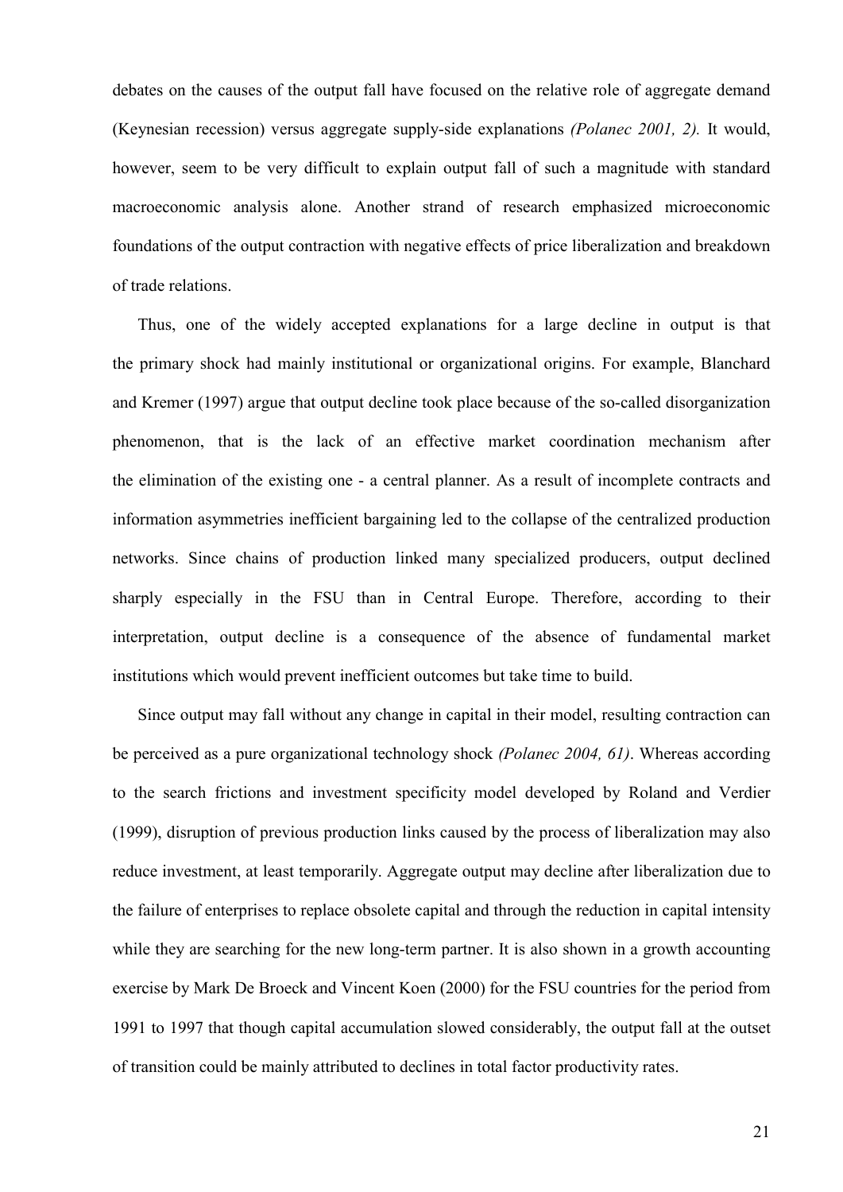debates on the causes of the output fall have focused on the relative role of aggregate demand (Keynesian recession) versus aggregate supply-side explanations *(Polanec 2001, 2).* It would, however, seem to be very difficult to explain output fall of such a magnitude with standard macroeconomic analysis alone. Another strand of research emphasized microeconomic foundations of the output contraction with negative effects of price liberalization and breakdown of trade relations.

Thus, one of the widely accepted explanations for a large decline in output is that the primary shock had mainly institutional or organizational origins. For example, Blanchard and Kremer (1997) argue that output decline took place because of the so-called disorganization phenomenon, that is the lack of an effective market coordination mechanism after the elimination of the existing one - a central planner. As a result of incomplete contracts and information asymmetries inefficient bargaining led to the collapse of the centralized production networks. Since chains of production linked many specialized producers, output declined sharply especially in the FSU than in Central Europe. Therefore, according to their interpretation, output decline is a consequence of the absence of fundamental market institutions which would prevent inefficient outcomes but take time to build.

Since output may fall without any change in capital in their model, resulting contraction can be perceived as a pure organizational technology shock *(Polanec 2004, 61)*. Whereas according to the search frictions and investment specificity model developed by Roland and Verdier (1999), disruption of previous production links caused by the process of liberalization may also reduce investment, at least temporarily. Aggregate output may decline after liberalization due to the failure of enterprises to replace obsolete capital and through the reduction in capital intensity while they are searching for the new long-term partner. It is also shown in a growth accounting exercise by Mark De Broeck and Vincent Koen (2000) for the FSU countries for the period from 1991 to 1997 that though capital accumulation slowed considerably, the output fall at the outset of transition could be mainly attributed to declines in total factor productivity rates.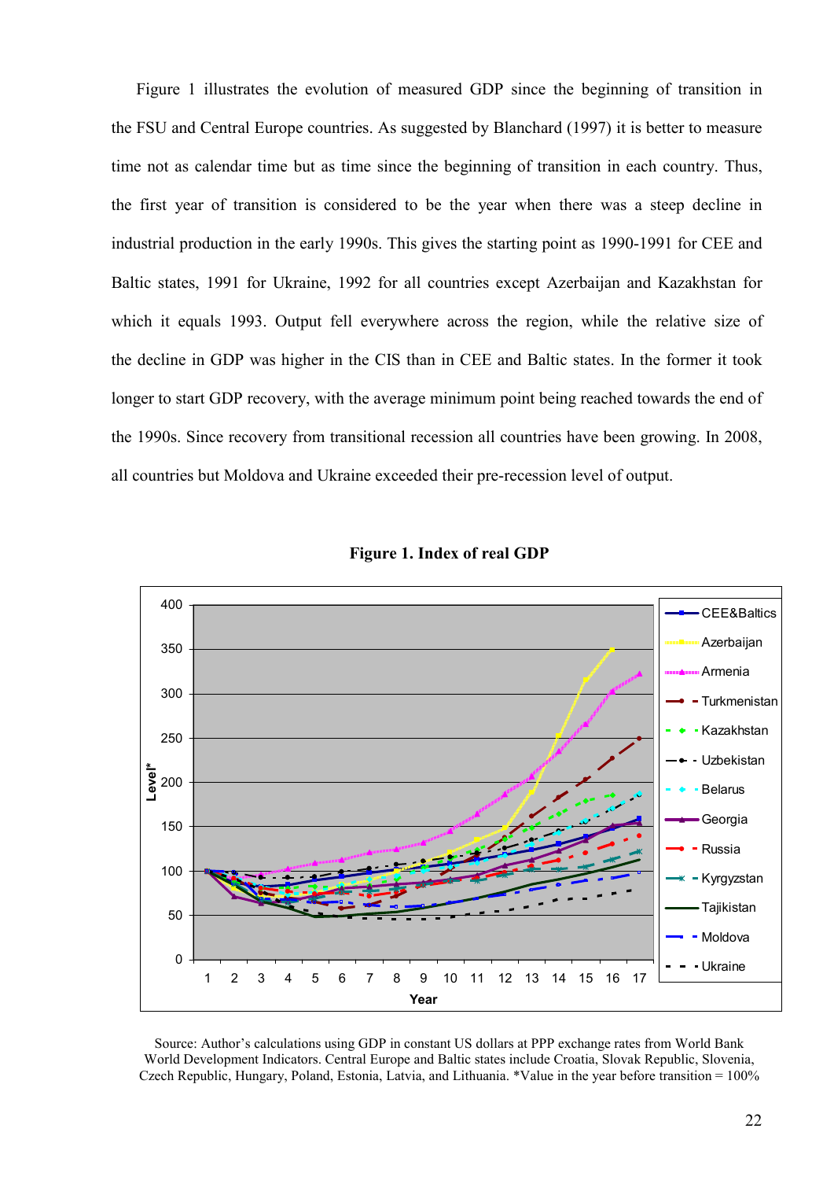Figure 1 illustrates the evolution of measured GDP since the beginning of transition in the FSU and Central Europe countries. As suggested by Blanchard (1997) it is better to measure time not as calendar time but as time since the beginning of transition in each country. Thus, the first year of transition is considered to be the year when there was a steep decline in industrial production in the early 1990s. This gives the starting point as 1990-1991 for CEE and Baltic states, 1991 for Ukraine, 1992 for all countries except Azerbaijan and Kazakhstan for which it equals 1993. Output fell everywhere across the region, while the relative size of the decline in GDP was higher in the CIS than in CEE and Baltic states. In the former it took longer to start GDP recovery, with the average minimum point being reached towards the end of the 1990s. Since recovery from transitional recession all countries have been growing. In 2008, all countries but Moldova and Ukraine exceeded their pre-recession level of output.

**Figure 1. Index of real GDP**

Source: Author's calculations using GDP in constant US dollars at PPP exchange rates from World Bank World Development Indicators. Central Europe and Baltic states include Croatia, Slovak Republic, Slovenia, Czech Republic, Hungary, Poland, Estonia, Latvia, and Lithuania. *Value in the year before transition = 100%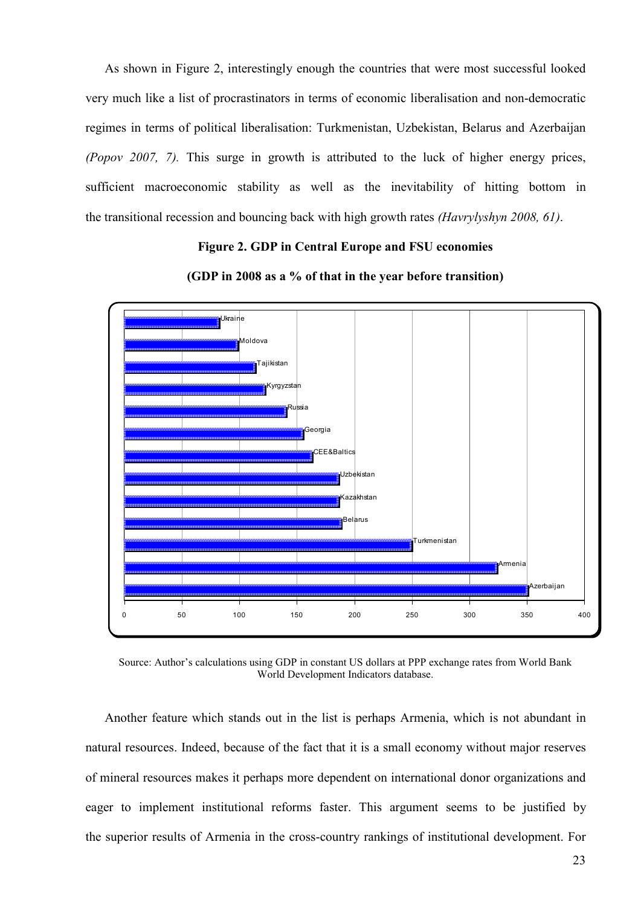As shown in Figure 2, interestingly enough the countries that were most successful looked very much like a list of procrastinators in terms of economic liberalisation and non-democratic regimes in terms of political liberalisation: Turkmenistan, Uzbekistan, Belarus and Azerbaijan *(Popov 2007, 7)*. This surge in growth is attributed to the luck of higher energy prices, sufficient macroeconomic stability as well as the inevitability of hitting bottom in the transitional recession and bouncing back with high growth rates *(Havrylyshyn 2008, 61)*.

**Figure 2. GDP in Central Europe and FSU economies**

**(GDP in 2008 as a % of that in the year before transition)**

Source: Author's calculations using GDP in constant US dollars at PPP exchange rates from World Bank World Development Indicators database.

Another feature which stands out in the list is perhaps Armenia, which is not abundant in natural resources. Indeed, because of the fact that it is a small economy without major reserves of mineral resources makes it perhaps more dependent on international donor organizations and eager to implement institutional reforms faster. This argument seems to be justified by the superior results of Armenia in the cross-country rankings of institutional development. For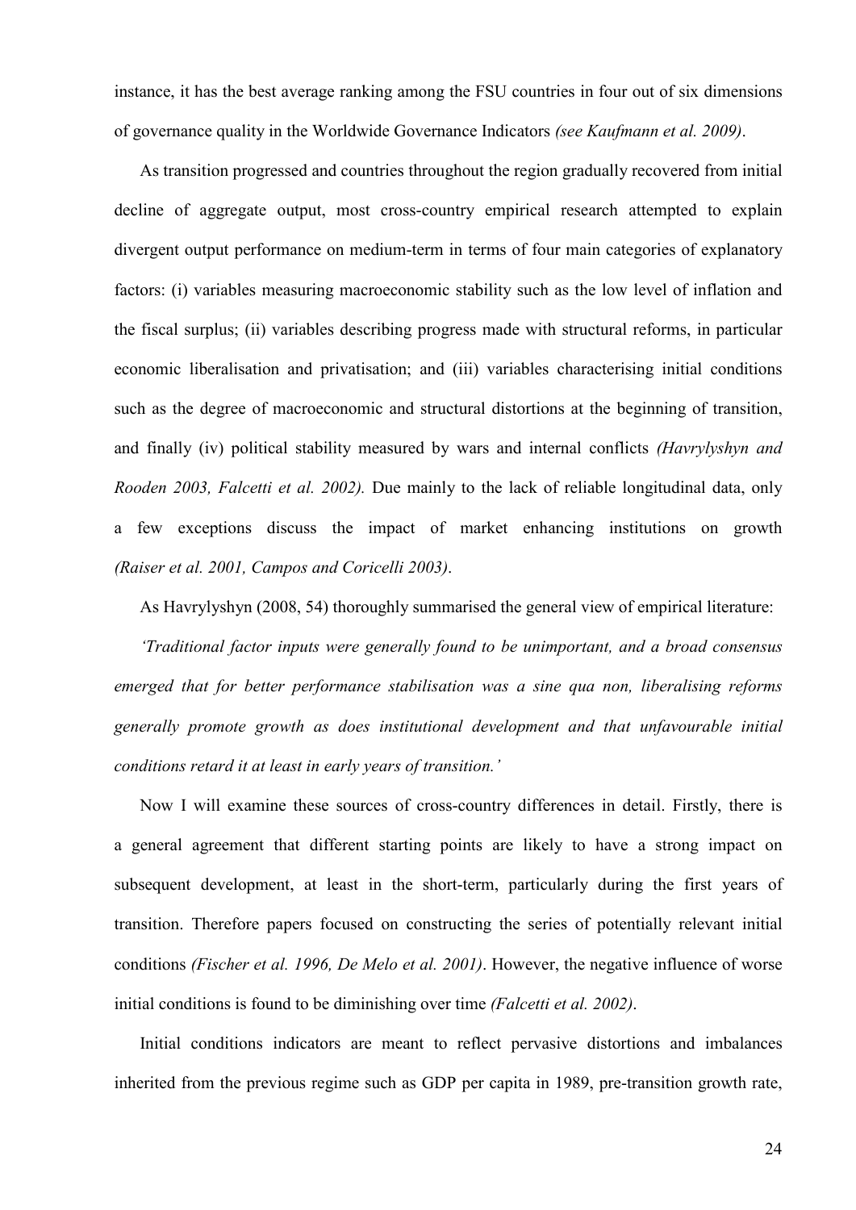instance, it has the best average ranking among the FSU countries in four out of six dimensions of governance quality in the Worldwide Governance Indicators *(see Kaufmann et al. 2009)*.

As transition progressed and countries throughout the region gradually recovered from initial decline of aggregate output, most cross-country empirical research attempted to explain divergent output performance on medium-term in terms of four main categories of explanatory factors: (i) variables measuring macroeconomic stability such as the low level of inflation and the fiscal surplus; (ii) variables describing progress made with structural reforms, in particular economic liberalisation and privatisation; and (iii) variables characterising initial conditions such as the degree of macroeconomic and structural distortions at the beginning of transition, and finally (iv) political stability measured by wars and internal conflicts *(Havrylyshyn and Rooden 2003, Falcetti et al. 2002).* Due mainly to the lack of reliable longitudinal data, only a few exceptions discuss the impact of market enhancing institutions on growth *(Raiser et al. 2001, Campos and Coricelli 2003)*.

As Havrylyshyn (2008, 54) thoroughly summarised the general view of empirical literature:

*'Traditional factor inputs were generally found to be unimportant, and a broad consensus emerged that for better performance stabilisation was a sine qua non, liberalising reforms generally promote growth as does institutional development and that unfavourable initial conditions retard it at least in early years of transition.'*

Now I will examine these sources of cross-country differences in detail. Firstly, there is a general agreement that different starting points are likely to have a strong impact on subsequent development, at least in the short-term, particularly during the first years of transition. Therefore papers focused on constructing the series of potentially relevant initial conditions *(Fischer et al. 1996, De Melo et al. 2001)*. However, the negative influence of worse initial conditions is found to be diminishing over time *(Falcetti et al. 2002)*.

Initial conditions indicators are meant to reflect pervasive distortions and imbalances inherited from the previous regime such as GDP per capita in 1989, pre-transition growth rate,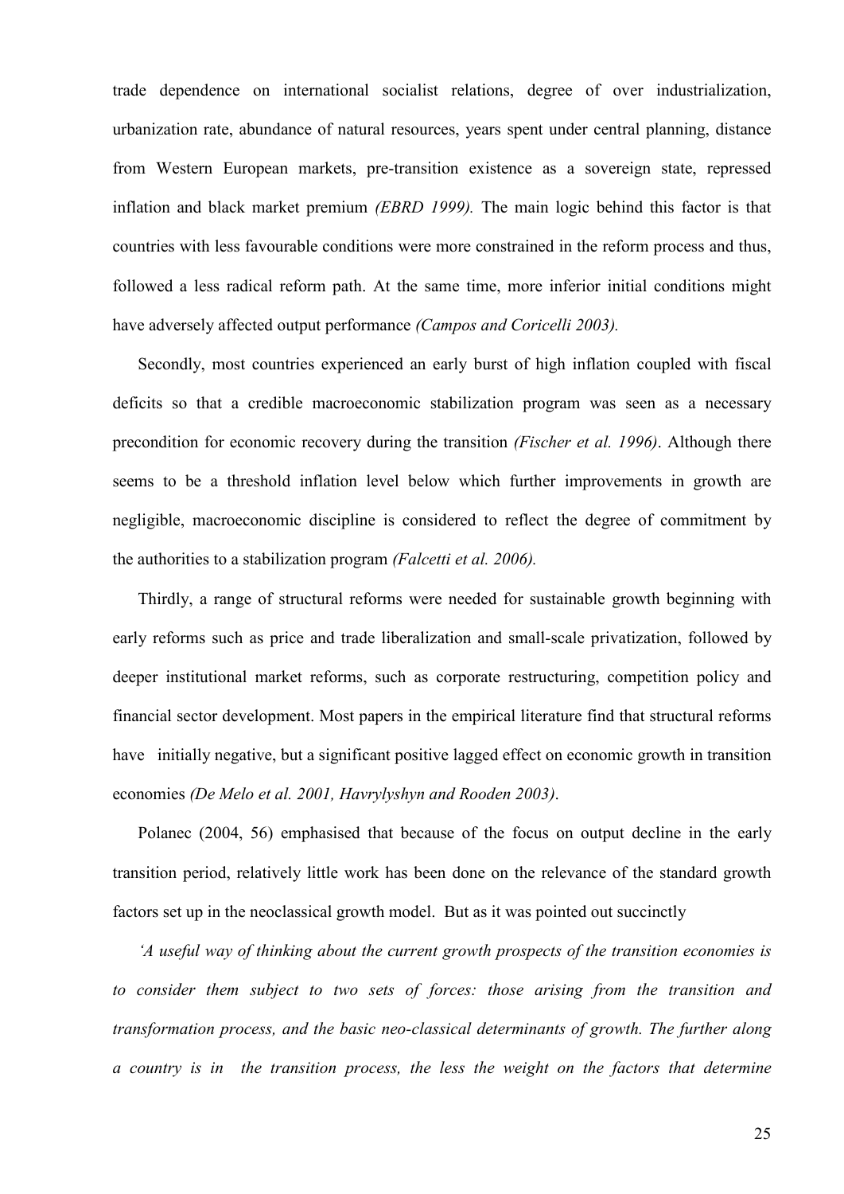trade dependence on international socialist relations, degree of over industrialization, urbanization rate, abundance of natural resources, years spent under central planning, distance from Western European markets, pre-transition existence as a sovereign state, repressed inflation and black market premium *(EBRD 1999).* The main logic behind this factor is that countries with less favourable conditions were more constrained in the reform process and thus, followed a less radical reform path. At the same time, more inferior initial conditions might have adversely affected output performance *(Campos and Coricelli 2003).*

Secondly, most countries experienced an early burst of high inflation coupled with fiscal deficits so that a credible macroeconomic stabilization program was seen as a necessary precondition for economic recovery during the transition *(Fischer et al. 1996)*. Although there seems to be a threshold inflation level below which further improvements in growth are negligible, macroeconomic discipline is considered to reflect the degree of commitment by the authorities to a stabilization program *(Falcetti et al. 2006).*

Thirdly, a range of structural reforms were needed for sustainable growth beginning with early reforms such as price and trade liberalization and small-scale privatization, followed by deeper institutional market reforms, such as corporate restructuring, competition policy and financial sector development. Most papers in the empirical literature find that structural reforms have initially negative, but a significant positive lagged effect on economic growth in transition economies *(De Melo et al. 2001, Havrylyshyn and Rooden 2003)*.

Polanec (2004, 56) emphasised that because of the focus on output decline in the early transition period, relatively little work has been done on the relevance of the standard growth factors set up in the neoclassical growth model. But as it was pointed out succinctly

*'A useful way of thinking about the current growth prospects of the transition economies is to consider them subject to two sets of forces: those arising from the transition and transformation process, and the basic neo-classical determinants of growth. The further along a country is in the transition process, the less the weight on the factors that determine*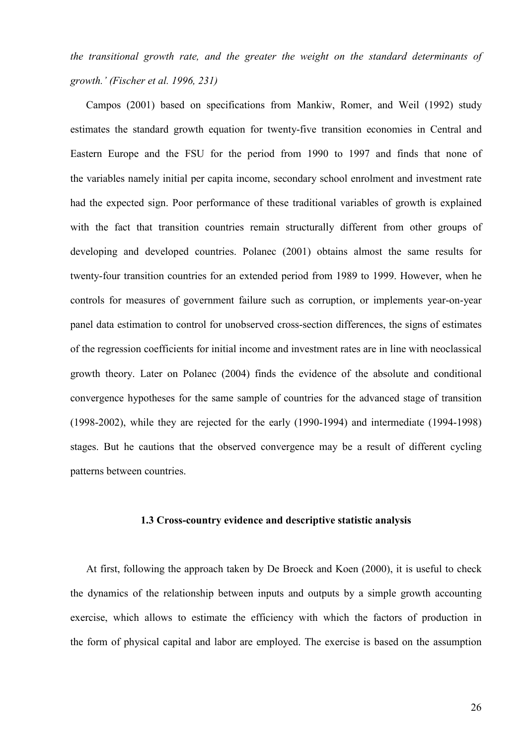*the transitional growth rate, and the greater the weight on the standard determinants of growth.' (Fischer et al. 1996, 231)*

Campos (2001) based on specifications from Mankiw, Romer, and Weil (1992) study estimates the standard growth equation for twenty-five transition economies in Central and Eastern Europe and the FSU for the period from 1990 to 1997 and finds that none of the variables namely initial per capita income, secondary school enrolment and investment rate had the expected sign. Poor performance of these traditional variables of growth is explained with the fact that transition countries remain structurally different from other groups of developing and developed countries. Polanec (2001) obtains almost the same results for twenty-four transition countries for an extended period from 1989 to 1999. However, when he controls for measures of government failure such as corruption, or implements year-on-year panel data estimation to control for unobserved cross-section differences, the signs of estimates of the regression coefficients for initial income and investment rates are in line with neoclassical growth theory. Later on Polanec (2004) finds the evidence of the absolute and conditional convergence hypotheses for the same sample of countries for the advanced stage of transition (1998-2002), while they are rejected for the early (1990-1994) and intermediate (1994-1998) stages. But he cautions that the observed convergence may be a result of different cycling patterns between countries.

### 1.3 Cross-country evidence and descriptive statistic analysis

At first, following the approach taken by De Broeck and Koen (2000), it is useful to check the dynamics of the relationship between inputs and outputs by a simple growth accounting exercise, which allows to estimate the efficiency with which the factors of production in the form of physical capital and labor are employed. The exercise is based on the assumption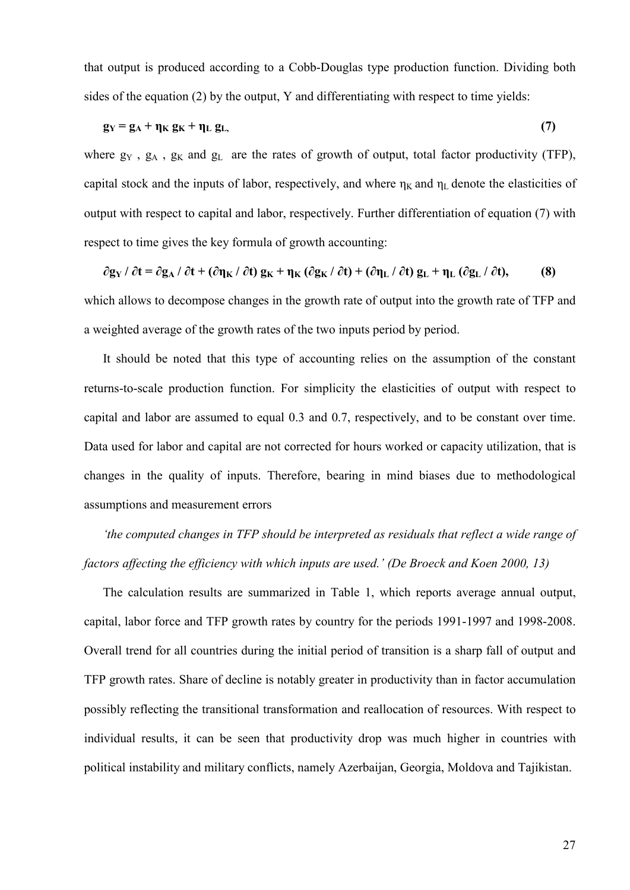that output is produced according to a Cobb-Douglas type production function. Dividing both sides of the equation (2) by the output, Y and differentiating with respect to time yields:

$$\mathbf{g_Y = g_A + \eta_K\, g_K + \eta_L\, g_L,} \tag{7}$$

where $g_Y$ , $g_A$ , $g_K$ and $g_L$ are the rates of growth of output, total factor productivity (TFP), capital stock and the inputs of labor, respectively, and where $\eta_K$ and $\eta_L$ denote the elasticities of output with respect to capital and labor, respectively. Further differentiation of equation (7) with respect to time gives the key formula of growth accounting:

$$\mathbf{\partial g_Y / \partial t = \partial g_A / \partial t + (\partial \eta_K / \partial t)\, g_K + \eta_K\, (\partial g_K / \partial t) + (\partial \eta_L / \partial t)\, g_L + \eta_L\, (\partial g_L / \partial t),} \tag{8}$$

which allows to decompose changes in the growth rate of output into the growth rate of TFP and a weighted average of the growth rates of the two inputs period by period.

It should be noted that this type of accounting relies on the assumption of the constant returns-to-scale production function. For simplicity the elasticities of output with respect to capital and labor are assumed to equal 0.3 and 0.7, respectively, and to be constant over time. Data used for labor and capital are not corrected for hours worked or capacity utilization, that is changes in the quality of inputs. Therefore, bearing in mind biases due to methodological assumptions and measurement errors

*'the computed changes in TFP should be interpreted as residuals that reflect a wide range of factors affecting the efficiency with which inputs are used.' (De Broeck and Koen 2000, 13)*

The calculation results are summarized in Table 1, which reports average annual output, capital, labor force and TFP growth rates by country for the periods 1991-1997 and 1998-2008. Overall trend for all countries during the initial period of transition is a sharp fall of output and TFP growth rates. Share of decline is notably greater in productivity than in factor accumulation possibly reflecting the transitional transformation and reallocation of resources. With respect to individual results, it can be seen that productivity drop was much higher in countries with political instability and military conflicts, namely Azerbaijan, Georgia, Moldova and Tajikistan.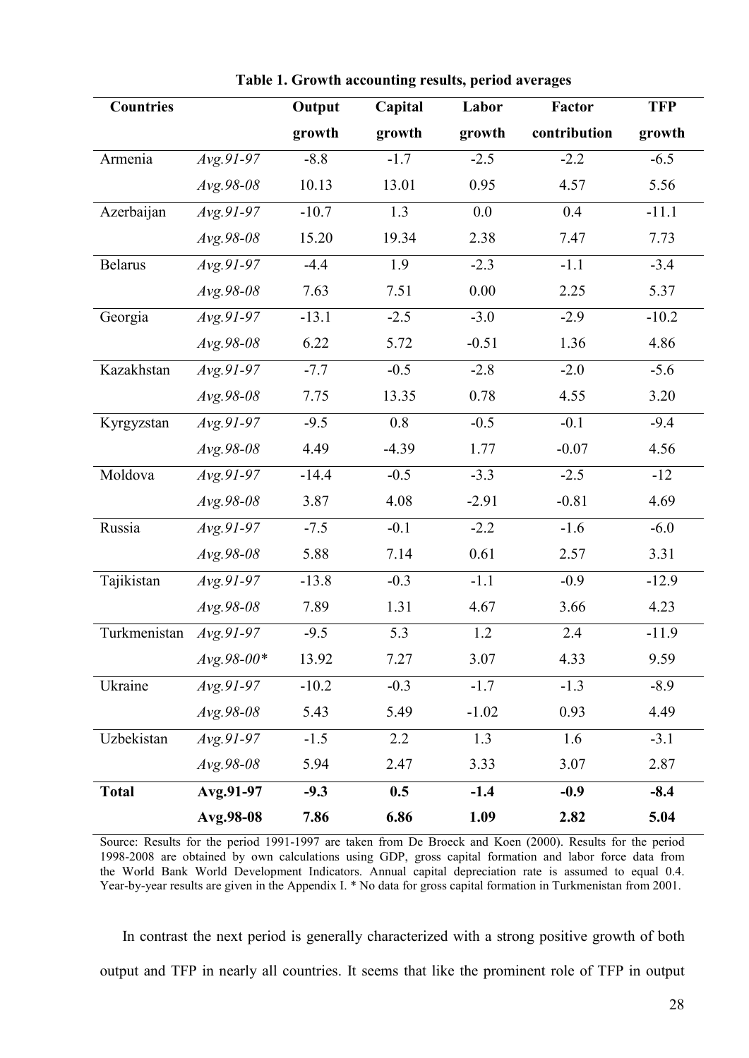**Table 1. Growth accounting results, period averages**

| Countries | | Output growth | Capital growth | Labor growth | Factor contribution | TFP growth |
|---|---|---|---|---|---|---|
| Armenia | *Avg.91-97* | -8.8 | -1.7 | -2.5 | -2.2 | -6.5 |
| | *Avg.98-08* | 10.13 | 13.01 | 0.95 | 4.57 | 5.56 |
| Azerbaijan | *Avg.91-97* | -10.7 | 1.3 | 0.0 | 0.4 | -11.1 |
| | *Avg.98-08* | 15.20 | 19.34 | 2.38 | 7.47 | 7.73 |
| Belarus | *Avg.91-97* | -4.4 | 1.9 | -2.3 | -1.1 | -3.4 |
| | *Avg.98-08* | 7.63 | 7.51 | 0.00 | 2.25 | 5.37 |
| Georgia | *Avg.91-97* | -13.1 | -2.5 | -3.0 | -2.9 | -10.2 |
| | *Avg.98-08* | 6.22 | 5.72 | -0.51 | 1.36 | 4.86 |
| Kazakhstan | *Avg.91-97* | -7.7 | -0.5 | -2.8 | -2.0 | -5.6 |
| | *Avg.98-08* | 7.75 | 13.35 | 0.78 | 4.55 | 3.20 |
| Kyrgyzstan | *Avg.91-97* | -9.5 | 0.8 | -0.5 | -0.1 | -9.4 |
| | *Avg.98-08* | 4.49 | -4.39 | 1.77 | -0.07 | 4.56 |
| Moldova | *Avg.91-97* | -14.4 | -0.5 | -3.3 | -2.5 | -12 |
| | *Avg.98-08* | 3.87 | 4.08 | -2.91 | -0.81 | 4.69 |
| Russia | *Avg.91-97* | -7.5 | -0.1 | -2.2 | -1.6 | -6.0 |
| | *Avg.98-08* | 5.88 | 7.14 | 0.61 | 2.57 | 3.31 |
| Tajikistan | *Avg.91-97* | -13.8 | -0.3 | -1.1 | -0.9 | -12.9 |
| | *Avg.98-08* | 7.89 | 1.31 | 4.67 | 3.66 | 4.23 |
| Turkmenistan | *Avg.91-97* | -9.5 | 5.3 | 1.2 | 2.4 | -11.9 |
| | *Avg.98-00** | 13.92 | 7.27 | 3.07 | 4.33 | 9.59 |
| Ukraine | *Avg.91-97* | -10.2 | -0.3 | -1.7 | -1.3 | -8.9 |
| | *Avg.98-08* | 5.43 | 5.49 | -1.02 | 0.93 | 4.49 |
| Uzbekistan | *Avg.91-97* | -1.5 | 2.2 | 1.3 | 1.6 | -3.1 |
| | *Avg.98-08* | 5.94 | 2.47 | 3.33 | 3.07 | 2.87 |
| **Total** | **Avg.91-97** | **-9.3** | **0.5** | **-1.4** | **-0.9** | **-8.4** |
| | **Avg.98-08** | **7.86** | **6.86** | **1.09** | **2.82** | **5.04** |

Source: Results for the period 1991-1997 are taken from De Broeck and Koen (2000). Results for the period 1998-2008 are obtained by own calculations using GDP, gross capital formation and labor force data from the World Bank World Development Indicators. Annual capital depreciation rate is assumed to equal 0.4. Year-by-year results are given in the Appendix I. * No data for gross capital formation in Turkmenistan from 2001.

In contrast the next period is generally characterized with a strong positive growth of both output and TFP in nearly all countries. It seems that like the prominent role of TFP in output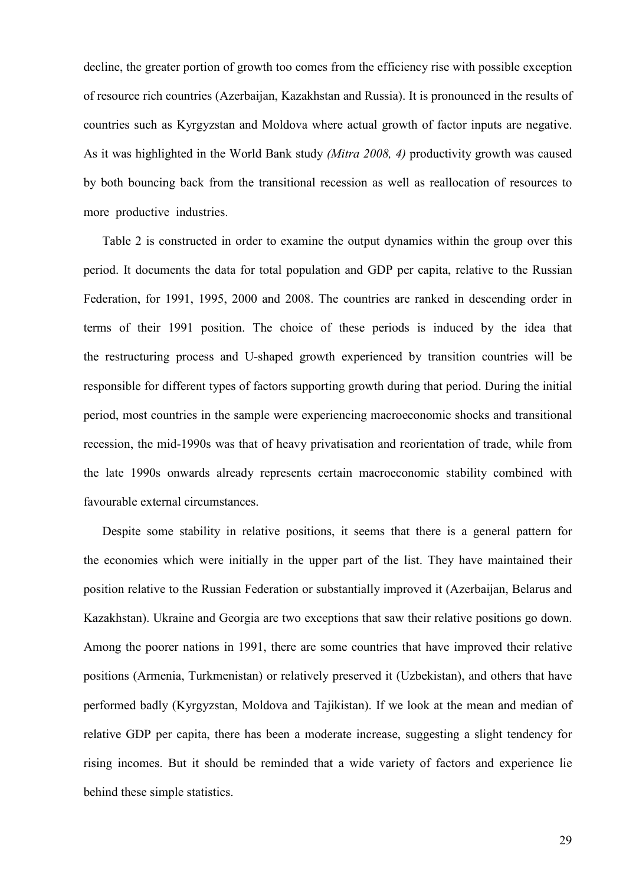decline, the greater portion of growth too comes from the efficiency rise with possible exception of resource rich countries (Azerbaijan, Kazakhstan and Russia). It is pronounced in the results of countries such as Kyrgyzstan and Moldova where actual growth of factor inputs are negative. As it was highlighted in the World Bank study *(Mitra 2008, 4)* productivity growth was caused by both bouncing back from the transitional recession as well as reallocation of resources to more productive industries.

Table 2 is constructed in order to examine the output dynamics within the group over this period. It documents the data for total population and GDP per capita, relative to the Russian Federation, for 1991, 1995, 2000 and 2008. The countries are ranked in descending order in terms of their 1991 position. The choice of these periods is induced by the idea that the restructuring process and U-shaped growth experienced by transition countries will be responsible for different types of factors supporting growth during that period. During the initial period, most countries in the sample were experiencing macroeconomic shocks and transitional recession, the mid-1990s was that of heavy privatisation and reorientation of trade, while from the late 1990s onwards already represents certain macroeconomic stability combined with favourable external circumstances.

Despite some stability in relative positions, it seems that there is a general pattern for the economies which were initially in the upper part of the list. They have maintained their position relative to the Russian Federation or substantially improved it (Azerbaijan, Belarus and Kazakhstan). Ukraine and Georgia are two exceptions that saw their relative positions go down. Among the poorer nations in 1991, there are some countries that have improved their relative positions (Armenia, Turkmenistan) or relatively preserved it (Uzbekistan), and others that have performed badly (Kyrgyzstan, Moldova and Tajikistan). If we look at the mean and median of relative GDP per capita, there has been a moderate increase, suggesting a slight tendency for rising incomes. But it should be reminded that a wide variety of factors and experience lie behind these simple statistics.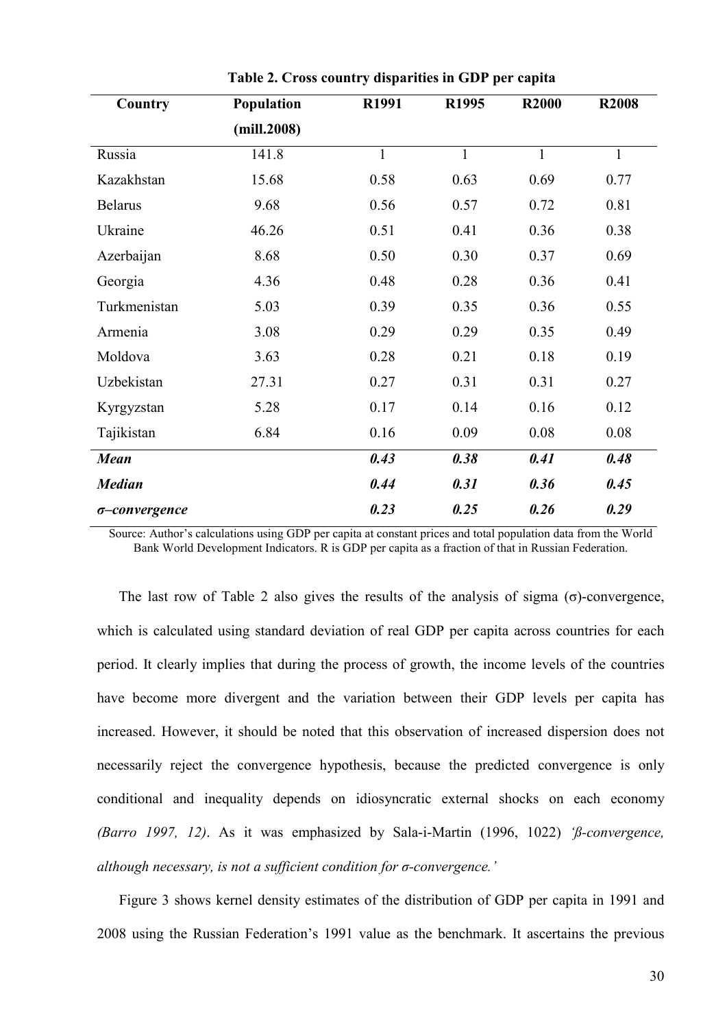**Table 2. Cross country disparities in GDP per capita**

| Country | Population (mill.2008) | R1991 | R1995 | R2000 | R2008 |
|---|---|---|---|---|---|
| Russia | 141.8 | 1 | 1 | 1 | 1 |
| Kazakhstan | 15.68 | 0.58 | 0.63 | 0.69 | 0.77 |
| Belarus | 9.68 | 0.56 | 0.57 | 0.72 | 0.81 |
| Ukraine | 46.26 | 0.51 | 0.41 | 0.36 | 0.38 |
| Azerbaijan | 8.68 | 0.50 | 0.30 | 0.37 | 0.69 |
| Georgia | 4.36 | 0.48 | 0.28 | 0.36 | 0.41 |
| Turkmenistan | 5.03 | 0.39 | 0.35 | 0.36 | 0.55 |
| Armenia | 3.08 | 0.29 | 0.29 | 0.35 | 0.49 |
| Moldova | 3.63 | 0.28 | 0.21 | 0.18 | 0.19 |
| Uzbekistan | 27.31 | 0.27 | 0.31 | 0.31 | 0.27 |
| Kyrgyzstan | 5.28 | 0.17 | 0.14 | 0.16 | 0.12 |
| Tajikistan | 6.84 | 0.16 | 0.09 | 0.08 | 0.08 |
| ***Mean*** | | ***0.43*** | ***0.38*** | ***0.41*** | ***0.48*** |
| ***Median*** | | ***0.44*** | ***0.31*** | ***0.36*** | ***0.45*** |
| ***σ–convergence*** | | ***0.23*** | ***0.25*** | ***0.26*** | ***0.29*** |

Source: Author's calculations using GDP per capita at constant prices and total population data from the World Bank World Development Indicators. R is GDP per capita as a fraction of that in Russian Federation.

The last row of Table 2 also gives the results of the analysis of sigma (σ)-convergence, which is calculated using standard deviation of real GDP per capita across countries for each period. It clearly implies that during the process of growth, the income levels of the countries have become more divergent and the variation between their GDP levels per capita has increased. However, it should be noted that this observation of increased dispersion does not necessarily reject the convergence hypothesis, because the predicted convergence is only conditional and inequality depends on idiosyncratic external shocks on each economy *(Barro 1997, 12)*. As it was emphasized by Sala-i-Martin (1996, 1022) *'ß-convergence, although necessary, is not a sufficient condition for σ-convergence.'*

Figure 3 shows kernel density estimates of the distribution of GDP per capita in 1991 and 2008 using the Russian Federation's 1991 value as the benchmark. It ascertains the previous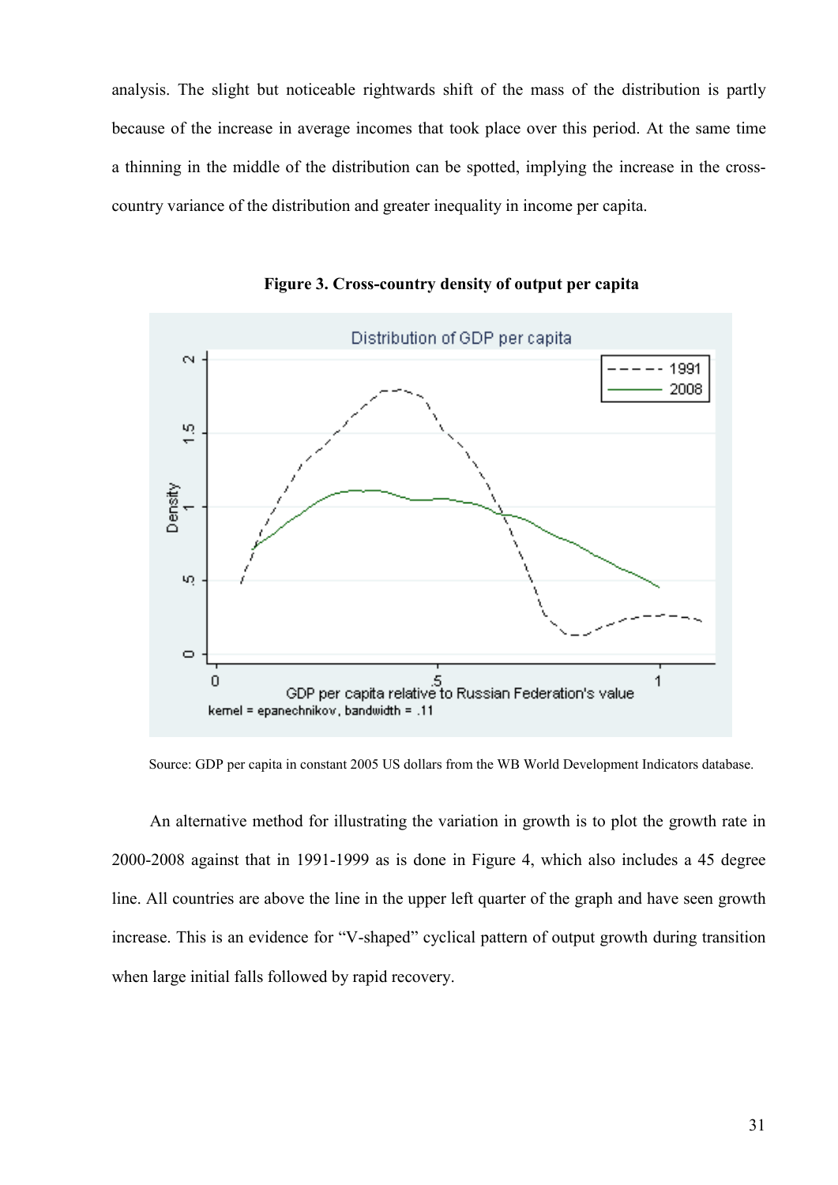analysis. The slight but noticeable rightwards shift of the mass of the distribution is partly because of the increase in average incomes that took place over this period. At the same time a thinning in the middle of the distribution can be spotted, implying the increase in the cross-country variance of the distribution and greater inequality in income per capita.

**Figure 3. Cross-country density of output per capita**

Source: GDP per capita in constant 2005 US dollars from the WB World Development Indicators database.

An alternative method for illustrating the variation in growth is to plot the growth rate in 2000-2008 against that in 1991-1999 as is done in Figure 4, which also includes a 45 degree line. All countries are above the line in the upper left quarter of the graph and have seen growth increase. This is an evidence for "V-shaped" cyclical pattern of output growth during transition when large initial falls followed by rapid recovery.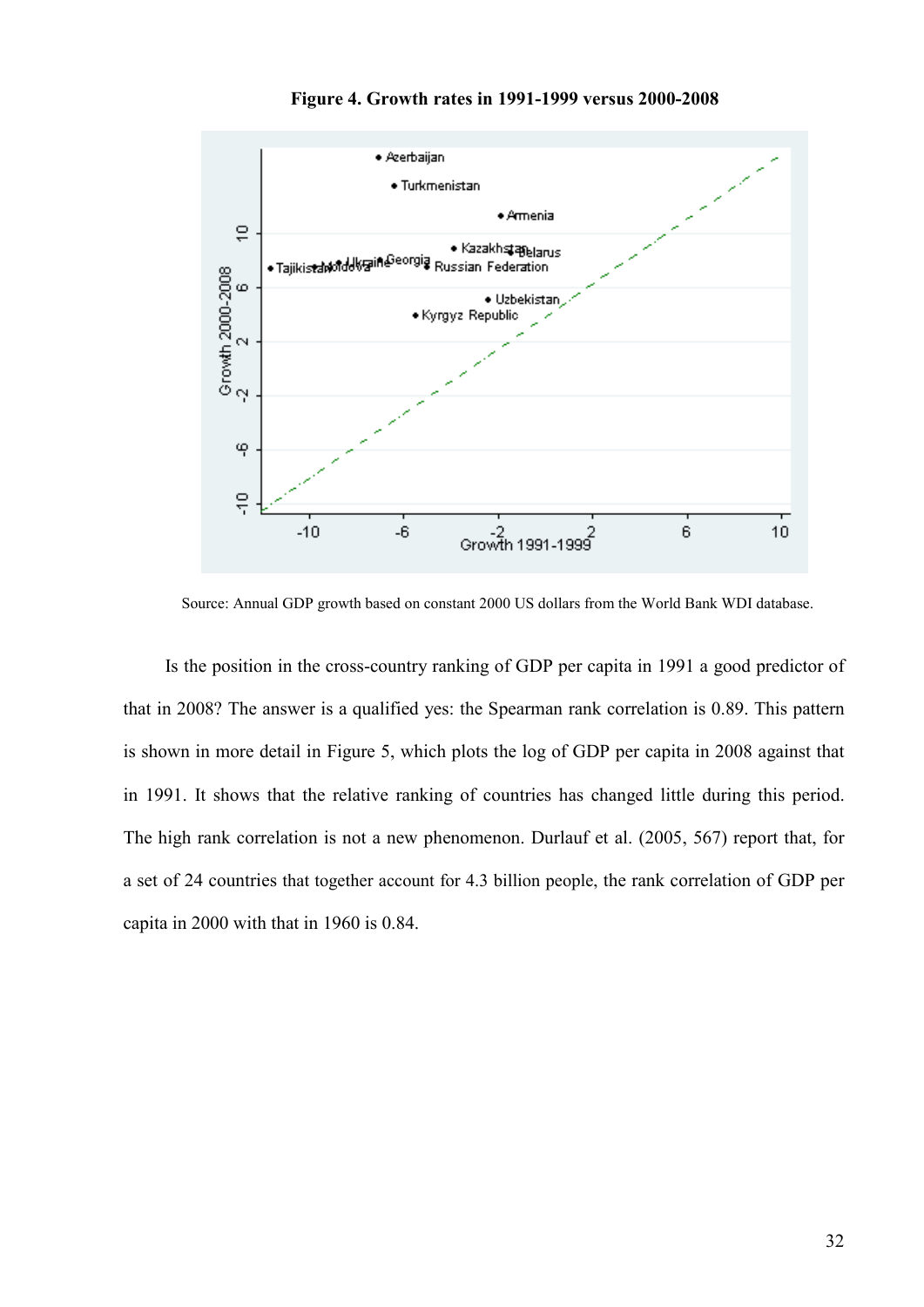**Figure 4. Growth rates in 1991-1999 versus 2000-2008**

Source: Annual GDP growth based on constant 2000 US dollars from the World Bank WDI database.

Is the position in the cross-country ranking of GDP per capita in 1991 a good predictor of that in 2008? The answer is a qualified yes: the Spearman rank correlation is 0.89. This pattern is shown in more detail in Figure 5, which plots the log of GDP per capita in 2008 against that in 1991. It shows that the relative ranking of countries has changed little during this period. The high rank correlation is not a new phenomenon. Durlauf et al. (2005, 567) report that, for a set of 24 countries that together account for 4.3 billion people, the rank correlation of GDP per capita in 2000 with that in 1960 is 0.84.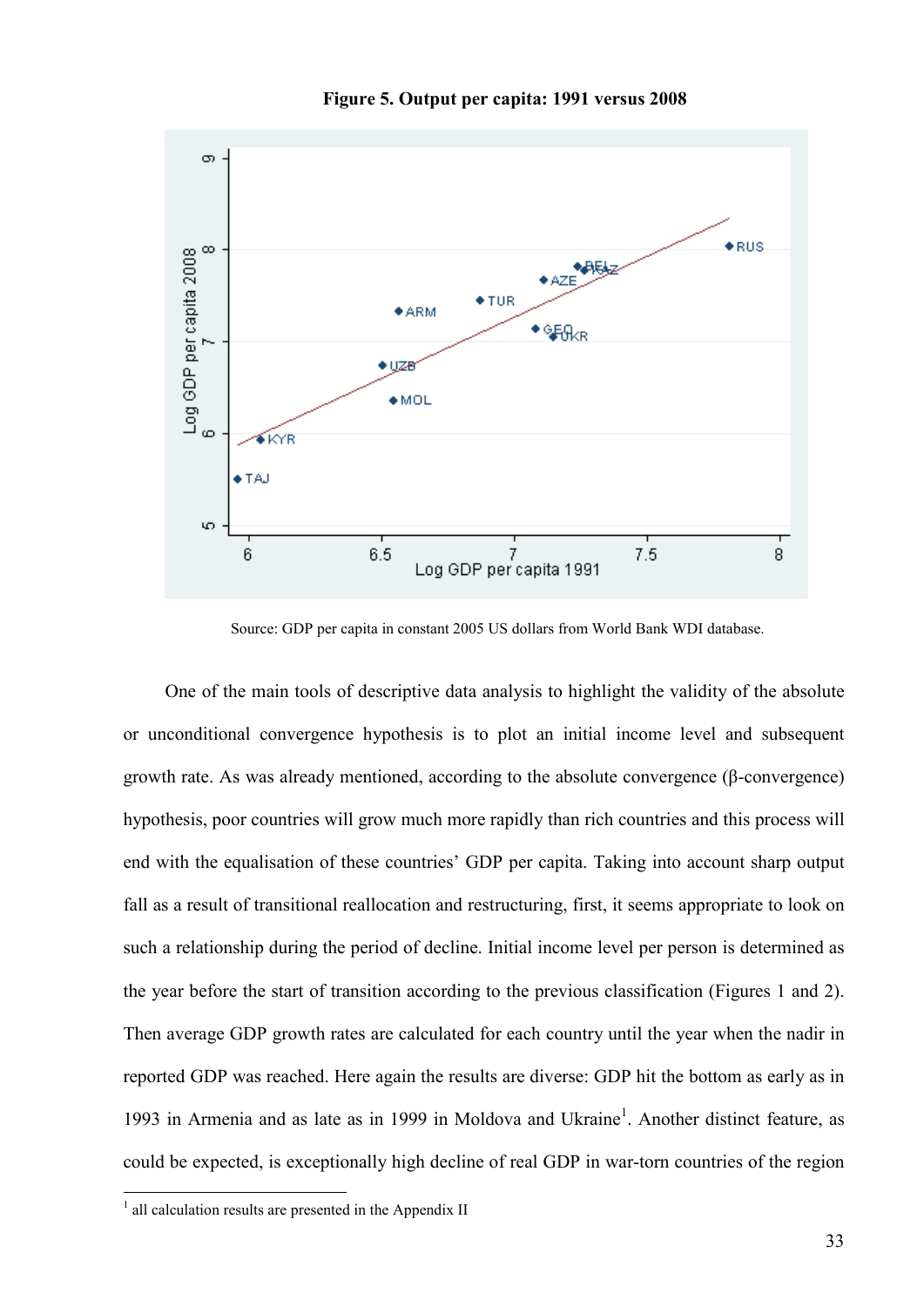**Figure 5. Output per capita: 1991 versus 2008**

Source: GDP per capita in constant 2005 US dollars from World Bank WDI database.

One of the main tools of descriptive data analysis to highlight the validity of the absolute or unconditional convergence hypothesis is to plot an initial income level and subsequent growth rate. As was already mentioned, according to the absolute convergence (β-convergence) hypothesis, poor countries will grow much more rapidly than rich countries and this process will end with the equalisation of these countries' GDP per capita. Taking into account sharp output fall as a result of transitional reallocation and restructuring, first, it seems appropriate to look on such a relationship during the period of decline. Initial income level per person is determined as the year before the start of transition according to the previous classification (Figures 1 and 2). Then average GDP growth rates are calculated for each country until the year when the nadir in reported GDP was reached. Here again the results are diverse: GDP hit the bottom as early as in 1993 in Armenia and as late as in 1999 in Moldova and Ukraine[1]. Another distinct feature, as could be expected, is exceptionally high decline of real GDP in war-torn countries of the region

[1] all calculation results are presented in the Appendix II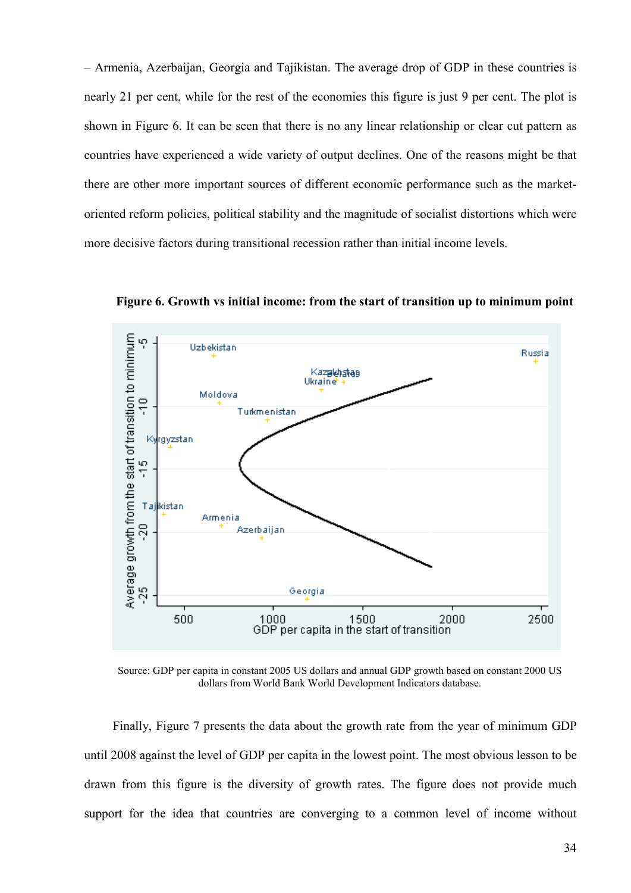– Armenia, Azerbaijan, Georgia and Tajikistan. The average drop of GDP in these countries is nearly 21 per cent, while for the rest of the economies this figure is just 9 per cent. The plot is shown in Figure 6. It can be seen that there is no any linear relationship or clear cut pattern as countries have experienced a wide variety of output declines. One of the reasons might be that there are other more important sources of different economic performance such as the market-oriented reform policies, political stability and the magnitude of socialist distortions which were more decisive factors during transitional recession rather than initial income levels.

**Figure 6. Growth vs initial income: from the start of transition up to minimum point**

Source: GDP per capita in constant 2005 US dollars and annual GDP growth based on constant 2000 US dollars from World Bank World Development Indicators database.

Finally, Figure 7 presents the data about the growth rate from the year of minimum GDP until 2008 against the level of GDP per capita in the lowest point. The most obvious lesson to be drawn from this figure is the diversity of growth rates. The figure does not provide much support for the idea that countries are converging to a common level of income without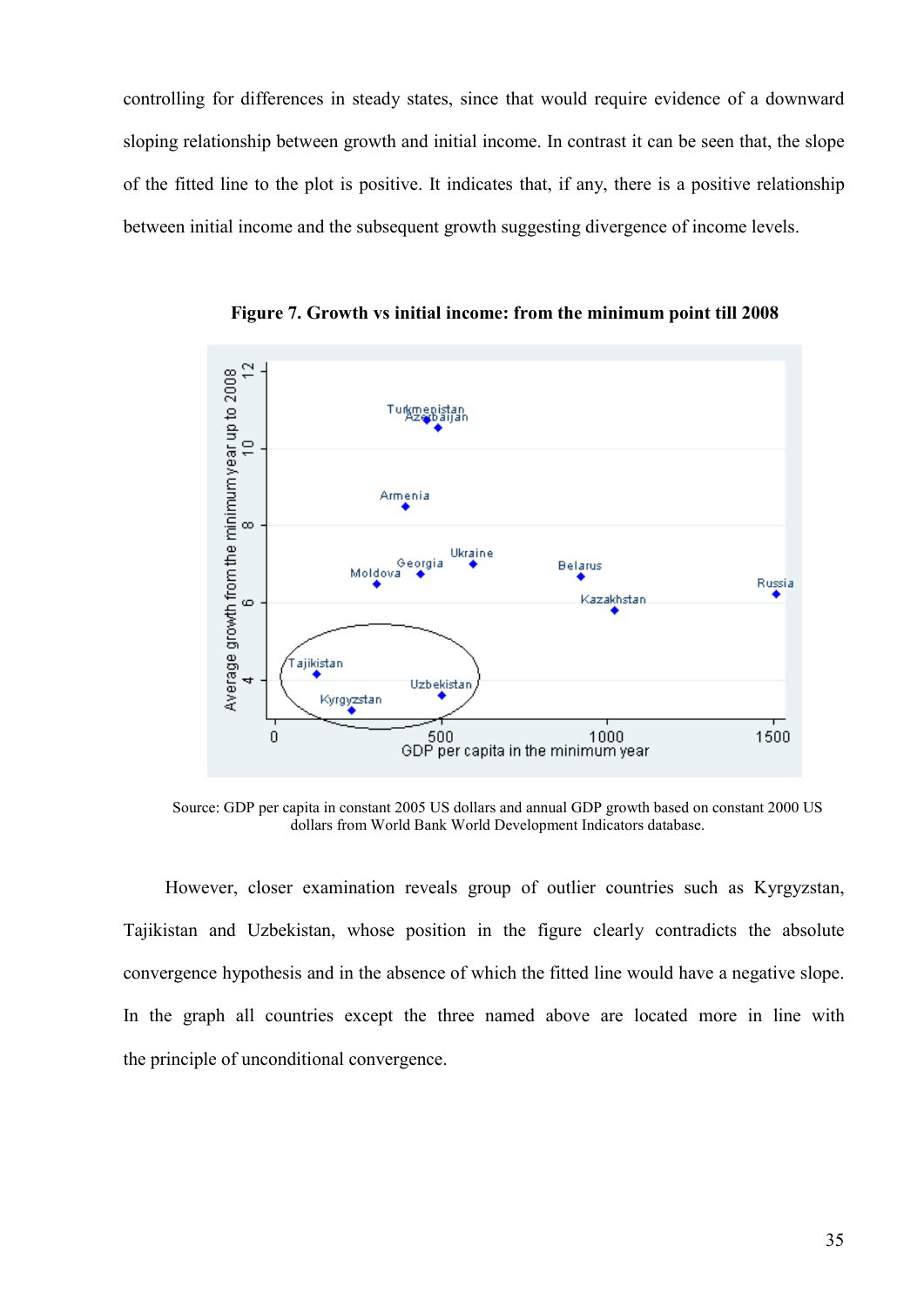controlling for differences in steady states, since that would require evidence of a downward sloping relationship between growth and initial income. In contrast it can be seen that, the slope of the fitted line to the plot is positive. It indicates that, if any, there is a positive relationship between initial income and the subsequent growth suggesting divergence of income levels.

**Figure 7. Growth vs initial income: from the minimum point till 2008**

Source: GDP per capita in constant 2005 US dollars and annual GDP growth based on constant 2000 US dollars from World Bank World Development Indicators database.

However, closer examination reveals group of outlier countries such as Kyrgyzstan, Tajikistan and Uzbekistan, whose position in the figure clearly contradicts the absolute convergence hypothesis and in the absence of which the fitted line would have a negative slope. In the graph all countries except the three named above are located more in line with the principle of unconditional convergence.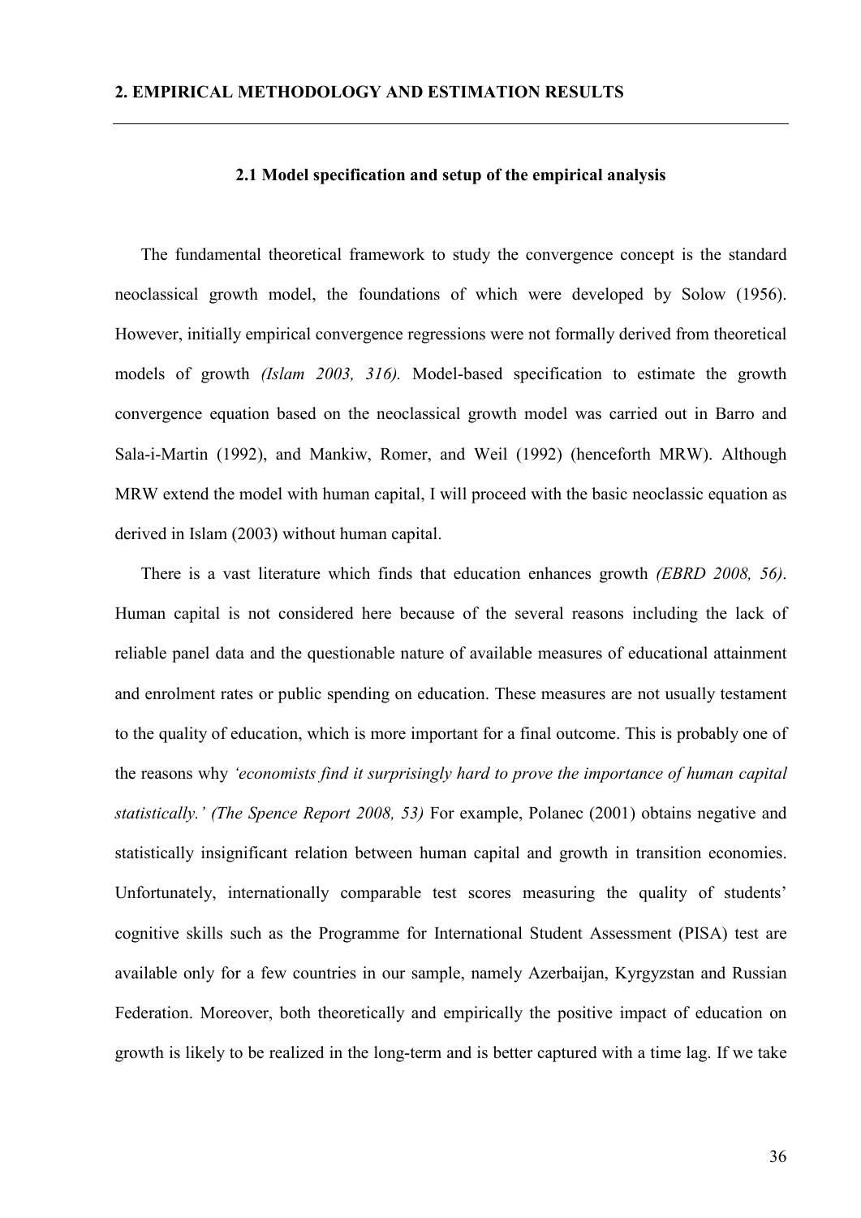## 2. EMPIRICAL METHODOLOGY AND ESTIMATION RESULTS

### 2.1 Model specification and setup of the empirical analysis

The fundamental theoretical framework to study the convergence concept is the standard neoclassical growth model, the foundations of which were developed by Solow (1956). However, initially empirical convergence regressions were not formally derived from theoretical models of growth *(Islam 2003, 316).* Model-based specification to estimate the growth convergence equation based on the neoclassical growth model was carried out in Barro and Sala-i-Martin (1992), and Mankiw, Romer, and Weil (1992) (henceforth MRW). Although MRW extend the model with human capital, I will proceed with the basic neoclassic equation as derived in Islam (2003) without human capital.

There is a vast literature which finds that education enhances growth *(EBRD 2008, 56)*. Human capital is not considered here because of the several reasons including the lack of reliable panel data and the questionable nature of available measures of educational attainment and enrolment rates or public spending on education. These measures are not usually testament to the quality of education, which is more important for a final outcome. This is probably one of the reasons why *'economists find it surprisingly hard to prove the importance of human capital statistically.' (The Spence Report 2008, 53)* For example, Polanec (2001) obtains negative and statistically insignificant relation between human capital and growth in transition economies. Unfortunately, internationally comparable test scores measuring the quality of students' cognitive skills such as the Programme for International Student Assessment (PISA) test are available only for a few countries in our sample, namely Azerbaijan, Kyrgyzstan and Russian Federation. Moreover, both theoretically and empirically the positive impact of education on growth is likely to be realized in the long-term and is better captured with a time lag. If we take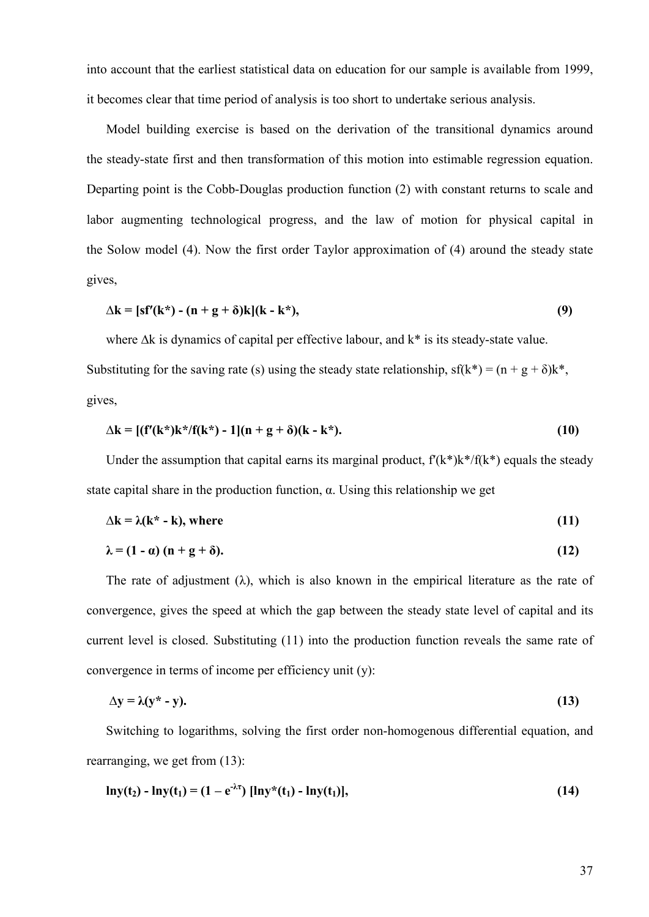into account that the earliest statistical data on education for our sample is available from 1999, it becomes clear that time period of analysis is too short to undertake serious analysis.

Model building exercise is based on the derivation of the transitional dynamics around the steady-state first and then transformation of this motion into estimable regression equation. Departing point is the Cobb-Douglas production function (2) with constant returns to scale and labor augmenting technological progress, and the law of motion for physical capital in the Solow model (4). Now the first order Taylor approximation of (4) around the steady state gives,

$$\mathbf{\Delta k = [sf'(k^*) - (n + g + \delta)k](k - k^*),} \tag{9}$$

where $\Delta k$ is dynamics of capital per effective labour, and $k^*$ is its steady-state value. Substituting for the saving rate (s) using the steady state relationship, $sf(k^*) = (n + g + \delta)k^*$, gives,

$$\mathbf{\Delta k = [(f'(k^*)k^*/f(k^*) - 1](n + g + \delta)(k - k^*).} \tag{10}$$

Under the assumption that capital earns its marginal product, $f'(k^*)k^*/f(k^*)$ equals the steady state capital share in the production function, $\alpha$. Using this relationship we get

$$\mathbf{\Delta k = \lambda(k^* - k), \text{ where}} \tag{11}$$

$$\mathbf{\lambda = (1 - \alpha)(n + g + \delta).} \tag{12}$$

The rate of adjustment ($\lambda$), which is also known in the empirical literature as the rate of convergence, gives the speed at which the gap between the steady state level of capital and its current level is closed. Substituting (11) into the production function reveals the same rate of convergence in terms of income per efficiency unit (y):

$$\mathbf{\Delta y = \lambda(y^* - y).} \tag{13}$$

Switching to logarithms, solving the first order non-homogenous differential equation, and rearranging, we get from (13):

$$\mathbf{\ln y(t_2) - \ln y(t_1) = (1 - e^{-\lambda\tau}) [\ln y^*(t_1) - \ln y(t_1)],} \tag{14}$$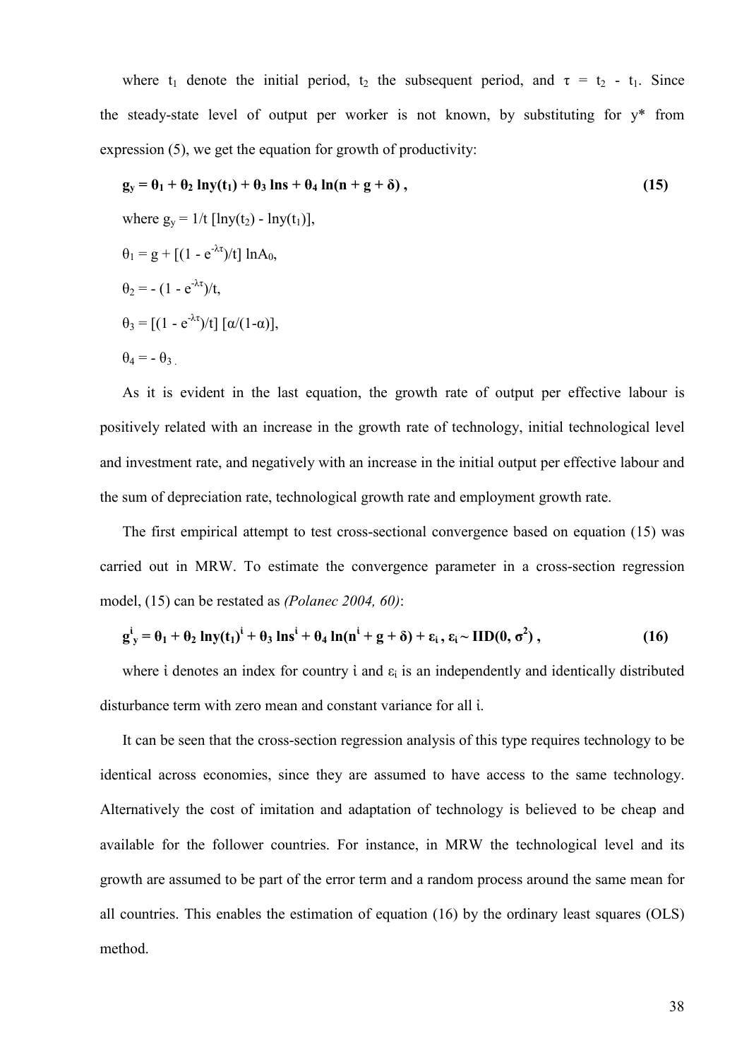where $t_1$ denote the initial period, $t_2$ the subsequent period, and $\tau = t_2 - t_1$. Since the steady-state level of output per worker is not known, by substituting for y* from expression (5), we get the equation for growth of productivity:

$$\mathbf{g_y = \theta_1 + \theta_2 \ln y(t_1) + \theta_3 \ln s + \theta_4 \ln(n + g + \delta)\ ,} \tag{15}$$

where $g_y = 1/t\ [\ln y(t_2) - \ln y(t_1)]$,

$\theta_1 = g + [(1 - e^{-\lambda\tau})/t] \ln A_0$,

$\theta_2 = -(1 - e^{-\lambda\tau})/t$,

$\theta_3 = [(1 - e^{-\lambda\tau})/t]\ [\alpha/(1-\alpha)]$,

$\theta_4 = -\theta_3$ .

As it is evident in the last equation, the growth rate of output per effective labour is positively related with an increase in the growth rate of technology, initial technological level and investment rate, and negatively with an increase in the initial output per effective labour and the sum of depreciation rate, technological growth rate and employment growth rate.

The first empirical attempt to test cross-sectional convergence based on equation (15) was carried out in MRW. To estimate the convergence parameter in a cross-section regression model, (15) can be restated as *(Polanec 2004, 60)*:

$$\mathbf{g^i_y = \theta_1 + \theta_2 \ln y(t_1)^i + \theta_3 \ln s^i + \theta_4 \ln(n^i + g + \delta) + \varepsilon_i\ ,\ \varepsilon_i \sim IID(0, \sigma^2)\ ,} \tag{16}$$

where i denotes an index for country i and $\varepsilon_i$ is an independently and identically distributed disturbance term with zero mean and constant variance for all i.

It can be seen that the cross-section regression analysis of this type requires technology to be identical across economies, since they are assumed to have access to the same technology. Alternatively the cost of imitation and adaptation of technology is believed to be cheap and available for the follower countries. For instance, in MRW the technological level and its growth are assumed to be part of the error term and a random process around the same mean for all countries. This enables the estimation of equation (16) by the ordinary least squares (OLS) method.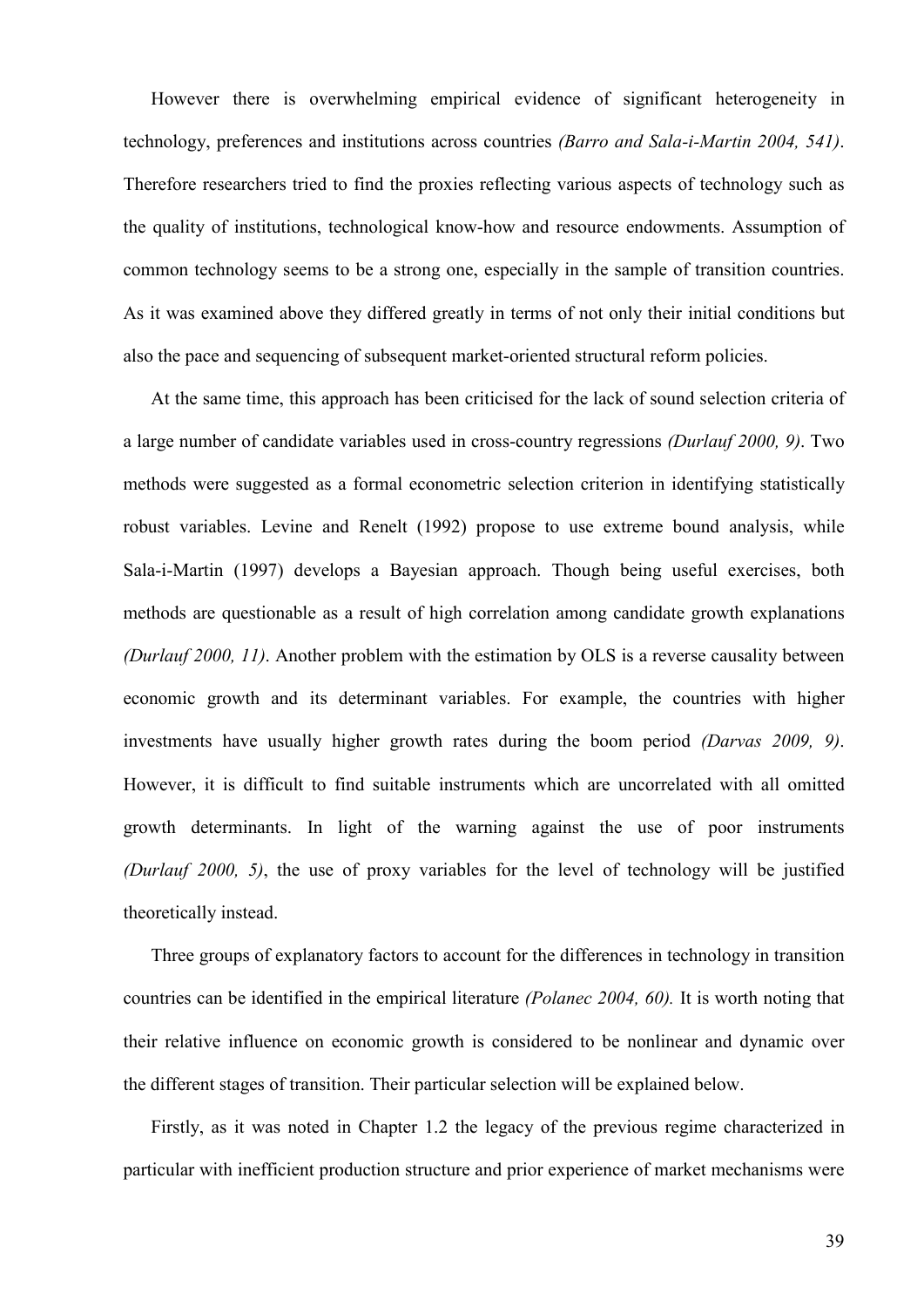However there is overwhelming empirical evidence of significant heterogeneity in technology, preferences and institutions across countries *(Barro and Sala-i-Martin 2004, 541)*. Therefore researchers tried to find the proxies reflecting various aspects of technology such as the quality of institutions, technological know-how and resource endowments. Assumption of common technology seems to be a strong one, especially in the sample of transition countries. As it was examined above they differed greatly in terms of not only their initial conditions but also the pace and sequencing of subsequent market-oriented structural reform policies.

At the same time, this approach has been criticised for the lack of sound selection criteria of a large number of candidate variables used in cross-country regressions *(Durlauf 2000, 9)*. Two methods were suggested as a formal econometric selection criterion in identifying statistically robust variables. Levine and Renelt (1992) propose to use extreme bound analysis, while Sala-i-Martin (1997) develops a Bayesian approach. Though being useful exercises, both methods are questionable as a result of high correlation among candidate growth explanations *(Durlauf 2000, 11)*. Another problem with the estimation by OLS is a reverse causality between economic growth and its determinant variables. For example, the countries with higher investments have usually higher growth rates during the boom period *(Darvas 2009, 9)*. However, it is difficult to find suitable instruments which are uncorrelated with all omitted growth determinants. In light of the warning against the use of poor instruments *(Durlauf 2000, 5)*, the use of proxy variables for the level of technology will be justified theoretically instead.

Three groups of explanatory factors to account for the differences in technology in transition countries can be identified in the empirical literature *(Polanec 2004, 60).* It is worth noting that their relative influence on economic growth is considered to be nonlinear and dynamic over the different stages of transition. Their particular selection will be explained below.

Firstly, as it was noted in Chapter 1.2 the legacy of the previous regime characterized in particular with inefficient production structure and prior experience of market mechanisms were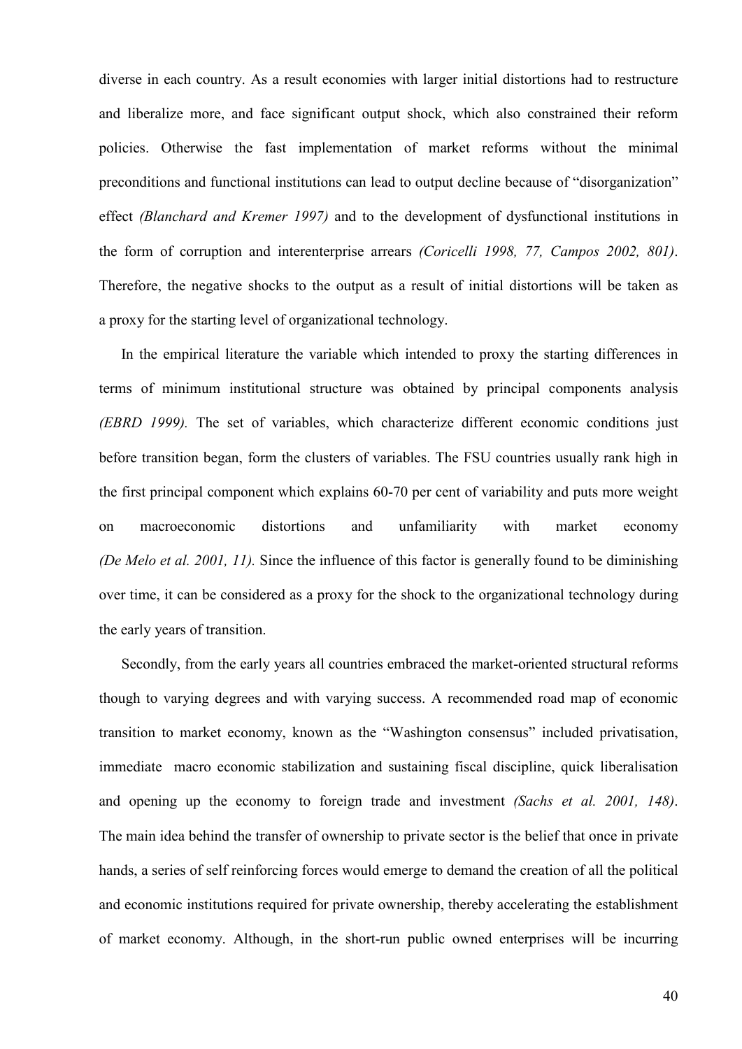diverse in each country. As a result economies with larger initial distortions had to restructure and liberalize more, and face significant output shock, which also constrained their reform policies. Otherwise the fast implementation of market reforms without the minimal preconditions and functional institutions can lead to output decline because of "disorganization" effect *(Blanchard and Kremer 1997)* and to the development of dysfunctional institutions in the form of corruption and interenterprise arrears *(Coricelli 1998, 77, Campos 2002, 801)*. Therefore, the negative shocks to the output as a result of initial distortions will be taken as a proxy for the starting level of organizational technology.

In the empirical literature the variable which intended to proxy the starting differences in terms of minimum institutional structure was obtained by principal components analysis *(EBRD 1999).* The set of variables, which characterize different economic conditions just before transition began, form the clusters of variables. The FSU countries usually rank high in the first principal component which explains 60-70 per cent of variability and puts more weight on macroeconomic distortions and unfamiliarity with market economy *(De Melo et al. 2001, 11).* Since the influence of this factor is generally found to be diminishing over time, it can be considered as a proxy for the shock to the organizational technology during the early years of transition.

Secondly, from the early years all countries embraced the market-oriented structural reforms though to varying degrees and with varying success. A recommended road map of economic transition to market economy, known as the "Washington consensus" included privatisation, immediate macro economic stabilization and sustaining fiscal discipline, quick liberalisation and opening up the economy to foreign trade and investment *(Sachs et al. 2001, 148)*. The main idea behind the transfer of ownership to private sector is the belief that once in private hands, a series of self reinforcing forces would emerge to demand the creation of all the political and economic institutions required for private ownership, thereby accelerating the establishment of market economy. Although, in the short-run public owned enterprises will be incurring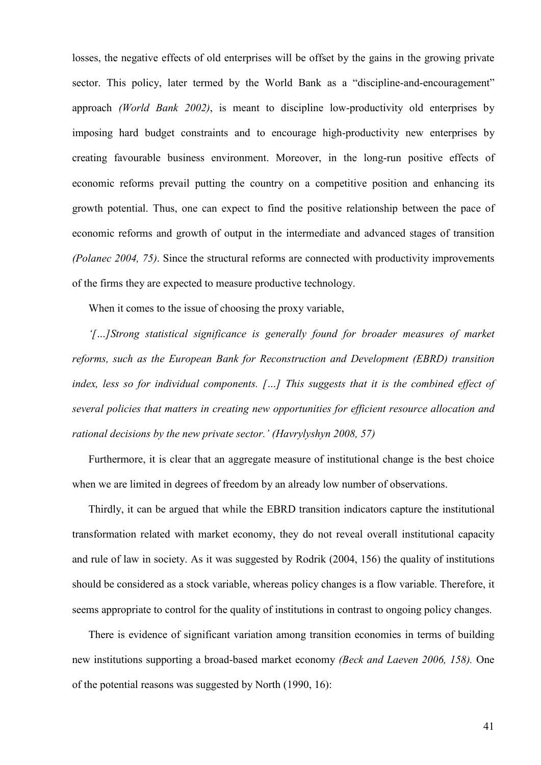losses, the negative effects of old enterprises will be offset by the gains in the growing private sector. This policy, later termed by the World Bank as a "discipline-and-encouragement" approach *(World Bank 2002)*, is meant to discipline low-productivity old enterprises by imposing hard budget constraints and to encourage high-productivity new enterprises by creating favourable business environment. Moreover, in the long-run positive effects of economic reforms prevail putting the country on a competitive position and enhancing its growth potential. Thus, one can expect to find the positive relationship between the pace of economic reforms and growth of output in the intermediate and advanced stages of transition *(Polanec 2004, 75)*. Since the structural reforms are connected with productivity improvements of the firms they are expected to measure productive technology.

When it comes to the issue of choosing the proxy variable,

*'[…]Strong statistical significance is generally found for broader measures of market reforms, such as the European Bank for Reconstruction and Development (EBRD) transition index, less so for individual components. […] This suggests that it is the combined effect of several policies that matters in creating new opportunities for efficient resource allocation and rational decisions by the new private sector.' (Havrylyshyn 2008, 57)*

Furthermore, it is clear that an aggregate measure of institutional change is the best choice when we are limited in degrees of freedom by an already low number of observations.

Thirdly, it can be argued that while the EBRD transition indicators capture the institutional transformation related with market economy, they do not reveal overall institutional capacity and rule of law in society. As it was suggested by Rodrik (2004, 156) the quality of institutions should be considered as a stock variable, whereas policy changes is a flow variable. Therefore, it seems appropriate to control for the quality of institutions in contrast to ongoing policy changes.

There is evidence of significant variation among transition economies in terms of building new institutions supporting a broad-based market economy *(Beck and Laeven 2006, 158).* One of the potential reasons was suggested by North (1990, 16):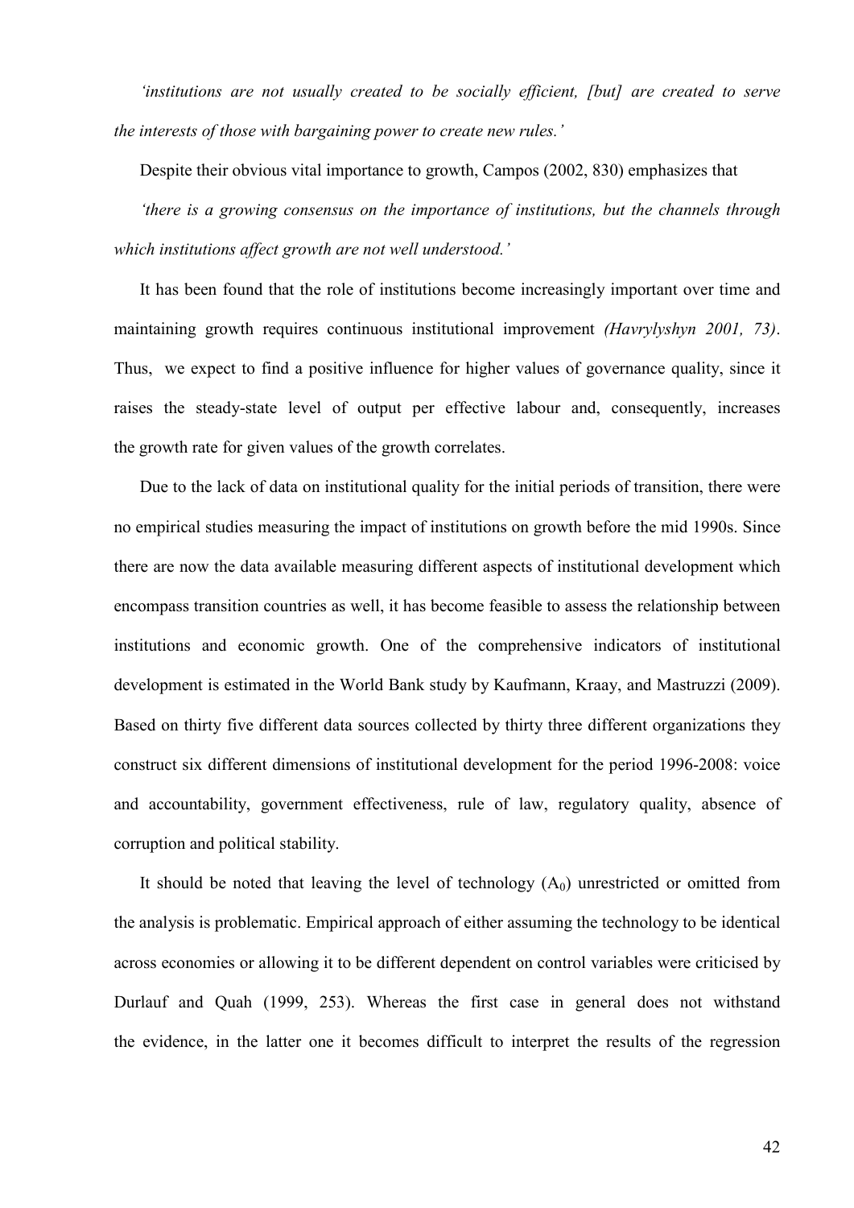*'institutions are not usually created to be socially efficient, [but] are created to serve the interests of those with bargaining power to create new rules.'*

Despite their obvious vital importance to growth, Campos (2002, 830) emphasizes that

*'there is a growing consensus on the importance of institutions, but the channels through which institutions affect growth are not well understood.'*

It has been found that the role of institutions become increasingly important over time and maintaining growth requires continuous institutional improvement *(Havrylyshyn 2001, 73)*. Thus, we expect to find a positive influence for higher values of governance quality, since it raises the steady-state level of output per effective labour and, consequently, increases the growth rate for given values of the growth correlates.

Due to the lack of data on institutional quality for the initial periods of transition, there were no empirical studies measuring the impact of institutions on growth before the mid 1990s. Since there are now the data available measuring different aspects of institutional development which encompass transition countries as well, it has become feasible to assess the relationship between institutions and economic growth. One of the comprehensive indicators of institutional development is estimated in the World Bank study by Kaufmann, Kraay, and Mastruzzi (2009). Based on thirty five different data sources collected by thirty three different organizations they construct six different dimensions of institutional development for the period 1996-2008: voice and accountability, government effectiveness, rule of law, regulatory quality, absence of corruption and political stability.

It should be noted that leaving the level of technology ($A_0$) unrestricted or omitted from the analysis is problematic. Empirical approach of either assuming the technology to be identical across economies or allowing it to be different dependent on control variables were criticised by Durlauf and Quah (1999, 253). Whereas the first case in general does not withstand the evidence, in the latter one it becomes difficult to interpret the results of the regression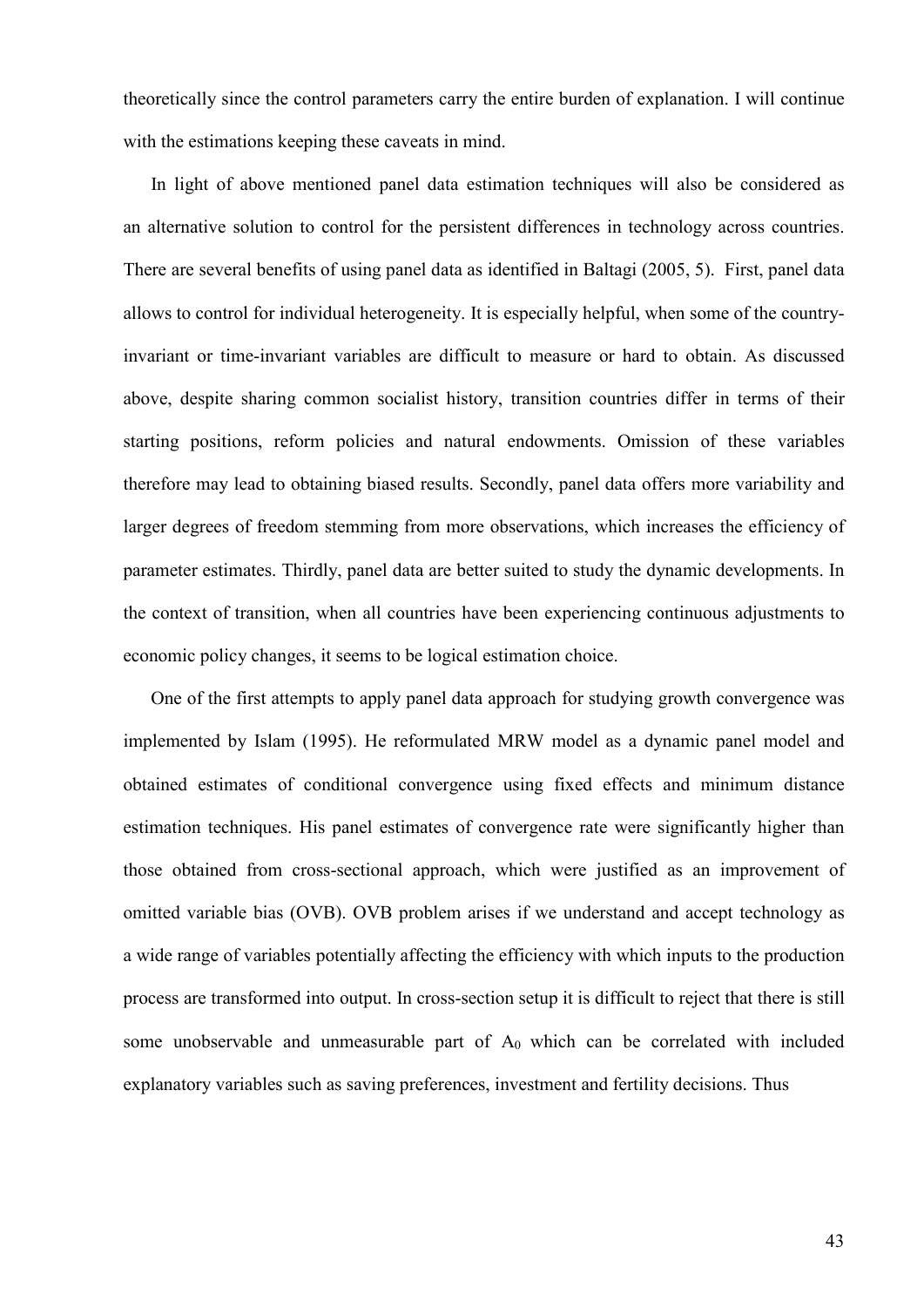theoretically since the control parameters carry the entire burden of explanation. I will continue with the estimations keeping these caveats in mind.

In light of above mentioned panel data estimation techniques will also be considered as an alternative solution to control for the persistent differences in technology across countries. There are several benefits of using panel data as identified in Baltagi (2005, 5). First, panel data allows to control for individual heterogeneity. It is especially helpful, when some of the country-invariant or time-invariant variables are difficult to measure or hard to obtain. As discussed above, despite sharing common socialist history, transition countries differ in terms of their starting positions, reform policies and natural endowments. Omission of these variables therefore may lead to obtaining biased results. Secondly, panel data offers more variability and larger degrees of freedom stemming from more observations, which increases the efficiency of parameter estimates. Thirdly, panel data are better suited to study the dynamic developments. In the context of transition, when all countries have been experiencing continuous adjustments to economic policy changes, it seems to be logical estimation choice.

One of the first attempts to apply panel data approach for studying growth convergence was implemented by Islam (1995). He reformulated MRW model as a dynamic panel model and obtained estimates of conditional convergence using fixed effects and minimum distance estimation techniques. His panel estimates of convergence rate were significantly higher than those obtained from cross-sectional approach, which were justified as an improvement of omitted variable bias (OVB). OVB problem arises if we understand and accept technology as a wide range of variables potentially affecting the efficiency with which inputs to the production process are transformed into output. In cross-section setup it is difficult to reject that there is still some unobservable and unmeasurable part of $A_0$ which can be correlated with included explanatory variables such as saving preferences, investment and fertility decisions. Thus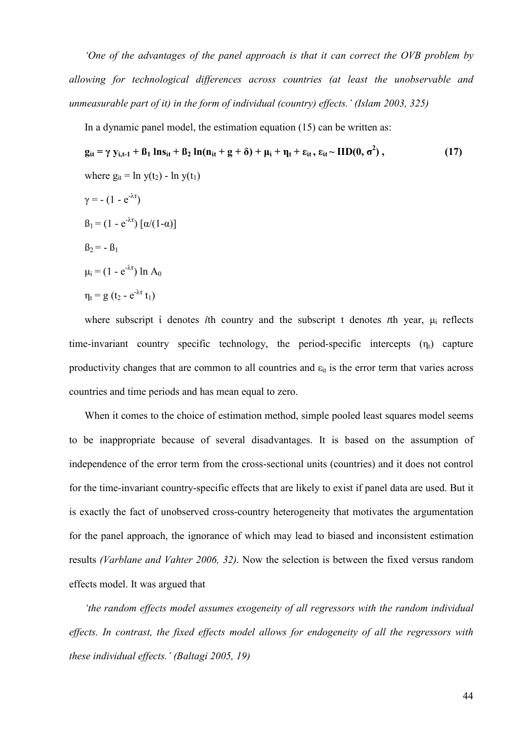*'One of the advantages of the panel approach is that it can correct the OVB problem by allowing for technological differences across countries (at least the unobservable and unmeasurable part of it) in the form of individual (country) effects.' (Islam 2003, 325)*

In a dynamic panel model, the estimation equation (15) can be written as:

$$\mathbf{g_{it} = \gamma \, y_{i,t-1} + \beta_1 \ln s_{it} + \beta_2 \ln(n_{it} + g + \delta) + \mu_i + \eta_t + \varepsilon_{it}, \; \varepsilon_{it} \sim IID(0, \sigma^2)}, \qquad \textbf{(17)}$$

where $g_{it} = \ln y(t_2) - \ln y(t_1)$

$\gamma = -(1 - e^{-\lambda\tau})$

$\beta_1 = (1 - e^{-\lambda\tau}) \, [\alpha/(1-\alpha)]$

$\beta_2 = -\beta_1$

$\mu_i = (1 - e^{-\lambda\tau}) \ln A_0$

$\eta_t = g \, (t_2 - e^{-\lambda\tau} \, t_1)$

where subscript i denotes *i*th country and the subscript t denotes *t*th year, $\mu_i$ reflects time-invariant country specific technology, the period-specific intercepts ($\eta_t$) capture productivity changes that are common to all countries and $\varepsilon_{it}$ is the error term that varies across countries and time periods and has mean equal to zero.

When it comes to the choice of estimation method, simple pooled least squares model seems to be inappropriate because of several disadvantages. It is based on the assumption of independence of the error term from the cross-sectional units (countries) and it does not control for the time-invariant country-specific effects that are likely to exist if panel data are used. But it is exactly the fact of unobserved cross-country heterogeneity that motivates the argumentation for the panel approach, the ignorance of which may lead to biased and inconsistent estimation results *(Varblane and Vahter 2006, 32)*. Now the selection is between the fixed versus random effects model. It was argued that

*'the random effects model assumes exogeneity of all regressors with the random individual effects. In contrast, the fixed effects model allows for endogeneity of all the regressors with these individual effects.' (Baltagi 2005, 19)*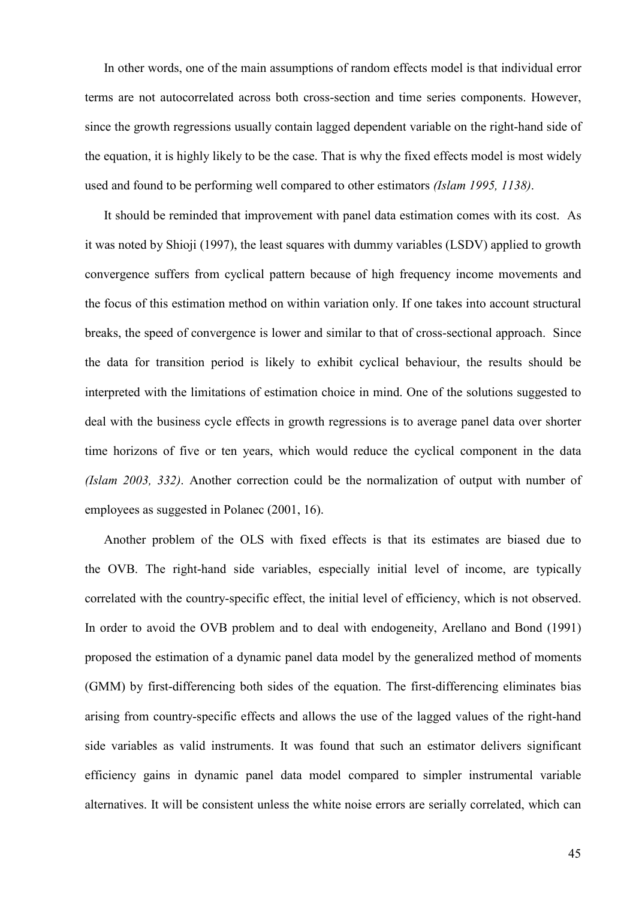In other words, one of the main assumptions of random effects model is that individual error terms are not autocorrelated across both cross-section and time series components. However, since the growth regressions usually contain lagged dependent variable on the right-hand side of the equation, it is highly likely to be the case. That is why the fixed effects model is most widely used and found to be performing well compared to other estimators *(Islam 1995, 1138)*.

It should be reminded that improvement with panel data estimation comes with its cost. As it was noted by Shioji (1997), the least squares with dummy variables (LSDV) applied to growth convergence suffers from cyclical pattern because of high frequency income movements and the focus of this estimation method on within variation only. If one takes into account structural breaks, the speed of convergence is lower and similar to that of cross-sectional approach. Since the data for transition period is likely to exhibit cyclical behaviour, the results should be interpreted with the limitations of estimation choice in mind. One of the solutions suggested to deal with the business cycle effects in growth regressions is to average panel data over shorter time horizons of five or ten years, which would reduce the cyclical component in the data *(Islam 2003, 332)*. Another correction could be the normalization of output with number of employees as suggested in Polanec (2001, 16).

Another problem of the OLS with fixed effects is that its estimates are biased due to the OVB. The right-hand side variables, especially initial level of income, are typically correlated with the country-specific effect, the initial level of efficiency, which is not observed. In order to avoid the OVB problem and to deal with endogeneity, Arellano and Bond (1991) proposed the estimation of a dynamic panel data model by the generalized method of moments (GMM) by first-differencing both sides of the equation. The first-differencing eliminates bias arising from country-specific effects and allows the use of the lagged values of the right-hand side variables as valid instruments. It was found that such an estimator delivers significant efficiency gains in dynamic panel data model compared to simpler instrumental variable alternatives. It will be consistent unless the white noise errors are serially correlated, which can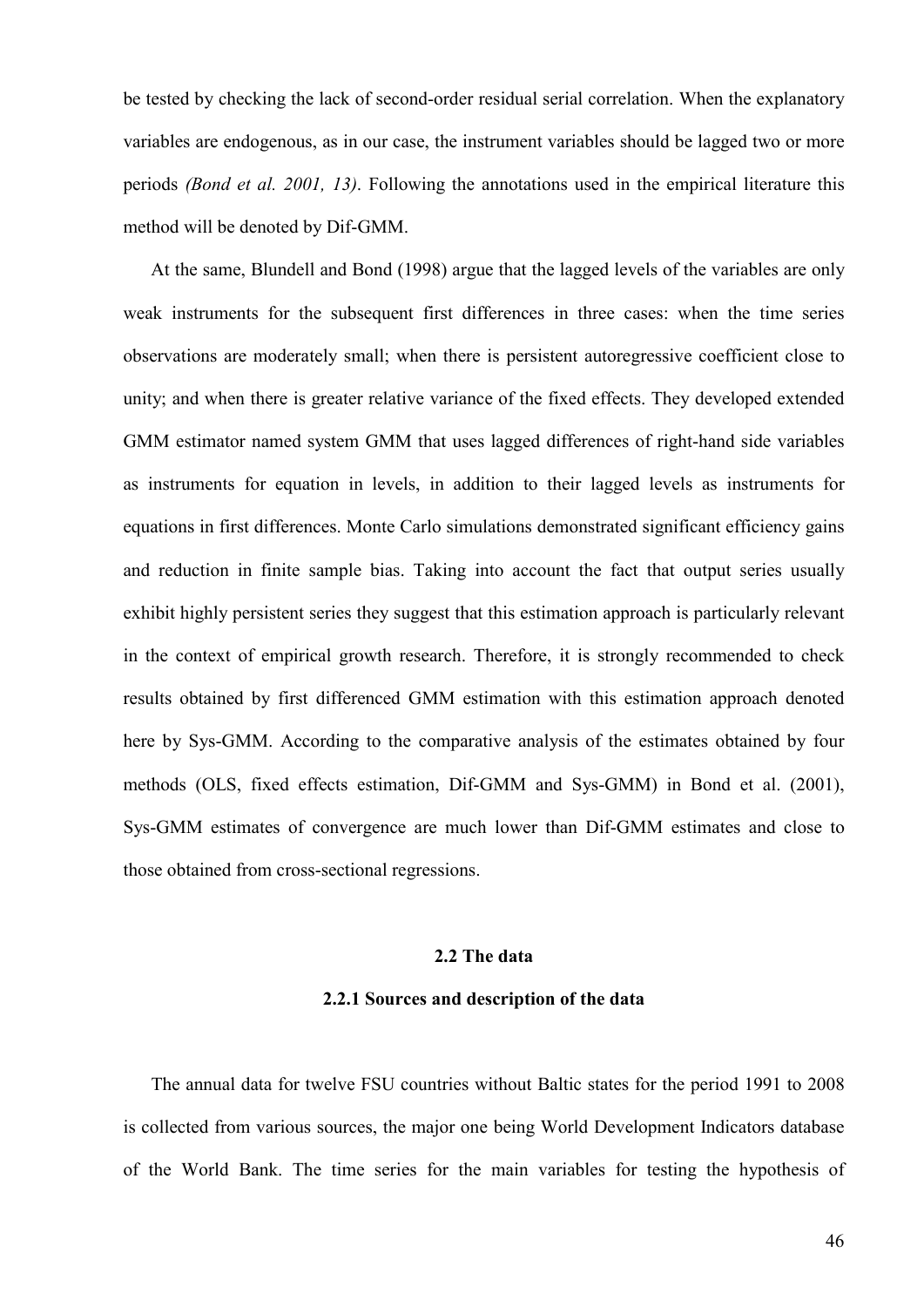be tested by checking the lack of second-order residual serial correlation. When the explanatory variables are endogenous, as in our case, the instrument variables should be lagged two or more periods *(Bond et al. 2001, 13)*. Following the annotations used in the empirical literature this method will be denoted by Dif-GMM.

At the same, Blundell and Bond (1998) argue that the lagged levels of the variables are only weak instruments for the subsequent first differences in three cases: when the time series observations are moderately small; when there is persistent autoregressive coefficient close to unity; and when there is greater relative variance of the fixed effects. They developed extended GMM estimator named system GMM that uses lagged differences of right-hand side variables as instruments for equation in levels, in addition to their lagged levels as instruments for equations in first differences. Monte Carlo simulations demonstrated significant efficiency gains and reduction in finite sample bias. Taking into account the fact that output series usually exhibit highly persistent series they suggest that this estimation approach is particularly relevant in the context of empirical growth research. Therefore, it is strongly recommended to check results obtained by first differenced GMM estimation with this estimation approach denoted here by Sys-GMM. According to the comparative analysis of the estimates obtained by four methods (OLS, fixed effects estimation, Dif-GMM and Sys-GMM) in Bond et al. (2001), Sys-GMM estimates of convergence are much lower than Dif-GMM estimates and close to those obtained from cross-sectional regressions.

## 2.2 The data

### 2.2.1 Sources and description of the data

The annual data for twelve FSU countries without Baltic states for the period 1991 to 2008 is collected from various sources, the major one being World Development Indicators database of the World Bank. The time series for the main variables for testing the hypothesis of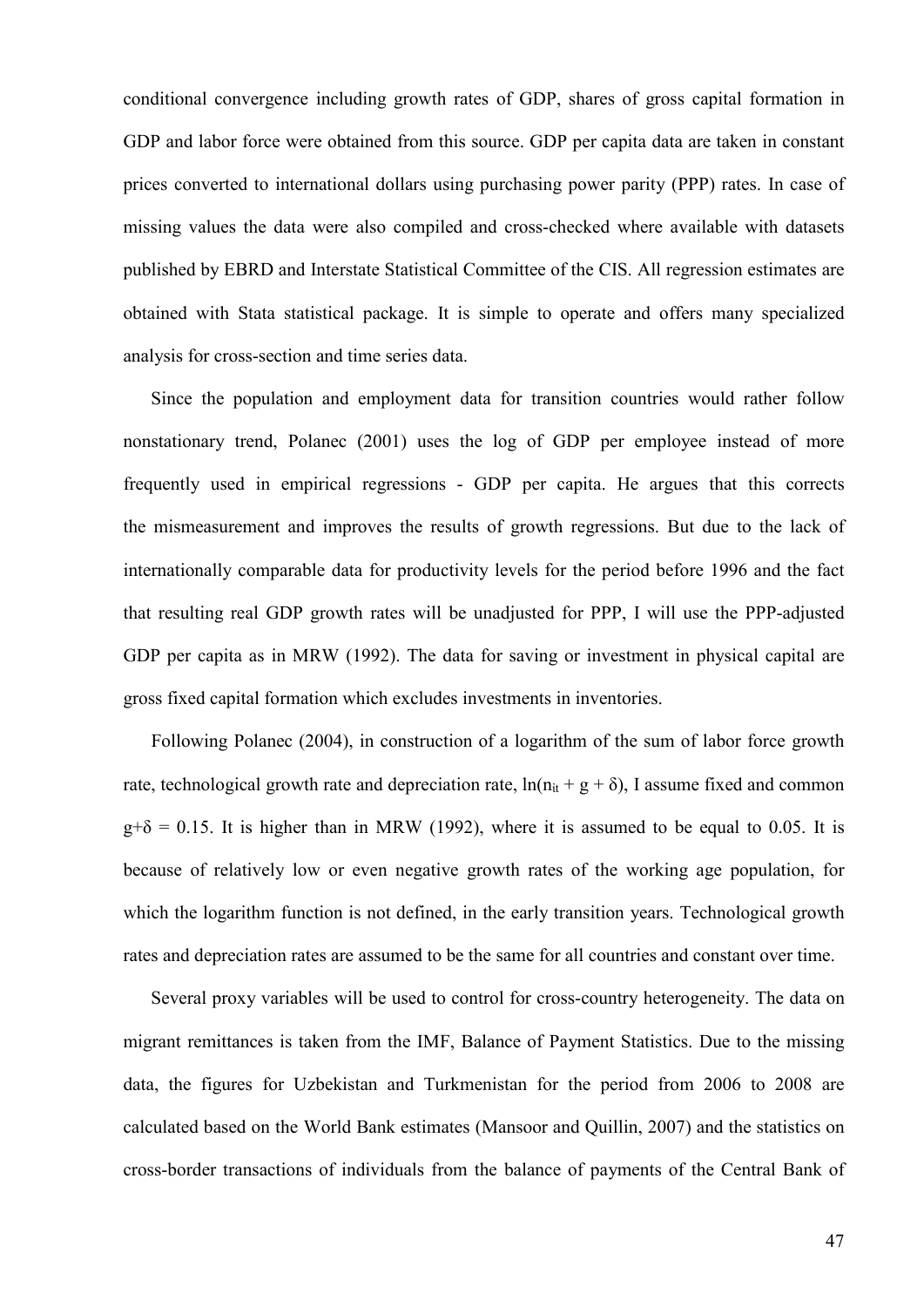conditional convergence including growth rates of GDP, shares of gross capital formation in GDP and labor force were obtained from this source. GDP per capita data are taken in constant prices converted to international dollars using purchasing power parity (PPP) rates. In case of missing values the data were also compiled and cross-checked where available with datasets published by EBRD and Interstate Statistical Committee of the CIS. All regression estimates are obtained with Stata statistical package. It is simple to operate and offers many specialized analysis for cross-section and time series data.

Since the population and employment data for transition countries would rather follow nonstationary trend, Polanec (2001) uses the log of GDP per employee instead of more frequently used in empirical regressions - GDP per capita. He argues that this corrects the mismeasurement and improves the results of growth regressions. But due to the lack of internationally comparable data for productivity levels for the period before 1996 and the fact that resulting real GDP growth rates will be unadjusted for PPP, I will use the PPP-adjusted GDP per capita as in MRW (1992). The data for saving or investment in physical capital are gross fixed capital formation which excludes investments in inventories.

Following Polanec (2004), in construction of a logarithm of the sum of labor force growth rate, technological growth rate and depreciation rate, $\ln(n_{it} + g + \delta)$, I assume fixed and common $g+\delta = 0.15$. It is higher than in MRW (1992), where it is assumed to be equal to 0.05. It is because of relatively low or even negative growth rates of the working age population, for which the logarithm function is not defined, in the early transition years. Technological growth rates and depreciation rates are assumed to be the same for all countries and constant over time.

Several proxy variables will be used to control for cross-country heterogeneity. The data on migrant remittances is taken from the IMF, Balance of Payment Statistics. Due to the missing data, the figures for Uzbekistan and Turkmenistan for the period from 2006 to 2008 are calculated based on the World Bank estimates (Mansoor and Quillin, 2007) and the statistics on cross-border transactions of individuals from the balance of payments of the Central Bank of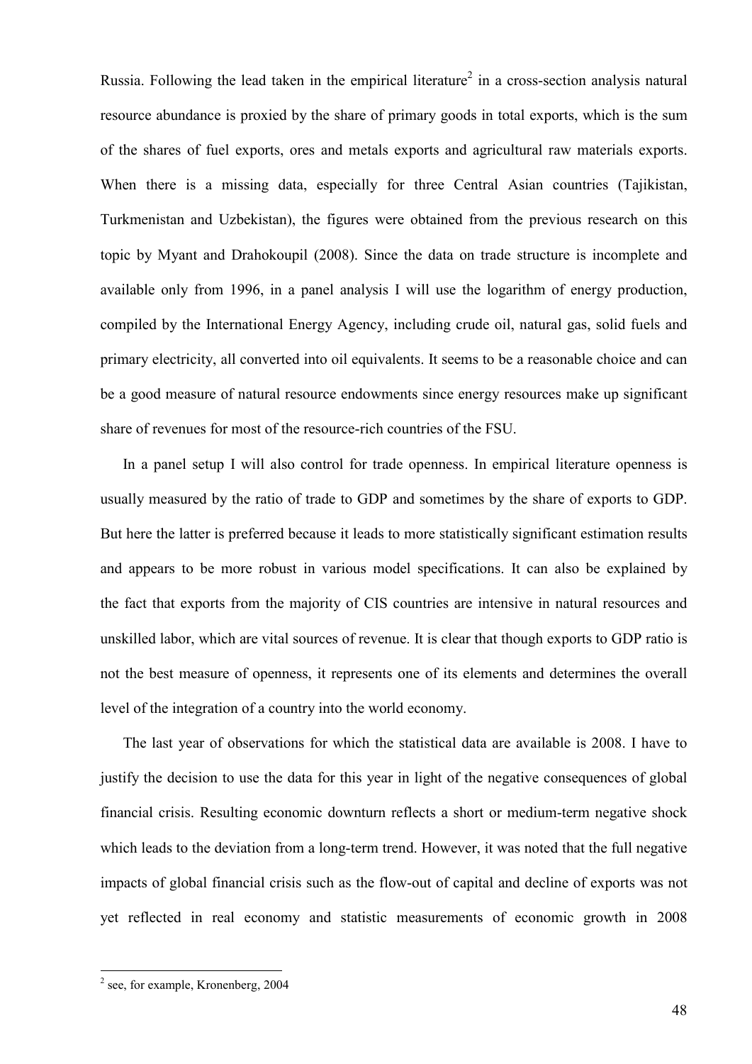Russia. Following the lead taken in the empirical literature[2] in a cross-section analysis natural resource abundance is proxied by the share of primary goods in total exports, which is the sum of the shares of fuel exports, ores and metals exports and agricultural raw materials exports. When there is a missing data, especially for three Central Asian countries (Tajikistan, Turkmenistan and Uzbekistan), the figures were obtained from the previous research on this topic by Myant and Drahokoupil (2008). Since the data on trade structure is incomplete and available only from 1996, in a panel analysis I will use the logarithm of energy production, compiled by the International Energy Agency, including crude oil, natural gas, solid fuels and primary electricity, all converted into oil equivalents. It seems to be a reasonable choice and can be a good measure of natural resource endowments since energy resources make up significant share of revenues for most of the resource-rich countries of the FSU.

In a panel setup I will also control for trade openness. In empirical literature openness is usually measured by the ratio of trade to GDP and sometimes by the share of exports to GDP. But here the latter is preferred because it leads to more statistically significant estimation results and appears to be more robust in various model specifications. It can also be explained by the fact that exports from the majority of CIS countries are intensive in natural resources and unskilled labor, which are vital sources of revenue. It is clear that though exports to GDP ratio is not the best measure of openness, it represents one of its elements and determines the overall level of the integration of a country into the world economy.

The last year of observations for which the statistical data are available is 2008. I have to justify the decision to use the data for this year in light of the negative consequences of global financial crisis. Resulting economic downturn reflects a short or medium-term negative shock which leads to the deviation from a long-term trend. However, it was noted that the full negative impacts of global financial crisis such as the flow-out of capital and decline of exports was not yet reflected in real economy and statistic measurements of economic growth in 2008

---

[2] see, for example, Kronenberg, 2004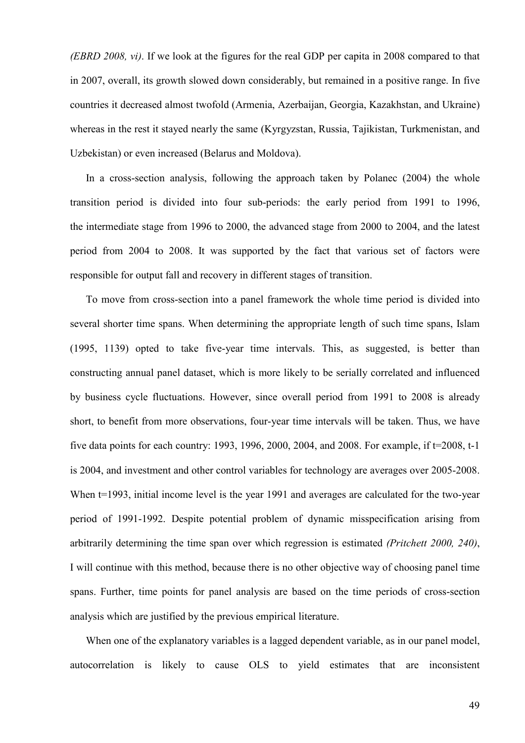*(EBRD 2008, vi)*. If we look at the figures for the real GDP per capita in 2008 compared to that in 2007, overall, its growth slowed down considerably, but remained in a positive range. In five countries it decreased almost twofold (Armenia, Azerbaijan, Georgia, Kazakhstan, and Ukraine) whereas in the rest it stayed nearly the same (Kyrgyzstan, Russia, Tajikistan, Turkmenistan, and Uzbekistan) or even increased (Belarus and Moldova).

In a cross-section analysis, following the approach taken by Polanec (2004) the whole transition period is divided into four sub-periods: the early period from 1991 to 1996, the intermediate stage from 1996 to 2000, the advanced stage from 2000 to 2004, and the latest period from 2004 to 2008. It was supported by the fact that various set of factors were responsible for output fall and recovery in different stages of transition.

To move from cross-section into a panel framework the whole time period is divided into several shorter time spans. When determining the appropriate length of such time spans, Islam (1995, 1139) opted to take five-year time intervals. This, as suggested, is better than constructing annual panel dataset, which is more likely to be serially correlated and influenced by business cycle fluctuations. However, since overall period from 1991 to 2008 is already short, to benefit from more observations, four-year time intervals will be taken. Thus, we have five data points for each country: 1993, 1996, 2000, 2004, and 2008. For example, if t=2008, t-1 is 2004, and investment and other control variables for technology are averages over 2005-2008. When t=1993, initial income level is the year 1991 and averages are calculated for the two-year period of 1991-1992. Despite potential problem of dynamic misspecification arising from arbitrarily determining the time span over which regression is estimated *(Pritchett 2000, 240)*, I will continue with this method, because there is no other objective way of choosing panel time spans. Further, time points for panel analysis are based on the time periods of cross-section analysis which are justified by the previous empirical literature.

When one of the explanatory variables is a lagged dependent variable, as in our panel model, autocorrelation is likely to cause OLS to yield estimates that are inconsistent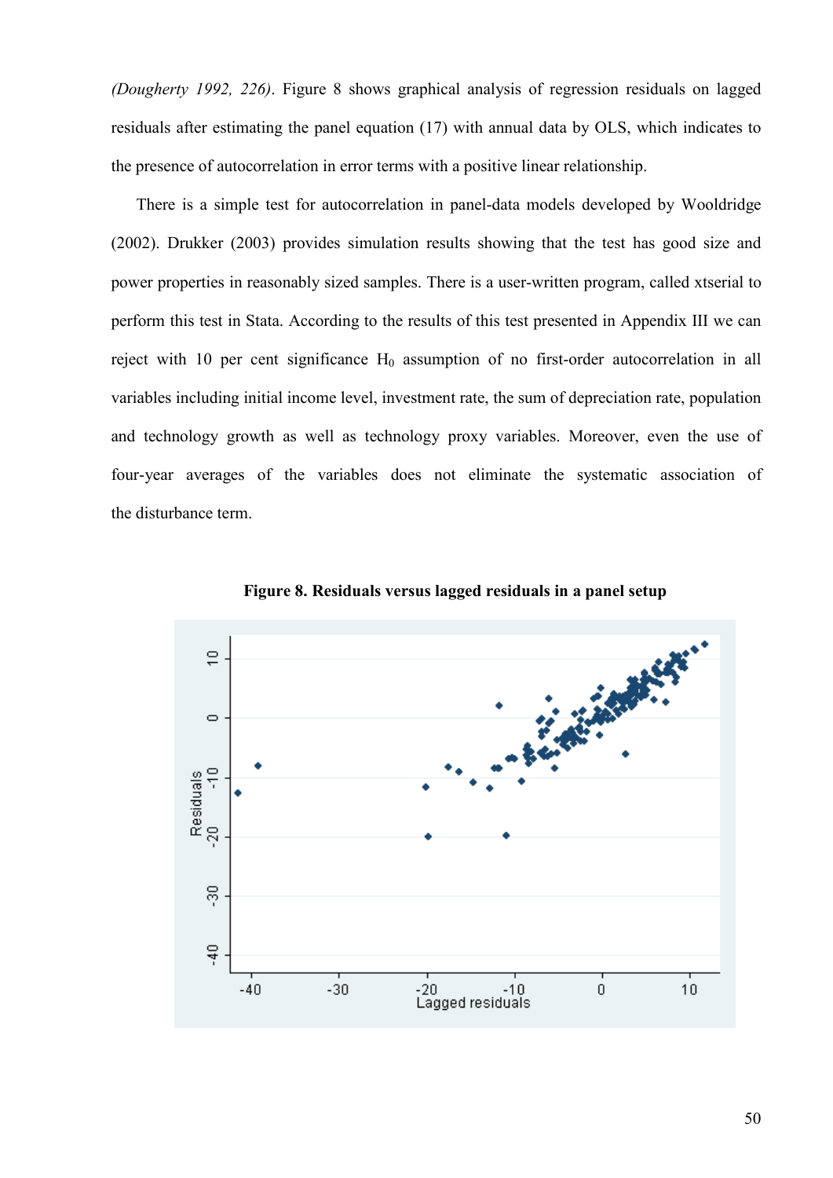*(Dougherty 1992, 226)*. Figure 8 shows graphical analysis of regression residuals on lagged residuals after estimating the panel equation (17) with annual data by OLS, which indicates to the presence of autocorrelation in error terms with a positive linear relationship.

There is a simple test for autocorrelation in panel-data models developed by Wooldridge (2002). Drukker (2003) provides simulation results showing that the test has good size and power properties in reasonably sized samples. There is a user-written program, called xtserial to perform this test in Stata. According to the results of this test presented in Appendix III we can reject with 10 per cent significance $H_0$ assumption of no first-order autocorrelation in all variables including initial income level, investment rate, the sum of depreciation rate, population and technology growth as well as technology proxy variables. Moreover, even the use of four-year averages of the variables does not eliminate the systematic association of the disturbance term.

**Figure 8. Residuals versus lagged residuals in a panel setup**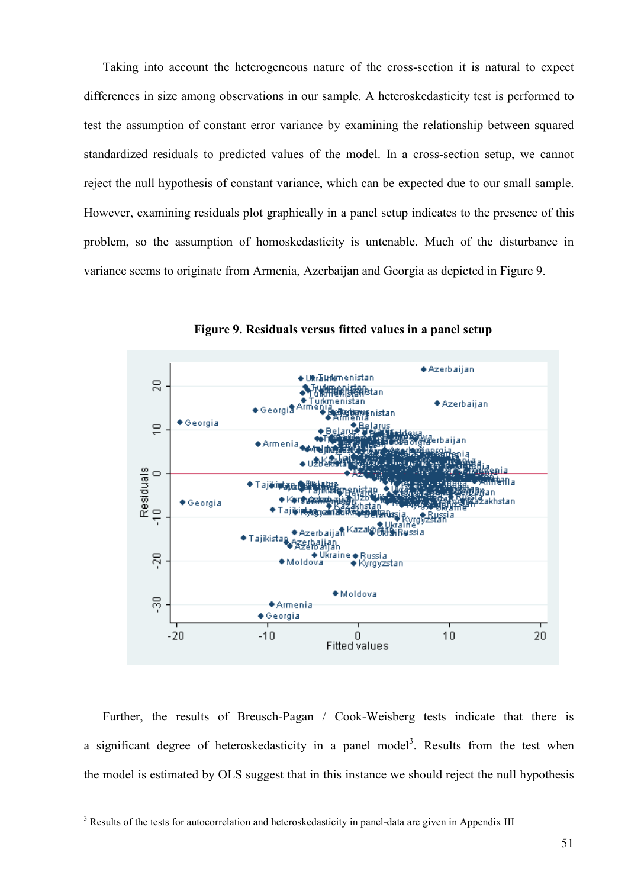Taking into account the heterogeneous nature of the cross-section it is natural to expect differences in size among observations in our sample. A heteroskedasticity test is performed to test the assumption of constant error variance by examining the relationship between squared standardized residuals to predicted values of the model. In a cross-section setup, we cannot reject the null hypothesis of constant variance, which can be expected due to our small sample. However, examining residuals plot graphically in a panel setup indicates to the presence of this problem, so the assumption of homoskedasticity is untenable. Much of the disturbance in variance seems to originate from Armenia, Azerbaijan and Georgia as depicted in Figure 9.

**Figure 9. Residuals versus fitted values in a panel setup**

Further, the results of Breusch-Pagan / Cook-Weisberg tests indicate that there is a significant degree of heteroskedasticity in a panel model[3]. Results from the test when the model is estimated by OLS suggest that in this instance we should reject the null hypothesis

[3] Results of the tests for autocorrelation and heteroskedasticity in panel-data are given in Appendix III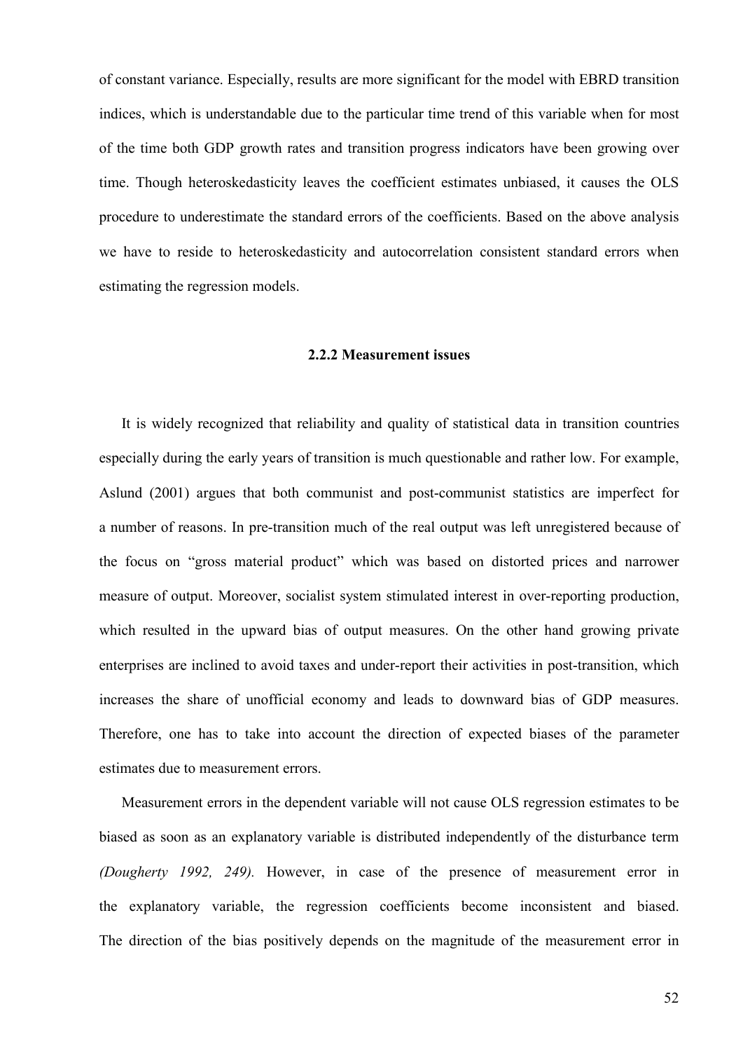of constant variance. Especially, results are more significant for the model with EBRD transition indices, which is understandable due to the particular time trend of this variable when for most of the time both GDP growth rates and transition progress indicators have been growing over time. Though heteroskedasticity leaves the coefficient estimates unbiased, it causes the OLS procedure to underestimate the standard errors of the coefficients. Based on the above analysis we have to reside to heteroskedasticity and autocorrelation consistent standard errors when estimating the regression models.

### 2.2.2 Measurement issues

It is widely recognized that reliability and quality of statistical data in transition countries especially during the early years of transition is much questionable and rather low. For example, Aslund (2001) argues that both communist and post-communist statistics are imperfect for a number of reasons. In pre-transition much of the real output was left unregistered because of the focus on "gross material product" which was based on distorted prices and narrower measure of output. Moreover, socialist system stimulated interest in over-reporting production, which resulted in the upward bias of output measures. On the other hand growing private enterprises are inclined to avoid taxes and under-report their activities in post-transition, which increases the share of unofficial economy and leads to downward bias of GDP measures. Therefore, one has to take into account the direction of expected biases of the parameter estimates due to measurement errors.

Measurement errors in the dependent variable will not cause OLS regression estimates to be biased as soon as an explanatory variable is distributed independently of the disturbance term *(Dougherty 1992, 249).* However, in case of the presence of measurement error in the explanatory variable, the regression coefficients become inconsistent and biased. The direction of the bias positively depends on the magnitude of the measurement error in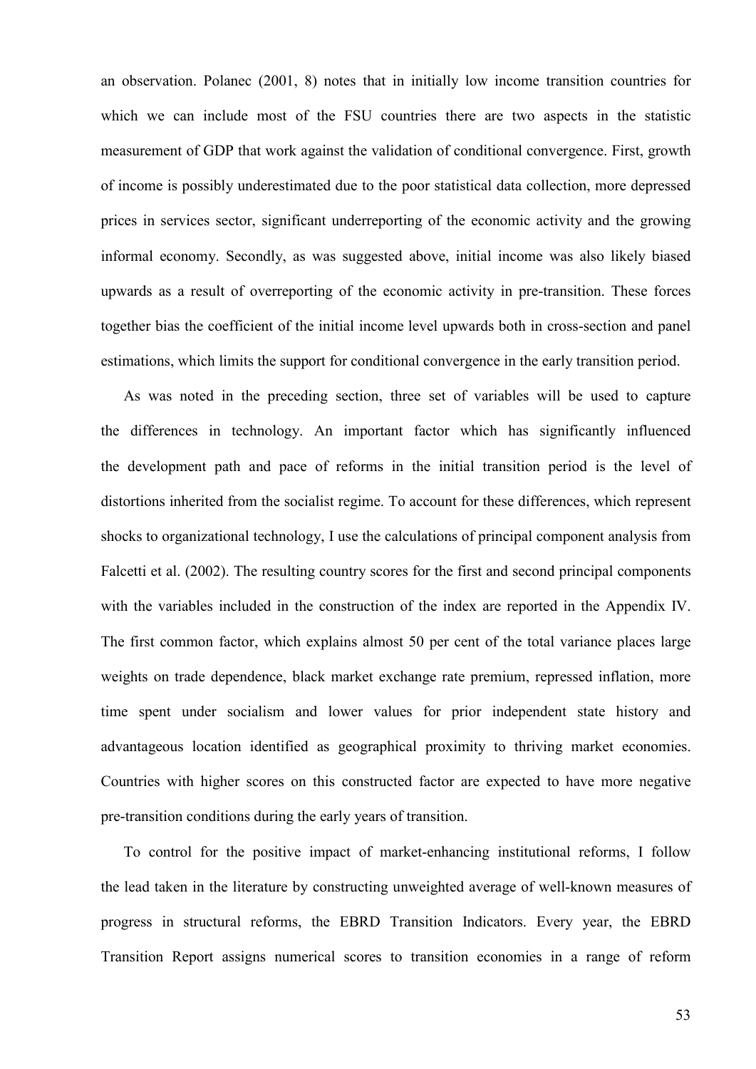an observation. Polanec (2001, 8) notes that in initially low income transition countries for which we can include most of the FSU countries there are two aspects in the statistic measurement of GDP that work against the validation of conditional convergence. First, growth of income is possibly underestimated due to the poor statistical data collection, more depressed prices in services sector, significant underreporting of the economic activity and the growing informal economy. Secondly, as was suggested above, initial income was also likely biased upwards as a result of overreporting of the economic activity in pre-transition. These forces together bias the coefficient of the initial income level upwards both in cross-section and panel estimations, which limits the support for conditional convergence in the early transition period.

As was noted in the preceding section, three set of variables will be used to capture the differences in technology. An important factor which has significantly influenced the development path and pace of reforms in the initial transition period is the level of distortions inherited from the socialist regime. To account for these differences, which represent shocks to organizational technology, I use the calculations of principal component analysis from Falcetti et al. (2002). The resulting country scores for the first and second principal components with the variables included in the construction of the index are reported in the Appendix IV. The first common factor, which explains almost 50 per cent of the total variance places large weights on trade dependence, black market exchange rate premium, repressed inflation, more time spent under socialism and lower values for prior independent state history and advantageous location identified as geographical proximity to thriving market economies. Countries with higher scores on this constructed factor are expected to have more negative pre-transition conditions during the early years of transition.

To control for the positive impact of market-enhancing institutional reforms, I follow the lead taken in the literature by constructing unweighted average of well-known measures of progress in structural reforms, the EBRD Transition Indicators. Every year, the EBRD Transition Report assigns numerical scores to transition economies in a range of reform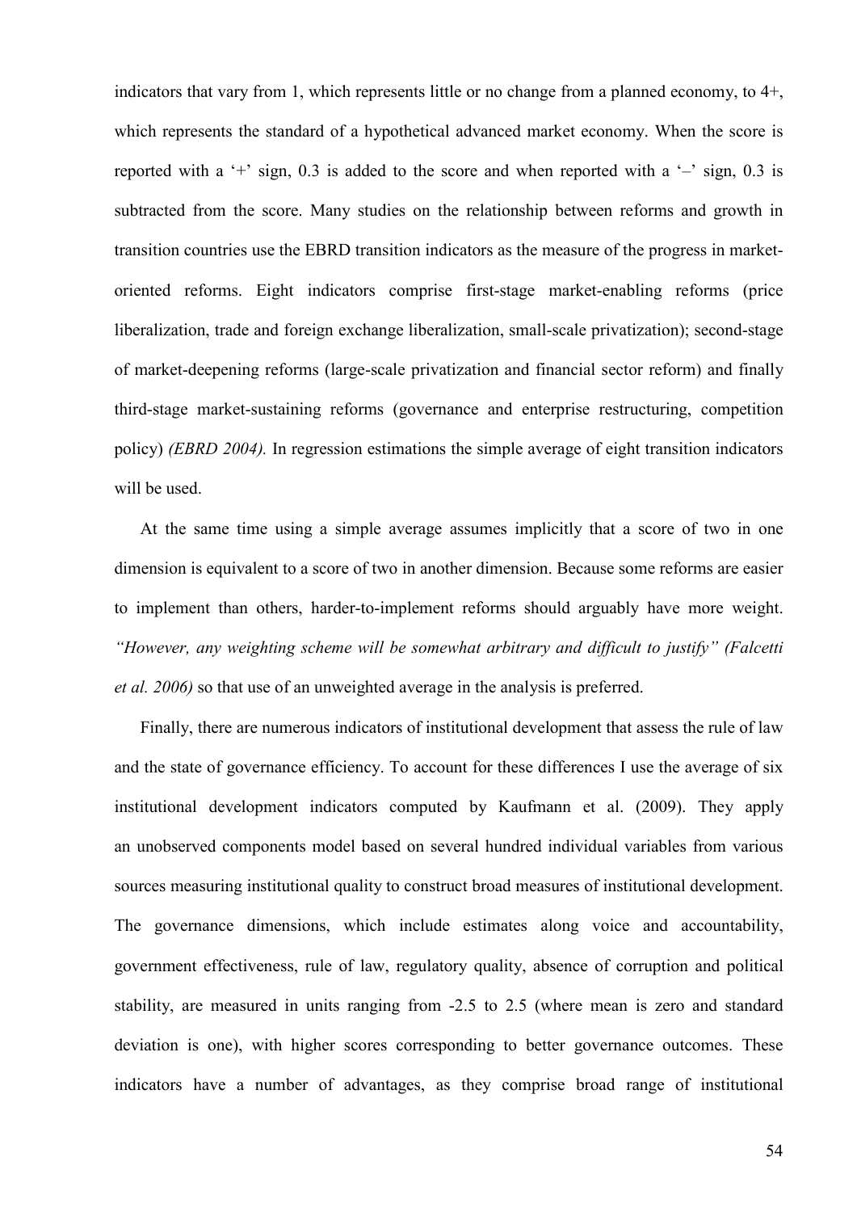indicators that vary from 1, which represents little or no change from a planned economy, to 4+, which represents the standard of a hypothetical advanced market economy. When the score is reported with a '+' sign, 0.3 is added to the score and when reported with a '–' sign, 0.3 is subtracted from the score. Many studies on the relationship between reforms and growth in transition countries use the EBRD transition indicators as the measure of the progress in market-oriented reforms. Eight indicators comprise first-stage market-enabling reforms (price liberalization, trade and foreign exchange liberalization, small-scale privatization); second-stage of market-deepening reforms (large-scale privatization and financial sector reform) and finally third-stage market-sustaining reforms (governance and enterprise restructuring, competition policy) *(EBRD 2004).* In regression estimations the simple average of eight transition indicators will be used.

At the same time using a simple average assumes implicitly that a score of two in one dimension is equivalent to a score of two in another dimension. Because some reforms are easier to implement than others, harder-to-implement reforms should arguably have more weight. *"However, any weighting scheme will be somewhat arbitrary and difficult to justify" (Falcetti et al. 2006)* so that use of an unweighted average in the analysis is preferred.

Finally, there are numerous indicators of institutional development that assess the rule of law and the state of governance efficiency. To account for these differences I use the average of six institutional development indicators computed by Kaufmann et al. (2009). They apply an unobserved components model based on several hundred individual variables from various sources measuring institutional quality to construct broad measures of institutional development. The governance dimensions, which include estimates along voice and accountability, government effectiveness, rule of law, regulatory quality, absence of corruption and political stability, are measured in units ranging from -2.5 to 2.5 (where mean is zero and standard deviation is one), with higher scores corresponding to better governance outcomes. These indicators have a number of advantages, as they comprise broad range of institutional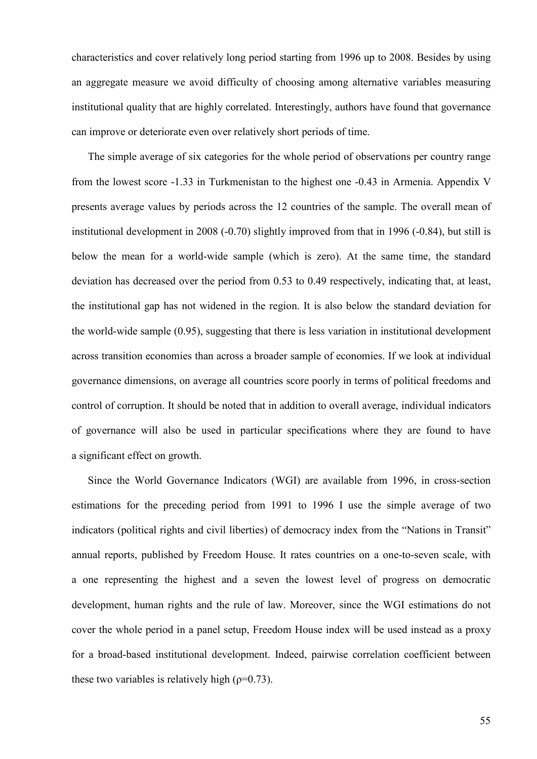characteristics and cover relatively long period starting from 1996 up to 2008. Besides by using an aggregate measure we avoid difficulty of choosing among alternative variables measuring institutional quality that are highly correlated. Interestingly, authors have found that governance can improve or deteriorate even over relatively short periods of time.

The simple average of six categories for the whole period of observations per country range from the lowest score -1.33 in Turkmenistan to the highest one -0.43 in Armenia. Appendix V presents average values by periods across the 12 countries of the sample. The overall mean of institutional development in 2008 (-0.70) slightly improved from that in 1996 (-0.84), but still is below the mean for a world-wide sample (which is zero). At the same time, the standard deviation has decreased over the period from 0.53 to 0.49 respectively, indicating that, at least, the institutional gap has not widened in the region. It is also below the standard deviation for the world-wide sample (0.95), suggesting that there is less variation in institutional development across transition economies than across a broader sample of economies. If we look at individual governance dimensions, on average all countries score poorly in terms of political freedoms and control of corruption. It should be noted that in addition to overall average, individual indicators of governance will also be used in particular specifications where they are found to have a significant effect on growth.

Since the World Governance Indicators (WGI) are available from 1996, in cross-section estimations for the preceding period from 1991 to 1996 I use the simple average of two indicators (political rights and civil liberties) of democracy index from the "Nations in Transit" annual reports, published by Freedom House. It rates countries on a one-to-seven scale, with a one representing the highest and a seven the lowest level of progress on democratic development, human rights and the rule of law. Moreover, since the WGI estimations do not cover the whole period in a panel setup, Freedom House index will be used instead as a proxy for a broad-based institutional development. Indeed, pairwise correlation coefficient between these two variables is relatively high ($\rho$=0.73).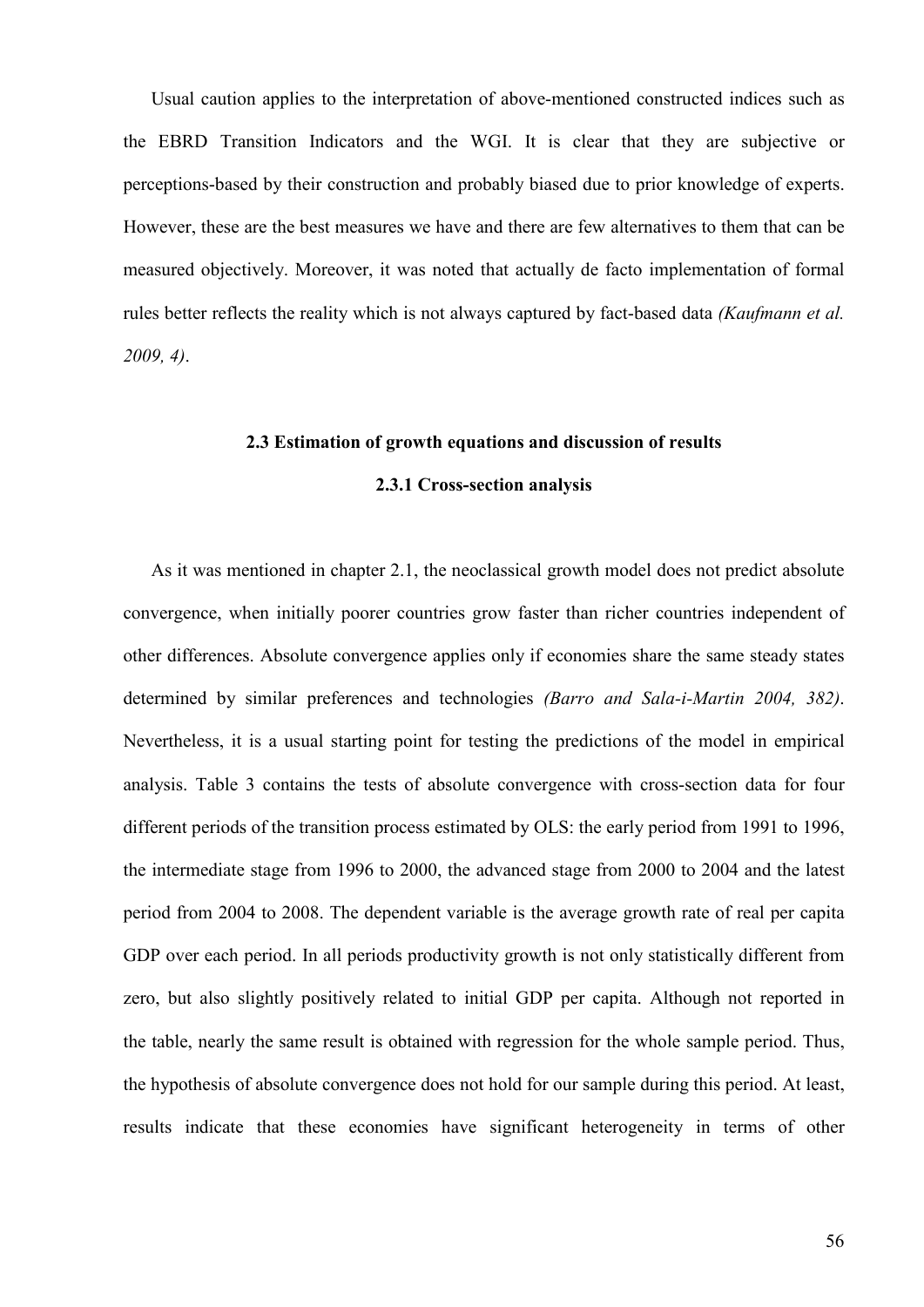Usual caution applies to the interpretation of above-mentioned constructed indices such as the EBRD Transition Indicators and the WGI. It is clear that they are subjective or perceptions-based by their construction and probably biased due to prior knowledge of experts. However, these are the best measures we have and there are few alternatives to them that can be measured objectively. Moreover, it was noted that actually de facto implementation of formal rules better reflects the reality which is not always captured by fact-based data *(Kaufmann et al. 2009, 4)*.

### 2.3 Estimation of growth equations and discussion of results

#### 2.3.1 Cross-section analysis

As it was mentioned in chapter 2.1, the neoclassical growth model does not predict absolute convergence, when initially poorer countries grow faster than richer countries independent of other differences. Absolute convergence applies only if economies share the same steady states determined by similar preferences and technologies *(Barro and Sala-i-Martin 2004, 382)*. Nevertheless, it is a usual starting point for testing the predictions of the model in empirical analysis. Table 3 contains the tests of absolute convergence with cross-section data for four different periods of the transition process estimated by OLS: the early period from 1991 to 1996, the intermediate stage from 1996 to 2000, the advanced stage from 2000 to 2004 and the latest period from 2004 to 2008. The dependent variable is the average growth rate of real per capita GDP over each period. In all periods productivity growth is not only statistically different from zero, but also slightly positively related to initial GDP per capita. Although not reported in the table, nearly the same result is obtained with regression for the whole sample period. Thus, the hypothesis of absolute convergence does not hold for our sample during this period. At least, results indicate that these economies have significant heterogeneity in terms of other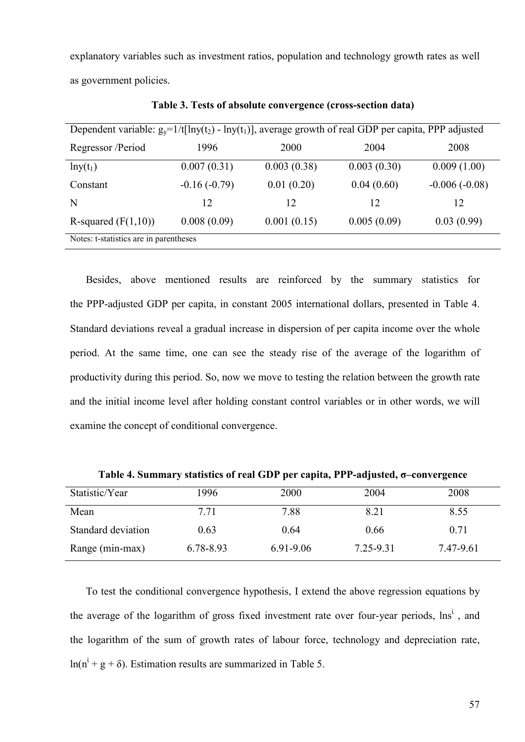explanatory variables such as investment ratios, population and technology growth rates as well as government policies.

**Table 3. Tests of absolute convergence (cross-section data)**

| Dependent variable: $g_y$=1/t[lny($t_2$) - lny($t_1$)], average growth of real GDP per capita, PPP adjusted | | | | |
|---|---|---|---|---|
| Regressor /Period | 1996 | 2000 | 2004 | 2008 |
| lny($t_1$) | 0.007 (0.31) | 0.003 (0.38) | 0.003 (0.30) | 0.009 (1.00) |
| Constant | -0.16 (-0.79) | 0.01 (0.20) | 0.04 (0.60) | -0.006 (-0.08) |
| N | 12 | 12 | 12 | 12 |
| R-squared (F(1,10)) | 0.008 (0.09) | 0.001 (0.15) | 0.005 (0.09) | 0.03 (0.99) |
| Notes: t-statistics are in parentheses | | | | |

Besides, above mentioned results are reinforced by the summary statistics for the PPP-adjusted GDP per capita, in constant 2005 international dollars, presented in Table 4. Standard deviations reveal a gradual increase in dispersion of per capita income over the whole period. At the same time, one can see the steady rise of the average of the logarithm of productivity during this period. So, now we move to testing the relation between the growth rate and the initial income level after holding constant control variables or in other words, we will examine the concept of conditional convergence.

**Table 4. Summary statistics of real GDP per capita, PPP-adjusted, σ–convergence**

| Statistic/Year | 1996 | 2000 | 2004 | 2008 |
|---|---|---|---|---|
| Mean | 7.71 | 7.88 | 8.21 | 8.55 |
| Standard deviation | 0.63 | 0.64 | 0.66 | 0.71 |
| Range (min-max) | 6.78-8.93 | 6.91-9.06 | 7.25-9.31 | 7.47-9.61 |

To test the conditional convergence hypothesis, I extend the above regression equations by the average of the logarithm of gross fixed investment rate over four-year periods, $\ln s^i$ , and the logarithm of the sum of growth rates of labour force, technology and depreciation rate, $\ln(n^i + g + \delta)$. Estimation results are summarized in Table 5.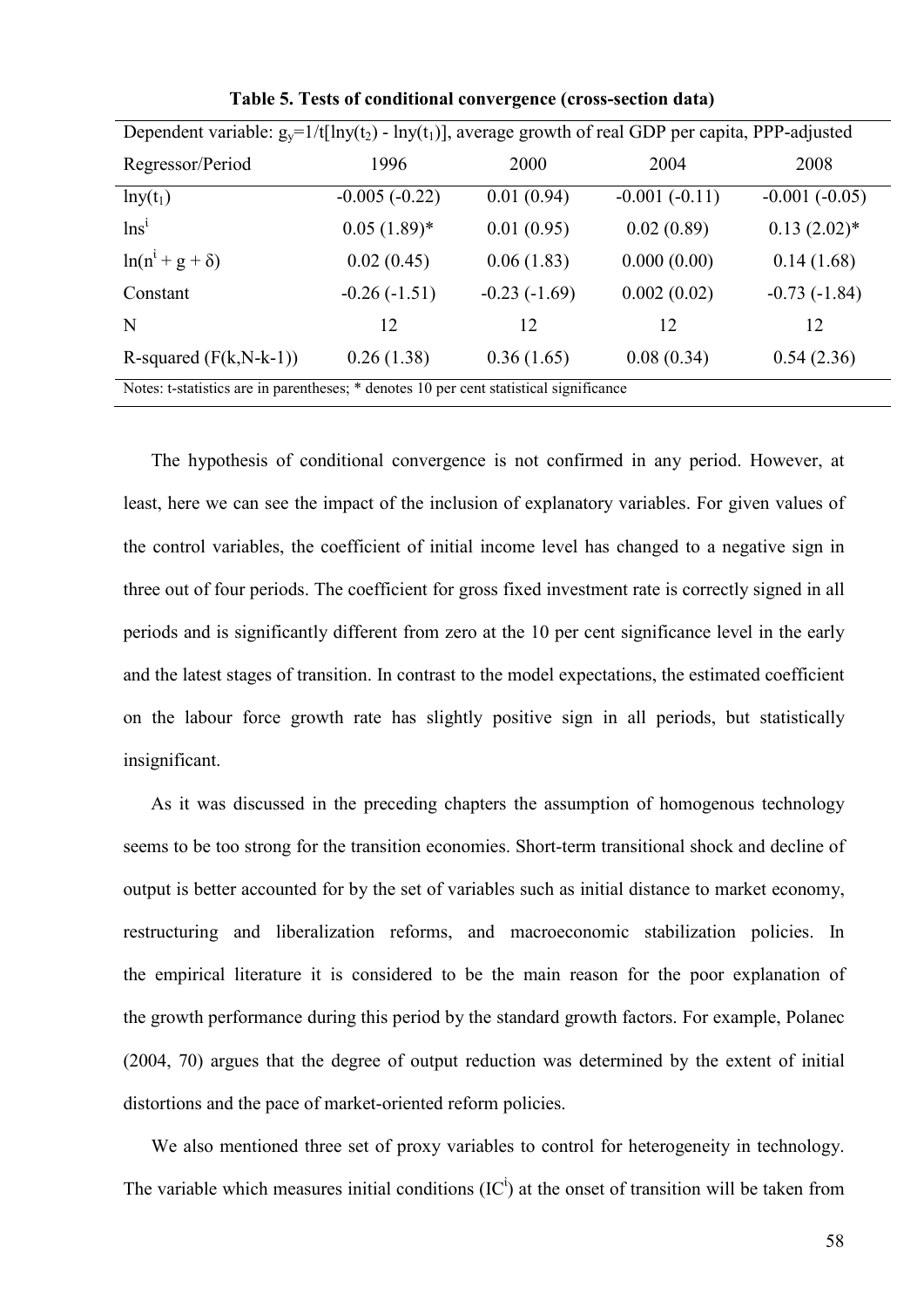**Table 5. Tests of conditional convergence (cross-section data)**

| Dependent variable: $g_y=1/t[\ln y(t_2) - \ln y(t_1)]$, average growth of real GDP per capita, PPP-adjusted | | | | |
|---|---|---|---|---|
| Regressor/Period | 1996 | 2000 | 2004 | 2008 |
| $\ln y(t_1)$ | -0.005 (-0.22) | 0.01 (0.94) | -0.001 (-0.11) | -0.001 (-0.05) |
| $\ln s^i$ | 0.05 (1.89)* | 0.01 (0.95) | 0.02 (0.89) | 0.13 (2.02)* |
| $\ln(n^i + g + \delta)$ | 0.02 (0.45) | 0.06 (1.83) | 0.000 (0.00) | 0.14 (1.68) |
| Constant | -0.26 (-1.51) | -0.23 (-1.69) | 0.002 (0.02) | -0.73 (-1.84) |
| N | 12 | 12 | 12 | 12 |
| R-squared (F(k,N-k-1)) | 0.26 (1.38) | 0.36 (1.65) | 0.08 (0.34) | 0.54 (2.36) |

Notes: t-statistics are in parentheses; * denotes 10 per cent statistical significance

The hypothesis of conditional convergence is not confirmed in any period. However, at least, here we can see the impact of the inclusion of explanatory variables. For given values of the control variables, the coefficient of initial income level has changed to a negative sign in three out of four periods. The coefficient for gross fixed investment rate is correctly signed in all periods and is significantly different from zero at the 10 per cent significance level in the early and the latest stages of transition. In contrast to the model expectations, the estimated coefficient on the labour force growth rate has slightly positive sign in all periods, but statistically insignificant.

As it was discussed in the preceding chapters the assumption of homogenous technology seems to be too strong for the transition economies. Short-term transitional shock and decline of output is better accounted for by the set of variables such as initial distance to market economy, restructuring and liberalization reforms, and macroeconomic stabilization policies. In the empirical literature it is considered to be the main reason for the poor explanation of the growth performance during this period by the standard growth factors. For example, Polanec (2004, 70) argues that the degree of output reduction was determined by the extent of initial distortions and the pace of market-oriented reform policies.

We also mentioned three set of proxy variables to control for heterogeneity in technology. The variable which measures initial conditions ($IC^i$) at the onset of transition will be taken from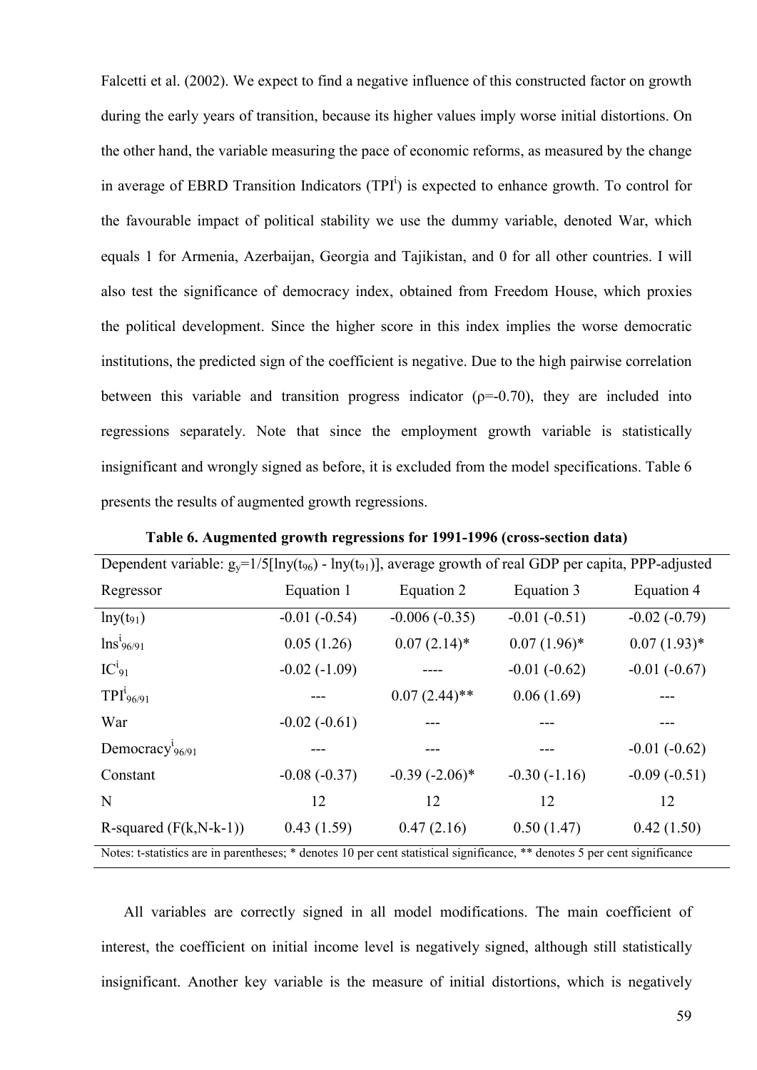Falcetti et al. (2002). We expect to find a negative influence of this constructed factor on growth during the early years of transition, because its higher values imply worse initial distortions. On the other hand, the variable measuring the pace of economic reforms, as measured by the change in average of EBRD Transition Indicators ($TPI^i$) is expected to enhance growth. To control for the favourable impact of political stability we use the dummy variable, denoted War, which equals 1 for Armenia, Azerbaijan, Georgia and Tajikistan, and 0 for all other countries. I will also test the significance of democracy index, obtained from Freedom House, which proxies the political development. Since the higher score in this index implies the worse democratic institutions, the predicted sign of the coefficient is negative. Due to the high pairwise correlation between this variable and transition progress indicator ($\rho$=-0.70), they are included into regressions separately. Note that since the employment growth variable is statistically insignificant and wrongly signed as before, it is excluded from the model specifications. Table 6 presents the results of augmented growth regressions.

**Table 6. Augmented growth regressions for 1991-1996 (cross-section data)**

| Dependent variable: $g_y=1/5[\ln y(t_{96}) - \ln y(t_{91})]$, average growth of real GDP per capita, PPP-adjusted | | | | |
|---|---|---|---|---|
| Regressor | Equation 1 | Equation 2 | Equation 3 | Equation 4 |
| $\ln y(t_{91})$ | -0.01 (-0.54) | -0.006 (-0.35) | -0.01 (-0.51) | -0.02 (-0.79) |
| $\ln s^i_{96/91}$ | 0.05 (1.26) | 0.07 (2.14)* | 0.07 (1.96)* | 0.07 (1.93)* |
| $IC^i_{91}$ | -0.02 (-1.09) | ---- | -0.01 (-0.62) | -0.01 (-0.67) |
| $TPI^i_{96/91}$ | --- | 0.07 (2.44)** | 0.06 (1.69) | --- |
| War | -0.02 (-0.61) | --- | --- | --- |
| $Democracy^i_{96/91}$ | --- | --- | --- | -0.01 (-0.62) |
| Constant | -0.08 (-0.37) | -0.39 (-2.06)* | -0.30 (-1.16) | -0.09 (-0.51) |
| N | 12 | 12 | 12 | 12 |
| R-squared (F(k,N-k-1)) | 0.43 (1.59) | 0.47 (2.16) | 0.50 (1.47) | 0.42 (1.50) |

Notes: t-statistics are in parentheses; * denotes 10 per cent statistical significance, ** denotes 5 per cent significance

All variables are correctly signed in all model modifications. The main coefficient of interest, the coefficient on initial income level is negatively signed, although still statistically insignificant. Another key variable is the measure of initial distortions, which is negatively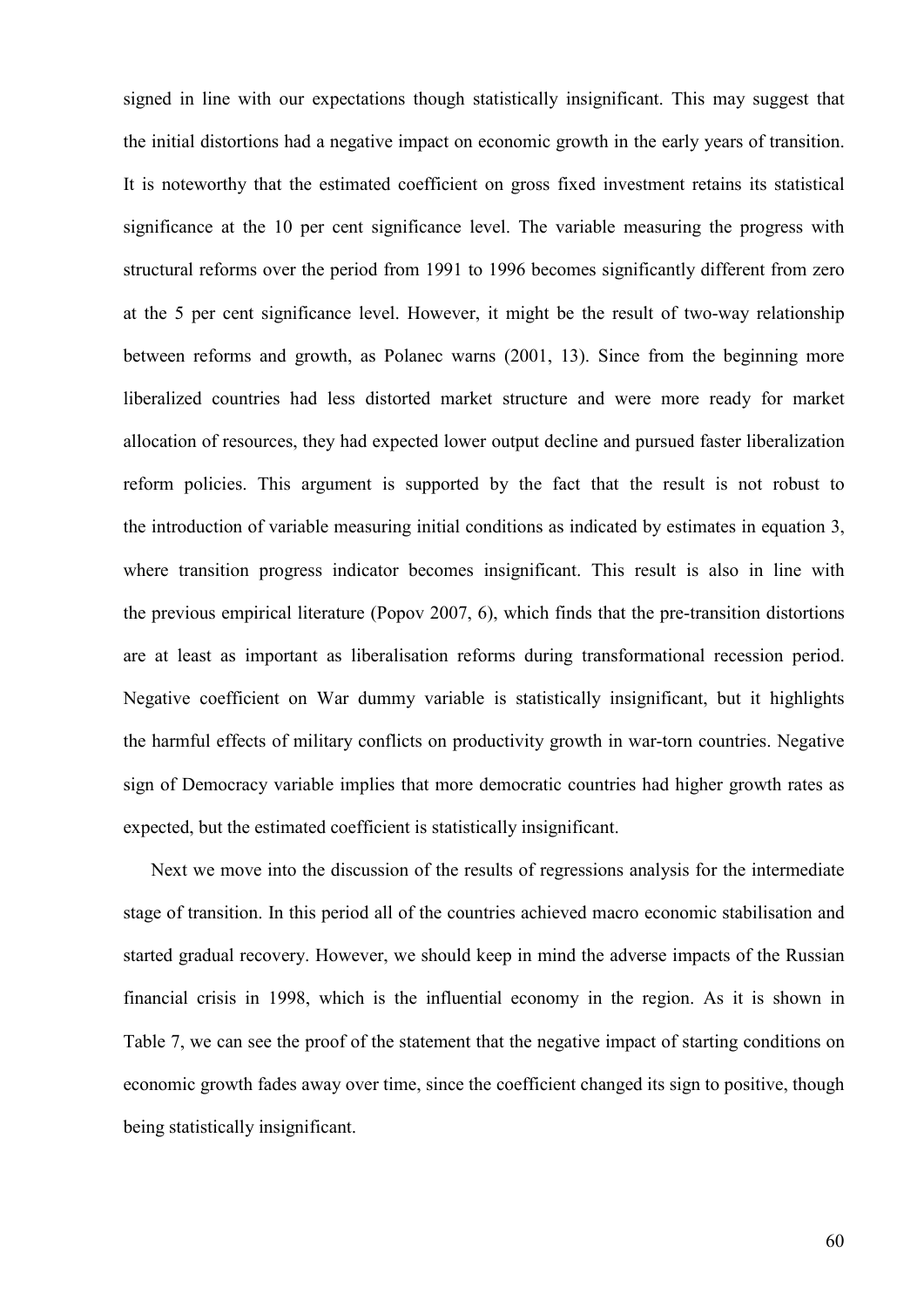signed in line with our expectations though statistically insignificant. This may suggest that the initial distortions had a negative impact on economic growth in the early years of transition. It is noteworthy that the estimated coefficient on gross fixed investment retains its statistical significance at the 10 per cent significance level. The variable measuring the progress with structural reforms over the period from 1991 to 1996 becomes significantly different from zero at the 5 per cent significance level. However, it might be the result of two-way relationship between reforms and growth, as Polanec warns (2001, 13). Since from the beginning more liberalized countries had less distorted market structure and were more ready for market allocation of resources, they had expected lower output decline and pursued faster liberalization reform policies. This argument is supported by the fact that the result is not robust to the introduction of variable measuring initial conditions as indicated by estimates in equation 3, where transition progress indicator becomes insignificant. This result is also in line with the previous empirical literature (Popov 2007, 6), which finds that the pre-transition distortions are at least as important as liberalisation reforms during transformational recession period. Negative coefficient on War dummy variable is statistically insignificant, but it highlights the harmful effects of military conflicts on productivity growth in war-torn countries. Negative sign of Democracy variable implies that more democratic countries had higher growth rates as expected, but the estimated coefficient is statistically insignificant.

Next we move into the discussion of the results of regressions analysis for the intermediate stage of transition. In this period all of the countries achieved macro economic stabilisation and started gradual recovery. However, we should keep in mind the adverse impacts of the Russian financial crisis in 1998, which is the influential economy in the region. As it is shown in Table 7, we can see the proof of the statement that the negative impact of starting conditions on economic growth fades away over time, since the coefficient changed its sign to positive, though being statistically insignificant.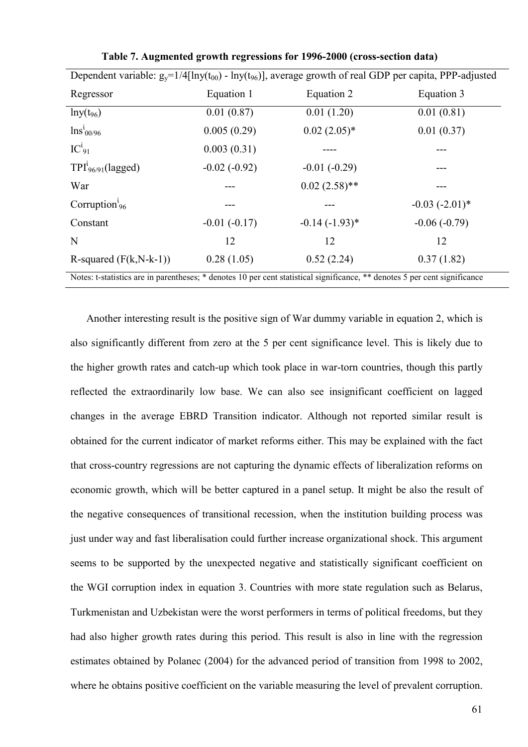**Table 7. Augmented growth regressions for 1996-2000 (cross-section data)**

| Dependent variable: $g_y$=1/4[lny($t_{00}$) - lny($t_{96}$)], average growth of real GDP per capita, PPP-adjusted | | | |
|---|---|---|---|
| Regressor | Equation 1 | Equation 2 | Equation 3 |
| lny($t_{96}$) | 0.01 (0.87) | 0.01 (1.20) | 0.01 (0.81) |
| $\ln s^i_{00/96}$ | 0.005 (0.29) | 0.02 (2.05)* | 0.01 (0.37) |
| $IC^i_{91}$ | 0.003 (0.31) | ---- | --- |
| $TPI^i_{96/91}$(lagged) | -0.02 (-0.92) | -0.01 (-0.29) | --- |
| War | --- | 0.02 (2.58)** | --- |
| $\text{Corruption}^i_{96}$ | --- | --- | -0.03 (-2.01)* |
| Constant | -0.01 (-0.17) | -0.14 (-1.93)* | -0.06 (-0.79) |
| N | 12 | 12 | 12 |
| R-squared (F(k,N-k-1)) | 0.28 (1.05) | 0.52 (2.24) | 0.37 (1.82) |

Notes: t-statistics are in parentheses; * denotes 10 per cent statistical significance, ** denotes 5 per cent significance

Another interesting result is the positive sign of War dummy variable in equation 2, which is also significantly different from zero at the 5 per cent significance level. This is likely due to the higher growth rates and catch-up which took place in war-torn countries, though this partly reflected the extraordinarily low base. We can also see insignificant coefficient on lagged changes in the average EBRD Transition indicator. Although not reported similar result is obtained for the current indicator of market reforms either. This may be explained with the fact that cross-country regressions are not capturing the dynamic effects of liberalization reforms on economic growth, which will be better captured in a panel setup. It might be also the result of the negative consequences of transitional recession, when the institution building process was just under way and fast liberalisation could further increase organizational shock. This argument seems to be supported by the unexpected negative and statistically significant coefficient on the WGI corruption index in equation 3. Countries with more state regulation such as Belarus, Turkmenistan and Uzbekistan were the worst performers in terms of political freedoms, but they had also higher growth rates during this period. This result is also in line with the regression estimates obtained by Polanec (2004) for the advanced period of transition from 1998 to 2002, where he obtains positive coefficient on the variable measuring the level of prevalent corruption.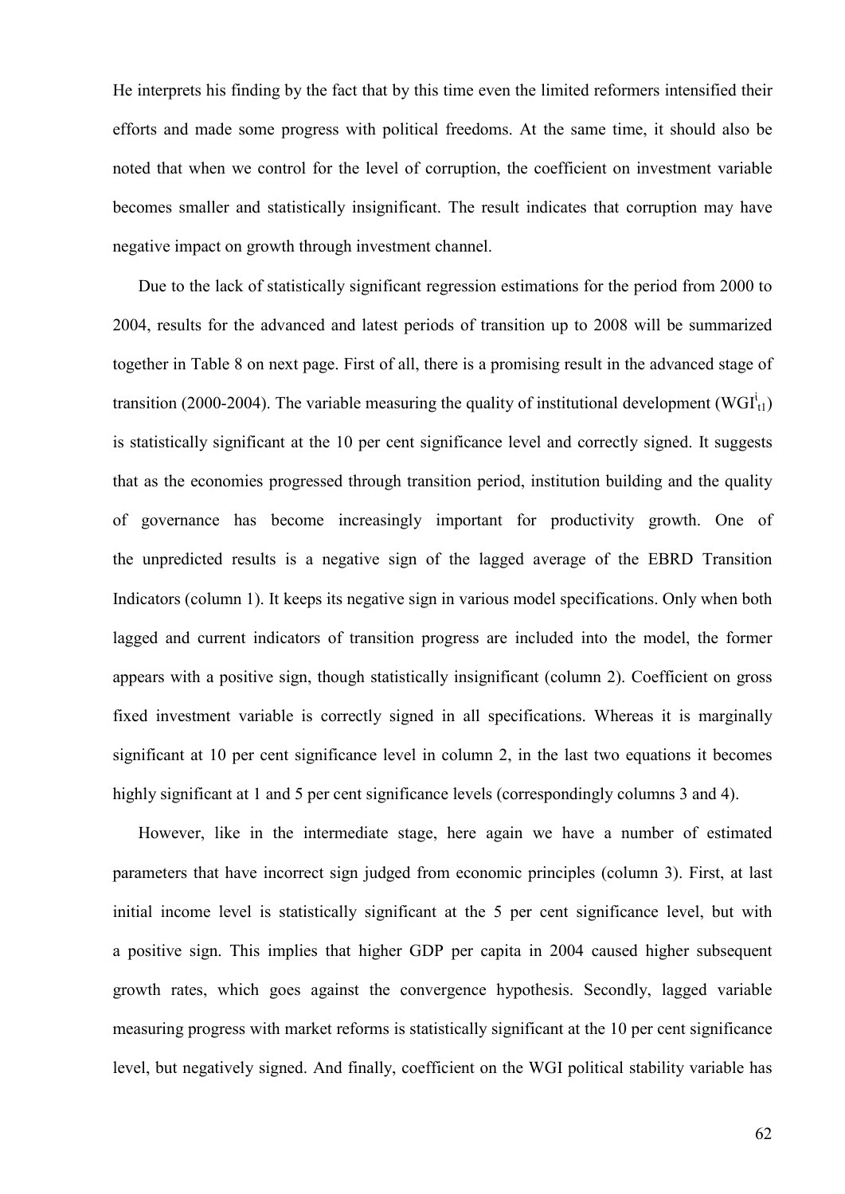He interprets his finding by the fact that by this time even the limited reformers intensified their efforts and made some progress with political freedoms. At the same time, it should also be noted that when we control for the level of corruption, the coefficient on investment variable becomes smaller and statistically insignificant. The result indicates that corruption may have negative impact on growth through investment channel.

Due to the lack of statistically significant regression estimations for the period from 2000 to 2004, results for the advanced and latest periods of transition up to 2008 will be summarized together in Table 8 on next page. First of all, there is a promising result in the advanced stage of transition (2000-2004). The variable measuring the quality of institutional development ($WGI^{i}_{t1}$) is statistically significant at the 10 per cent significance level and correctly signed. It suggests that as the economies progressed through transition period, institution building and the quality of governance has become increasingly important for productivity growth. One of the unpredicted results is a negative sign of the lagged average of the EBRD Transition Indicators (column 1). It keeps its negative sign in various model specifications. Only when both lagged and current indicators of transition progress are included into the model, the former appears with a positive sign, though statistically insignificant (column 2). Coefficient on gross fixed investment variable is correctly signed in all specifications. Whereas it is marginally significant at 10 per cent significance level in column 2, in the last two equations it becomes highly significant at 1 and 5 per cent significance levels (correspondingly columns 3 and 4).

However, like in the intermediate stage, here again we have a number of estimated parameters that have incorrect sign judged from economic principles (column 3). First, at last initial income level is statistically significant at the 5 per cent significance level, but with a positive sign. This implies that higher GDP per capita in 2004 caused higher subsequent growth rates, which goes against the convergence hypothesis. Secondly, lagged variable measuring progress with market reforms is statistically significant at the 10 per cent significance level, but negatively signed. And finally, coefficient on the WGI political stability variable has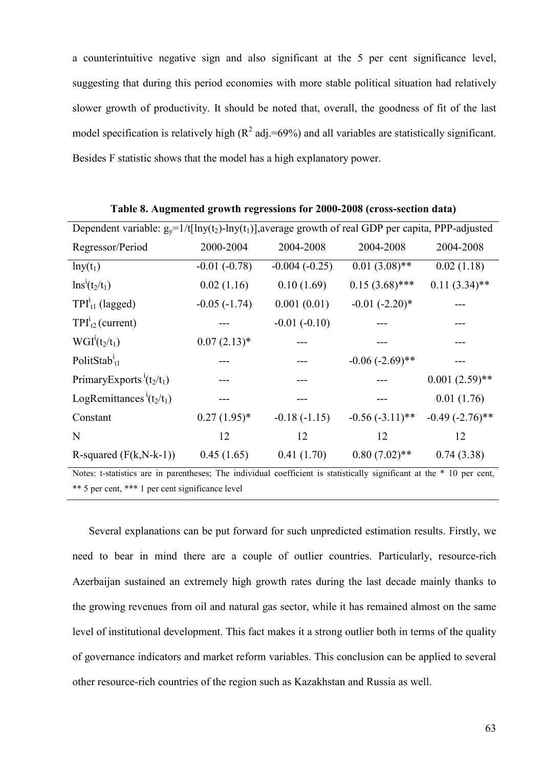a counterintuitive negative sign and also significant at the 5 per cent significance level, suggesting that during this period economies with more stable political situation had relatively slower growth of productivity. It should be noted that, overall, the goodness of fit of the last model specification is relatively high ($R^2$ adj.=69%) and all variables are statistically significant. Besides F statistic shows that the model has a high explanatory power.

**Table 8. Augmented growth regressions for 2000-2008 (cross-section data)**

| Dependent variable: $g_y=1/t[\ln y(t_2)-\ln y(t_1)]$,average growth of real GDP per capita, PPP-adjusted | | | | |
|---|---|---|---|---|
| Regressor/Period | 2000-2004 | 2004-2008 | 2004-2008 | 2004-2008 |
| $\ln y(t_1)$ | -0.01 (-0.78) | -0.004 (-0.25) | 0.01 (3.08)** | 0.02 (1.18) |
| $\ln s^i(t_2/t_1)$ | 0.02 (1.16) | 0.10 (1.69) | 0.15 (3.68)*** | 0.11 (3.34)** |
| $TPI^i_{t1}$ (lagged) | -0.05 (-1.74) | 0.001 (0.01) | -0.01 (-2.20)* | --- |
| $TPI^i_{t2}$ (current) | --- | -0.01 (-0.10) | --- | --- |
| $WGI^i(t_2/t_1)$ | 0.07 (2.13)* | --- | --- | --- |
| $PolitStab^i_{t1}$ | --- | --- | -0.06 (-2.69)** | --- |
| $PrimaryExports^i(t_2/t_1)$ | --- | --- | --- | 0.001 (2.59)** |
| $LogRemittances^i(t_2/t_1)$ | --- | --- | --- | 0.01 (1.76) |
| Constant | 0.27 (1.95)* | -0.18 (-1.15) | -0.56 (-3.11)** | -0.49 (-2.76)** |
| N | 12 | 12 | 12 | 12 |
| R-squared (F(k,N-k-1)) | 0.45 (1.65) | 0.41 (1.70) | 0.80 (7.02)** | 0.74 (3.38) |

Notes: t-statistics are in parentheses; The individual coefficient is statistically significant at the * 10 per cent, ** 5 per cent, *** 1 per cent significance level

Several explanations can be put forward for such unpredicted estimation results. Firstly, we need to bear in mind there are a couple of outlier countries. Particularly, resource-rich Azerbaijan sustained an extremely high growth rates during the last decade mainly thanks to the growing revenues from oil and natural gas sector, while it has remained almost on the same level of institutional development. This fact makes it a strong outlier both in terms of the quality of governance indicators and market reform variables. This conclusion can be applied to several other resource-rich countries of the region such as Kazakhstan and Russia as well.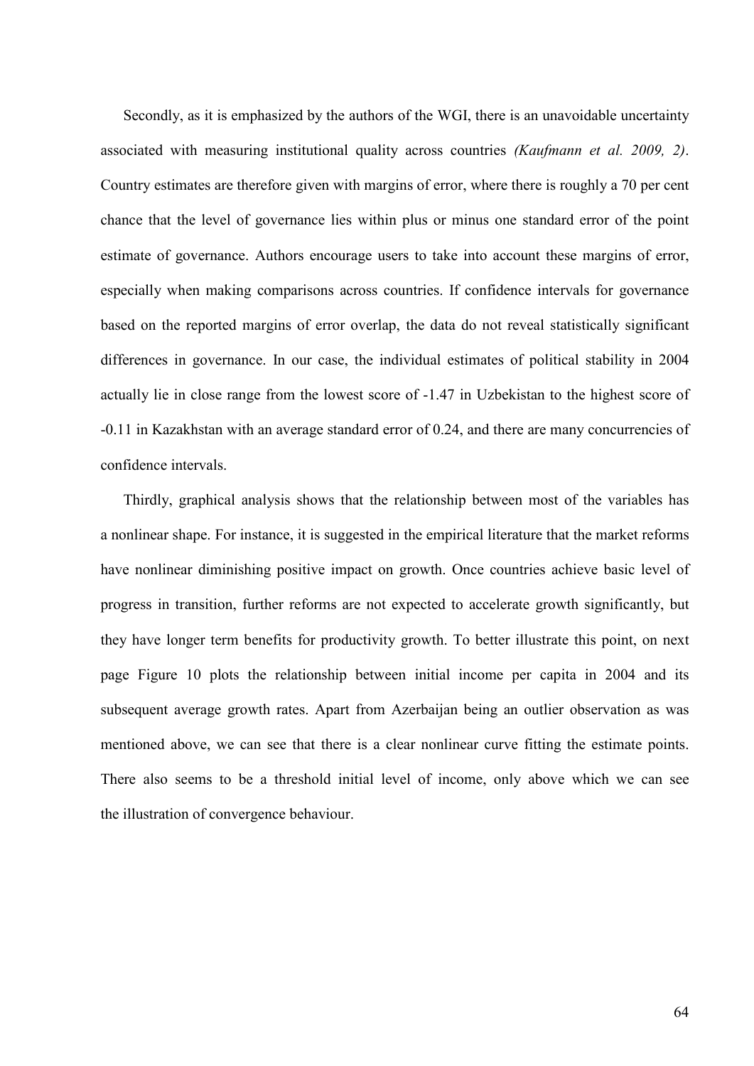Secondly, as it is emphasized by the authors of the WGI, there is an unavoidable uncertainty associated with measuring institutional quality across countries *(Kaufmann et al. 2009, 2)*. Country estimates are therefore given with margins of error, where there is roughly a 70 per cent chance that the level of governance lies within plus or minus one standard error of the point estimate of governance. Authors encourage users to take into account these margins of error, especially when making comparisons across countries. If confidence intervals for governance based on the reported margins of error overlap, the data do not reveal statistically significant differences in governance. In our case, the individual estimates of political stability in 2004 actually lie in close range from the lowest score of -1.47 in Uzbekistan to the highest score of -0.11 in Kazakhstan with an average standard error of 0.24, and there are many concurrencies of confidence intervals.

Thirdly, graphical analysis shows that the relationship between most of the variables has a nonlinear shape. For instance, it is suggested in the empirical literature that the market reforms have nonlinear diminishing positive impact on growth. Once countries achieve basic level of progress in transition, further reforms are not expected to accelerate growth significantly, but they have longer term benefits for productivity growth. To better illustrate this point, on next page Figure 10 plots the relationship between initial income per capita in 2004 and its subsequent average growth rates. Apart from Azerbaijan being an outlier observation as was mentioned above, we can see that there is a clear nonlinear curve fitting the estimate points. There also seems to be a threshold initial level of income, only above which we can see the illustration of convergence behaviour.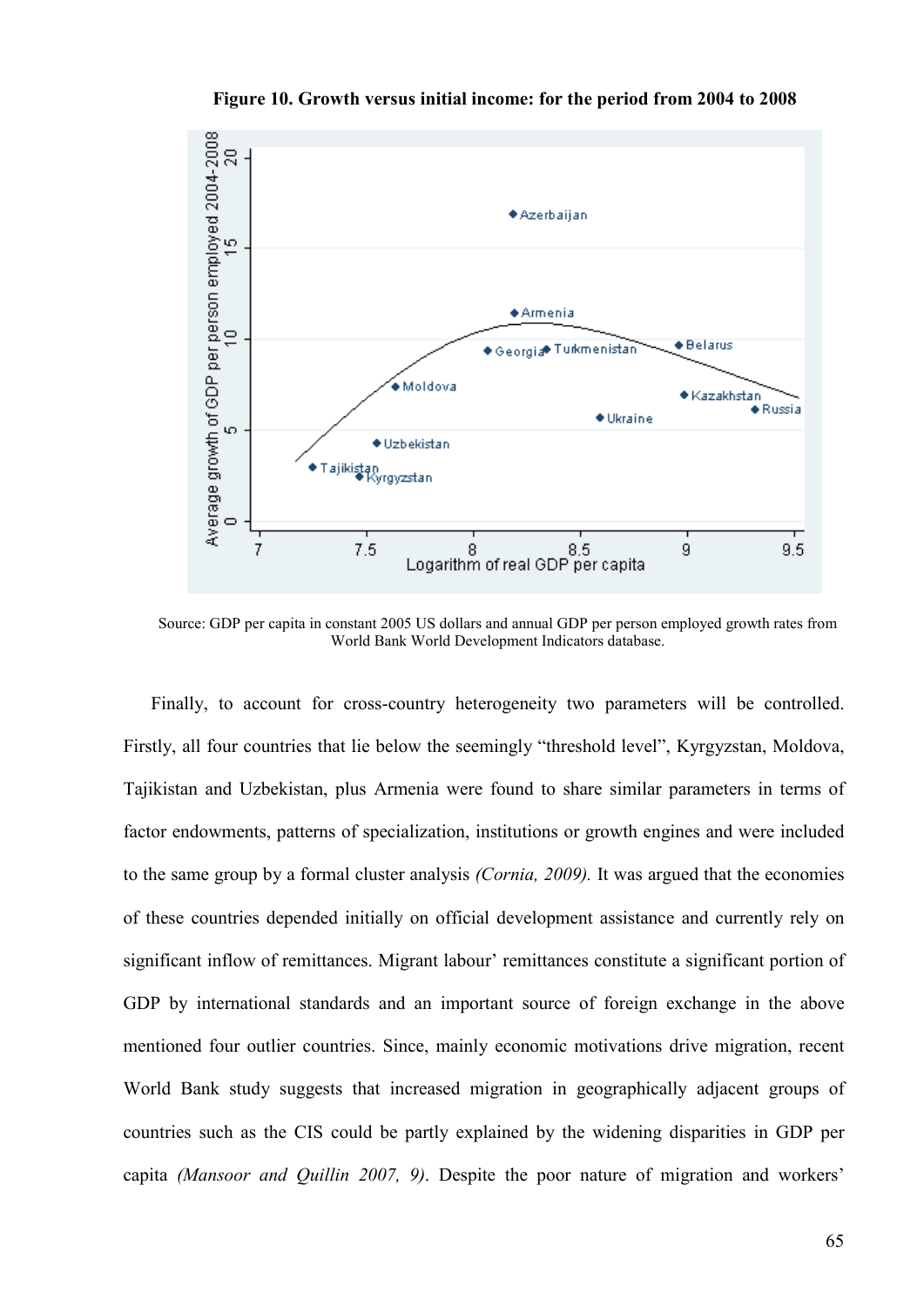**Figure 10. Growth versus initial income: for the period from 2004 to 2008**

Source: GDP per capita in constant 2005 US dollars and annual GDP per person employed growth rates from World Bank World Development Indicators database.

Finally, to account for cross-country heterogeneity two parameters will be controlled. Firstly, all four countries that lie below the seemingly "threshold level", Kyrgyzstan, Moldova, Tajikistan and Uzbekistan, plus Armenia were found to share similar parameters in terms of factor endowments, patterns of specialization, institutions or growth engines and were included to the same group by a formal cluster analysis *(Cornia, 2009).* It was argued that the economies of these countries depended initially on official development assistance and currently rely on significant inflow of remittances. Migrant labour' remittances constitute a significant portion of GDP by international standards and an important source of foreign exchange in the above mentioned four outlier countries. Since, mainly economic motivations drive migration, recent World Bank study suggests that increased migration in geographically adjacent groups of countries such as the CIS could be partly explained by the widening disparities in GDP per capita *(Mansoor and Quillin 2007, 9)*. Despite the poor nature of migration and workers'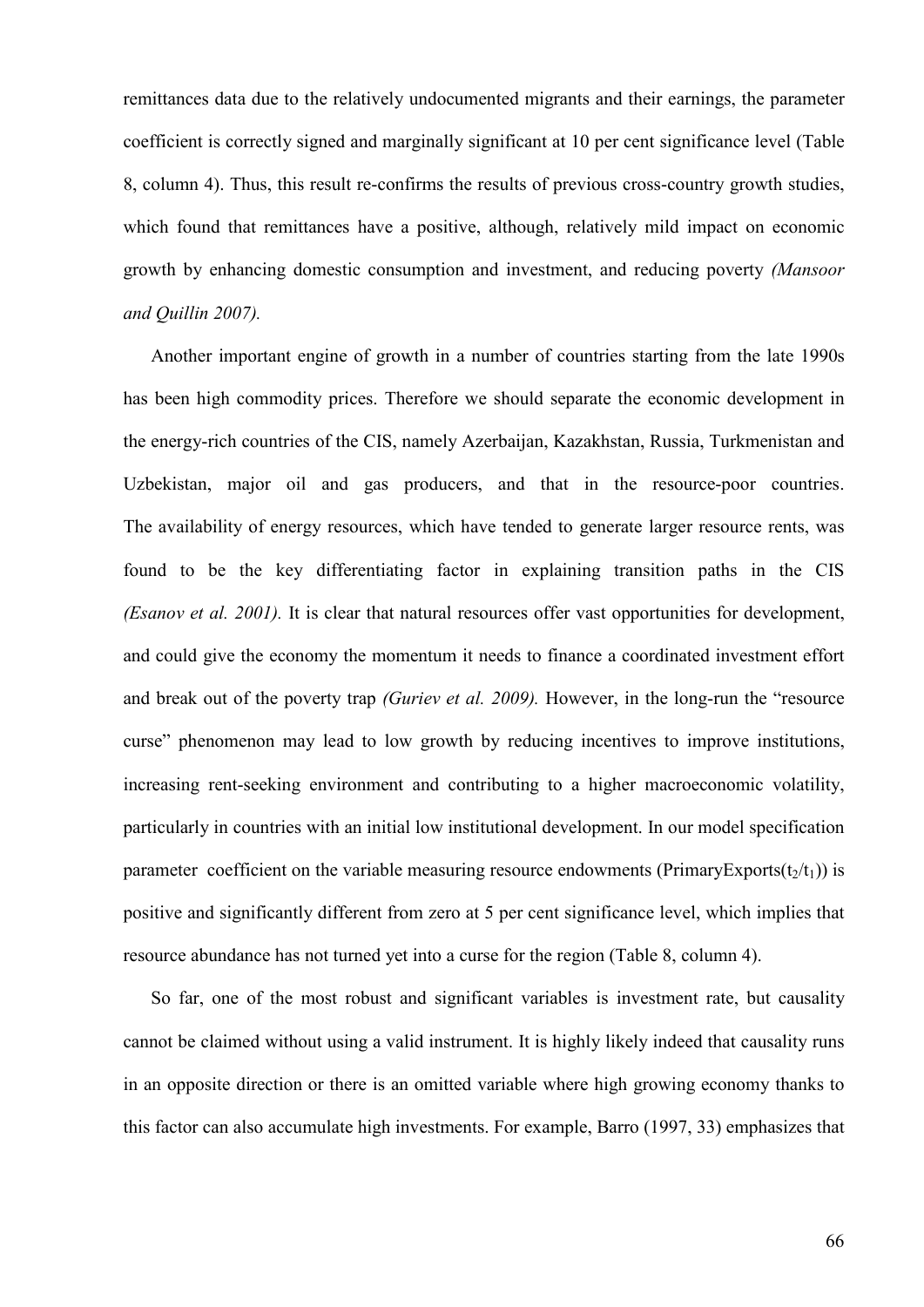remittances data due to the relatively undocumented migrants and their earnings, the parameter coefficient is correctly signed and marginally significant at 10 per cent significance level (Table 8, column 4). Thus, this result re-confirms the results of previous cross-country growth studies, which found that remittances have a positive, although, relatively mild impact on economic growth by enhancing domestic consumption and investment, and reducing poverty *(Mansoor and Quillin 2007).*

Another important engine of growth in a number of countries starting from the late 1990s has been high commodity prices. Therefore we should separate the economic development in the energy-rich countries of the CIS, namely Azerbaijan, Kazakhstan, Russia, Turkmenistan and Uzbekistan, major oil and gas producers, and that in the resource-poor countries. The availability of energy resources, which have tended to generate larger resource rents, was found to be the key differentiating factor in explaining transition paths in the CIS *(Esanov et al. 2001).* It is clear that natural resources offer vast opportunities for development, and could give the economy the momentum it needs to finance a coordinated investment effort and break out of the poverty trap *(Guriev et al. 2009).* However, in the long-run the "resource curse" phenomenon may lead to low growth by reducing incentives to improve institutions, increasing rent-seeking environment and contributing to a higher macroeconomic volatility, particularly in countries with an initial low institutional development. In our model specification parameter coefficient on the variable measuring resource endowments (PrimaryExports($t_2/t_1$)) is positive and significantly different from zero at 5 per cent significance level, which implies that resource abundance has not turned yet into a curse for the region (Table 8, column 4).

So far, one of the most robust and significant variables is investment rate, but causality cannot be claimed without using a valid instrument. It is highly likely indeed that causality runs in an opposite direction or there is an omitted variable where high growing economy thanks to this factor can also accumulate high investments. For example, Barro (1997, 33) emphasizes that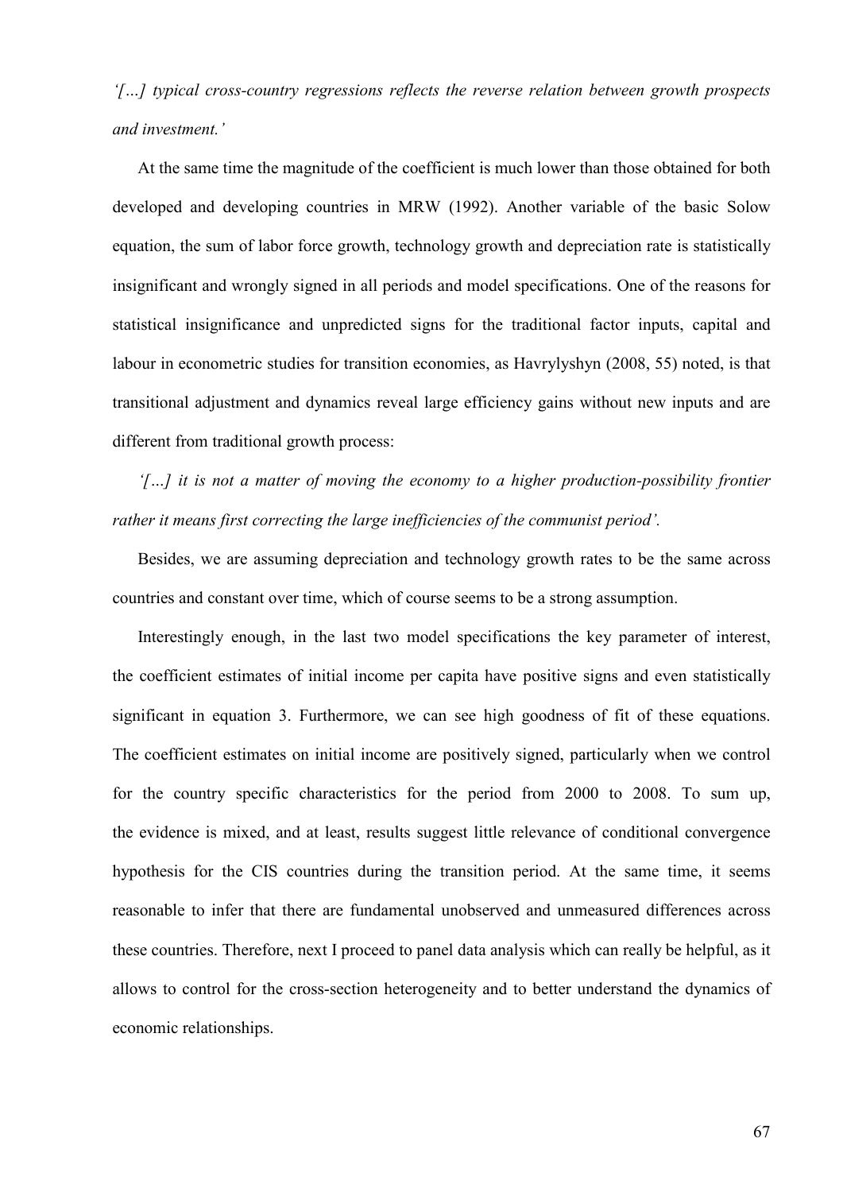*'[…] typical cross-country regressions reflects the reverse relation between growth prospects and investment.'*

At the same time the magnitude of the coefficient is much lower than those obtained for both developed and developing countries in MRW (1992). Another variable of the basic Solow equation, the sum of labor force growth, technology growth and depreciation rate is statistically insignificant and wrongly signed in all periods and model specifications. One of the reasons for statistical insignificance and unpredicted signs for the traditional factor inputs, capital and labour in econometric studies for transition economies, as Havrylyshyn (2008, 55) noted, is that transitional adjustment and dynamics reveal large efficiency gains without new inputs and are different from traditional growth process:

*'[…] it is not a matter of moving the economy to a higher production-possibility frontier rather it means first correcting the large inefficiencies of the communist period'.*

Besides, we are assuming depreciation and technology growth rates to be the same across countries and constant over time, which of course seems to be a strong assumption.

Interestingly enough, in the last two model specifications the key parameter of interest, the coefficient estimates of initial income per capita have positive signs and even statistically significant in equation 3. Furthermore, we can see high goodness of fit of these equations. The coefficient estimates on initial income are positively signed, particularly when we control for the country specific characteristics for the period from 2000 to 2008. To sum up, the evidence is mixed, and at least, results suggest little relevance of conditional convergence hypothesis for the CIS countries during the transition period. At the same time, it seems reasonable to infer that there are fundamental unobserved and unmeasured differences across these countries. Therefore, next I proceed to panel data analysis which can really be helpful, as it allows to control for the cross-section heterogeneity and to better understand the dynamics of economic relationships.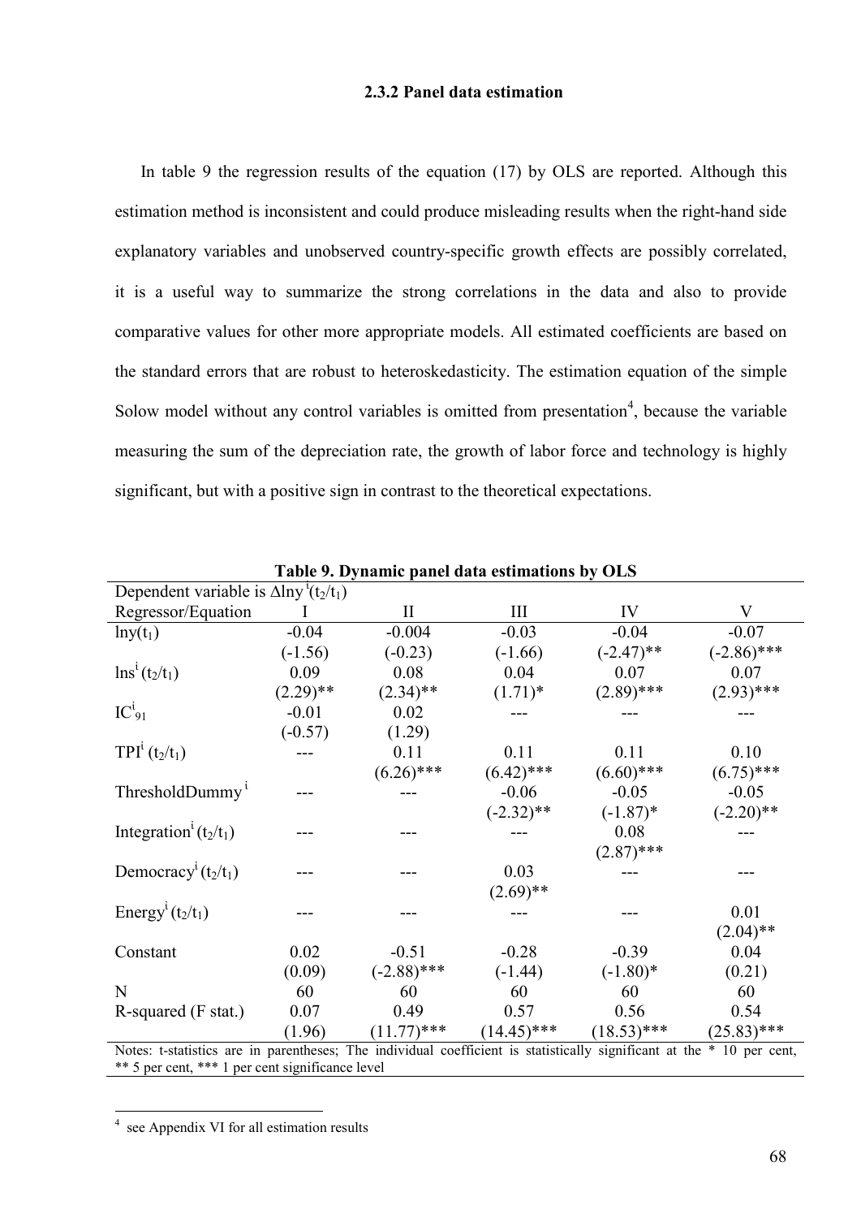### 2.3.2 Panel data estimation

In table 9 the regression results of the equation (17) by OLS are reported. Although this estimation method is inconsistent and could produce misleading results when the right-hand side explanatory variables and unobserved country-specific growth effects are possibly correlated, it is a useful way to summarize the strong correlations in the data and also to provide comparative values for other more appropriate models. All estimated coefficients are based on the standard errors that are robust to heteroskedasticity. The estimation equation of the simple Solow model without any control variables is omitted from presentation[4], because the variable measuring the sum of the depreciation rate, the growth of labor force and technology is highly significant, but with a positive sign in contrast to the theoretical expectations.

**Table 9. Dynamic panel data estimations by OLS**

| Dependent variable is $\Delta \ln y^i(t_2/t_1)$ | | | | | |
|---|---|---|---|---|---|
| Regressor/Equation | I | II | III | IV | V |
| $\ln y(t_1)$ | -0.04 | -0.004 | -0.03 | -0.04 | -0.07 |
| | (-1.56) | (-0.23) | (-1.66) | (-2.47)** | (-2.86)*** |
| $\ln s^i(t_2/t_1)$ | 0.09 | 0.08 | 0.04 | 0.07 | 0.07 |
| | (2.29)** | (2.34)** | (1.71)* | (2.89)*** | (2.93)*** |
| $IC^i_{91}$ | -0.01 | 0.02 | --- | --- | --- |
| | (-0.57) | (1.29) | | | |
| $TPI^i(t_2/t_1)$ | --- | 0.11 | 0.11 | 0.11 | 0.10 |
| | | (6.26)*** | (6.42)*** | (6.60)*** | (6.75)*** |
| $ThresholdDummy^i$ | --- | --- | -0.06 | -0.05 | -0.05 |
| | | | (-2.32)** | (-1.87)* | (-2.20)** |
| $Integration^i(t_2/t_1)$ | --- | --- | --- | 0.08 | --- |
| | | | | (2.87)*** | |
| $Democracy^i(t_2/t_1)$ | --- | --- | 0.03 | --- | --- |
| | | | (2.69)** | | |
| $Energy^i(t_2/t_1)$ | --- | --- | --- | --- | 0.01 |
| | | | | | (2.04)** |
| Constant | 0.02 | -0.51 | -0.28 | -0.39 | 0.04 |
| | (0.09) | (-2.88)*** | (-1.44) | (-1.80)* | (0.21) |
| N | 60 | 60 | 60 | 60 | 60 |
| R-squared (F stat.) | 0.07 | 0.49 | 0.57 | 0.56 | 0.54 |
| | (1.96) | (11.77)*** | (14.45)*** | (18.53)*** | (25.83)*** |

Notes: t-statistics are in parentheses; The individual coefficient is statistically significant at the * 10 per cent, ** 5 per cent, *** 1 per cent significance level

[4] see Appendix VI for all estimation results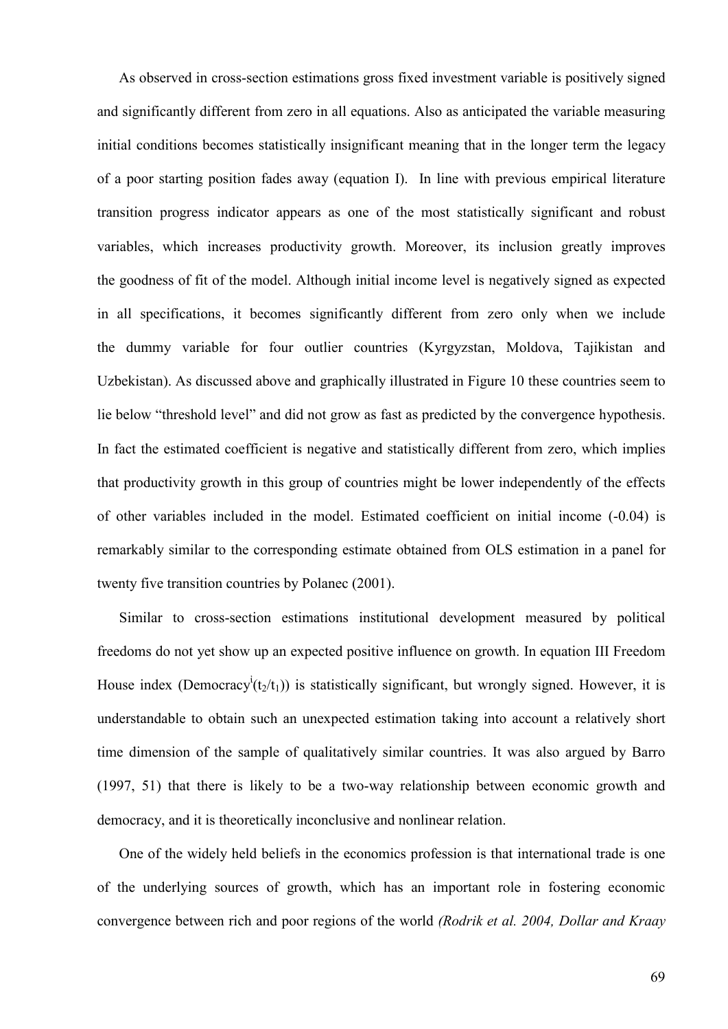As observed in cross-section estimations gross fixed investment variable is positively signed and significantly different from zero in all equations. Also as anticipated the variable measuring initial conditions becomes statistically insignificant meaning that in the longer term the legacy of a poor starting position fades away (equation I). In line with previous empirical literature transition progress indicator appears as one of the most statistically significant and robust variables, which increases productivity growth. Moreover, its inclusion greatly improves the goodness of fit of the model. Although initial income level is negatively signed as expected in all specifications, it becomes significantly different from zero only when we include the dummy variable for four outlier countries (Kyrgyzstan, Moldova, Tajikistan and Uzbekistan). As discussed above and graphically illustrated in Figure 10 these countries seem to lie below "threshold level" and did not grow as fast as predicted by the convergence hypothesis. In fact the estimated coefficient is negative and statistically different from zero, which implies that productivity growth in this group of countries might be lower independently of the effects of other variables included in the model. Estimated coefficient on initial income (-0.04) is remarkably similar to the corresponding estimate obtained from OLS estimation in a panel for twenty five transition countries by Polanec (2001).

Similar to cross-section estimations institutional development measured by political freedoms do not yet show up an expected positive influence on growth. In equation III Freedom House index ($Democracy^{i}(t_2/t_1)$) is statistically significant, but wrongly signed. However, it is understandable to obtain such an unexpected estimation taking into account a relatively short time dimension of the sample of qualitatively similar countries. It was also argued by Barro (1997, 51) that there is likely to be a two-way relationship between economic growth and democracy, and it is theoretically inconclusive and nonlinear relation.

One of the widely held beliefs in the economics profession is that international trade is one of the underlying sources of growth, which has an important role in fostering economic convergence between rich and poor regions of the world *(Rodrik et al. 2004, Dollar and Kraay*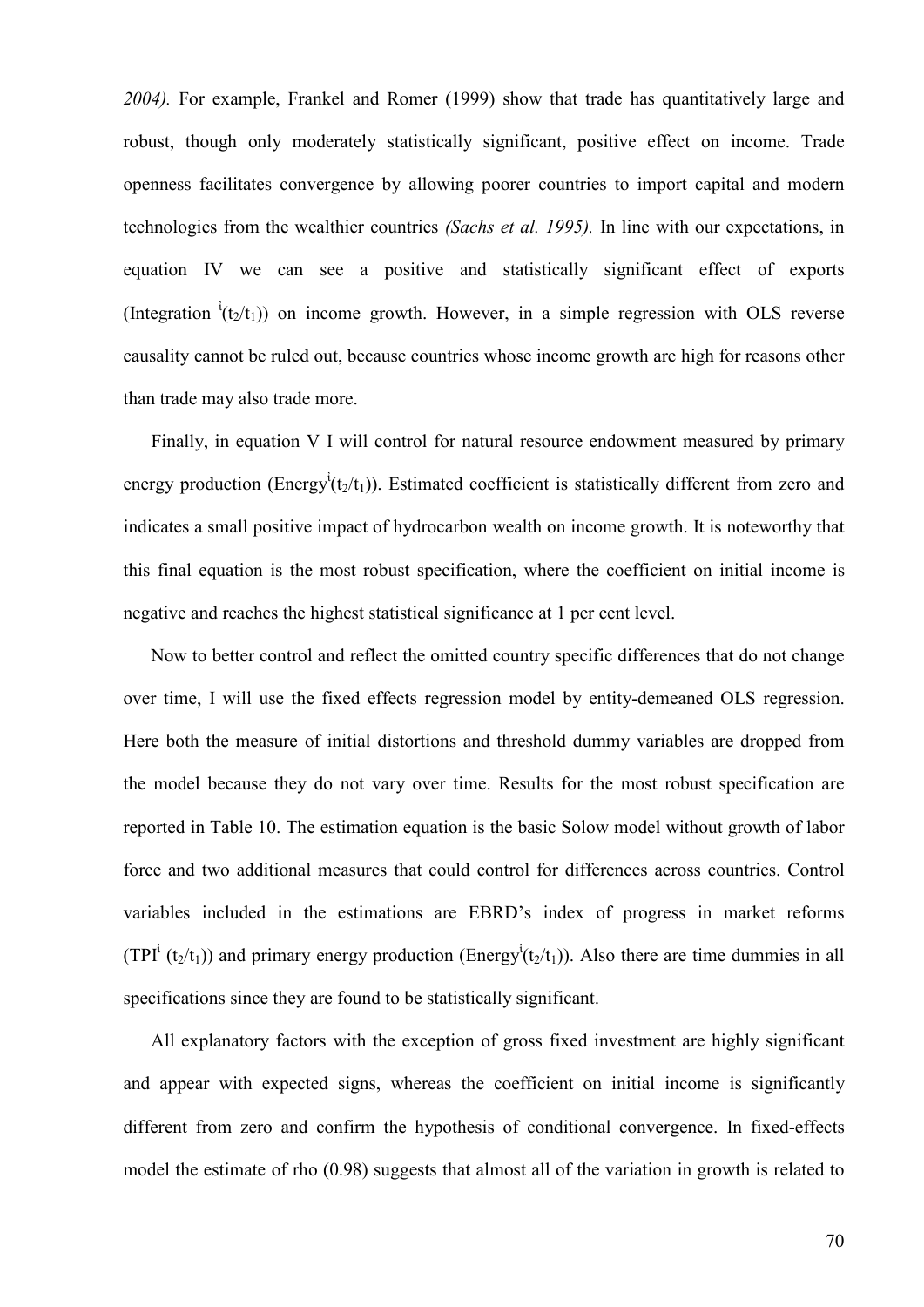2004). For example, Frankel and Romer (1999) show that trade has quantitatively large and robust, though only moderately statistically significant, positive effect on income. Trade openness facilitates convergence by allowing poorer countries to import capital and modern technologies from the wealthier countries *(Sachs et al. 1995).* In line with our expectations, in equation IV we can see a positive and statistically significant effect of exports (Integration $^{i}(t_2/t_1)$) on income growth. However, in a simple regression with OLS reverse causality cannot be ruled out, because countries whose income growth are high for reasons other than trade may also trade more.

Finally, in equation V I will control for natural resource endowment measured by primary energy production (Energy$^{i}(t_2/t_1)$). Estimated coefficient is statistically different from zero and indicates a small positive impact of hydrocarbon wealth on income growth. It is noteworthy that this final equation is the most robust specification, where the coefficient on initial income is negative and reaches the highest statistical significance at 1 per cent level.

Now to better control and reflect the omitted country specific differences that do not change over time, I will use the fixed effects regression model by entity-demeaned OLS regression. Here both the measure of initial distortions and threshold dummy variables are dropped from the model because they do not vary over time. Results for the most robust specification are reported in Table 10. The estimation equation is the basic Solow model without growth of labor force and two additional measures that could control for differences across countries. Control variables included in the estimations are EBRD's index of progress in market reforms (TPI$^{i}$ $(t_2/t_1)$) and primary energy production (Energy$^{i}(t_2/t_1)$). Also there are time dummies in all specifications since they are found to be statistically significant.

All explanatory factors with the exception of gross fixed investment are highly significant and appear with expected signs, whereas the coefficient on initial income is significantly different from zero and confirm the hypothesis of conditional convergence. In fixed-effects model the estimate of rho (0.98) suggests that almost all of the variation in growth is related to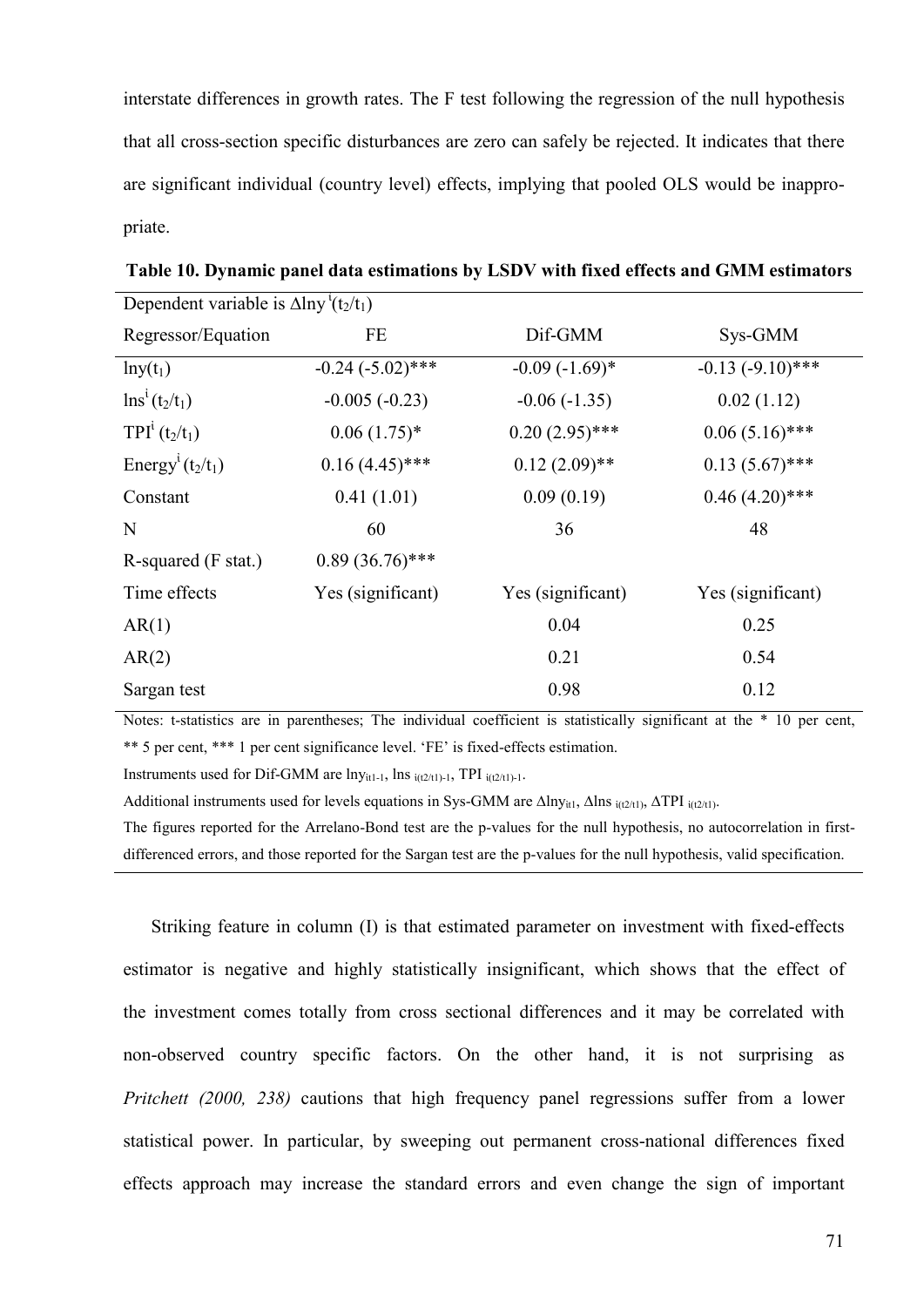interstate differences in growth rates. The F test following the regression of the null hypothesis that all cross-section specific disturbances are zero can safely be rejected. It indicates that there are significant individual (country level) effects, implying that pooled OLS would be inappropriate.

**Table 10. Dynamic panel data estimations by LSDV with fixed effects and GMM estimators**

| Dependent variable is $\Delta \ln y^{i}(t_2/t_1)$ | | | |
|---|---|---|---|
| Regressor/Equation | FE | Dif-GMM | Sys-GMM |
| $\ln y(t_1)$ | -0.24 (-5.02)*** | -0.09 (-1.69)* | -0.13 (-9.10)*** |
| $\ln s^{i}(t_2/t_1)$ | -0.005 (-0.23) | -0.06 (-1.35) | 0.02 (1.12) |
| $TPI^{i}(t_2/t_1)$ | 0.06 (1.75)* | 0.20 (2.95)*** | 0.06 (5.16)*** |
| $Energy^{i}(t_2/t_1)$ | 0.16 (4.45)*** | 0.12 (2.09)** | 0.13 (5.67)*** |
| Constant | 0.41 (1.01) | 0.09 (0.19) | 0.46 (4.20)*** |
| N | 60 | 36 | 48 |
| R-squared (F stat.) | 0.89 (36.76)*** | | |
| Time effects | Yes (significant) | Yes (significant) | Yes (significant) |
| AR(1) | | 0.04 | 0.25 |
| AR(2) | | 0.21 | 0.54 |
| Sargan test | | 0.98 | 0.12 |

Notes: t-statistics are in parentheses; The individual coefficient is statistically significant at the * 10 per cent, ** 5 per cent, *** 1 per cent significance level. 'FE' is fixed-effects estimation.

Instruments used for Dif-GMM are $\ln y_{it1-1}$, $\ln s_{i(t2/t1)-1}$, $TPI_{i(t2/t1)-1}$.

Additional instruments used for levels equations in Sys-GMM are $\Delta \ln y_{it1}$, $\Delta \ln s_{i(t2/t1)}$, $\Delta TPI_{i(t2/t1)}$.

The figures reported for the Arrelano-Bond test are the p-values for the null hypothesis, no autocorrelation in first-differenced errors, and those reported for the Sargan test are the p-values for the null hypothesis, valid specification.

Striking feature in column (I) is that estimated parameter on investment with fixed-effects estimator is negative and highly statistically insignificant, which shows that the effect of the investment comes totally from cross sectional differences and it may be correlated with non-observed country specific factors. On the other hand, it is not surprising as *Pritchett (2000, 238)* cautions that high frequency panel regressions suffer from a lower statistical power. In particular, by sweeping out permanent cross-national differences fixed effects approach may increase the standard errors and even change the sign of important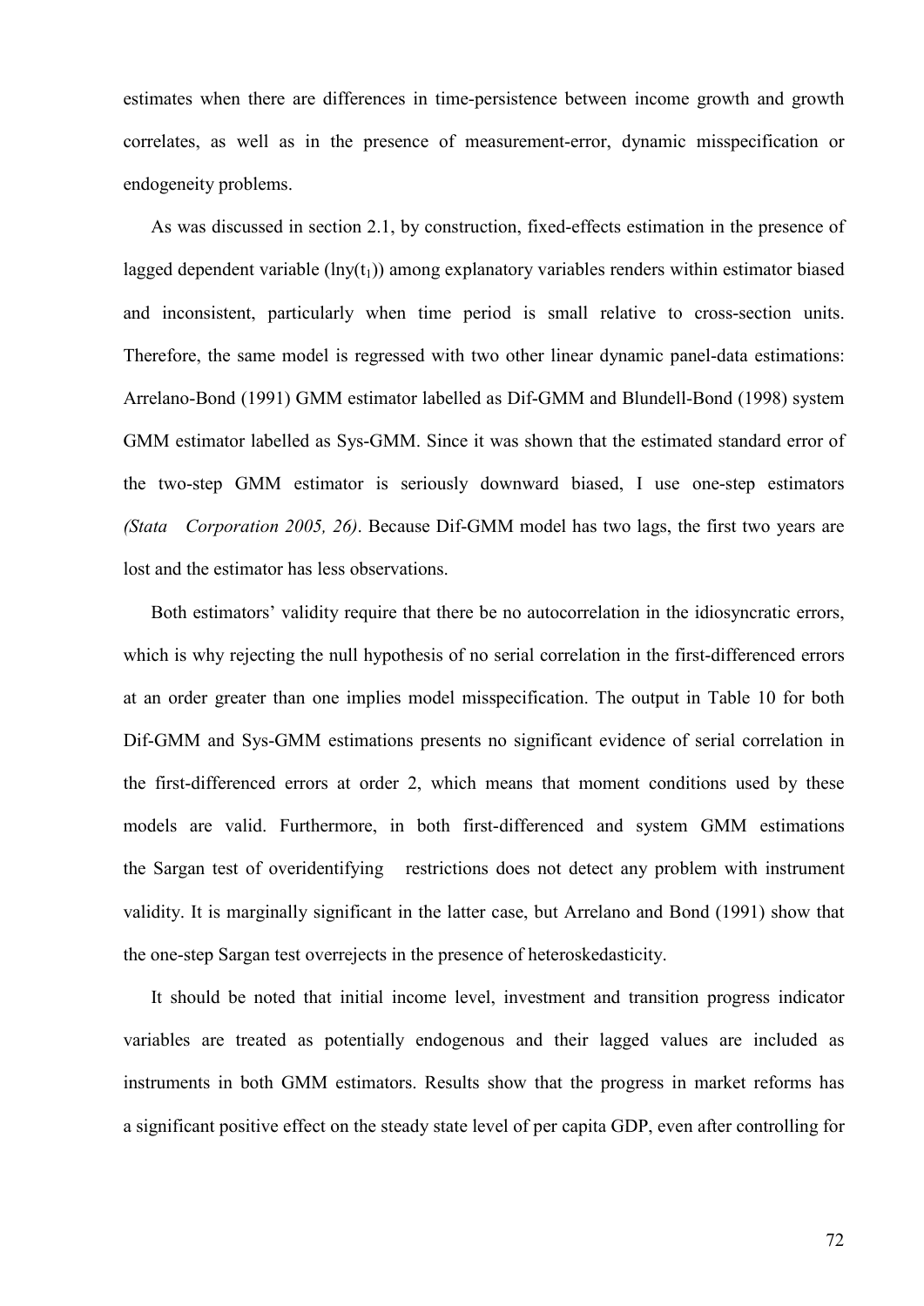estimates when there are differences in time-persistence between income growth and growth correlates, as well as in the presence of measurement-error, dynamic misspecification or endogeneity problems.

As was discussed in section 2.1, by construction, fixed-effects estimation in the presence of lagged dependent variable ($\ln y(t_1)$) among explanatory variables renders within estimator biased and inconsistent, particularly when time period is small relative to cross-section units. Therefore, the same model is regressed with two other linear dynamic panel-data estimations: Arrelano-Bond (1991) GMM estimator labelled as Dif-GMM and Blundell-Bond (1998) system GMM estimator labelled as Sys-GMM. Since it was shown that the estimated standard error of the two-step GMM estimator is seriously downward biased, I use one-step estimators *(Stata Corporation 2005, 26)*. Because Dif-GMM model has two lags, the first two years are lost and the estimator has less observations.

Both estimators' validity require that there be no autocorrelation in the idiosyncratic errors, which is why rejecting the null hypothesis of no serial correlation in the first-differenced errors at an order greater than one implies model misspecification. The output in Table 10 for both Dif-GMM and Sys-GMM estimations presents no significant evidence of serial correlation in the first-differenced errors at order 2, which means that moment conditions used by these models are valid. Furthermore, in both first-differenced and system GMM estimations the Sargan test of overidentifying restrictions does not detect any problem with instrument validity. It is marginally significant in the latter case, but Arrelano and Bond (1991) show that the one-step Sargan test overrejects in the presence of heteroskedasticity.

It should be noted that initial income level, investment and transition progress indicator variables are treated as potentially endogenous and their lagged values are included as instruments in both GMM estimators. Results show that the progress in market reforms has a significant positive effect on the steady state level of per capita GDP, even after controlling for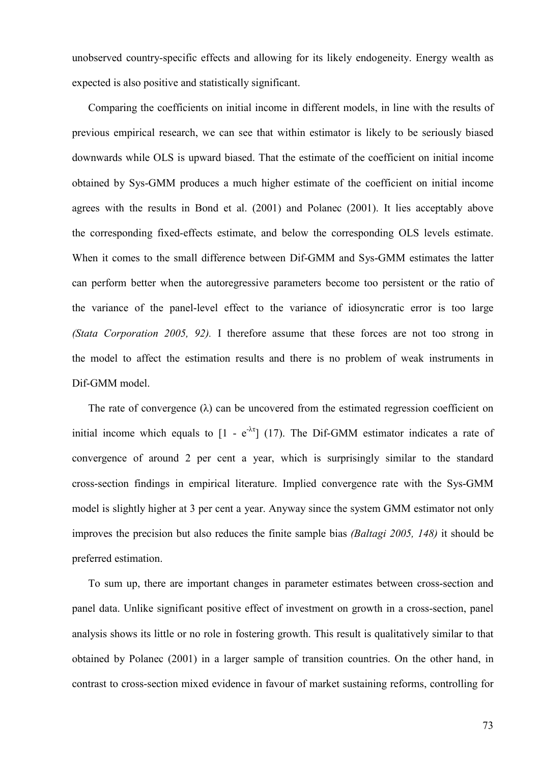unobserved country-specific effects and allowing for its likely endogeneity. Energy wealth as expected is also positive and statistically significant.

Comparing the coefficients on initial income in different models, in line with the results of previous empirical research, we can see that within estimator is likely to be seriously biased downwards while OLS is upward biased. That the estimate of the coefficient on initial income obtained by Sys-GMM produces a much higher estimate of the coefficient on initial income agrees with the results in Bond et al. (2001) and Polanec (2001). It lies acceptably above the corresponding fixed-effects estimate, and below the corresponding OLS levels estimate. When it comes to the small difference between Dif-GMM and Sys-GMM estimates the latter can perform better when the autoregressive parameters become too persistent or the ratio of the variance of the panel-level effect to the variance of idiosyncratic error is too large *(Stata Corporation 2005, 92).* I therefore assume that these forces are not too strong in the model to affect the estimation results and there is no problem of weak instruments in Dif-GMM model.

The rate of convergence (λ) can be uncovered from the estimated regression coefficient on initial income which equals to $[1 - e^{-\lambda\tau}]$ (17). The Dif-GMM estimator indicates a rate of convergence of around 2 per cent a year, which is surprisingly similar to the standard cross-section findings in empirical literature. Implied convergence rate with the Sys-GMM model is slightly higher at 3 per cent a year. Anyway since the system GMM estimator not only improves the precision but also reduces the finite sample bias *(Baltagi 2005, 148)* it should be preferred estimation.

To sum up, there are important changes in parameter estimates between cross-section and panel data. Unlike significant positive effect of investment on growth in a cross-section, panel analysis shows its little or no role in fostering growth. This result is qualitatively similar to that obtained by Polanec (2001) in a larger sample of transition countries. On the other hand, in contrast to cross-section mixed evidence in favour of market sustaining reforms, controlling for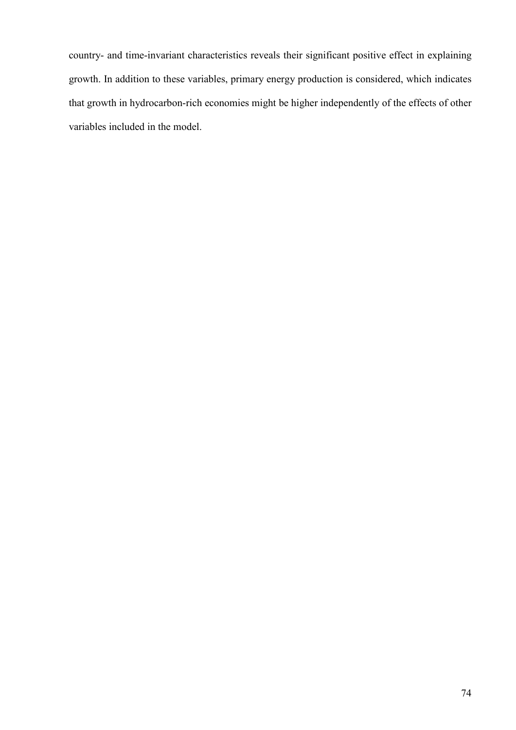country- and time-invariant characteristics reveals their significant positive effect in explaining growth. In addition to these variables, primary energy production is considered, which indicates that growth in hydrocarbon-rich economies might be higher independently of the effects of other variables included in the model.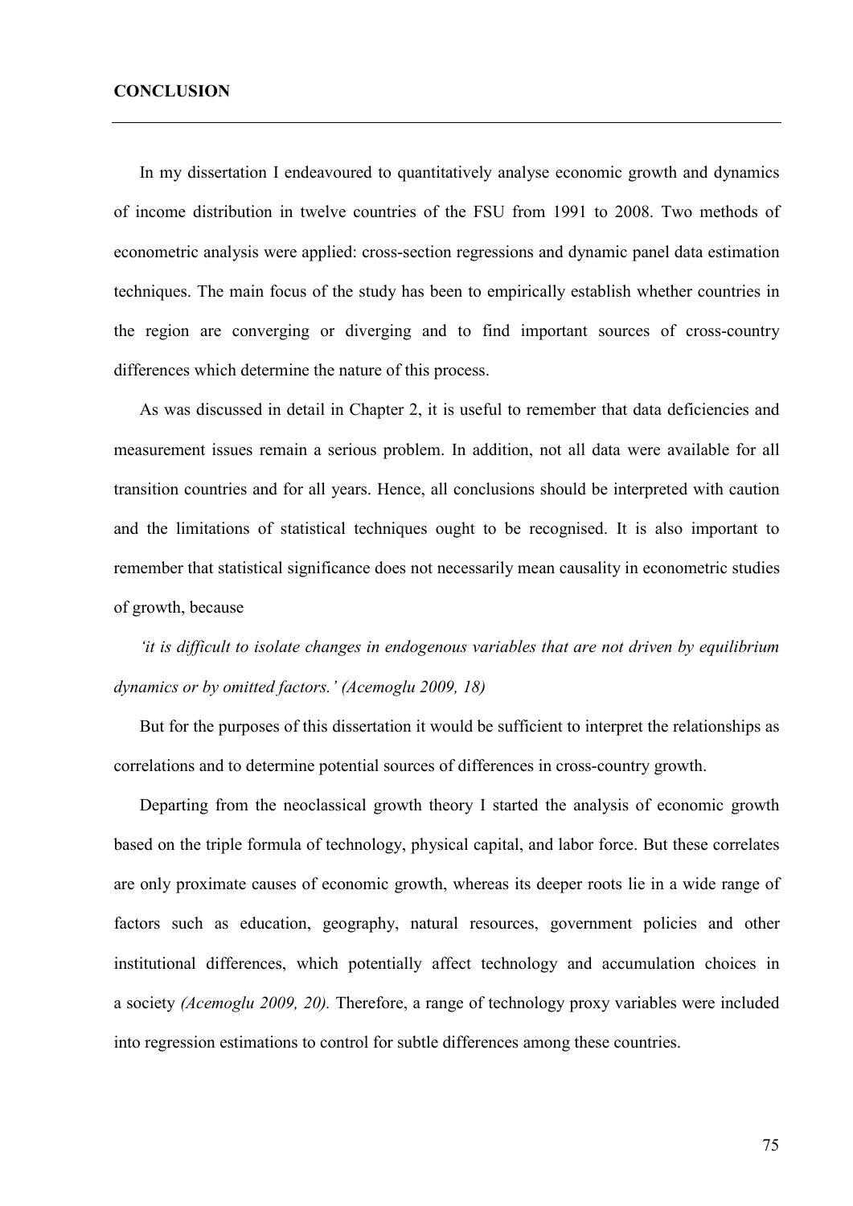# CONCLUSION

In my dissertation I endeavoured to quantitatively analyse economic growth and dynamics of income distribution in twelve countries of the FSU from 1991 to 2008. Two methods of econometric analysis were applied: cross-section regressions and dynamic panel data estimation techniques. The main focus of the study has been to empirically establish whether countries in the region are converging or diverging and to find important sources of cross-country differences which determine the nature of this process.

As was discussed in detail in Chapter 2, it is useful to remember that data deficiencies and measurement issues remain a serious problem. In addition, not all data were available for all transition countries and for all years. Hence, all conclusions should be interpreted with caution and the limitations of statistical techniques ought to be recognised. It is also important to remember that statistical significance does not necessarily mean causality in econometric studies of growth, because

*'it is difficult to isolate changes in endogenous variables that are not driven by equilibrium dynamics or by omitted factors.' (Acemoglu 2009, 18)*

But for the purposes of this dissertation it would be sufficient to interpret the relationships as correlations and to determine potential sources of differences in cross-country growth.

Departing from the neoclassical growth theory I started the analysis of economic growth based on the triple formula of technology, physical capital, and labor force. But these correlates are only proximate causes of economic growth, whereas its deeper roots lie in a wide range of factors such as education, geography, natural resources, government policies and other institutional differences, which potentially affect technology and accumulation choices in a society *(Acemoglu 2009, 20).* Therefore, a range of technology proxy variables were included into regression estimations to control for subtle differences among these countries.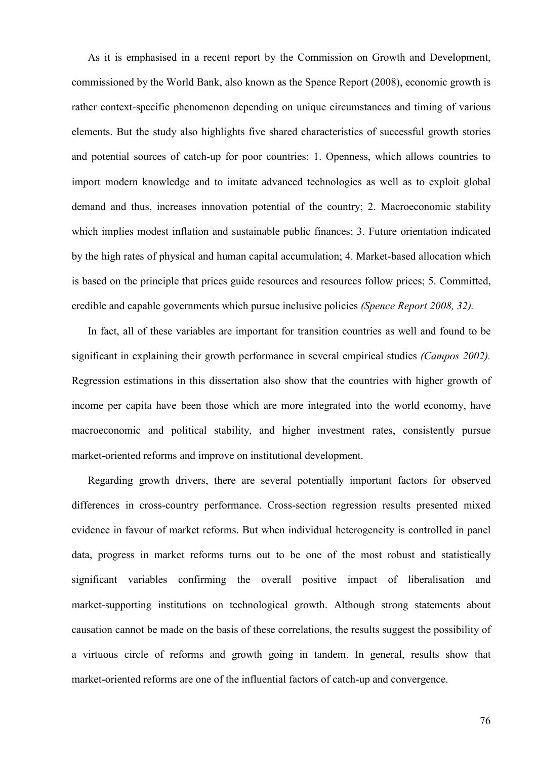As it is emphasised in a recent report by the Commission on Growth and Development, commissioned by the World Bank, also known as the Spence Report (2008), economic growth is rather context-specific phenomenon depending on unique circumstances and timing of various elements. But the study also highlights five shared characteristics of successful growth stories and potential sources of catch-up for poor countries: 1. Openness, which allows countries to import modern knowledge and to imitate advanced technologies as well as to exploit global demand and thus, increases innovation potential of the country; 2. Macroeconomic stability which implies modest inflation and sustainable public finances; 3. Future orientation indicated by the high rates of physical and human capital accumulation; 4. Market-based allocation which is based on the principle that prices guide resources and resources follow prices; 5. Committed, credible and capable governments which pursue inclusive policies *(Spence Report 2008, 32).*

In fact, all of these variables are important for transition countries as well and found to be significant in explaining their growth performance in several empirical studies *(Campos 2002).* Regression estimations in this dissertation also show that the countries with higher growth of income per capita have been those which are more integrated into the world economy, have macroeconomic and political stability, and higher investment rates, consistently pursue market-oriented reforms and improve on institutional development.

Regarding growth drivers, there are several potentially important factors for observed differences in cross-country performance. Cross-section regression results presented mixed evidence in favour of market reforms. But when individual heterogeneity is controlled in panel data, progress in market reforms turns out to be one of the most robust and statistically significant variables confirming the overall positive impact of liberalisation and market-supporting institutions on technological growth. Although strong statements about causation cannot be made on the basis of these correlations, the results suggest the possibility of a virtuous circle of reforms and growth going in tandem. In general, results show that market-oriented reforms are one of the influential factors of catch-up and convergence.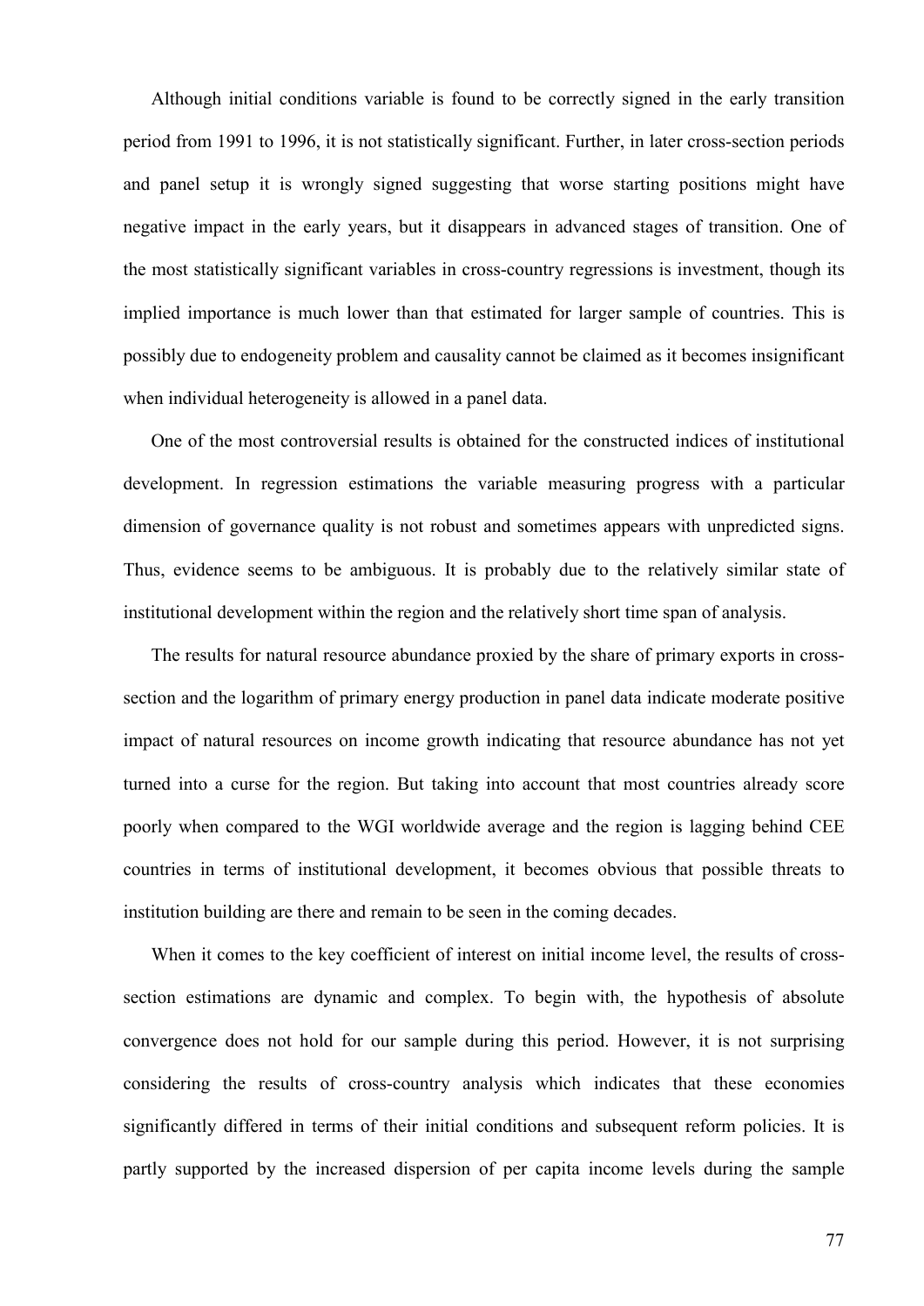Although initial conditions variable is found to be correctly signed in the early transition period from 1991 to 1996, it is not statistically significant. Further, in later cross-section periods and panel setup it is wrongly signed suggesting that worse starting positions might have negative impact in the early years, but it disappears in advanced stages of transition. One of the most statistically significant variables in cross-country regressions is investment, though its implied importance is much lower than that estimated for larger sample of countries. This is possibly due to endogeneity problem and causality cannot be claimed as it becomes insignificant when individual heterogeneity is allowed in a panel data.

One of the most controversial results is obtained for the constructed indices of institutional development. In regression estimations the variable measuring progress with a particular dimension of governance quality is not robust and sometimes appears with unpredicted signs. Thus, evidence seems to be ambiguous. It is probably due to the relatively similar state of institutional development within the region and the relatively short time span of analysis.

The results for natural resource abundance proxied by the share of primary exports in cross-section and the logarithm of primary energy production in panel data indicate moderate positive impact of natural resources on income growth indicating that resource abundance has not yet turned into a curse for the region. But taking into account that most countries already score poorly when compared to the WGI worldwide average and the region is lagging behind CEE countries in terms of institutional development, it becomes obvious that possible threats to institution building are there and remain to be seen in the coming decades.

When it comes to the key coefficient of interest on initial income level, the results of cross-section estimations are dynamic and complex. To begin with, the hypothesis of absolute convergence does not hold for our sample during this period. However, it is not surprising considering the results of cross-country analysis which indicates that these economies significantly differed in terms of their initial conditions and subsequent reform policies. It is partly supported by the increased dispersion of per capita income levels during the sample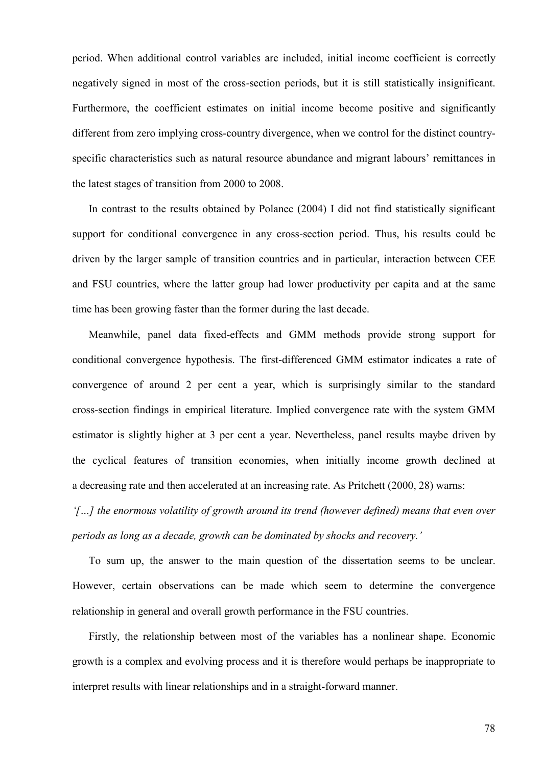period. When additional control variables are included, initial income coefficient is correctly negatively signed in most of the cross-section periods, but it is still statistically insignificant. Furthermore, the coefficient estimates on initial income become positive and significantly different from zero implying cross-country divergence, when we control for the distinct country-specific characteristics such as natural resource abundance and migrant labours' remittances in the latest stages of transition from 2000 to 2008.

In contrast to the results obtained by Polanec (2004) I did not find statistically significant support for conditional convergence in any cross-section period. Thus, his results could be driven by the larger sample of transition countries and in particular, interaction between CEE and FSU countries, where the latter group had lower productivity per capita and at the same time has been growing faster than the former during the last decade.

Meanwhile, panel data fixed-effects and GMM methods provide strong support for conditional convergence hypothesis. The first-differenced GMM estimator indicates a rate of convergence of around 2 per cent a year, which is surprisingly similar to the standard cross-section findings in empirical literature. Implied convergence rate with the system GMM estimator is slightly higher at 3 per cent a year. Nevertheless, panel results maybe driven by the cyclical features of transition economies, when initially income growth declined at a decreasing rate and then accelerated at an increasing rate. As Pritchett (2000, 28) warns:

*'[…] the enormous volatility of growth around its trend (however defined) means that even over periods as long as a decade, growth can be dominated by shocks and recovery.'*

To sum up, the answer to the main question of the dissertation seems to be unclear. However, certain observations can be made which seem to determine the convergence relationship in general and overall growth performance in the FSU countries.

Firstly, the relationship between most of the variables has a nonlinear shape. Economic growth is a complex and evolving process and it is therefore would perhaps be inappropriate to interpret results with linear relationships and in a straight-forward manner.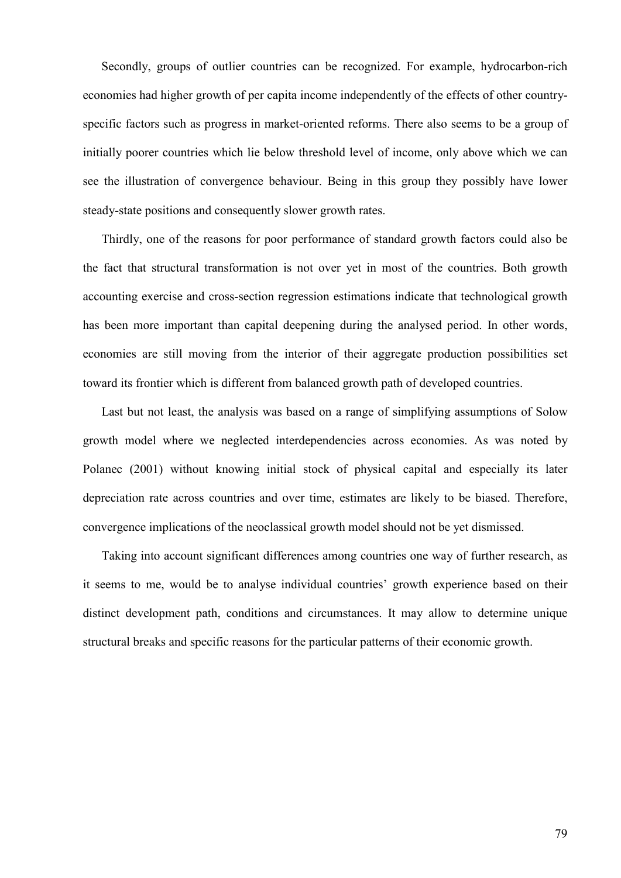Secondly, groups of outlier countries can be recognized. For example, hydrocarbon-rich economies had higher growth of per capita income independently of the effects of other country-specific factors such as progress in market-oriented reforms. There also seems to be a group of initially poorer countries which lie below threshold level of income, only above which we can see the illustration of convergence behaviour. Being in this group they possibly have lower steady-state positions and consequently slower growth rates.

Thirdly, one of the reasons for poor performance of standard growth factors could also be the fact that structural transformation is not over yet in most of the countries. Both growth accounting exercise and cross-section regression estimations indicate that technological growth has been more important than capital deepening during the analysed period. In other words, economies are still moving from the interior of their aggregate production possibilities set toward its frontier which is different from balanced growth path of developed countries.

Last but not least, the analysis was based on a range of simplifying assumptions of Solow growth model where we neglected interdependencies across economies. As was noted by Polanec (2001) without knowing initial stock of physical capital and especially its later depreciation rate across countries and over time, estimates are likely to be biased. Therefore, convergence implications of the neoclassical growth model should not be yet dismissed.

Taking into account significant differences among countries one way of further research, as it seems to me, would be to analyse individual countries' growth experience based on their distinct development path, conditions and circumstances. It may allow to determine unique structural breaks and specific reasons for the particular patterns of their economic growth.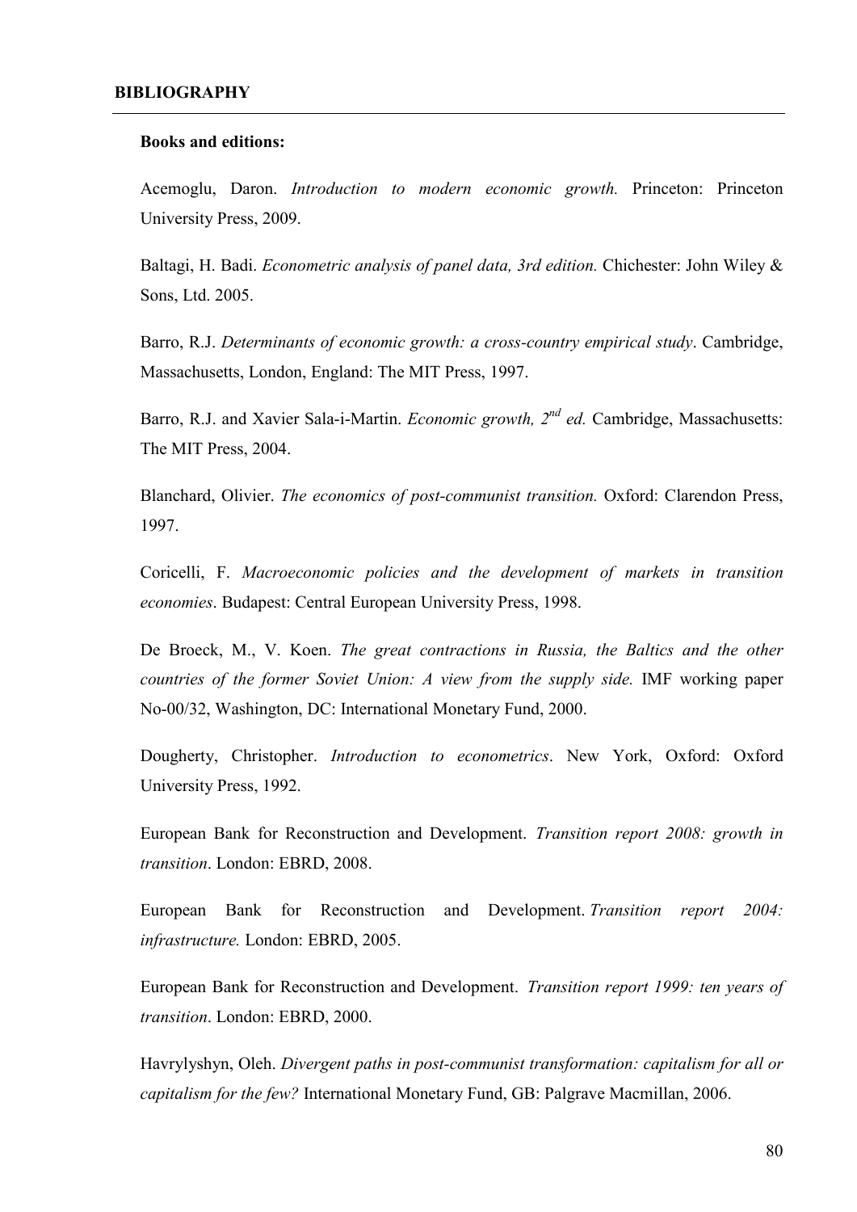## BIBLIOGRAPHY

**Books and editions:**

Acemoglu, Daron. *Introduction to modern economic growth.* Princeton: Princeton University Press, 2009.

Baltagi, H. Badi. *Econometric analysis of panel data, 3rd edition.* Chichester: John Wiley & Sons, Ltd. 2005.

Barro, R.J. *Determinants of economic growth: a cross-country empirical study*. Cambridge, Massachusetts, London, England: The MIT Press, 1997.

Barro, R.J. and Xavier Sala-i-Martin. *Economic growth, 2nd ed.* Cambridge, Massachusetts: The MIT Press, 2004.

Blanchard, Olivier. *The economics of post-communist transition.* Oxford: Clarendon Press, 1997.

Coricelli, F. *Macroeconomic policies and the development of markets in transition economies*. Budapest: Central European University Press, 1998.

De Broeck, M., V. Koen. *The great contractions in Russia, the Baltics and the other countries of the former Soviet Union: A view from the supply side.* IMF working paper No-00/32, Washington, DC: International Monetary Fund, 2000.

Dougherty, Christopher. *Introduction to econometrics*. New York, Oxford: Oxford University Press, 1992.

European Bank for Reconstruction and Development. *Transition report 2008: growth in transition*. London: EBRD, 2008.

European Bank for Reconstruction and Development. *Transition report 2004: infrastructure.* London: EBRD, 2005.

European Bank for Reconstruction and Development. *Transition report 1999: ten years of transition*. London: EBRD, 2000.

Havrylyshyn, Oleh. *Divergent paths in post-communist transformation: capitalism for all or capitalism for the few?* International Monetary Fund, GB: Palgrave Macmillan, 2006.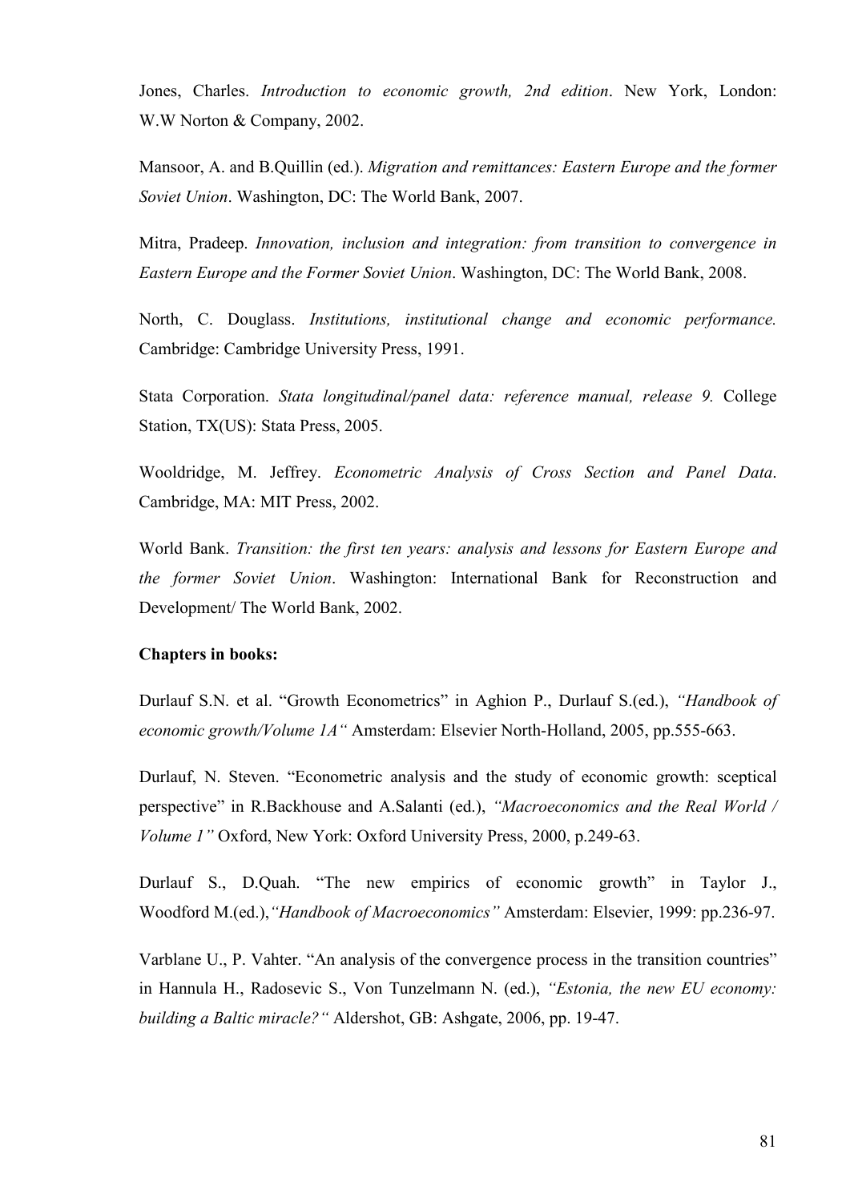Jones, Charles. *Introduction to economic growth, 2nd edition*. New York, London: W.W Norton & Company, 2002.

Mansoor, A. and B.Quillin (ed.). *Migration and remittances: Eastern Europe and the former Soviet Union*. Washington, DC: The World Bank, 2007.

Mitra, Pradeep. *Innovation, inclusion and integration: from transition to convergence in Eastern Europe and the Former Soviet Union*. Washington, DC: The World Bank, 2008.

North, C. Douglass. *Institutions, institutional change and economic performance.* Cambridge: Cambridge University Press, 1991.

Stata Corporation. *Stata longitudinal/panel data: reference manual, release 9.* College Station, TX(US): Stata Press, 2005.

Wooldridge, M. Jeffrey. *Econometric Analysis of Cross Section and Panel Data*. Cambridge, MA: MIT Press, 2002.

World Bank. *Transition: the first ten years: analysis and lessons for Eastern Europe and the former Soviet Union*. Washington: International Bank for Reconstruction and Development/ The World Bank, 2002.

**Chapters in books:**

Durlauf S.N. et al. "Growth Econometrics" in Aghion P., Durlauf S.(ed.), *"Handbook of economic growth/Volume 1A"* Amsterdam: Elsevier North-Holland, 2005, pp.555-663.

Durlauf, N. Steven. "Econometric analysis and the study of economic growth: sceptical perspective" in R.Backhouse and A.Salanti (ed.), *"Macroeconomics and the Real World / Volume 1"* Oxford, New York: Oxford University Press, 2000, p.249-63.

Durlauf S., D.Quah. "The new empirics of economic growth" in Taylor J., Woodford M.(ed.),*"Handbook of Macroeconomics"* Amsterdam: Elsevier, 1999: pp.236-97.

Varblane U., P. Vahter. "An analysis of the convergence process in the transition countries" in Hannula H., Radosevic S., Von Tunzelmann N. (ed.), *"Estonia, the new EU economy: building a Baltic miracle?"* Aldershot, GB: Ashgate, 2006, pp. 19-47.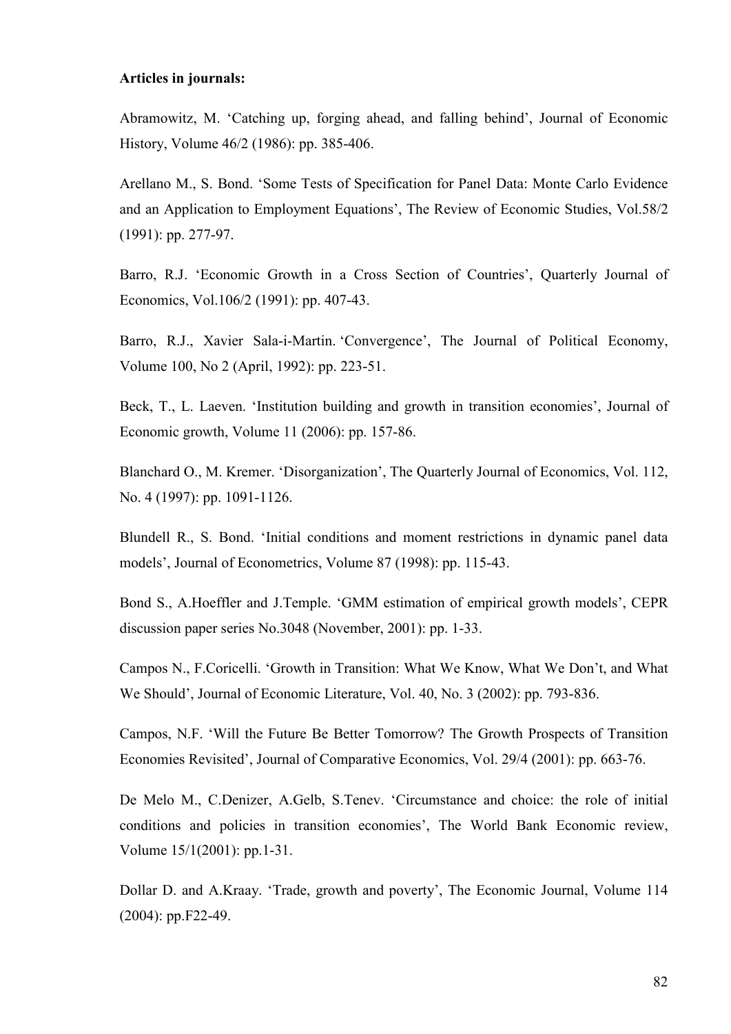**Articles in journals:**

Abramowitz, M. 'Catching up, forging ahead, and falling behind', Journal of Economic History, Volume 46/2 (1986): pp. 385-406.

Arellano M., S. Bond. 'Some Tests of Specification for Panel Data: Monte Carlo Evidence and an Application to Employment Equations', The Review of Economic Studies, Vol.58/2 (1991): pp. 277-97.

Barro, R.J. 'Economic Growth in a Cross Section of Countries', Quarterly Journal of Economics, Vol.106/2 (1991): pp. 407-43.

Barro, R.J., Xavier Sala-i-Martin. 'Convergence', The Journal of Political Economy, Volume 100, No 2 (April, 1992): pp. 223-51.

Beck, T., L. Laeven. 'Institution building and growth in transition economies', Journal of Economic growth, Volume 11 (2006): pp. 157-86.

Blanchard O., M. Kremer. 'Disorganization', The Quarterly Journal of Economics, Vol. 112, No. 4 (1997): pp. 1091-1126.

Blundell R., S. Bond. 'Initial conditions and moment restrictions in dynamic panel data models', Journal of Econometrics, Volume 87 (1998): pp. 115-43.

Bond S., A.Hoeffler and J.Temple. 'GMM estimation of empirical growth models', CEPR discussion paper series No.3048 (November, 2001): pp. 1-33.

Campos N., F.Coricelli. 'Growth in Transition: What We Know, What We Don't, and What We Should', Journal of Economic Literature, Vol. 40, No. 3 (2002): pp. 793-836.

Campos, N.F. 'Will the Future Be Better Tomorrow? The Growth Prospects of Transition Economies Revisited', Journal of Comparative Economics, Vol. 29/4 (2001): pp. 663-76.

De Melo M., C.Denizer, A.Gelb, S.Tenev. 'Circumstance and choice: the role of initial conditions and policies in transition economies', The World Bank Economic review, Volume 15/1(2001): pp.1-31.

Dollar D. and A.Kraay. 'Trade, growth and poverty', The Economic Journal, Volume 114 (2004): pp.F22-49.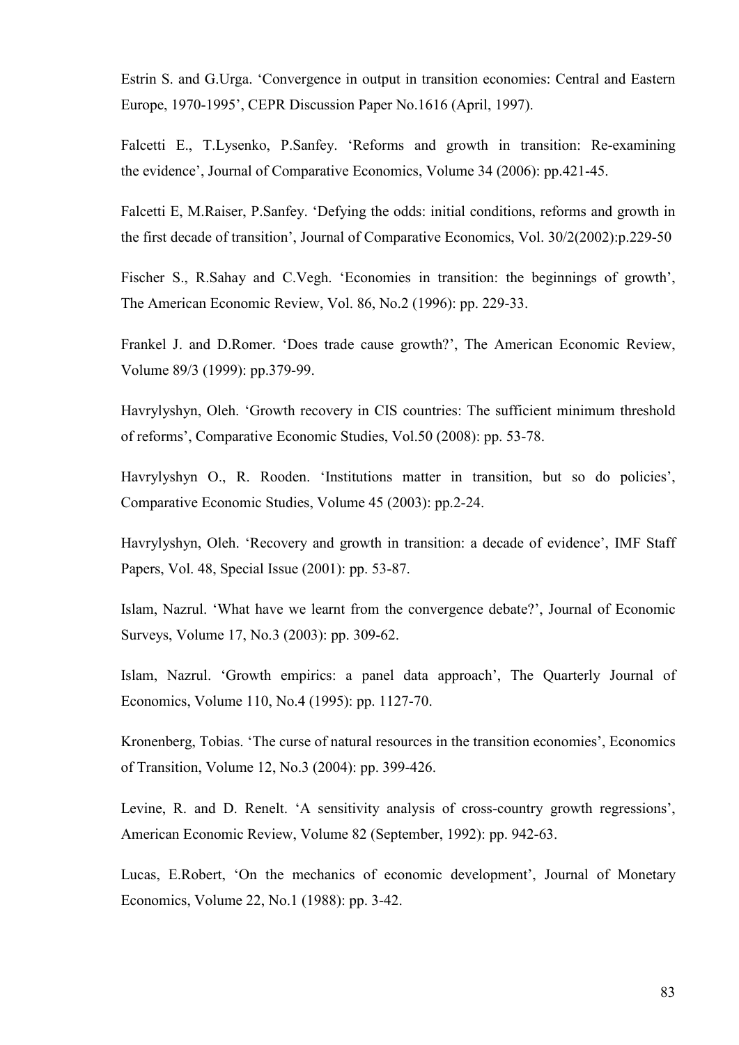Estrin S. and G.Urga. 'Convergence in output in transition economies: Central and Eastern Europe, 1970-1995', CEPR Discussion Paper No.1616 (April, 1997).

Falcetti E., T.Lysenko, P.Sanfey. 'Reforms and growth in transition: Re-examining the evidence', Journal of Comparative Economics, Volume 34 (2006): pp.421-45.

Falcetti E, M.Raiser, P.Sanfey. 'Defying the odds: initial conditions, reforms and growth in the first decade of transition', Journal of Comparative Economics, Vol. 30/2(2002):p.229-50

Fischer S., R.Sahay and C.Vegh. 'Economies in transition: the beginnings of growth', The American Economic Review, Vol. 86, No.2 (1996): pp. 229-33.

Frankel J. and D.Romer. 'Does trade cause growth?', The American Economic Review, Volume 89/3 (1999): pp.379-99.

Havrylyshyn, Oleh. 'Growth recovery in CIS countries: The sufficient minimum threshold of reforms', Comparative Economic Studies, Vol.50 (2008): pp. 53-78.

Havrylyshyn O., R. Rooden. 'Institutions matter in transition, but so do policies', Comparative Economic Studies, Volume 45 (2003): pp.2-24.

Havrylyshyn, Oleh. 'Recovery and growth in transition: a decade of evidence', IMF Staff Papers, Vol. 48, Special Issue (2001): pp. 53-87.

Islam, Nazrul. 'What have we learnt from the convergence debate?', Journal of Economic Surveys, Volume 17, No.3 (2003): pp. 309-62.

Islam, Nazrul. 'Growth empirics: a panel data approach', The Quarterly Journal of Economics, Volume 110, No.4 (1995): pp. 1127-70.

Kronenberg, Tobias. 'The curse of natural resources in the transition economies', Economics of Transition, Volume 12, No.3 (2004): pp. 399-426.

Levine, R. and D. Renelt. 'A sensitivity analysis of cross-country growth regressions', American Economic Review, Volume 82 (September, 1992): pp. 942-63.

Lucas, E.Robert, 'On the mechanics of economic development', Journal of Monetary Economics, Volume 22, No.1 (1988): pp. 3-42.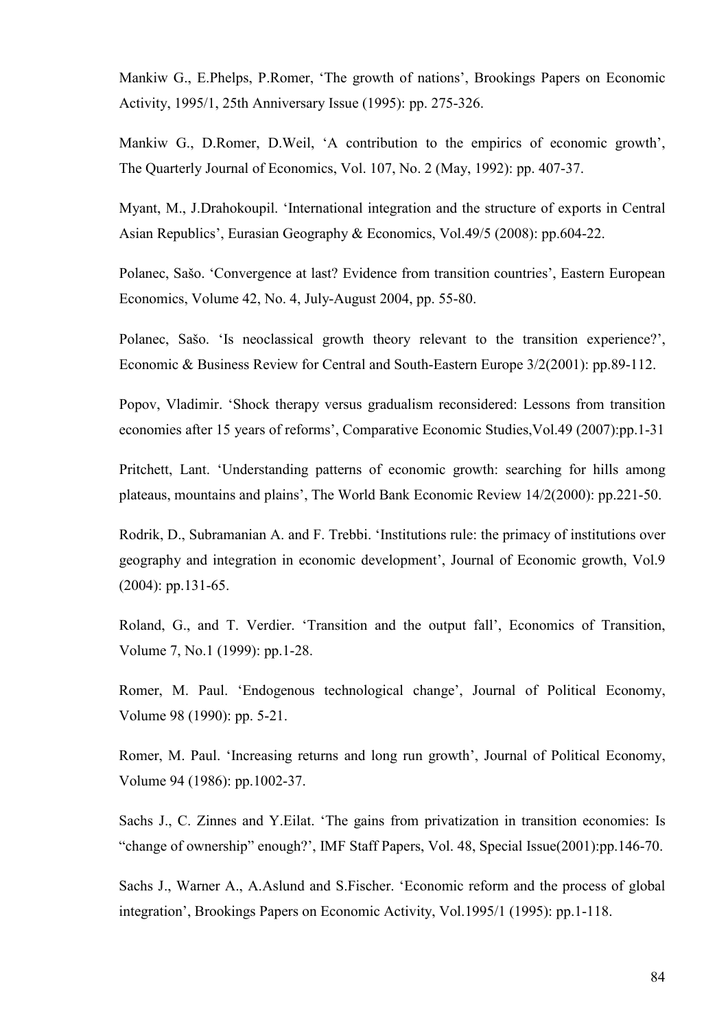Mankiw G., E.Phelps, P.Romer, 'The growth of nations', Brookings Papers on Economic Activity, 1995/1, 25th Anniversary Issue (1995): pp. 275-326.

Mankiw G., D.Romer, D.Weil, 'A contribution to the empirics of economic growth', The Quarterly Journal of Economics, Vol. 107, No. 2 (May, 1992): pp. 407-37.

Myant, M., J.Drahokoupil. 'International integration and the structure of exports in Central Asian Republics', Eurasian Geography & Economics, Vol.49/5 (2008): pp.604-22.

Polanec, Sašo. 'Convergence at last? Evidence from transition countries', Eastern European Economics, Volume 42, No. 4, July-August 2004, pp. 55-80.

Polanec, Sašo. 'Is neoclassical growth theory relevant to the transition experience?', Economic & Business Review for Central and South-Eastern Europe 3/2(2001): pp.89-112.

Popov, Vladimir. 'Shock therapy versus gradualism reconsidered: Lessons from transition economies after 15 years of reforms', Comparative Economic Studies,Vol.49 (2007):pp.1-31

Pritchett, Lant. 'Understanding patterns of economic growth: searching for hills among plateaus, mountains and plains', The World Bank Economic Review 14/2(2000): pp.221-50.

Rodrik, D., Subramanian A. and F. Trebbi. 'Institutions rule: the primacy of institutions over geography and integration in economic development', Journal of Economic growth, Vol.9 (2004): pp.131-65.

Roland, G., and T. Verdier. 'Transition and the output fall', Economics of Transition, Volume 7, No.1 (1999): pp.1-28.

Romer, M. Paul. 'Endogenous technological change', Journal of Political Economy, Volume 98 (1990): pp. 5-21.

Romer, M. Paul. 'Increasing returns and long run growth', Journal of Political Economy, Volume 94 (1986): pp.1002-37.

Sachs J., C. Zinnes and Y.Eilat. 'The gains from privatization in transition economies: Is "change of ownership" enough?', IMF Staff Papers, Vol. 48, Special Issue(2001):pp.146-70.

Sachs J., Warner A., A.Aslund and S.Fischer. 'Economic reform and the process of global integration', Brookings Papers on Economic Activity, Vol.1995/1 (1995): pp.1-118.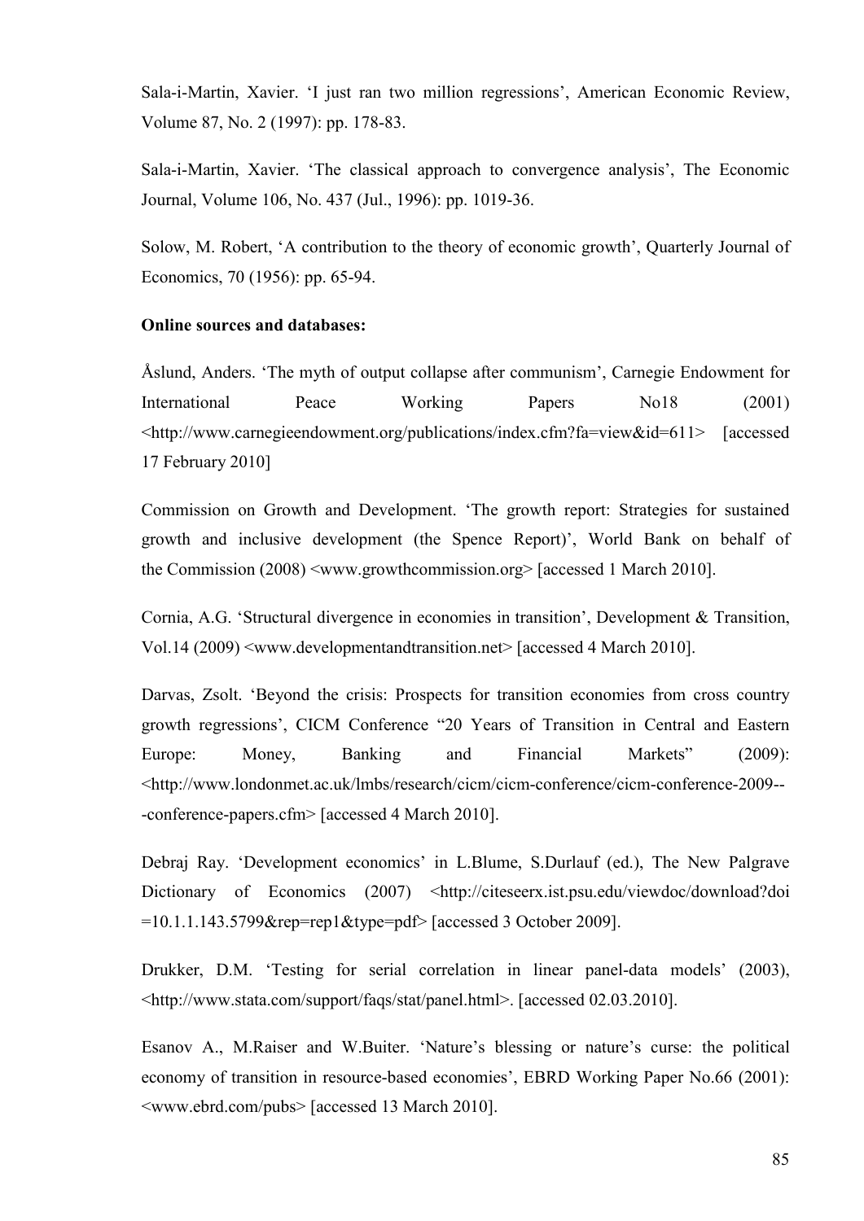Sala-i-Martin, Xavier. ‘I just ran two million regressions’, American Economic Review, Volume 87, No. 2 (1997): pp. 178-83.

Sala-i-Martin, Xavier. ‘The classical approach to convergence analysis’, The Economic Journal, Volume 106, No. 437 (Jul., 1996): pp. 1019-36.

Solow, M. Robert, ‘A contribution to the theory of economic growth’, Quarterly Journal of Economics, 70 (1956): pp. 65-94.

**Online sources and databases:**

Åslund, Anders. ‘The myth of output collapse after communism’, Carnegie Endowment for International Peace Working Papers No18 (2001) <http://www.carnegieendowment.org/publications/index.cfm?fa=view&id=611> [accessed 17 February 2010]

Commission on Growth and Development. ‘The growth report: Strategies for sustained growth and inclusive development (the Spence Report)’, World Bank on behalf of the Commission (2008) <www.growthcommission.org> [accessed 1 March 2010].

Cornia, A.G. ‘Structural divergence in economies in transition’, Development & Transition, Vol.14 (2009) <www.developmentandtransition.net> [accessed 4 March 2010].

Darvas, Zsolt. ‘Beyond the crisis: Prospects for transition economies from cross country growth regressions’, CICM Conference “20 Years of Transition in Central and Eastern Europe: Money, Banking and Financial Markets” (2009): <http://www.londonmet.ac.uk/lmbs/research/cicm/cicm-conference/cicm-conference-2009---conference-papers.cfm> [accessed 4 March 2010].

Debraj Ray. ‘Development economics’ in L.Blume, S.Durlauf (ed.), The New Palgrave Dictionary of Economics (2007) <http://citeseerx.ist.psu.edu/viewdoc/download?doi=10.1.1.143.5799&rep=rep1&type=pdf> [accessed 3 October 2009].

Drukker, D.M. ‘Testing for serial correlation in linear panel-data models’ (2003), <http://www.stata.com/support/faqs/stat/panel.html>. [accessed 02.03.2010].

Esanov A., M.Raiser and W.Buiter. ‘Nature’s blessing or nature’s curse: the political economy of transition in resource-based economies’, EBRD Working Paper No.66 (2001): <www.ebrd.com/pubs> [accessed 13 March 2010].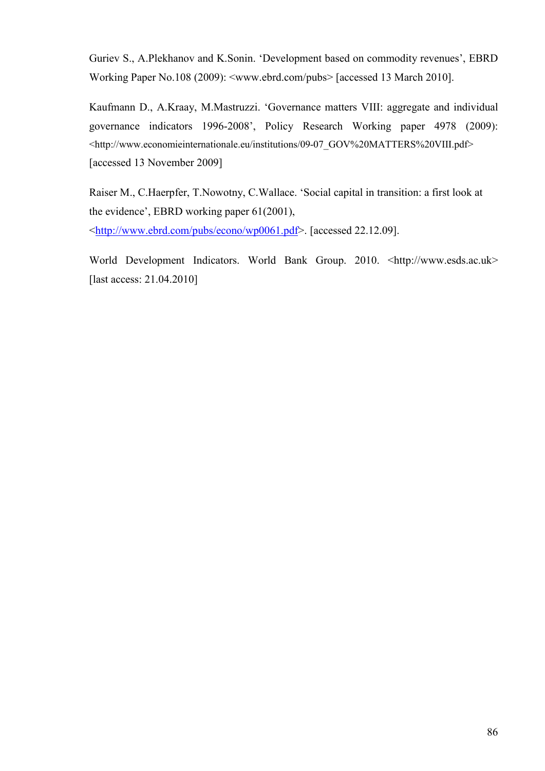Guriev S., A.Plekhanov and K.Sonin. 'Development based on commodity revenues', EBRD Working Paper No.108 (2009): <www.ebrd.com/pubs> [accessed 13 March 2010].

Kaufmann D., A.Kraay, M.Mastruzzi. 'Governance matters VIII: aggregate and individual governance indicators 1996-2008', Policy Research Working paper 4978 (2009): <http://www.economieinternationale.eu/institutions/09-07_GOV%20MATTERS%20VIII.pdf> [accessed 13 November 2009]

Raiser M., C.Haerpfer, T.Nowotny, C.Wallace. 'Social capital in transition: a first look at the evidence', EBRD working paper 61(2001), <http://www.ebrd.com/pubs/econo/wp0061.pdf>. [accessed 22.12.09].

World Development Indicators. World Bank Group. 2010. <http://www.esds.ac.uk> [last access: 21.04.2010]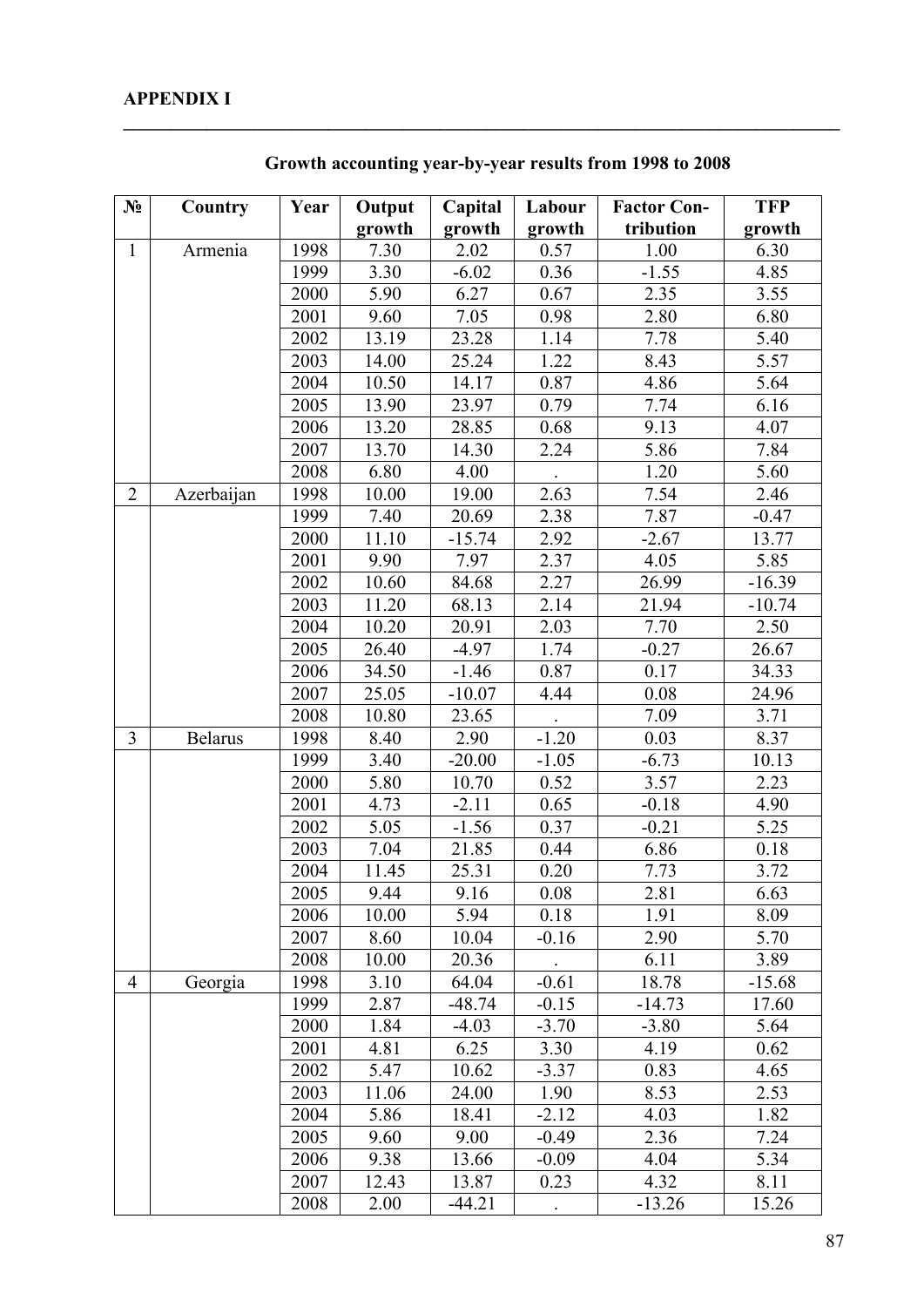**APPENDIX I**

## Growth accounting year-by-year results from 1998 to 2008

| № | Country | Year | Output growth | Capital growth | Labour growth | Factor Contribution | TFP growth |
|---|---|---|---|---|---|---|---|
| 1 | Armenia | 1998 | 7.30 | 2.02 | 0.57 | 1.00 | 6.30 |
| | | 1999 | 3.30 | -6.02 | 0.36 | -1.55 | 4.85 |
| | | 2000 | 5.90 | 6.27 | 0.67 | 2.35 | 3.55 |
| | | 2001 | 9.60 | 7.05 | 0.98 | 2.80 | 6.80 |
| | | 2002 | 13.19 | 23.28 | 1.14 | 7.78 | 5.40 |
| | | 2003 | 14.00 | 25.24 | 1.22 | 8.43 | 5.57 |
| | | 2004 | 10.50 | 14.17 | 0.87 | 4.86 | 5.64 |
| | | 2005 | 13.90 | 23.97 | 0.79 | 7.74 | 6.16 |
| | | 2006 | 13.20 | 28.85 | 0.68 | 9.13 | 4.07 |
| | | 2007 | 13.70 | 14.30 | 2.24 | 5.86 | 7.84 |
| | | 2008 | 6.80 | 4.00 | . | 1.20 | 5.60 |
| 2 | Azerbaijan | 1998 | 10.00 | 19.00 | 2.63 | 7.54 | 2.46 |
| | | 1999 | 7.40 | 20.69 | 2.38 | 7.87 | -0.47 |
| | | 2000 | 11.10 | -15.74 | 2.92 | -2.67 | 13.77 |
| | | 2001 | 9.90 | 7.97 | 2.37 | 4.05 | 5.85 |
| | | 2002 | 10.60 | 84.68 | 2.27 | 26.99 | -16.39 |
| | | 2003 | 11.20 | 68.13 | 2.14 | 21.94 | -10.74 |
| | | 2004 | 10.20 | 20.91 | 2.03 | 7.70 | 2.50 |
| | | 2005 | 26.40 | -4.97 | 1.74 | -0.27 | 26.67 |
| | | 2006 | 34.50 | -1.46 | 0.87 | 0.17 | 34.33 |
| | | 2007 | 25.05 | -10.07 | 4.44 | 0.08 | 24.96 |
| | | 2008 | 10.80 | 23.65 | . | 7.09 | 3.71 |
| 3 | Belarus | 1998 | 8.40 | 2.90 | -1.20 | 0.03 | 8.37 |
| | | 1999 | 3.40 | -20.00 | -1.05 | -6.73 | 10.13 |
| | | 2000 | 5.80 | 10.70 | 0.52 | 3.57 | 2.23 |
| | | 2001 | 4.73 | -2.11 | 0.65 | -0.18 | 4.90 |
| | | 2002 | 5.05 | -1.56 | 0.37 | -0.21 | 5.25 |
| | | 2003 | 7.04 | 21.85 | 0.44 | 6.86 | 0.18 |
| | | 2004 | 11.45 | 25.31 | 0.20 | 7.73 | 3.72 |
| | | 2005 | 9.44 | 9.16 | 0.08 | 2.81 | 6.63 |
| | | 2006 | 10.00 | 5.94 | 0.18 | 1.91 | 8.09 |
| | | 2007 | 8.60 | 10.04 | -0.16 | 2.90 | 5.70 |
| | | 2008 | 10.00 | 20.36 | . | 6.11 | 3.89 |
| 4 | Georgia | 1998 | 3.10 | 64.04 | -0.61 | 18.78 | -15.68 |
| | | 1999 | 2.87 | -48.74 | -0.15 | -14.73 | 17.60 |
| | | 2000 | 1.84 | -4.03 | -3.70 | -3.80 | 5.64 |
| | | 2001 | 4.81 | 6.25 | 3.30 | 4.19 | 0.62 |
| | | 2002 | 5.47 | 10.62 | -3.37 | 0.83 | 4.65 |
| | | 2003 | 11.06 | 24.00 | 1.90 | 8.53 | 2.53 |
| | | 2004 | 5.86 | 18.41 | -2.12 | 4.03 | 1.82 |
| | | 2005 | 9.60 | 9.00 | -0.49 | 2.36 | 7.24 |
| | | 2006 | 9.38 | 13.66 | -0.09 | 4.04 | 5.34 |
| | | 2007 | 12.43 | 13.87 | 0.23 | 4.32 | 8.11 |
| | | 2008 | 2.00 | -44.21 | . | -13.26 | 15.26 |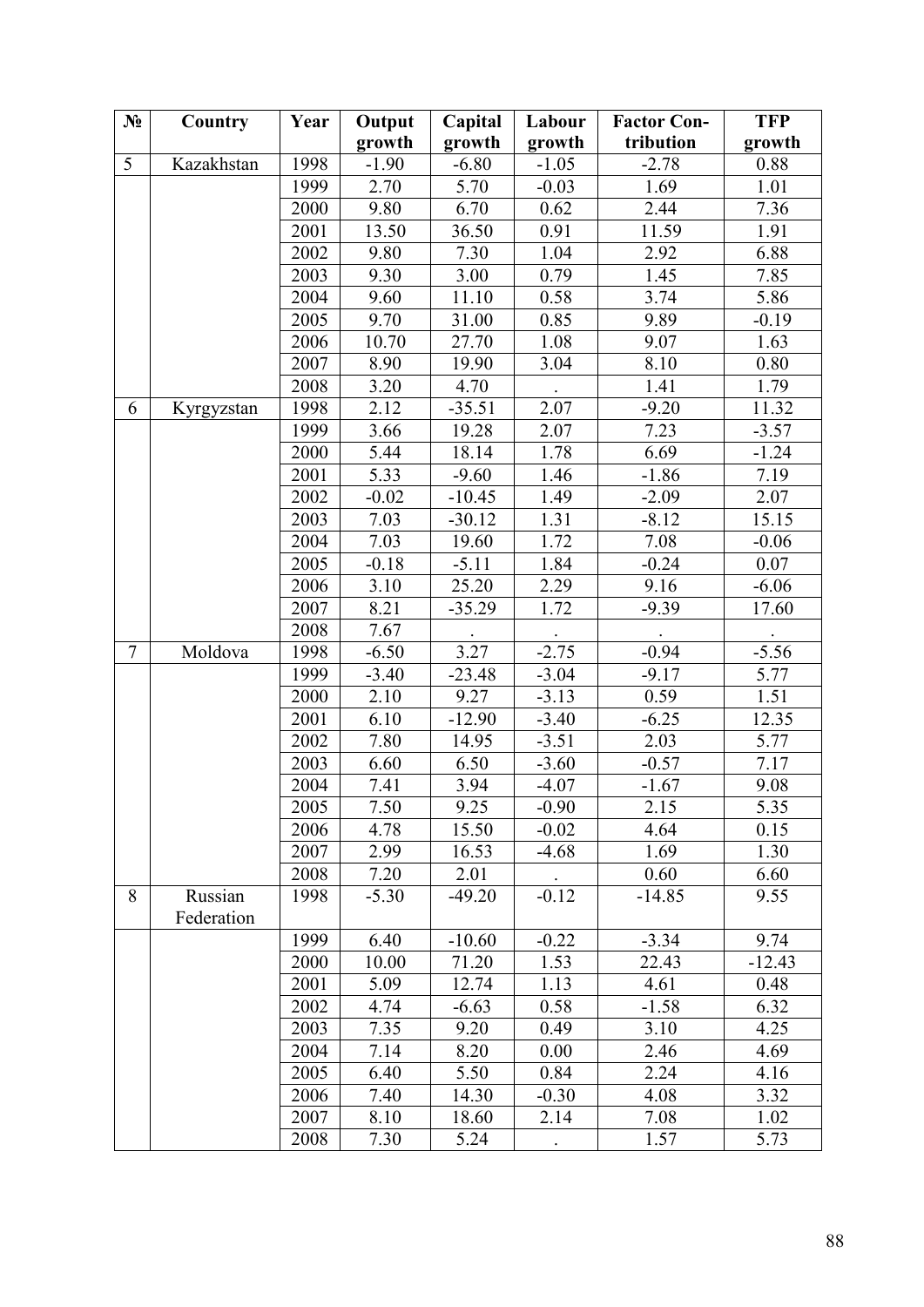| № | Country | Year | Output growth | Capital growth | Labour growth | Factor Con-tribution | TFP growth |
|---|---|---|---|---|---|---|---|
| 5 | Kazakhstan | 1998 | -1.90 | -6.80 | -1.05 | -2.78 | 0.88 |
| | | 1999 | 2.70 | 5.70 | -0.03 | 1.69 | 1.01 |
| | | 2000 | 9.80 | 6.70 | 0.62 | 2.44 | 7.36 |
| | | 2001 | 13.50 | 36.50 | 0.91 | 11.59 | 1.91 |
| | | 2002 | 9.80 | 7.30 | 1.04 | 2.92 | 6.88 |
| | | 2003 | 9.30 | 3.00 | 0.79 | 1.45 | 7.85 |
| | | 2004 | 9.60 | 11.10 | 0.58 | 3.74 | 5.86 |
| | | 2005 | 9.70 | 31.00 | 0.85 | 9.89 | -0.19 |
| | | 2006 | 10.70 | 27.70 | 1.08 | 9.07 | 1.63 |
| | | 2007 | 8.90 | 19.90 | 3.04 | 8.10 | 0.80 |
| | | 2008 | 3.20 | 4.70 | . | 1.41 | 1.79 |
| 6 | Kyrgyzstan | 1998 | 2.12 | -35.51 | 2.07 | -9.20 | 11.32 |
| | | 1999 | 3.66 | 19.28 | 2.07 | 7.23 | -3.57 |
| | | 2000 | 5.44 | 18.14 | 1.78 | 6.69 | -1.24 |
| | | 2001 | 5.33 | -9.60 | 1.46 | -1.86 | 7.19 |
| | | 2002 | -0.02 | -10.45 | 1.49 | -2.09 | 2.07 |
| | | 2003 | 7.03 | -30.12 | 1.31 | -8.12 | 15.15 |
| | | 2004 | 7.03 | 19.60 | 1.72 | 7.08 | -0.06 |
| | | 2005 | -0.18 | -5.11 | 1.84 | -0.24 | 0.07 |
| | | 2006 | 3.10 | 25.20 | 2.29 | 9.16 | -6.06 |
| | | 2007 | 8.21 | -35.29 | 1.72 | -9.39 | 17.60 |
| | | 2008 | 7.67 | . | . | . | . |
| 7 | Moldova | 1998 | -6.50 | 3.27 | -2.75 | -0.94 | -5.56 |
| | | 1999 | -3.40 | -23.48 | -3.04 | -9.17 | 5.77 |
| | | 2000 | 2.10 | 9.27 | -3.13 | 0.59 | 1.51 |
| | | 2001 | 6.10 | -12.90 | -3.40 | -6.25 | 12.35 |
| | | 2002 | 7.80 | 14.95 | -3.51 | 2.03 | 5.77 |
| | | 2003 | 6.60 | 6.50 | -3.60 | -0.57 | 7.17 |
| | | 2004 | 7.41 | 3.94 | -4.07 | -1.67 | 9.08 |
| | | 2005 | 7.50 | 9.25 | -0.90 | 2.15 | 5.35 |
| | | 2006 | 4.78 | 15.50 | -0.02 | 4.64 | 0.15 |
| | | 2007 | 2.99 | 16.53 | -4.68 | 1.69 | 1.30 |
| | | 2008 | 7.20 | 2.01 | . | 0.60 | 6.60 |
| 8 | Russian Federation | 1998 | -5.30 | -49.20 | -0.12 | -14.85 | 9.55 |
| | | 1999 | 6.40 | -10.60 | -0.22 | -3.34 | 9.74 |
| | | 2000 | 10.00 | 71.20 | 1.53 | 22.43 | -12.43 |
| | | 2001 | 5.09 | 12.74 | 1.13 | 4.61 | 0.48 |
| | | 2002 | 4.74 | -6.63 | 0.58 | -1.58 | 6.32 |
| | | 2003 | 7.35 | 9.20 | 0.49 | 3.10 | 4.25 |
| | | 2004 | 7.14 | 8.20 | 0.00 | 2.46 | 4.69 |
| | | 2005 | 6.40 | 5.50 | 0.84 | 2.24 | 4.16 |
| | | 2006 | 7.40 | 14.30 | -0.30 | 4.08 | 3.32 |
| | | 2007 | 8.10 | 18.60 | 2.14 | 7.08 | 1.02 |
| | | 2008 | 7.30 | 5.24 | . | 1.57 | 5.73 |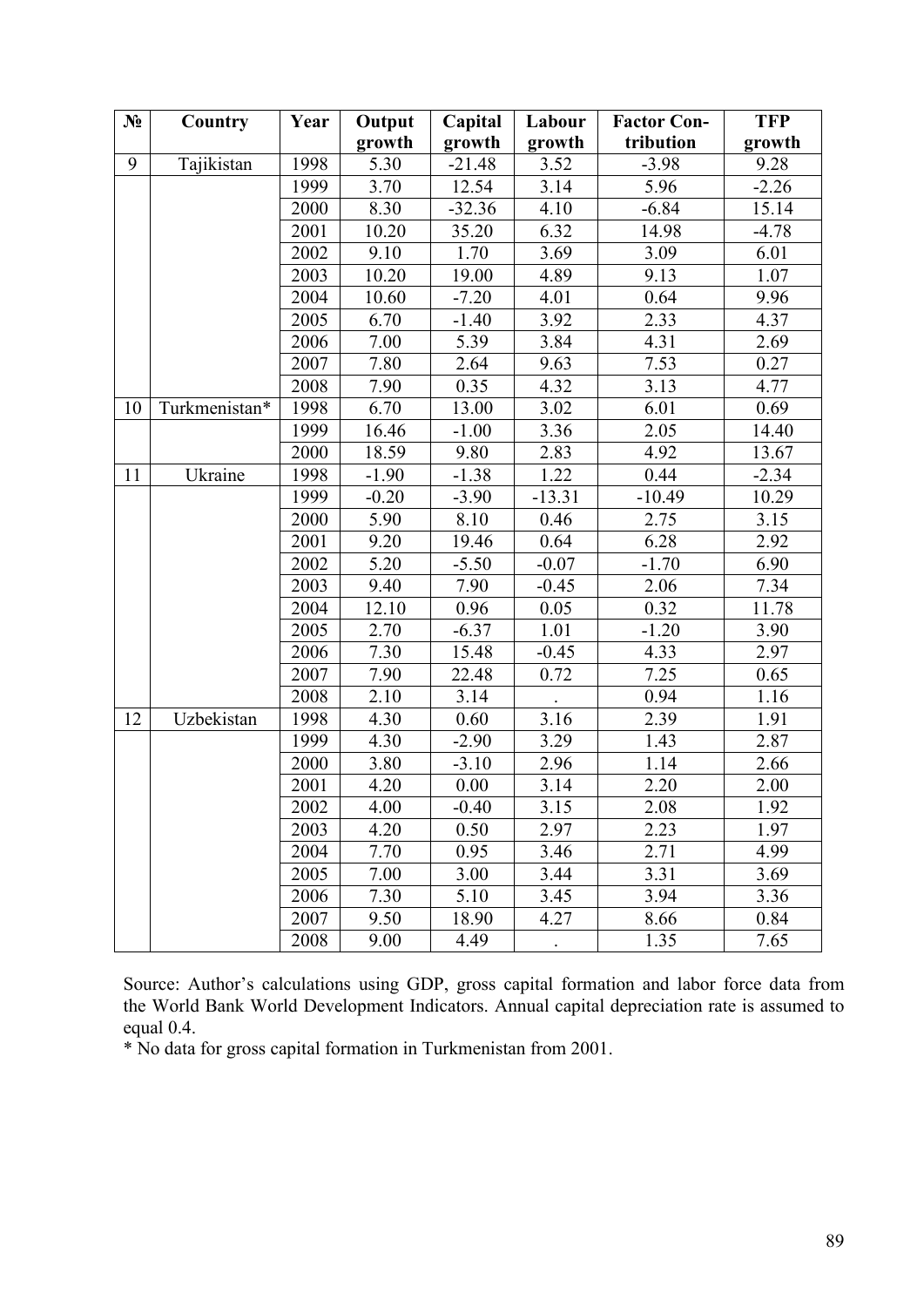| № | Country | Year | Output growth | Capital growth | Labour growth | Factor Contribution | TFP growth |
|---|---|---|---|---|---|---|---|
| 9 | Tajikistan | 1998 | 5.30 | -21.48 | 3.52 | -3.98 | 9.28 |
| | | 1999 | 3.70 | 12.54 | 3.14 | 5.96 | -2.26 |
| | | 2000 | 8.30 | -32.36 | 4.10 | -6.84 | 15.14 |
| | | 2001 | 10.20 | 35.20 | 6.32 | 14.98 | -4.78 |
| | | 2002 | 9.10 | 1.70 | 3.69 | 3.09 | 6.01 |
| | | 2003 | 10.20 | 19.00 | 4.89 | 9.13 | 1.07 |
| | | 2004 | 10.60 | -7.20 | 4.01 | 0.64 | 9.96 |
| | | 2005 | 6.70 | -1.40 | 3.92 | 2.33 | 4.37 |
| | | 2006 | 7.00 | 5.39 | 3.84 | 4.31 | 2.69 |
| | | 2007 | 7.80 | 2.64 | 9.63 | 7.53 | 0.27 |
| | | 2008 | 7.90 | 0.35 | 4.32 | 3.13 | 4.77 |
| 10 | Turkmenistan* | 1998 | 6.70 | 13.00 | 3.02 | 6.01 | 0.69 |
| | | 1999 | 16.46 | -1.00 | 3.36 | 2.05 | 14.40 |
| | | 2000 | 18.59 | 9.80 | 2.83 | 4.92 | 13.67 |
| 11 | Ukraine | 1998 | -1.90 | -1.38 | 1.22 | 0.44 | -2.34 |
| | | 1999 | -0.20 | -3.90 | -13.31 | -10.49 | 10.29 |
| | | 2000 | 5.90 | 8.10 | 0.46 | 2.75 | 3.15 |
| | | 2001 | 9.20 | 19.46 | 0.64 | 6.28 | 2.92 |
| | | 2002 | 5.20 | -5.50 | -0.07 | -1.70 | 6.90 |
| | | 2003 | 9.40 | 7.90 | -0.45 | 2.06 | 7.34 |
| | | 2004 | 12.10 | 0.96 | 0.05 | 0.32 | 11.78 |
| | | 2005 | 2.70 | -6.37 | 1.01 | -1.20 | 3.90 |
| | | 2006 | 7.30 | 15.48 | -0.45 | 4.33 | 2.97 |
| | | 2007 | 7.90 | 22.48 | 0.72 | 7.25 | 0.65 |
| | | 2008 | 2.10 | 3.14 | . | 0.94 | 1.16 |
| 12 | Uzbekistan | 1998 | 4.30 | 0.60 | 3.16 | 2.39 | 1.91 |
| | | 1999 | 4.30 | -2.90 | 3.29 | 1.43 | 2.87 |
| | | 2000 | 3.80 | -3.10 | 2.96 | 1.14 | 2.66 |
| | | 2001 | 4.20 | 0.00 | 3.14 | 2.20 | 2.00 |
| | | 2002 | 4.00 | -0.40 | 3.15 | 2.08 | 1.92 |
| | | 2003 | 4.20 | 0.50 | 2.97 | 2.23 | 1.97 |
| | | 2004 | 7.70 | 0.95 | 3.46 | 2.71 | 4.99 |
| | | 2005 | 7.00 | 3.00 | 3.44 | 3.31 | 3.69 |
| | | 2006 | 7.30 | 5.10 | 3.45 | 3.94 | 3.36 |
| | | 2007 | 9.50 | 18.90 | 4.27 | 8.66 | 0.84 |
| | | 2008 | 9.00 | 4.49 | . | 1.35 | 7.65 |

Source: Author's calculations using GDP, gross capital formation and labor force data from the World Bank World Development Indicators. Annual capital depreciation rate is assumed to equal 0.4.

* No data for gross capital formation in Turkmenistan from 2001.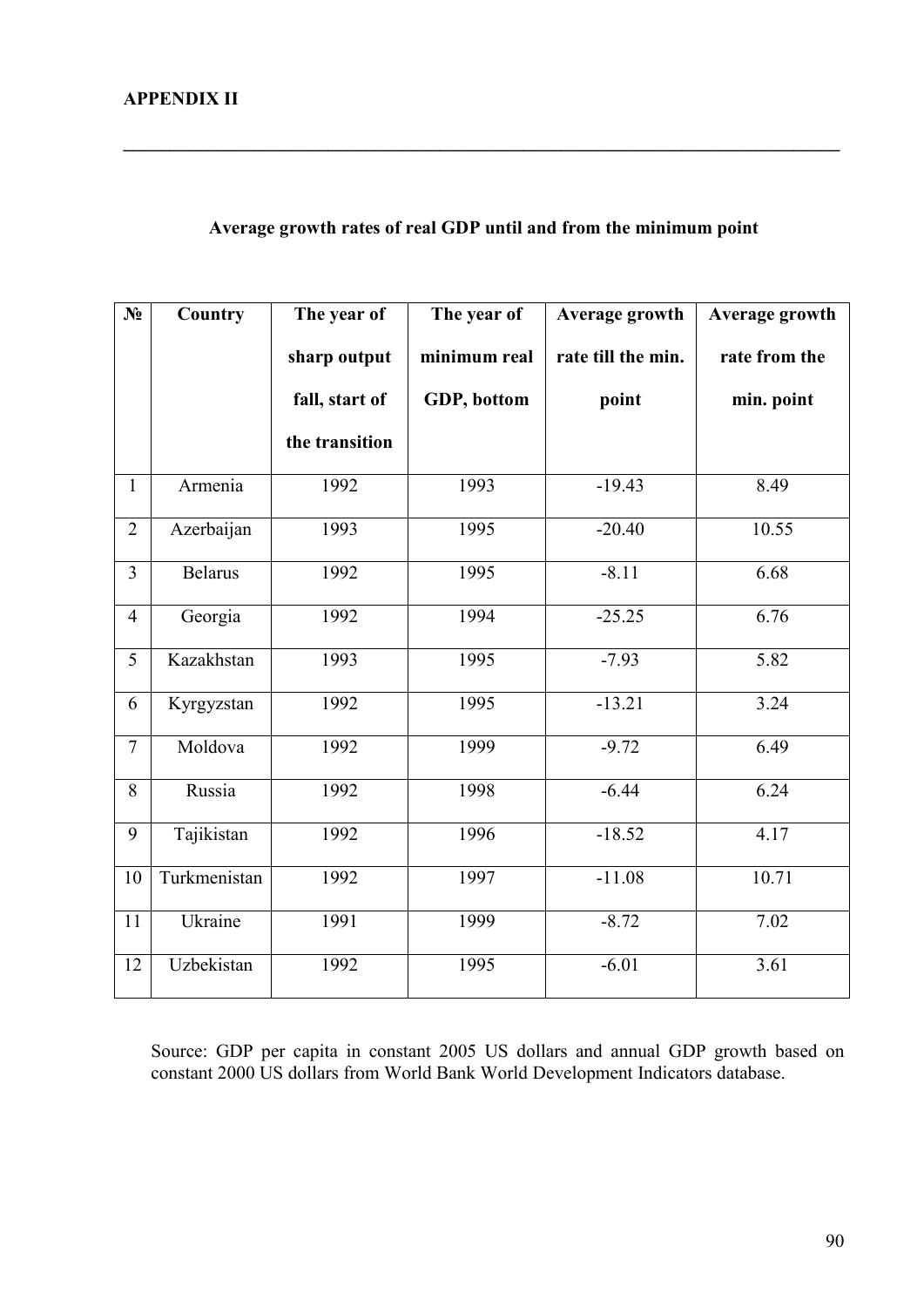**APPENDIX II**

---

**Average growth rates of real GDP until and from the minimum point**

| № | Country | The year of sharp output fall, start of the transition | The year of minimum real GDP, bottom | Average growth rate till the min. point | Average growth rate from the min. point |
|---|---|---|---|---|---|
| 1 | Armenia | 1992 | 1993 | -19.43 | 8.49 |
| 2 | Azerbaijan | 1993 | 1995 | -20.40 | 10.55 |
| 3 | Belarus | 1992 | 1995 | -8.11 | 6.68 |
| 4 | Georgia | 1992 | 1994 | -25.25 | 6.76 |
| 5 | Kazakhstan | 1993 | 1995 | -7.93 | 5.82 |
| 6 | Kyrgyzstan | 1992 | 1995 | -13.21 | 3.24 |
| 7 | Moldova | 1992 | 1999 | -9.72 | 6.49 |
| 8 | Russia | 1992 | 1998 | -6.44 | 6.24 |
| 9 | Tajikistan | 1992 | 1996 | -18.52 | 4.17 |
| 10 | Turkmenistan | 1992 | 1997 | -11.08 | 10.71 |
| 11 | Ukraine | 1991 | 1999 | -8.72 | 7.02 |
| 12 | Uzbekistan | 1992 | 1995 | -6.01 | 3.61 |

Source: GDP per capita in constant 2005 US dollars and annual GDP growth based on constant 2000 US dollars from World Bank World Development Indicators database.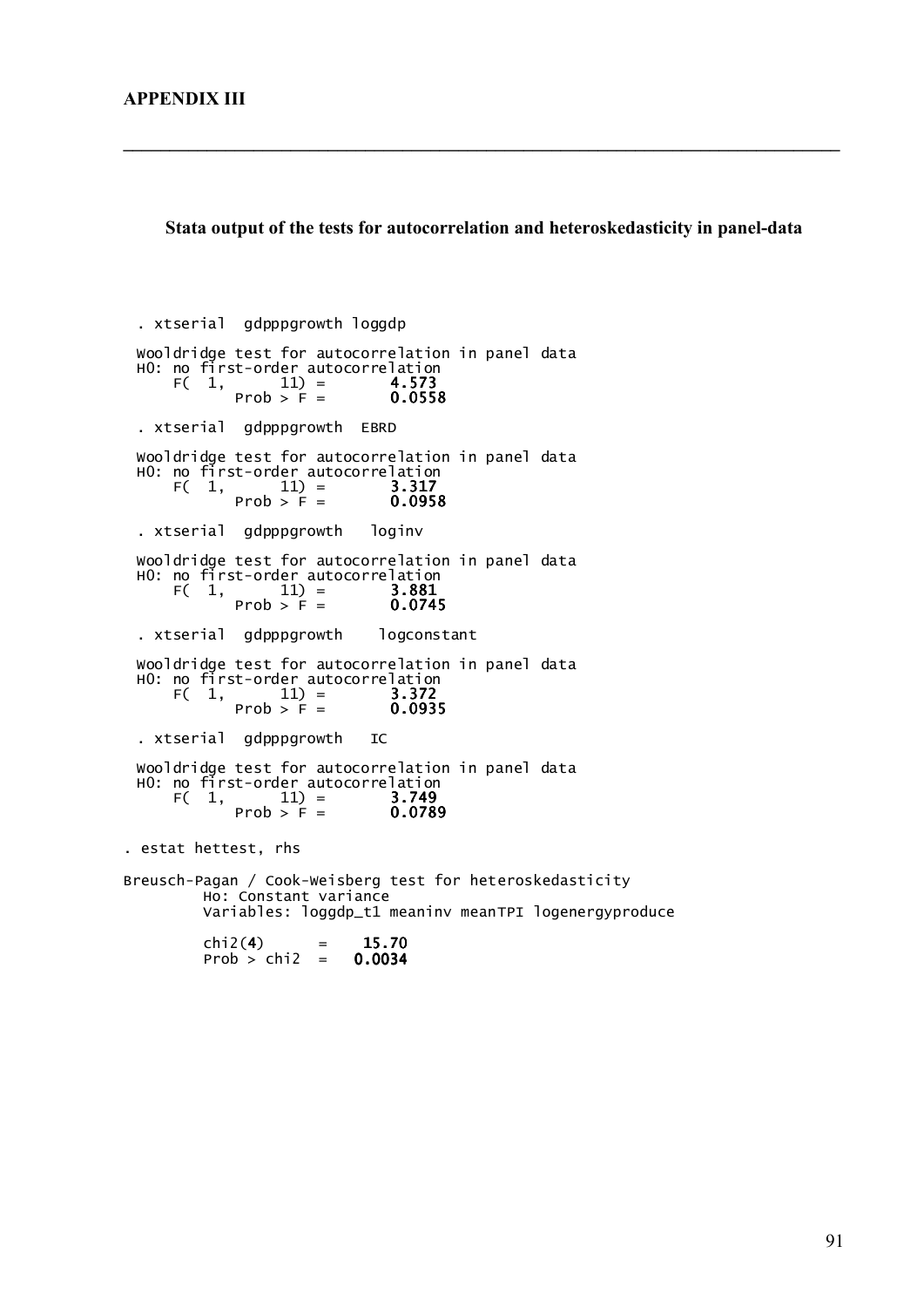## APPENDIX III

### Stata output of the tests for autocorrelation and heteroskedasticity in panel-data

```
. xtserial  gdpppgrowth loggdp

Wooldridge test for autocorrelation in panel data
H0: no first-order autocorrelation
    F(  1,      11) =      4.573
           Prob > F =      0.0558

. xtserial  gdpppgrowth  EBRD

Wooldridge test for autocorrelation in panel data
H0: no first-order autocorrelation
    F(  1,      11) =      3.317
           Prob > F =      0.0958

. xtserial  gdpppgrowth   loginv

Wooldridge test for autocorrelation in panel data
H0: no first-order autocorrelation
    F(  1,      11) =      3.881
           Prob > F =      0.0745

. xtserial  gdpppgrowth    logconstant

Wooldridge test for autocorrelation in panel data
H0: no first-order autocorrelation
    F(  1,      11) =      3.372
           Prob > F =      0.0935

. xtserial  gdpppgrowth   IC

Wooldridge test for autocorrelation in panel data
H0: no first-order autocorrelation
    F(  1,      11) =      3.749
           Prob > F =      0.0789

. estat hettest, rhs

Breusch-Pagan / Cook-Weisberg test for heteroskedasticity
         Ho: Constant variance
         Variables: loggdp_t1 meaninv meanTPI logenergyproduce

         chi2(4)      =    15.70
         Prob > chi2  =   0.0034
```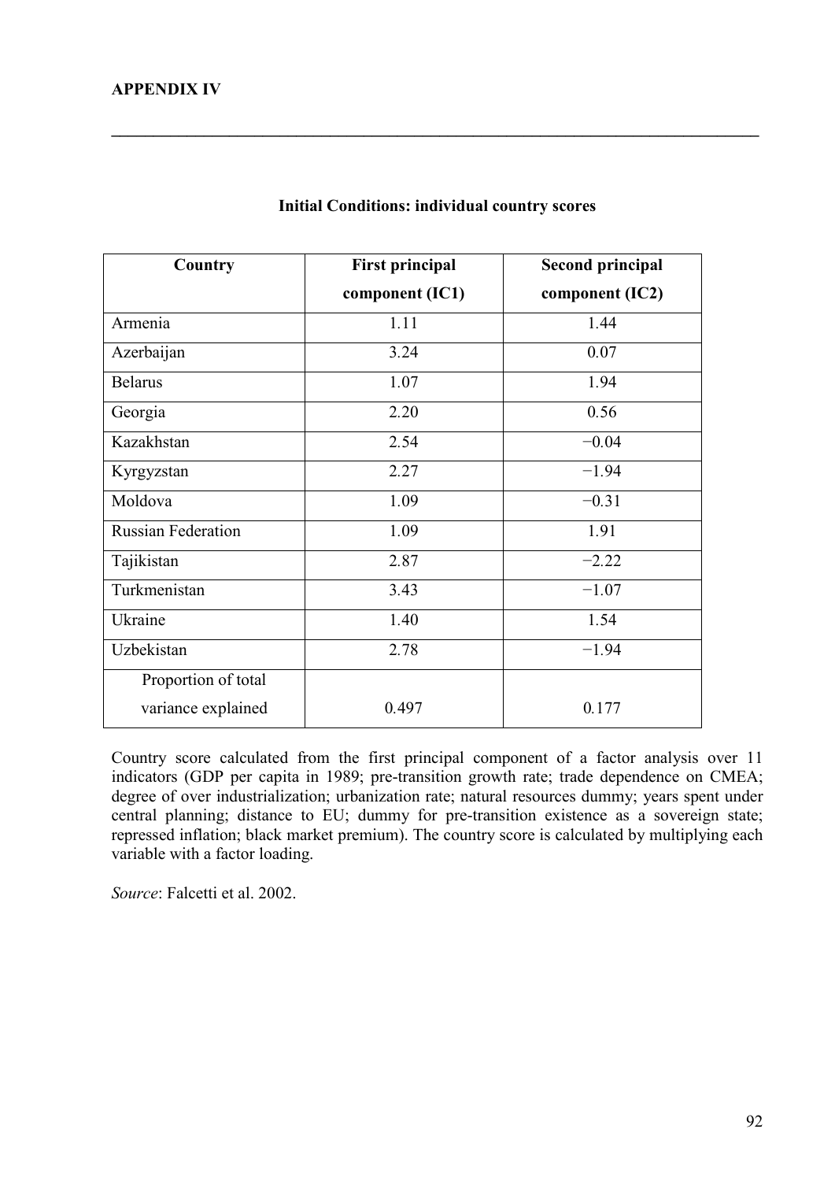**APPENDIX IV**

---

**Initial Conditions: individual country scores**

| Country | First principal component (IC1) | Second principal component (IC2) |
|---|---|---|
| Armenia | 1.11 | 1.44 |
| Azerbaijan | 3.24 | 0.07 |
| Belarus | 1.07 | 1.94 |
| Georgia | 2.20 | 0.56 |
| Kazakhstan | 2.54 | −0.04 |
| Kyrgyzstan | 2.27 | −1.94 |
| Moldova | 1.09 | −0.31 |
| Russian Federation | 1.09 | 1.91 |
| Tajikistan | 2.87 | −2.22 |
| Turkmenistan | 3.43 | −1.07 |
| Ukraine | 1.40 | 1.54 |
| Uzbekistan | 2.78 | −1.94 |
| Proportion of total variance explained | 0.497 | 0.177 |

Country score calculated from the first principal component of a factor analysis over 11 indicators (GDP per capita in 1989; pre-transition growth rate; trade dependence on CMEA; degree of over industrialization; urbanization rate; natural resources dummy; years spent under central planning; distance to EU; dummy for pre-transition existence as a sovereign state; repressed inflation; black market premium). The country score is calculated by multiplying each variable with a factor loading.

*Source*: Falcetti et al. 2002.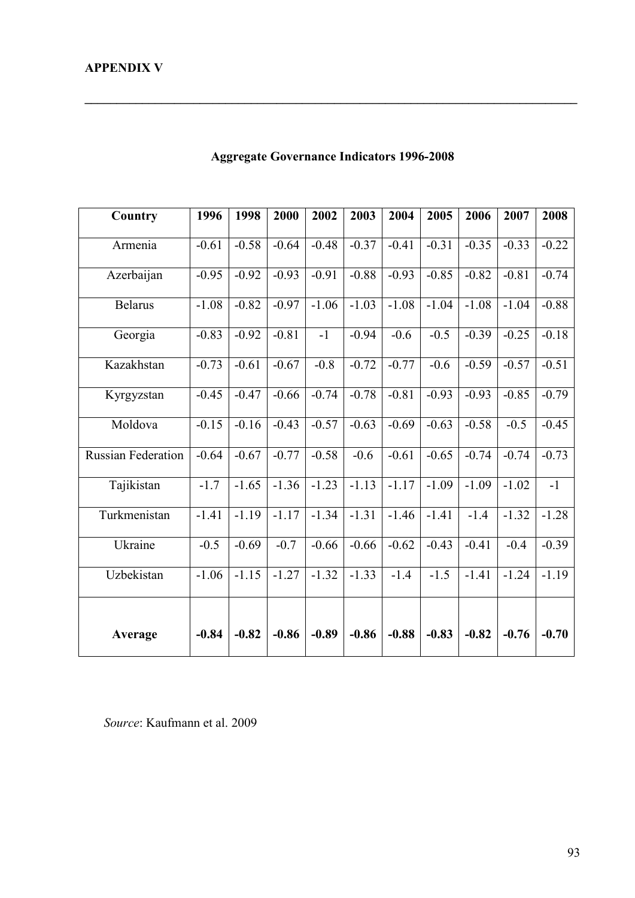**APPENDIX V**

---

**Aggregate Governance Indicators 1996-2008**

| Country | 1996 | 1998 | 2000 | 2002 | 2003 | 2004 | 2005 | 2006 | 2007 | 2008 |
|---|---|---|---|---|---|---|---|---|---|---|
| Armenia | -0.61 | -0.58 | -0.64 | -0.48 | -0.37 | -0.41 | -0.31 | -0.35 | -0.33 | -0.22 |
| Azerbaijan | -0.95 | -0.92 | -0.93 | -0.91 | -0.88 | -0.93 | -0.85 | -0.82 | -0.81 | -0.74 |
| Belarus | -1.08 | -0.82 | -0.97 | -1.06 | -1.03 | -1.08 | -1.04 | -1.08 | -1.04 | -0.88 |
| Georgia | -0.83 | -0.92 | -0.81 | -1 | -0.94 | -0.6 | -0.5 | -0.39 | -0.25 | -0.18 |
| Kazakhstan | -0.73 | -0.61 | -0.67 | -0.8 | -0.72 | -0.77 | -0.6 | -0.59 | -0.57 | -0.51 |
| Kyrgyzstan | -0.45 | -0.47 | -0.66 | -0.74 | -0.78 | -0.81 | -0.93 | -0.93 | -0.85 | -0.79 |
| Moldova | -0.15 | -0.16 | -0.43 | -0.57 | -0.63 | -0.69 | -0.63 | -0.58 | -0.5 | -0.45 |
| Russian Federation | -0.64 | -0.67 | -0.77 | -0.58 | -0.6 | -0.61 | -0.65 | -0.74 | -0.74 | -0.73 |
| Tajikistan | -1.7 | -1.65 | -1.36 | -1.23 | -1.13 | -1.17 | -1.09 | -1.09 | -1.02 | -1 |
| Turkmenistan | -1.41 | -1.19 | -1.17 | -1.34 | -1.31 | -1.46 | -1.41 | -1.4 | -1.32 | -1.28 |
| Ukraine | -0.5 | -0.69 | -0.7 | -0.66 | -0.66 | -0.62 | -0.43 | -0.41 | -0.4 | -0.39 |
| Uzbekistan | -1.06 | -1.15 | -1.27 | -1.32 | -1.33 | -1.4 | -1.5 | -1.41 | -1.24 | -1.19 |
| **Average** | **-0.84** | **-0.82** | **-0.86** | **-0.89** | **-0.86** | **-0.88** | **-0.83** | **-0.82** | **-0.76** | **-0.70** |

*Source*: Kaufmann et al. 2009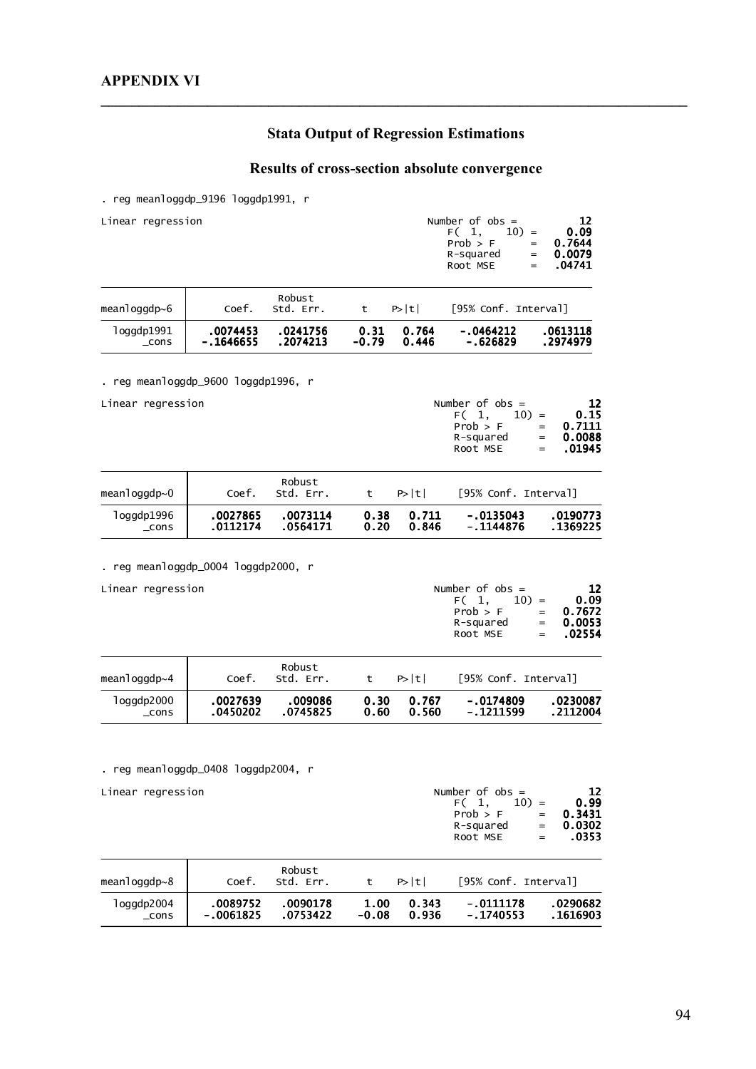## APPENDIX VI

### Stata Output of Regression Estimations

### Results of cross-section absolute convergence

```
. reg meanloggdp_9196 loggdp1991, r

Linear regression                                      Number of obs =      12
                                                       F(  1,    10) =    0.09
                                                       Prob > F      =  0.7644
                                                       R-squared     =  0.0079
                                                       Root MSE      =  .04741

------------------------------------------------------------------------------
             |               Robust
meanloggdp~6 |      Coef.   Std. Err.      t    P>|t|     [95% Conf. Interval]
-------------+----------------------------------------------------------------
  loggdp1991 |   .0074453   .0241756     0.31   0.764    -.0464212    .0613118
       _cons |  -.1646655   .2074213    -0.79   0.446     -.626829    .2974979
------------------------------------------------------------------------------
```

```
. reg meanloggdp_9600 loggdp1996, r

Linear regression                                      Number of obs =      12
                                                       F(  1,    10) =    0.15
                                                       Prob > F      =  0.7111
                                                       R-squared     =  0.0088
                                                       Root MSE      =  .01945

------------------------------------------------------------------------------
             |               Robust
meanloggdp~0 |      Coef.   Std. Err.      t    P>|t|     [95% Conf. Interval]
-------------+----------------------------------------------------------------
  loggdp1996 |   .0027865   .0073114     0.38   0.711    -.0135043    .0190773
       _cons |   .0112174   .0564171     0.20   0.846    -.1144876    .1369225
------------------------------------------------------------------------------
```

```
. reg meanloggdp_0004 loggdp2000, r

Linear regression                                      Number of obs =      12
                                                       F(  1,    10) =    0.09
                                                       Prob > F      =  0.7672
                                                       R-squared     =  0.0053
                                                       Root MSE      =  .02554

------------------------------------------------------------------------------
             |               Robust
meanloggdp~4 |      Coef.   Std. Err.      t    P>|t|     [95% Conf. Interval]
-------------+----------------------------------------------------------------
  loggdp2000 |   .0027639    .009086     0.30   0.767    -.0174809    .0230087
       _cons |   .0450202   .0745825     0.60   0.560    -.1211599    .2112004
------------------------------------------------------------------------------
```

```
. reg meanloggdp_0408 loggdp2004, r

Linear regression                                      Number of obs =      12
                                                       F(  1,    10) =    0.99
                                                       Prob > F      =  0.3431
                                                       R-squared     =  0.0302
                                                       Root MSE      =   .0353

------------------------------------------------------------------------------
             |               Robust
meanloggdp~8 |      Coef.   Std. Err.      t    P>|t|     [95% Conf. Interval]
-------------+----------------------------------------------------------------
  loggdp2004 |   .0089752   .0090178     1.00   0.343    -.0111178    .0290682
       _cons |  -.0061825   .0753422    -0.08   0.936    -.1740553    .1616903
------------------------------------------------------------------------------
```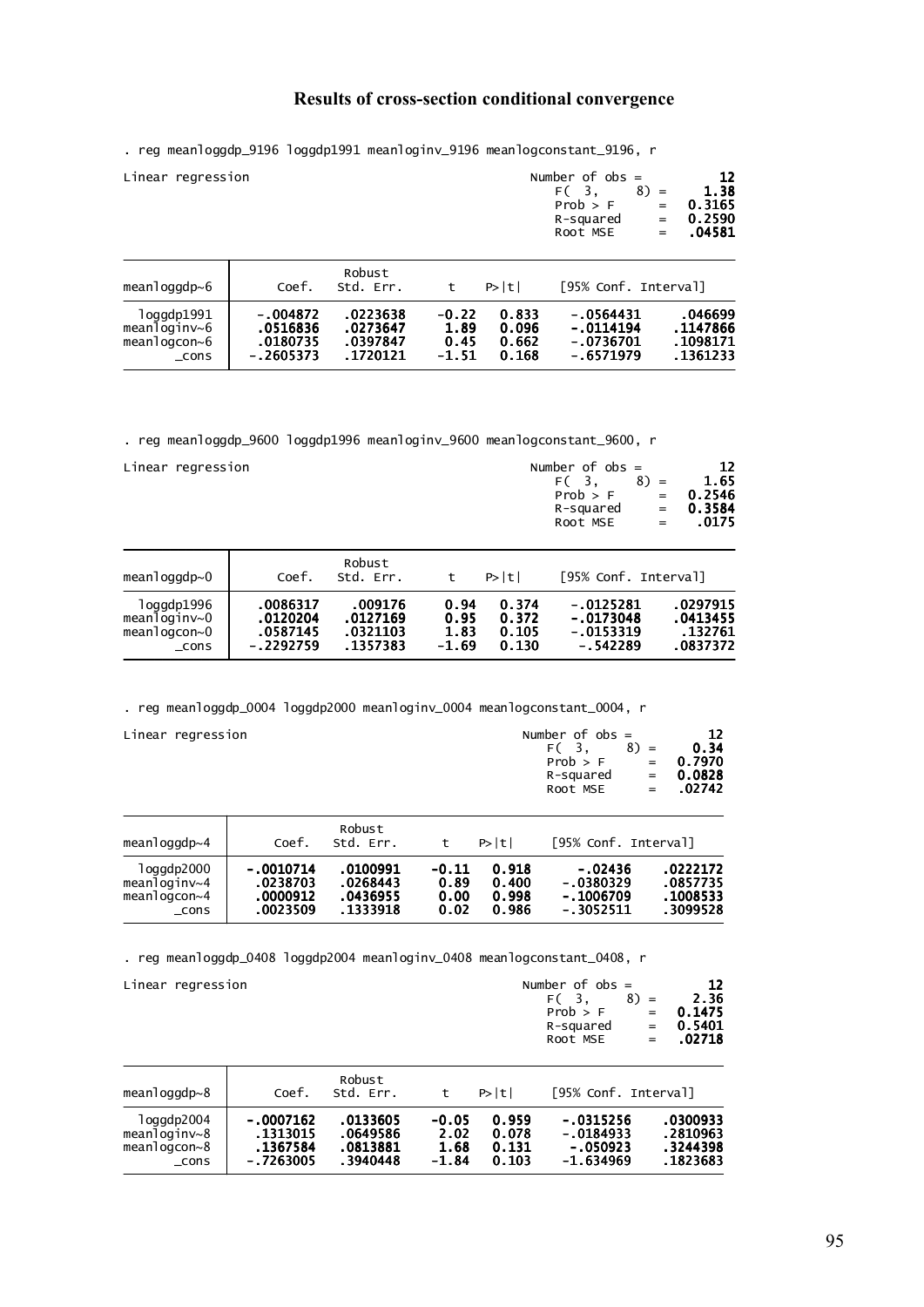## Results of cross-section conditional convergence

```
. reg meanloggdp_9196 loggdp1991 meanloginv_9196 meanlogconstant_9196, r
```

Linear regression

Number of obs = 12
F( 3, 8) = 1.38
Prob > F = 0.3165
R-squared = 0.2590
Root MSE = .04581

| meanloggdp~6 | Coef. | Robust Std. Err. | t | P>\|t\| | [95% Conf. Interval] | |
|---|---|---|---|---|---|---|
| loggdp1991 | -.004872 | .0223638 | -0.22 | 0.833 | -.0564431 | .046699 |
| meanloginv~6 | .0516836 | .0273647 | 1.89 | 0.096 | -.0114194 | .1147866 |
| meanlogcon~6 | .0180735 | .0397847 | 0.45 | 0.662 | -.0736701 | .1098171 |
| _cons | -.2605373 | .1720121 | -1.51 | 0.168 | -.6571979 | .1361233 |

```
. reg meanloggdp_9600 loggdp1996 meanloginv_9600 meanlogconstant_9600, r
```

Linear regression

Number of obs = 12
F( 3, 8) = 1.65
Prob > F = 0.2546
R-squared = 0.3584
Root MSE = .0175

| meanloggdp~0 | Coef. | Robust Std. Err. | t | P>\|t\| | [95% Conf. Interval] | |
|---|---|---|---|---|---|---|
| loggdp1996 | .0086317 | .009176 | 0.94 | 0.374 | -.0125281 | .0297915 |
| meanloginv~0 | .0120204 | .0127169 | 0.95 | 0.372 | -.0173048 | .0413455 |
| meanlogcon~0 | .0587145 | .0321103 | 1.83 | 0.105 | -.0153319 | .132761 |
| _cons | -.2292759 | .1357383 | -1.69 | 0.130 | -.542289 | .0837372 |

```
. reg meanloggdp_0004 loggdp2000 meanloginv_0004 meanlogconstant_0004, r
```

Linear regression

Number of obs = 12
F( 3, 8) = 0.34
Prob > F = 0.7970
R-squared = 0.0828
Root MSE = .02742

| meanloggdp~4 | Coef. | Robust Std. Err. | t | P>\|t\| | [95% Conf. Interval] | |
|---|---|---|---|---|---|---|
| loggdp2000 | -.0010714 | .0100991 | -0.11 | 0.918 | -.02436 | .0222172 |
| meanloginv~4 | .0238703 | .0268443 | 0.89 | 0.400 | -.0380329 | .0857735 |
| meanlogcon~4 | .0000912 | .0436955 | 0.00 | 0.998 | -.1006709 | .1008533 |
| _cons | .0023509 | .1333918 | 0.02 | 0.986 | -.3052511 | .3099528 |

```
. reg meanloggdp_0408 loggdp2004 meanloginv_0408 meanlogconstant_0408, r
```

Linear regression

Number of obs = 12
F( 3, 8) = 2.36
Prob > F = 0.1475
R-squared = 0.5401
Root MSE = .02718

| meanloggdp~8 | Coef. | Robust Std. Err. | t | P>\|t\| | [95% Conf. Interval] | |
|---|---|---|---|---|---|---|
| loggdp2004 | -.0007162 | .0133605 | -0.05 | 0.959 | -.0315256 | .0300933 |
| meanloginv~8 | .1313015 | .0649586 | 2.02 | 0.078 | -.0184933 | .2810963 |
| meanlogcon~8 | .1367584 | .0813881 | 1.68 | 0.131 | -.050923 | .3244398 |
| _cons | -.7263005 | .3940448 | -1.84 | 0.103 | -1.634969 | .1823683 |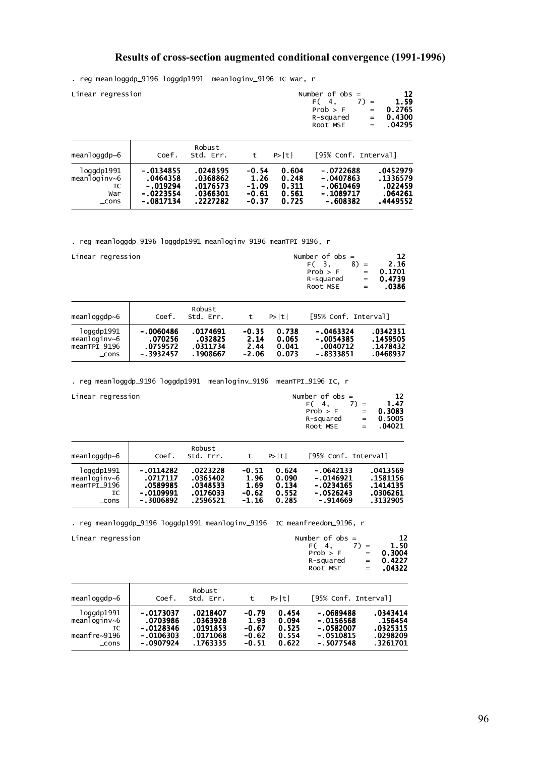## Results of cross-section augmented conditional convergence (1991-1996)

```
. reg meanloggdp_9196 loggdp1991  meanloginv_9196 IC War, r
```

Linear regression

Number of obs = 12
$F(4, 7)$ = 1.59
Prob > F = 0.2765
R-squared = 0.4300
Root MSE = .04295

| meanloggdp~6 | Coef. | Robust Std. Err. | t | P>\|t\| | [95% Conf. Interval] | |
|---|---|---|---|---|---|---|
| loggdp1991 | -.0134855 | .0248595 | -0.54 | 0.604 | -.0722688 | .0452979 |
| meanloginv~6 | .0464358 | .0368862 | 1.26 | 0.248 | -.0407863 | .1336579 |
| IC | -.019294 | .0176573 | -1.09 | 0.311 | -.0610469 | .022459 |
| War | -.0223554 | .0366301 | -0.61 | 0.561 | -.1089717 | .064261 |
| _cons | -.0817134 | .2227282 | -0.37 | 0.725 | -.608382 | .4449552 |

```
. reg meanloggdp_9196 loggdp1991 meanloginv_9196 meanTPI_9196, r
```

Linear regression

Number of obs = 12
$F(3, 8)$ = 2.16
Prob > F = 0.1701
R-squared = 0.4739
Root MSE = .0386

| meanloggdp~6 | Coef. | Robust Std. Err. | t | P>\|t\| | [95% Conf. Interval] | |
|---|---|---|---|---|---|---|
| loggdp1991 | -.0060486 | .0174691 | -0.35 | 0.738 | -.0463324 | .0342351 |
| meanloginv~6 | .070256 | .032825 | 2.14 | 0.065 | -.0054385 | .1459505 |
| meanTPI_9196 | .0759572 | .0311734 | 2.44 | 0.041 | .0040712 | .1478432 |
| _cons | -.3932457 | .1908667 | -2.06 | 0.073 | -.8333851 | .0468937 |

```
. reg meanloggdp_9196 loggdp1991  meanloginv_9196  meanTPI_9196 IC, r
```

Linear regression

Number of obs = 12
$F(4, 7)$ = 1.47
Prob > F = 0.3083
R-squared = 0.5005
Root MSE = .04021

| meanloggdp~6 | Coef. | Robust Std. Err. | t | P>\|t\| | [95% Conf. Interval] | |
|---|---|---|---|---|---|---|
| loggdp1991 | -.0114282 | .0223228 | -0.51 | 0.624 | -.0642133 | .0413569 |
| meanloginv~6 | .0717117 | .0365402 | 1.96 | 0.090 | -.0146921 | .1581156 |
| meanTPI_9196 | .0589985 | .0348533 | 1.69 | 0.134 | -.0234165 | .1414135 |
| IC | -.0109991 | .0176033 | -0.62 | 0.552 | -.0526243 | .0306261 |
| _cons | -.3006892 | .2596521 | -1.16 | 0.285 | -.914669 | .3132905 |

```
. reg meanloggdp_9196 loggdp1991 meanloginv_9196  IC meanfreedom_9196, r
```

Linear regression

Number of obs = 12
$F(4, 7)$ = 1.50
Prob > F = 0.3004
R-squared = 0.4227
Root MSE = .04322

| meanloggdp~6 | Coef. | Robust Std. Err. | t | P>\|t\| | [95% Conf. Interval] | |
|---|---|---|---|---|---|---|
| loggdp1991 | -.0173037 | .0218407 | -0.79 | 0.454 | -.0689488 | .0343414 |
| meanloginv~6 | .0703986 | .0363928 | 1.93 | 0.094 | -.0156568 | .156454 |
| IC | -.0128346 | .0191853 | -0.67 | 0.525 | -.0582007 | .0325315 |
| meanfre~9196 | -.0106303 | .0171068 | -0.62 | 0.554 | -.0510815 | .0298209 |
| _cons | -.0907924 | .1763335 | -0.51 | 0.622 | -.5077548 | .3261701 |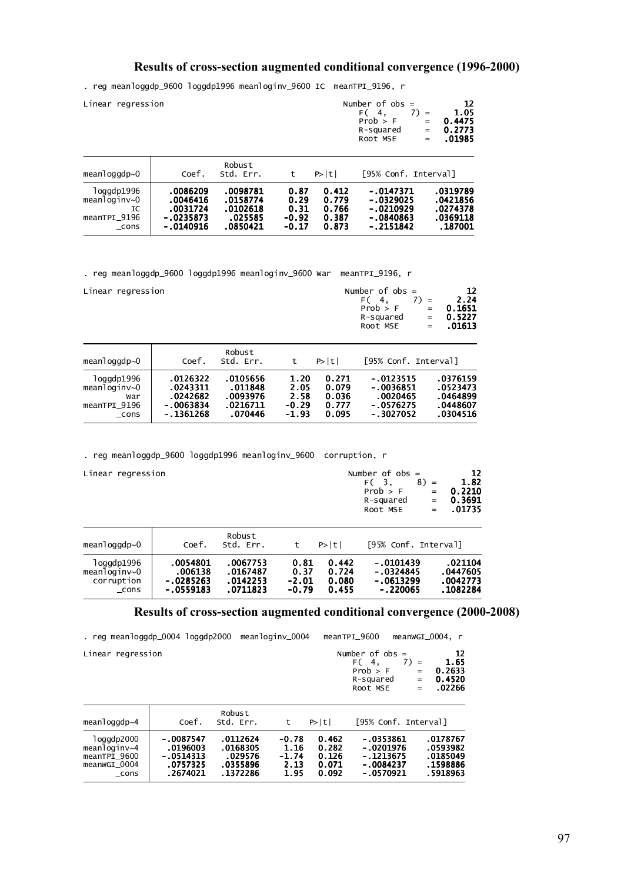## Results of cross-section augmented conditional convergence (1996-2000)

```
. reg meanloggdp_9600 loggdp1996 meanloginv_9600 IC  meanTPI_9196, r
```

Linear regression

Number of obs = 12
$F(4, 7)$ = 1.05
Prob > F = 0.4475
R-squared = 0.2773
Root MSE = .01985

| meanloggdp~0 | Coef. | Robust Std. Err. | t | P>\|t\| | [95% Conf. Interval] | |
|---|---|---|---|---|---|---|
| loggdp1996 | .0086209 | .0098781 | 0.87 | 0.412 | -.0147371 | .0319789 |
| meanloginv~0 | .0046416 | .0158774 | 0.29 | 0.779 | -.0329025 | .0421856 |
| IC | .0031724 | .0102618 | 0.31 | 0.766 | -.0210929 | .0274378 |
| meanTPI_9196 | -.0235873 | .025585 | -0.92 | 0.387 | -.0840863 | .0369118 |
| _cons | -.0140916 | .0850421 | -0.17 | 0.873 | -.2151842 | .187001 |

```
. reg meanloggdp_9600 loggdp1996 meanloginv_9600 War  meanTPI_9196, r
```

Linear regression

Number of obs = 12
$F(4, 7)$ = 2.24
Prob > F = 0.1651
R-squared = 0.5227
Root MSE = .01613

| meanloggdp~0 | Coef. | Robust Std. Err. | t | P>\|t\| | [95% Conf. Interval] | |
|---|---|---|---|---|---|---|
| loggdp1996 | .0126322 | .0105656 | 1.20 | 0.271 | -.0123515 | .0376159 |
| meanloginv~0 | .0243311 | .011848 | 2.05 | 0.079 | -.0036851 | .0523473 |
| War | .0242682 | .0093976 | 2.58 | 0.036 | .0020465 | .0464899 |
| meanTPI_9196 | -.0063834 | .0216711 | -0.29 | 0.777 | -.0576275 | .0448607 |
| _cons | -.1361268 | .070446 | -1.93 | 0.095 | -.3027052 | .0304516 |

```
. reg meanloggdp_9600 loggdp1996 meanloginv_9600  corruption, r
```

Linear regression

Number of obs = 12
$F(3, 8)$ = 1.82
Prob > F = 0.2210
R-squared = 0.3691
Root MSE = .01735

| meanloggdp~0 | Coef. | Robust Std. Err. | t | P>\|t\| | [95% Conf. Interval] | |
|---|---|---|---|---|---|---|
| loggdp1996 | .0054801 | .0067753 | 0.81 | 0.442 | -.0101439 | .021104 |
| meanloginv~0 | .006138 | .0167487 | 0.37 | 0.724 | -.0324845 | .0447605 |
| corruption | -.0285263 | .0142253 | -2.01 | 0.080 | -.0613299 | .0042773 |
| _cons | -.0559183 | .0711823 | -0.79 | 0.455 | -.220065 | .1082284 |

## Results of cross-section augmented conditional convergence (2000-2008)

```
. reg meanloggdp_0004 loggdp2000  meanloginv_0004   meanTPI_9600   meanWGI_0004, r
```

Linear regression

Number of obs = 12
$F(4, 7)$ = 1.65
Prob > F = 0.2633
R-squared = 0.4520
Root MSE = .02266

| meanloggdp~4 | Coef. | Robust Std. Err. | t | P>\|t\| | [95% Conf. Interval] | |
|---|---|---|---|---|---|---|
| loggdp2000 | -.0087547 | .0112624 | -0.78 | 0.462 | -.0353861 | .0178767 |
| meanloginv~4 | .0196003 | .0168305 | 1.16 | 0.282 | -.0201976 | .0593982 |
| meanTPI_9600 | -.0514313 | .029576 | -1.74 | 0.126 | -.1213675 | .0185049 |
| meanWGI_0004 | .0757325 | .0355896 | 2.13 | 0.071 | -.0084237 | .1598886 |
| _cons | .2674021 | .1372286 | 1.95 | 0.092 | -.0570921 | .5918963 |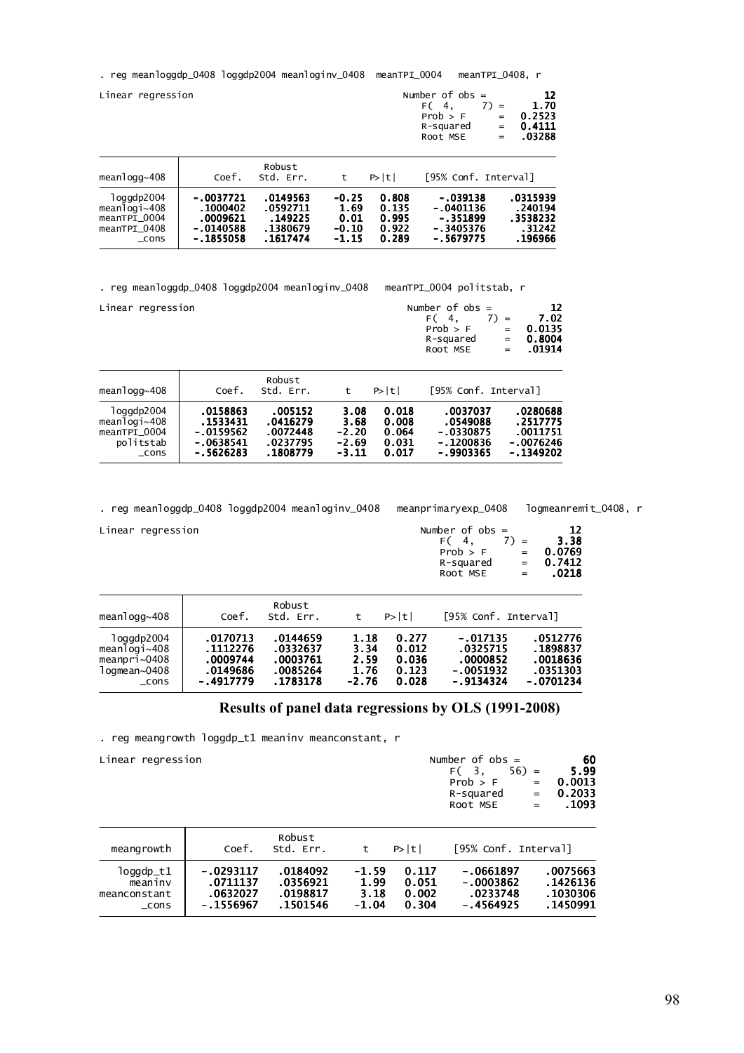```
. reg meanloggdp_0408 loggdp2004 meanloginv_0408  meanTPI_0004   meanTPI_0408, r

Linear regression                                      Number of obs =      12
                                                       F(  4,     7) =    1.70
                                                       Prob > F      =  0.2523
                                                       R-squared     =  0.4111
                                                       Root MSE      =  .03288
```

| meanlogg~408 | Coef. | Robust Std. Err. | t | P>\|t\| | [95% Conf. Interval] | |
|---|---|---|---|---|---|---|
| loggdp2004 | -.0037721 | .0149563 | -0.25 | 0.808 | -.039138 | .0315939 |
| meanlogi~408 | .1000402 | .0592711 | 1.69 | 0.135 | -.0401136 | .240194 |
| meanTPI_0004 | .0009621 | .149225 | 0.01 | 0.995 | -.351899 | .3538232 |
| meanTPI_0408 | -.0140588 | .1380679 | -0.10 | 0.922 | -.3405376 | .31242 |
| _cons | -.1855058 | .1617474 | -1.15 | 0.289 | -.5679775 | .196966 |

```
. reg meanloggdp_0408 loggdp2004 meanloginv_0408   meanTPI_0004 politstab, r

Linear regression                                      Number of obs =      12
                                                       F(  4,     7) =    7.02
                                                       Prob > F      =  0.0135
                                                       R-squared     =  0.8004
                                                       Root MSE      =  .01914
```

| meanlogg~408 | Coef. | Robust Std. Err. | t | P>\|t\| | [95% Conf. Interval] | |
|---|---|---|---|---|---|---|
| loggdp2004 | .0158863 | .005152 | 3.08 | 0.018 | .0037037 | .0280688 |
| meanlogi~408 | .1533431 | .0416279 | 3.68 | 0.008 | .0549088 | .2517775 |
| meanTPI_0004 | -.0159562 | .0072448 | -2.20 | 0.064 | -.0330875 | .0011751 |
| politstab | -.0638541 | .0237795 | -2.69 | 0.031 | -.1200836 | -.0076246 |
| _cons | -.5626283 | .1808779 | -3.11 | 0.017 | -.9903365 | -.1349202 |

```
. reg meanloggdp_0408 loggdp2004 meanloginv_0408   meanprimaryexp_0408   logmeanremit_0408, r

Linear regression                                      Number of obs =      12
                                                       F(  4,     7) =    3.38
                                                       Prob > F      =  0.0769
                                                       R-squared     =  0.7412
                                                       Root MSE      =   .0218
```

| meanlogg~408 | Coef. | Robust Std. Err. | t | P>\|t\| | [95% Conf. Interval] | |
|---|---|---|---|---|---|---|
| loggdp2004 | .0170713 | .0144659 | 1.18 | 0.277 | -.017135 | .0512776 |
| meanlogi~408 | .1112276 | .0332637 | 3.34 | 0.012 | .0325715 | .1898837 |
| meanpri~0408 | .0009744 | .0003761 | 2.59 | 0.036 | .0000852 | .0018636 |
| logmean~0408 | .0149686 | .0085264 | 1.76 | 0.123 | -.0051932 | .0351303 |
| _cons | -.4917779 | .1783178 | -2.76 | 0.028 | -.9134324 | -.0701234 |

## Results of panel data regressions by OLS (1991-2008)

```
. reg meangrowth loggdp_t1 meaninv meanconstant, r

Linear regression                                      Number of obs =      60
                                                       F(  3,    56) =    5.99
                                                       Prob > F      =  0.0013
                                                       R-squared     =  0.2033
                                                       Root MSE      =   .1093
```

| meangrowth | Coef. | Robust Std. Err. | t | P>\|t\| | [95% Conf. Interval] | |
|---|---|---|---|---|---|---|
| loggdp_t1 | -.0293117 | .0184092 | -1.59 | 0.117 | -.0661897 | .0075663 |
| meaninv | .0711137 | .0356921 | 1.99 | 0.051 | -.0003862 | .1426136 |
| meanconstant | .0632027 | .0198817 | 3.18 | 0.002 | .0233748 | .1030306 |
| _cons | -.1556967 | .1501546 | -1.04 | 0.304 | -.4564925 | .1450991 |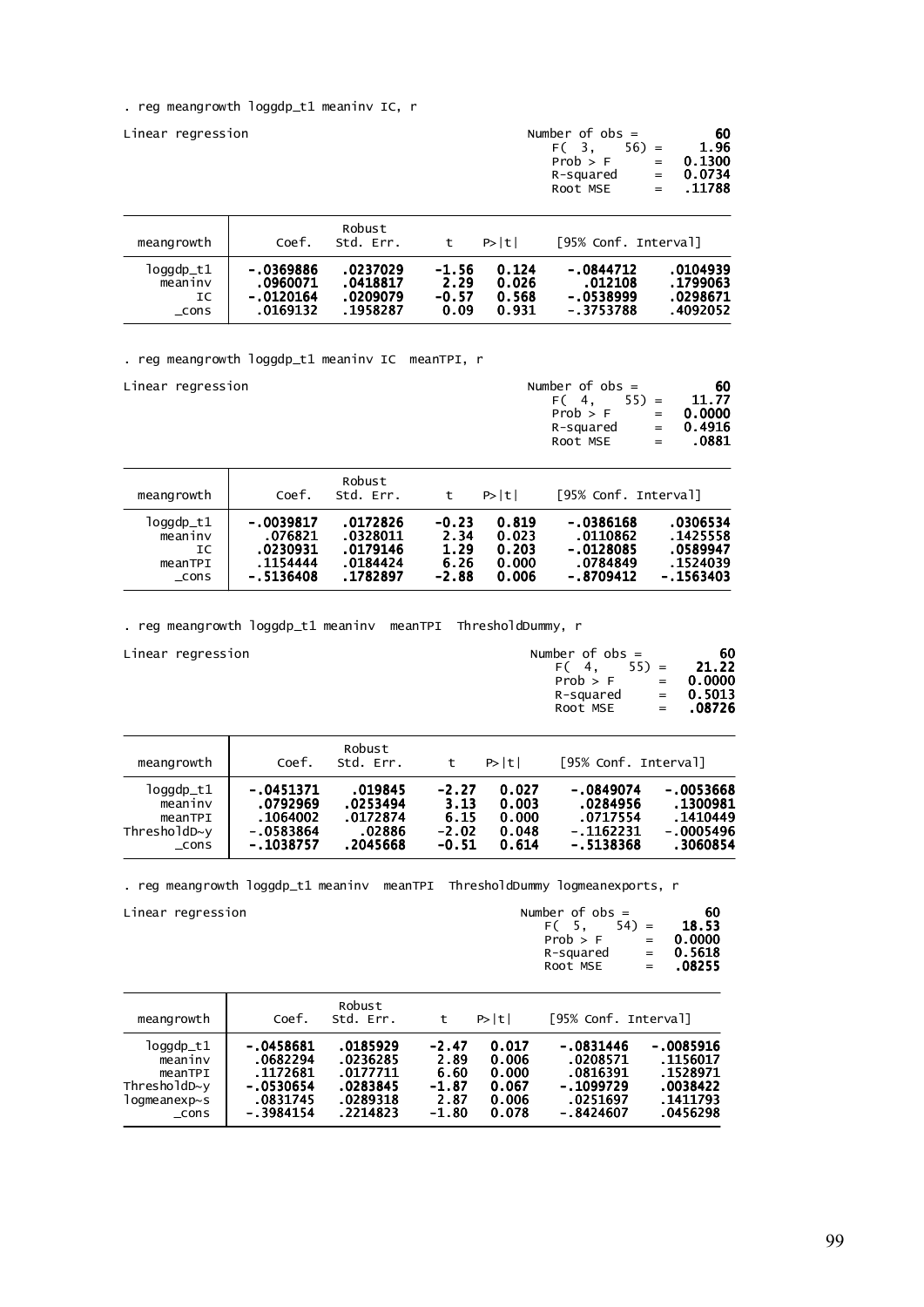```
. reg meangrowth loggdp_t1 meaninv IC, r

Linear regression                                      Number of obs =      60
                                                       F(  3,    56) =    1.96
                                                       Prob > F      =  0.1300
                                                       R-squared     =  0.0734
                                                       Root MSE      =  .11788
```

| meangrowth | Coef. | Robust Std. Err. | t | P>\|t\| | [95% Conf. Interval] | |
|---|---|---|---|---|---|---|
| loggdp_t1 | -.0369886 | .0237029 | -1.56 | 0.124 | -.0844712 | .0104939 |
| meaninv | .0960071 | .0418817 | 2.29 | 0.026 | .012108 | .1799063 |
| IC | -.0120164 | .0209079 | -0.57 | 0.568 | -.0538999 | .0298671 |
| _cons | .0169132 | .1958287 | 0.09 | 0.931 | -.3753788 | .4092052 |

```
. reg meangrowth loggdp_t1 meaninv IC  meanTPI, r

Linear regression                                      Number of obs =      60
                                                       F(  4,    55) =   11.77
                                                       Prob > F      =  0.0000
                                                       R-squared     =  0.4916
                                                       Root MSE      =   .0881
```

| meangrowth | Coef. | Robust Std. Err. | t | P>\|t\| | [95% Conf. Interval] | |
|---|---|---|---|---|---|---|
| loggdp_t1 | -.0039817 | .0172826 | -0.23 | 0.819 | -.0386168 | .0306534 |
| meaninv | .076821 | .0328011 | 2.34 | 0.023 | .0110862 | .1425558 |
| IC | .0230931 | .0179146 | 1.29 | 0.203 | -.0128085 | .0589947 |
| meanTPI | .1154444 | .0184424 | 6.26 | 0.000 | .0784849 | .1524039 |
| _cons | -.5136408 | .1782897 | -2.88 | 0.006 | -.8709412 | -.1563403 |

```
. reg meangrowth loggdp_t1 meaninv  meanTPI  ThresholdDummy, r

Linear regression                                      Number of obs =      60
                                                       F(  4,    55) =   21.22
                                                       Prob > F      =  0.0000
                                                       R-squared     =  0.5013
                                                       Root MSE      =  .08726
```

| meangrowth | Coef. | Robust Std. Err. | t | P>\|t\| | [95% Conf. Interval] | |
|---|---|---|---|---|---|---|
| loggdp_t1 | -.0451371 | .019845 | -2.27 | 0.027 | -.0849074 | -.0053668 |
| meaninv | .0792969 | .0253494 | 3.13 | 0.003 | .0284956 | .1300981 |
| meanTPI | .1064002 | .0172874 | 6.15 | 0.000 | .0717554 | .1410449 |
| ThresholdD~y | -.0583864 | .02886 | -2.02 | 0.048 | -.1162231 | -.0005496 |
| _cons | -.1038757 | .2045668 | -0.51 | 0.614 | -.5138368 | .3060854 |

```
. reg meangrowth loggdp_t1 meaninv  meanTPI  ThresholdDummy logmeanexports, r

Linear regression                                      Number of obs =      60
                                                       F(  5,    54) =   18.53
                                                       Prob > F      =  0.0000
                                                       R-squared     =  0.5618
                                                       Root MSE      =  .08255
```

| meangrowth | Coef. | Robust Std. Err. | t | P>\|t\| | [95% Conf. Interval] | |
|---|---|---|---|---|---|---|
| loggdp_t1 | -.0458681 | .0185929 | -2.47 | 0.017 | -.0831446 | -.0085916 |
| meaninv | .0682294 | .0236285 | 2.89 | 0.006 | .0208571 | .1156017 |
| meanTPI | .1172681 | .0177711 | 6.60 | 0.000 | .0816391 | .1528971 |
| ThresholdD~y | -.0530654 | .0283845 | -1.87 | 0.067 | -.1099729 | .0038422 |
| logmeanexp~s | .0831745 | .0289318 | 2.87 | 0.006 | .0251697 | .1411793 |
| _cons | -.3984154 | .2214823 | -1.80 | 0.078 | -.8424607 | .0456298 |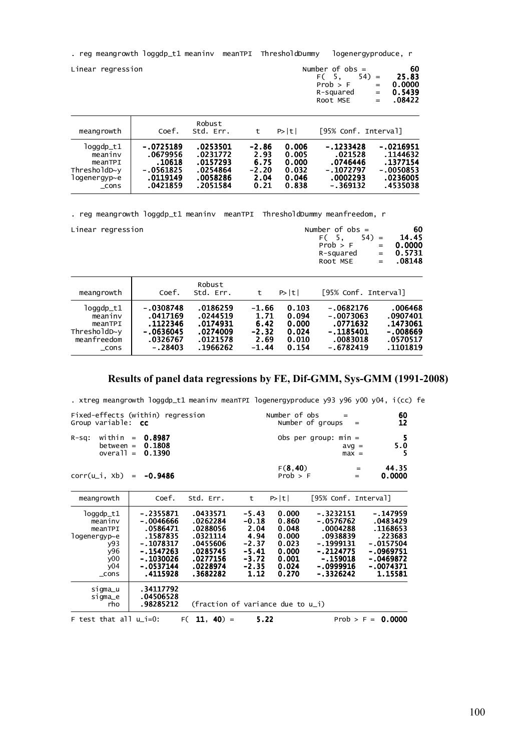```
. reg meangrowth loggdp_t1 meaninv  meanTPI  ThresholdDummy   logenergyproduce, r

Linear regression                                      Number of obs =      60
                                                       F(  5,    54) =   25.83
                                                       Prob > F      =  0.0000
                                                       R-squared     =  0.5439
                                                       Root MSE      =  .08422

------------------------------------------------------------------------------
             |               Robust
  meangrowth |      Coef.   Std. Err.      t    P>|t|     [95% Conf. Interval]
-------------+----------------------------------------------------------------
   loggdp_t1 |  -.0725189   .0253501    -2.86   0.006    -.1233428   -.0216951
     meaninv |   .0679956   .0231772     2.93   0.005      .021528    .1144632
     meanTPI |     .10618   .0157293     6.75   0.000     .0746446    .1377154
ThresholdD~y |  -.0561825   .0254864    -2.20   0.032    -.1072797   -.0050853
logenergyp~e |   .0119149   .0058286     2.04   0.046     .0002293    .0236005
       _cons |   .0421859   .2051584     0.21   0.838     -.369132    .4535038
------------------------------------------------------------------------------

. reg meangrowth loggdp_t1 meaninv  meanTPI  ThresholdDummy meanfreedom, r

Linear regression                                      Number of obs =      60
                                                       F(  5,    54) =   14.45
                                                       Prob > F      =  0.0000
                                                       R-squared     =  0.5731
                                                       Root MSE      =  .08148

------------------------------------------------------------------------------
             |               Robust
  meangrowth |      Coef.   Std. Err.      t    P>|t|     [95% Conf. Interval]
-------------+----------------------------------------------------------------
   loggdp_t1 |  -.0308748   .0186259    -1.66   0.103    -.0682176     .006468
     meaninv |   .0417169   .0244519     1.71   0.094    -.0073063    .0907401
     meanTPI |   .1122346   .0174931     6.42   0.000     .0771632    .1473061
ThresholdD~y |  -.0636045   .0274009    -2.32   0.024    -.1185401    -.008669
 meanfreedom |   .0326767   .0121578     2.69   0.010     .0083018    .0570517
       _cons |    -.28403   .1966262    -1.44   0.154    -.6782419    .1101819
------------------------------------------------------------------------------
```

## Results of panel data regressions by FE, Dif-GMM, Sys-GMM (1991-2008)

```
. xtreg meangrowth loggdp_t1 meaninv meanTPI logenergyproduce y93 y96 y00 y04, i(cc) fe

Fixed-effects (within) regression               Number of obs      =        60
Group variable: cc                              Number of groups   =        12

R-sq:  within  = 0.8987                         Obs per group: min =         5
       between = 0.1808                                        avg =       5.0
       overall = 0.1390                                        max =         5

                                                F(8,40)            =     44.35
corr(u_i, Xb)  = -0.9486                        Prob > F           =    0.0000

------------------------------------------------------------------------------
  meangrowth |      Coef.   Std. Err.      t    P>|t|     [95% Conf. Interval]
-------------+----------------------------------------------------------------
   loggdp_t1 |  -.2355871   .0433571    -5.43   0.000    -.3232151    -.147959
     meaninv |  -.0046666   .0262284    -0.18   0.860    -.0576762    .0483429
     meanTPI |   .0586471   .0288056     2.04   0.048     .0004288    .1168653
logenergyp~e |   .1587835   .0321114     4.94   0.000     .0938839     .223683
         y93 |  -.1078317   .0455606    -2.37   0.023    -.1999131   -.0157504
         y96 |  -.1547263   .0285745    -5.41   0.000    -.2124775   -.0969751
         y00 |  -.1030026   .0277156    -3.72   0.001     -.159018   -.0469872
         y04 |  -.0537144   .0228974    -2.35   0.024    -.0999916   -.0074371
       _cons |   .4115928   .3682282     1.12   0.270    -.3326242     1.15581
-------------+----------------------------------------------------------------
     sigma_u |  .34117792
     sigma_e |  .04506528
         rho |  .98285212   (fraction of variance due to u_i)
------------------------------------------------------------------------------
F test that all u_i=0:     F(11, 40) =     5.22              Prob > F = 0.0000
```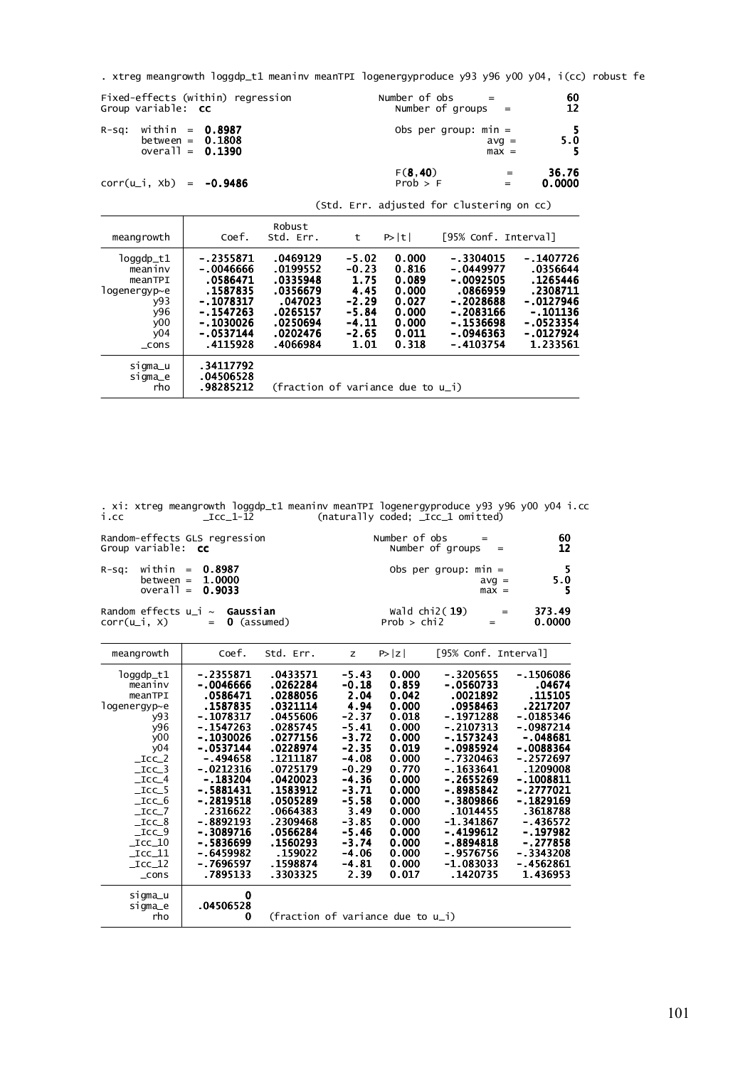```
. xtreg meangrowth loggdp_t1 meaninv meanTPI logenergyproduce y93 y96 y00 y04, i(cc) robust fe

Fixed-effects (within) regression               Number of obs      =        60
Group variable: cc                              Number of groups   =        12

R-sq:  within  = 0.8987                         Obs per group: min =         5
       between = 0.1808                                        avg =       5.0
       overall = 0.1390                                        max =         5

                                                F(8,40)            =     36.76
corr(u_i, Xb)  = -0.9486                        Prob > F           =    0.0000

                                  (Std. Err. adjusted for clustering on cc)
------------------------------------------------------------------------------
             |               Robust
  meangrowth |      Coef.   Std. Err.      t    P>|t|     [95% Conf. Interval]
-------------+----------------------------------------------------------------
   loggdp_t1 |  -.2355871   .0469129    -5.02   0.000    -.3304015   -.1407726
     meaninv |  -.0046666   .0199552    -0.23   0.816    -.0449977    .0356644
     meanTPI |   .0586471   .0335948     1.75   0.089    -.0092505    .1265446
logenergyp~e |   .1587835   .0356679     4.45   0.000     .0866959    .2308711
         y93 |  -.1078317    .047023    -2.29   0.027    -.2028688   -.0127946
         y96 |  -.1547263   .0265157    -5.84   0.000    -.2083166    -.101136
         y00 |  -.1030026   .0250694    -4.11   0.000    -.1536698   -.0523354
         y04 |  -.0537144   .0202476    -2.65   0.011    -.0946363   -.0127924
       _cons |   .4115928   .4066984     1.01   0.318    -.4103754    1.233561
-------------+----------------------------------------------------------------
     sigma_u |  .34117792
     sigma_e |  .04506528
         rho |  .98285212   (fraction of variance due to u_i)
------------------------------------------------------------------------------
```

```
. xi: xtreg meangrowth loggdp_t1 meaninv meanTPI logenergyproduce y93 y96 y00 y04 i.cc
i.cc              _Icc_1-12           (naturally coded; _Icc_1 omitted)

Random-effects GLS regression                   Number of obs      =        60
Group variable: cc                              Number of groups   =        12

R-sq:  within  = 0.8987                         Obs per group: min =         5
       between = 1.0000                                        avg =       5.0
       overall = 0.9033                                        max =         5

Random effects u_i ~ Gaussian                   Wald chi2(19)      =    373.49
corr(u_i, X)       = 0 (assumed)                Prob > chi2        =    0.0000

------------------------------------------------------------------------------
  meangrowth |      Coef.   Std. Err.      z    P>|z|     [95% Conf. Interval]
-------------+----------------------------------------------------------------
   loggdp_t1 |  -.2355871   .0433571    -5.43   0.000    -.3205655   -.1506086
     meaninv |  -.0046666   .0262284    -0.18   0.859    -.0560733      .04674
     meanTPI |   .0586471   .0288056     2.04   0.042     .0021892     .115105
logenergyp~e |   .1587835   .0321114     4.94   0.000     .0958463    .2217207
         y93 |  -.1078317   .0455606    -2.37   0.018    -.1971288   -.0185346
         y96 |  -.1547263   .0285745    -5.41   0.000    -.2107313   -.0987214
         y00 |  -.1030026   .0277156    -3.72   0.000    -.1573243    -.048681
         y04 |  -.0537144   .0228974    -2.35   0.019    -.0985924   -.0088364
      _Icc_2 |   -.494658   .1211187    -4.08   0.000    -.7320463   -.2572697
      _Icc_3 |  -.0212316   .0725179    -0.29   0.770    -.1633641    .1209008
      _Icc_4 |   -.183204   .0420023    -4.36   0.000    -.2655269   -.1008811
      _Icc_5 |  -.5881431   .1583912    -3.71   0.000    -.8985842   -.2777021
      _Icc_6 |  -.2819518   .0505289    -5.58   0.000    -.3809866   -.1829169
      _Icc_7 |   .2316622   .0664383     3.49   0.000     .1014455    .3618788
      _Icc_8 |  -.8892193   .2309468    -3.85   0.000    -1.341867    -.436572
      _Icc_9 |  -.3089716   .0566284    -5.46   0.000    -.4199612    -.197982
     _Icc_10 |  -.5836699   .1560293    -3.74   0.000    -.8894818    -.277858
     _Icc_11 |  -.6459982    .159022    -4.06   0.000    -.9576756   -.3343208
     _Icc_12 |  -.7696597   .1598874    -4.81   0.000    -1.083033   -.4562861
       _cons |   .7895133   .3303325     2.39   0.017     .1420735    1.436953
-------------+----------------------------------------------------------------
     sigma_u |          0
     sigma_e |  .04506528
         rho |          0   (fraction of variance due to u_i)
------------------------------------------------------------------------------
```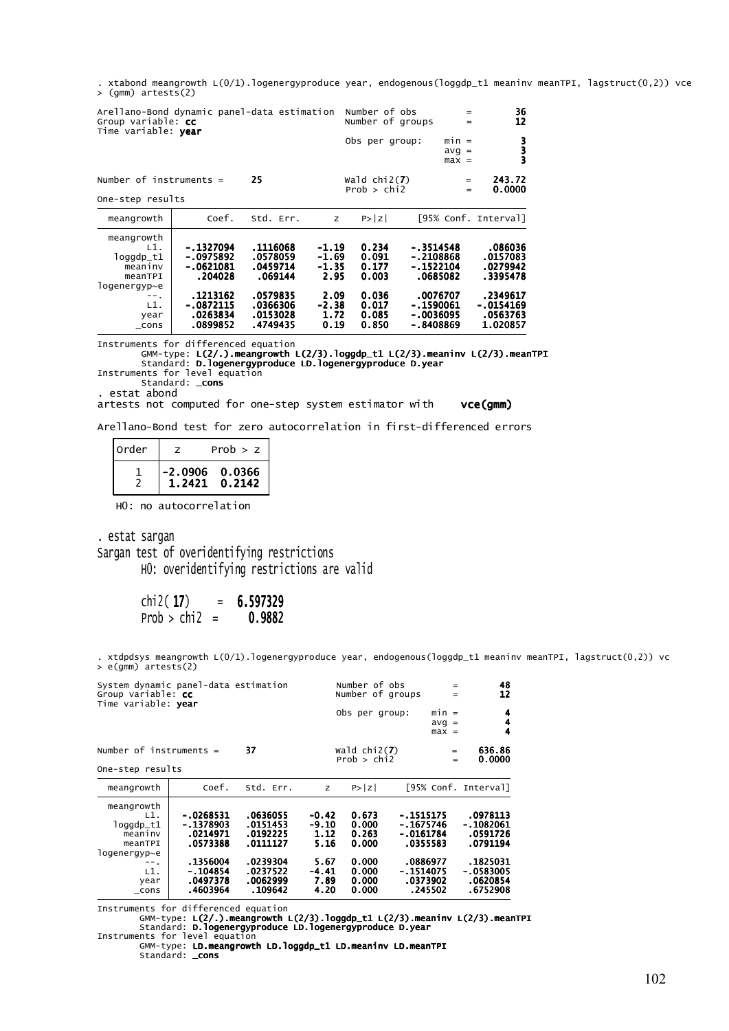```
. xtabond meangrowth L(0/1).logenergyproduce year, endogenous(loggdp_t1 meaninv meanTPI, lagstruct(0,2)) vce
> (gmm) artests(2)

Arellano-Bond dynamic panel-data estimation  Number of obs      =        36
Group variable: cc                            Number of groups   =        12
Time variable: year
                                              Obs per group:   min =      3
                                                               avg =      3
                                                               max =      3

Number of instruments =     25                Wald chi2(7)       =    243.72
                                              Prob > chi2        =    0.0000
One-step results
------------------------------------------------------------------------------
  meangrowth |      Coef.   Std. Err.      z    P>|z|     [95% Conf. Interval]
-------------+----------------------------------------------------------------
  meangrowth |
         L1. |  -.1327094   .1116068    -1.19   0.234    -.3514548     .086036
   loggdp_t1 |  -.0975892   .0578059    -1.69   0.091    -.2108868    .0157083
     meaninv |  -.0621081   .0459714    -1.35   0.177    -.1522104    .0279942
     meanTPI |    .204028    .069144     2.95   0.003     .0685082    .3395478
logenergyp~e |
         --. |   .1213162   .0579835     2.09   0.036     .0076707    .2349617
         L1. |  -.0872115   .0366306    -2.38   0.017    -.1590061   -.0154169
        year |   .0263834   .0153028     1.72   0.085    -.0036095    .0563763
       _cons |   .0899852   .4749435     0.19   0.850    -.8408869    1.020857
------------------------------------------------------------------------------
Instruments for differenced equation
        GMM-type: L(2/.).meangrowth L(2/3).loggdp_t1 L(2/3).meaninv L(2/3).meanTPI
        Standard: D.logenergyproduce LD.logenergyproduce D.year
Instruments for level equation
        Standard: _cons
. estat abond
artests not computed for one-step system estimator with    vce(gmm)

Arellano-Bond test for zero autocorrelation in first-differenced errors
  +-----------------------+
  |Order |  z     Prob > z|
  |------+----------------|
  |   1  |-2.0906  0.0366 |
  |   2  | 1.2421  0.2142 |
  +-----------------------+
   H0: no autocorrelation

. estat sargan
Sargan test of overidentifying restrictions
        H0: overidentifying restrictions are valid

        chi2(17)     =  6.597329
        Prob > chi2  =    0.9882


. xtdpdsys meangrowth L(0/1).logenergyproduce year, endogenous(loggdp_t1 meaninv meanTPI, lagstruct(0,2)) vc
> e(gmm) artests(2)

System dynamic panel-data estimation         Number of obs      =        48
Group variable: cc                           Number of groups   =        12
Time variable: year
                                             Obs per group:   min =       4
                                                              avg =       4
                                                              max =       4

Number of instruments =     37               Wald chi2(7)       =    636.86
                                             Prob > chi2        =    0.0000
One-step results
------------------------------------------------------------------------------
  meangrowth |      Coef.   Std. Err.      z    P>|z|     [95% Conf. Interval]
-------------+----------------------------------------------------------------
  meangrowth |
         L1. |  -.0268531   .0636055    -0.42   0.673    -.1515175    .0978113
   loggdp_t1 |  -.1378903   .0151453    -9.10   0.000    -.1675746   -.1082061
     meaninv |   .0214971   .0192225     1.12   0.263    -.0161784    .0591726
     meanTPI |   .0573388   .0111127     5.16   0.000     .0355583    .0791194
logenergyp~e |
         --. |   .1356004   .0239304     5.67   0.000     .0886977    .1825031
         L1. |   -.104854   .0237522    -4.41   0.000    -.1514075   -.0583005
        year |   .0497378   .0062999     7.89   0.000     .0373902    .0620854
       _cons |   .4603964    .109642     4.20   0.000      .245502    .6752908
------------------------------------------------------------------------------
Instruments for differenced equation
        GMM-type: L(2/.).meangrowth L(2/3).loggdp_t1 L(2/3).meaninv L(2/3).meanTPI
        Standard: D.logenergyproduce LD.logenergyproduce D.year
Instruments for level equation
        GMM-type: LD.meangrowth LD.loggdp_t1 LD.meaninv LD.meanTPI
        Standard: _cons
```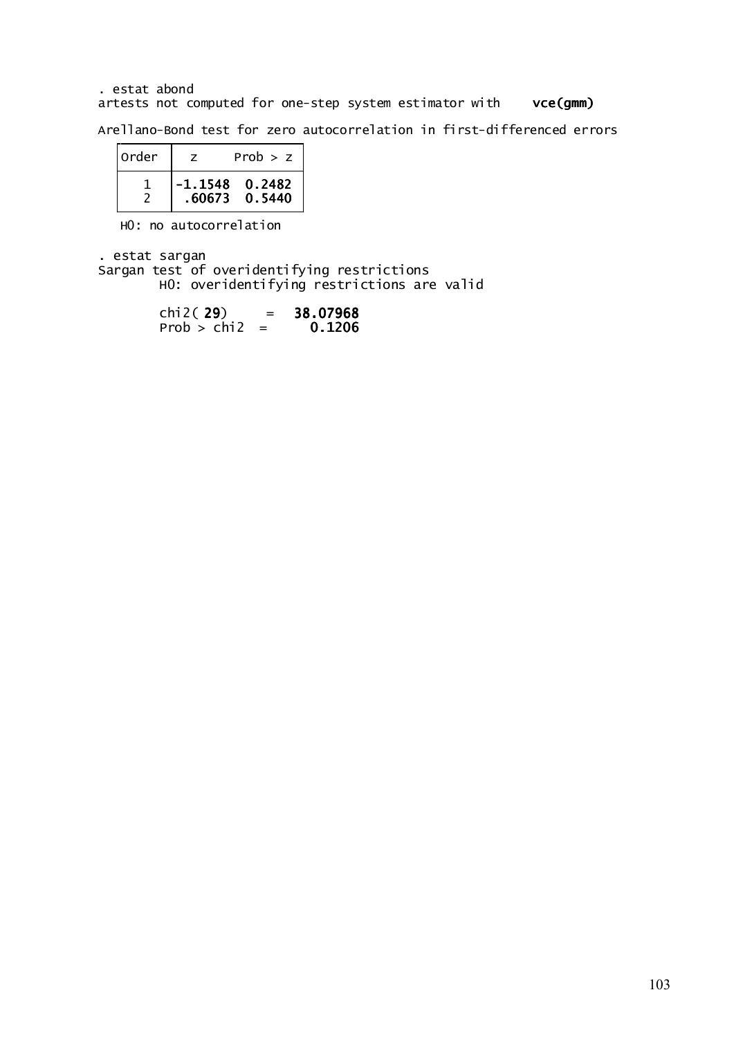```
. estat abond
artests not computed for one-step system estimator with     vce(gmm)

Arellano-Bond test for zero autocorrelation in first-differenced errors

  +-----------------------+
  |Order |  z      Prob > z|
  |------+-----------------|
  |   1  |-1.1548  0.2482  |
  |   2  | .60673  0.5440  |
  +-----------------------+
   H0: no autocorrelation

. estat sargan
Sargan test of overidentifying restrictions
        H0: overidentifying restrictions are valid

        chi2( 29)     =  38.07968
        Prob > chi2  =     0.1206
```